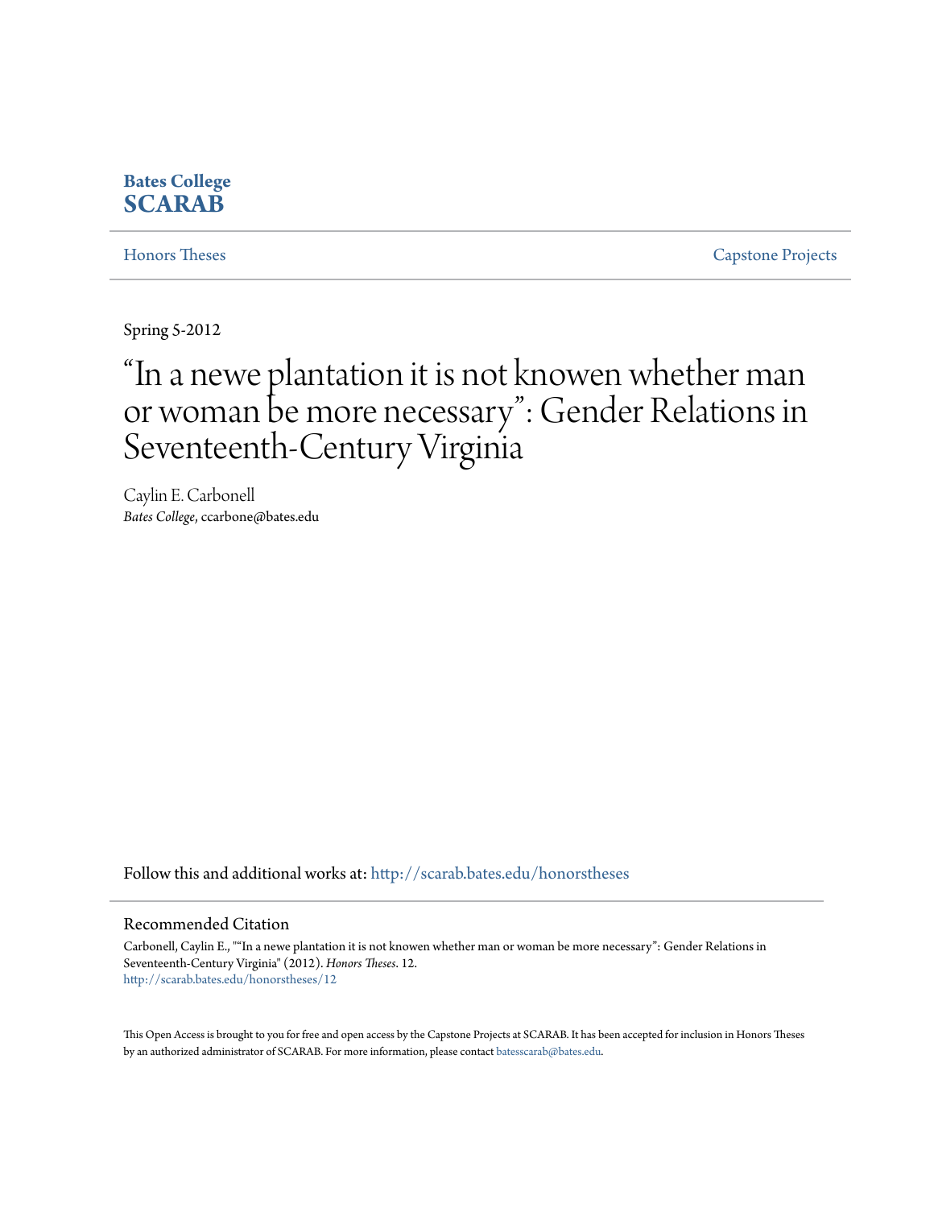**Bates College**
**SCARAB**

Honors Theses | Capstone Projects

Spring 5-2012

# "In a newe plantation it is not knowen whether man or woman be more necessary": Gender Relations in Seventeenth-Century Virginia

Caylin E. Carbonell
*Bates College*, ccarbone@bates.edu

Follow this and additional works at: http://scarab.bates.edu/honorstheses

## Recommended Citation

Carbonell, Caylin E., ""In a newe plantation it is not knowen whether man or woman be more necessary": Gender Relations in Seventeenth-Century Virginia" (2012). *Honors Theses*. 12.
http://scarab.bates.edu/honorstheses/12

This Open Access is brought to you for free and open access by the Capstone Projects at SCARAB. It has been accepted for inclusion in Honors Theses by an authorized administrator of SCARAB. For more information, please contact batesscarab@bates.edu.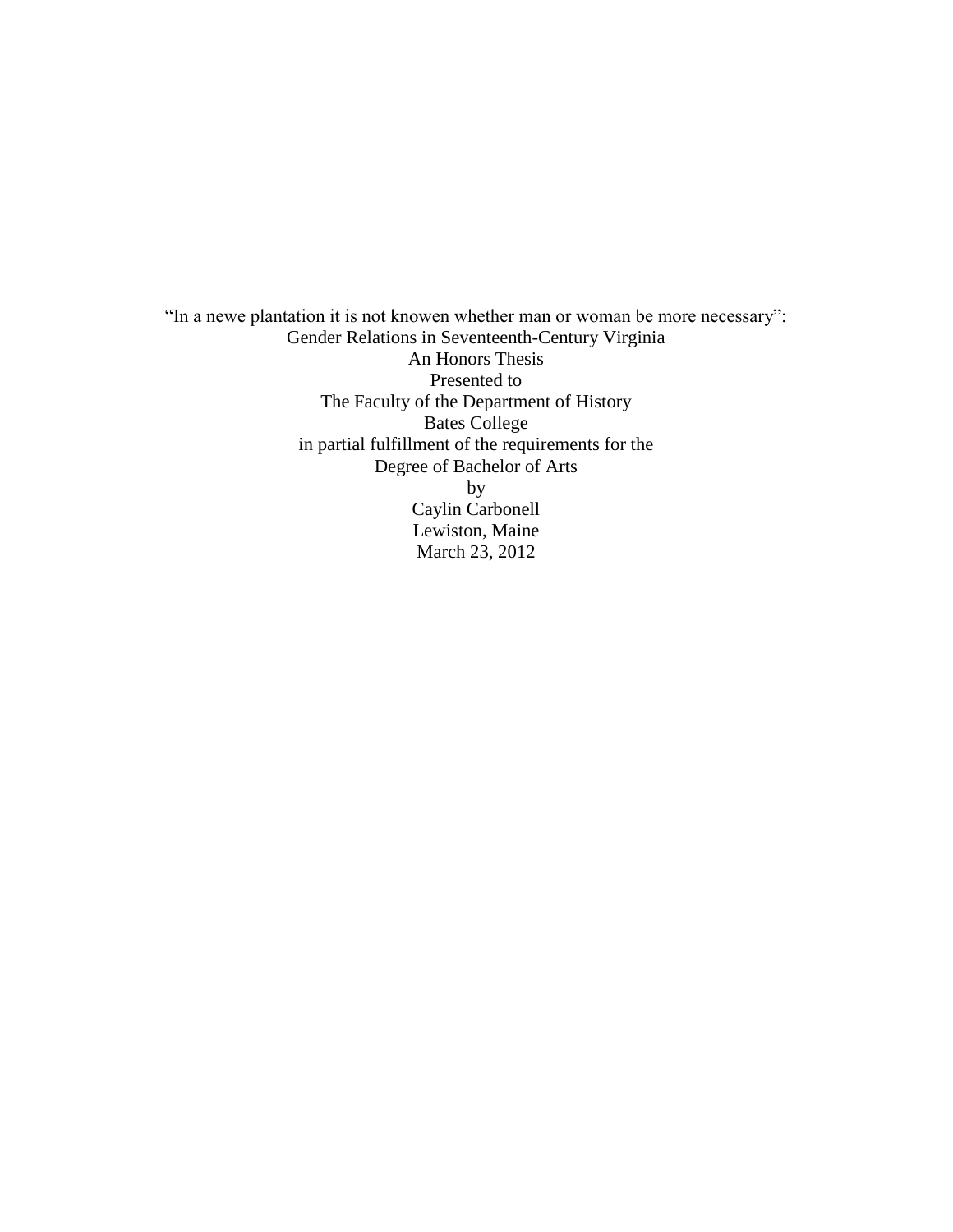"In a newe plantation it is not knowen whether man or woman be more necessary":
Gender Relations in Seventeenth-Century Virginia

An Honors Thesis
Presented to
The Faculty of the Department of History
Bates College
in partial fulfillment of the requirements for the
Degree of Bachelor of Arts
by
Caylin Carbonell
Lewiston, Maine
March 23, 2012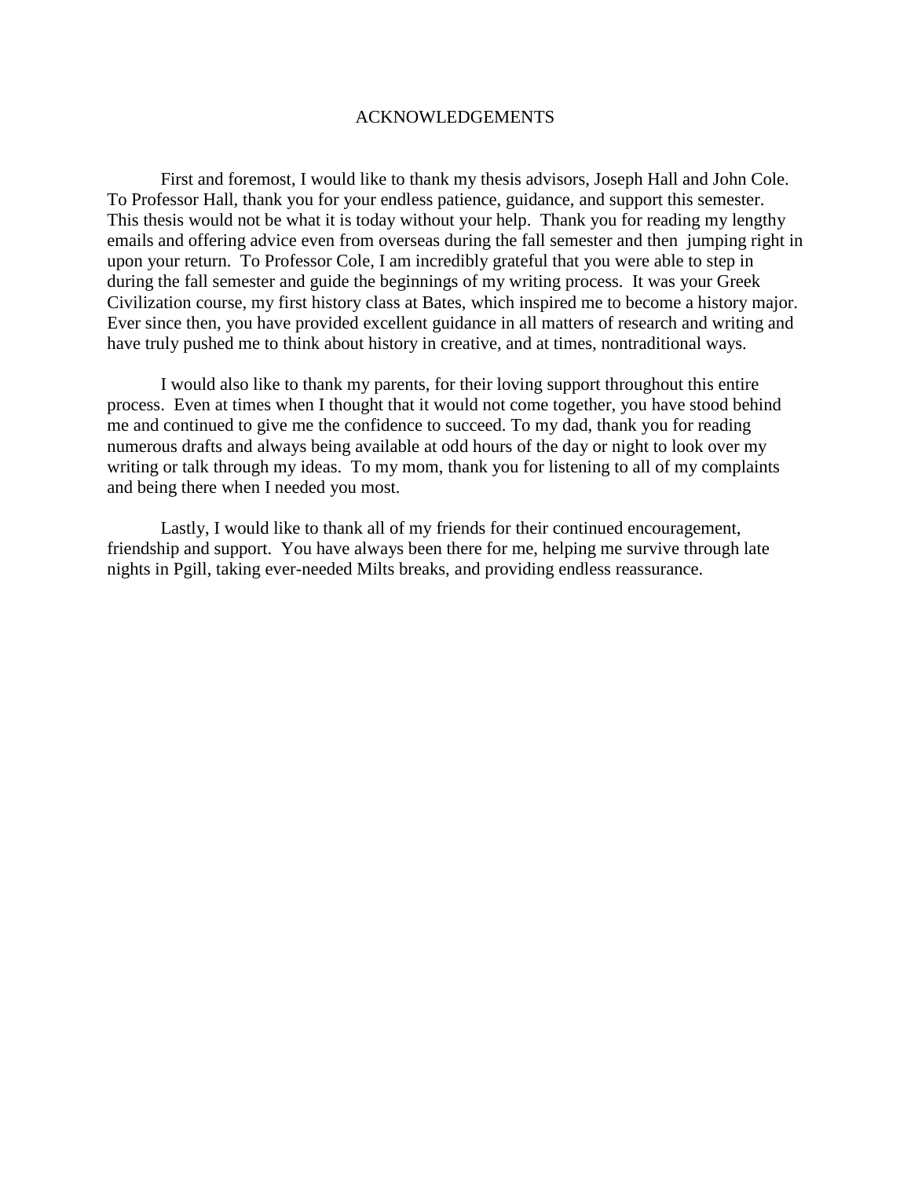# ACKNOWLEDGEMENTS

First and foremost, I would like to thank my thesis advisors, Joseph Hall and John Cole. To Professor Hall, thank you for your endless patience, guidance, and support this semester. This thesis would not be what it is today without your help. Thank you for reading my lengthy emails and offering advice even from overseas during the fall semester and then jumping right in upon your return. To Professor Cole, I am incredibly grateful that you were able to step in during the fall semester and guide the beginnings of my writing process. It was your Greek Civilization course, my first history class at Bates, which inspired me to become a history major. Ever since then, you have provided excellent guidance in all matters of research and writing and have truly pushed me to think about history in creative, and at times, nontraditional ways.

I would also like to thank my parents, for their loving support throughout this entire process. Even at times when I thought that it would not come together, you have stood behind me and continued to give me the confidence to succeed. To my dad, thank you for reading numerous drafts and always being available at odd hours of the day or night to look over my writing or talk through my ideas. To my mom, thank you for listening to all of my complaints and being there when I needed you most.

Lastly, I would like to thank all of my friends for their continued encouragement, friendship and support. You have always been there for me, helping me survive through late nights in Pgill, taking ever-needed Milts breaks, and providing endless reassurance.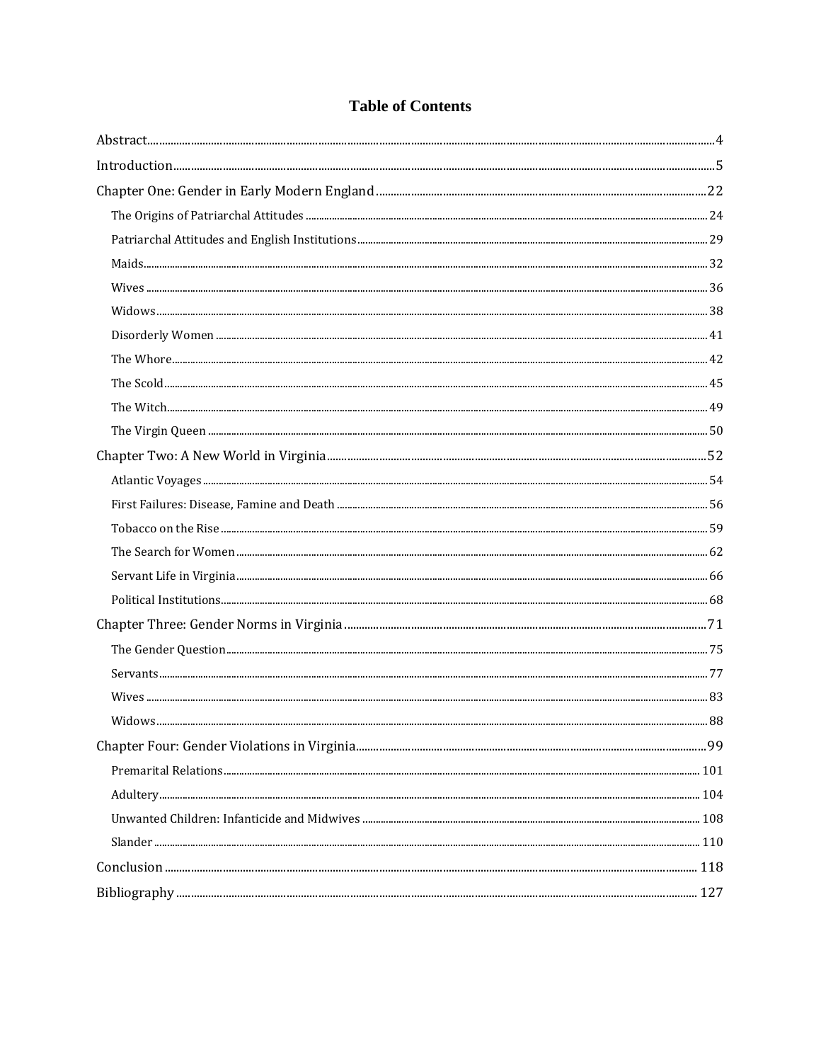# Table of Contents

Abstract....4

Introduction....5

Chapter One: Gender in Early Modern England....22

- The Origins of Patriarchal Attitudes....24
- Patriarchal Attitudes and English Institutions....29
- Maids....32
- Wives....36
- Widows....38
- Disorderly Women....41
- The Whore....42
- The Scold....45
- The Witch....49
- The Virgin Queen....50

Chapter Two: A New World in Virginia....52

- Atlantic Voyages....54
- First Failures: Disease, Famine and Death....56
- Tobacco on the Rise....59
- The Search for Women....62
- Servant Life in Virginia....66
- Political Institutions....68

Chapter Three: Gender Norms in Virginia....71

- The Gender Question....75
- Servants....77
- Wives....83
- Widows....88

Chapter Four: Gender Violations in Virginia....99

- Premarital Relations....101
- Adultery....104
- Unwanted Children: Infanticide and Midwives....108
- Slander....110

Conclusion....118

Bibliography....127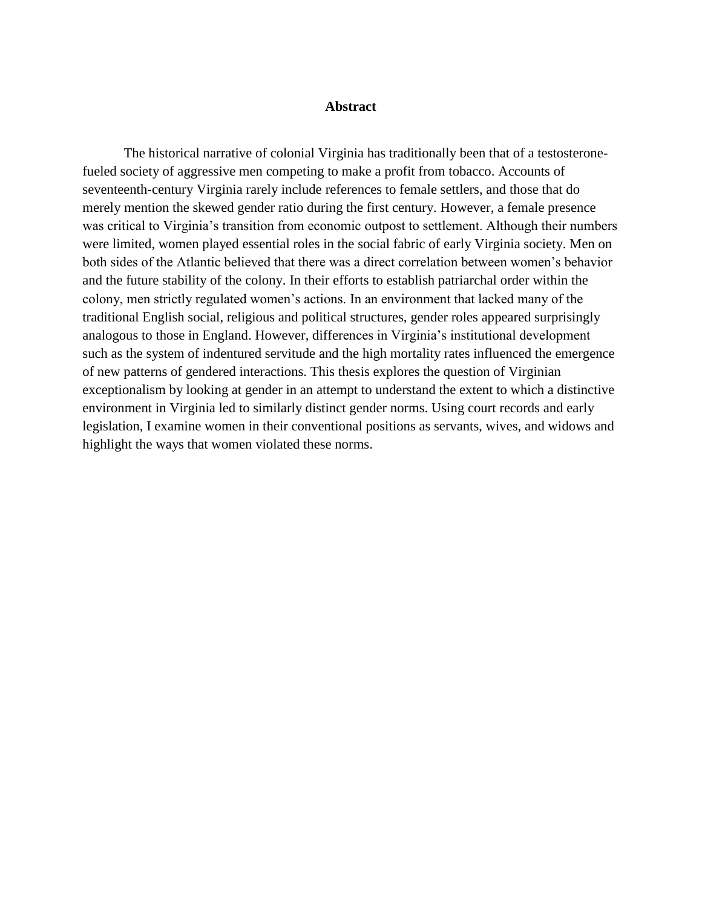# Abstract

The historical narrative of colonial Virginia has traditionally been that of a testosterone-fueled society of aggressive men competing to make a profit from tobacco. Accounts of seventeenth-century Virginia rarely include references to female settlers, and those that do merely mention the skewed gender ratio during the first century. However, a female presence was critical to Virginia's transition from economic outpost to settlement. Although their numbers were limited, women played essential roles in the social fabric of early Virginia society. Men on both sides of the Atlantic believed that there was a direct correlation between women's behavior and the future stability of the colony. In their efforts to establish patriarchal order within the colony, men strictly regulated women's actions. In an environment that lacked many of the traditional English social, religious and political structures, gender roles appeared surprisingly analogous to those in England. However, differences in Virginia's institutional development such as the system of indentured servitude and the high mortality rates influenced the emergence of new patterns of gendered interactions. This thesis explores the question of Virginian exceptionalism by looking at gender in an attempt to understand the extent to which a distinctive environment in Virginia led to similarly distinct gender norms. Using court records and early legislation, I examine women in their conventional positions as servants, wives, and widows and highlight the ways that women violated these norms.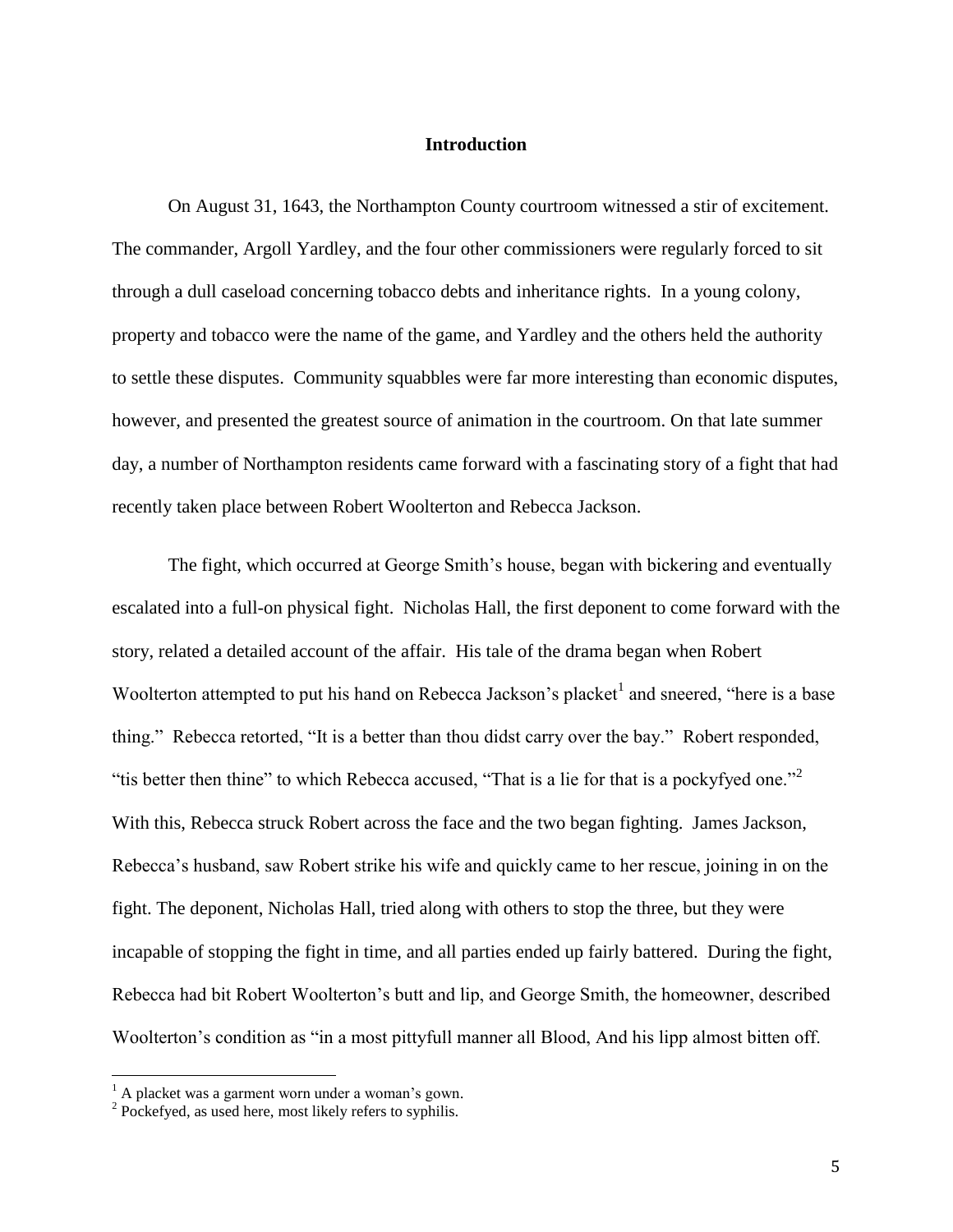## Introduction

On August 31, 1643, the Northampton County courtroom witnessed a stir of excitement. The commander, Argoll Yardley, and the four other commissioners were regularly forced to sit through a dull caseload concerning tobacco debts and inheritance rights. In a young colony, property and tobacco were the name of the game, and Yardley and the others held the authority to settle these disputes. Community squabbles were far more interesting than economic disputes, however, and presented the greatest source of animation in the courtroom. On that late summer day, a number of Northampton residents came forward with a fascinating story of a fight that had recently taken place between Robert Woolterton and Rebecca Jackson.

The fight, which occurred at George Smith's house, began with bickering and eventually escalated into a full-on physical fight. Nicholas Hall, the first deponent to come forward with the story, related a detailed account of the affair. His tale of the drama began when Robert Woolterton attempted to put his hand on Rebecca Jackson's placket[1] and sneered, "here is a base thing." Rebecca retorted, "It is a better than thou didst carry over the bay." Robert responded, "tis better then thine" to which Rebecca accused, "That is a lie for that is a pockyfyed one."[2] With this, Rebecca struck Robert across the face and the two began fighting. James Jackson, Rebecca's husband, saw Robert strike his wife and quickly came to her rescue, joining in on the fight. The deponent, Nicholas Hall, tried along with others to stop the three, but they were incapable of stopping the fight in time, and all parties ended up fairly battered. During the fight, Rebecca had bit Robert Woolterton's butt and lip, and George Smith, the homeowner, described Woolterton's condition as "in a most pittyfull manner all Blood, And his lipp almost bitten off.

[1] A placket was a garment worn under a woman's gown.

[2] Pockefyed, as used here, most likely refers to syphilis.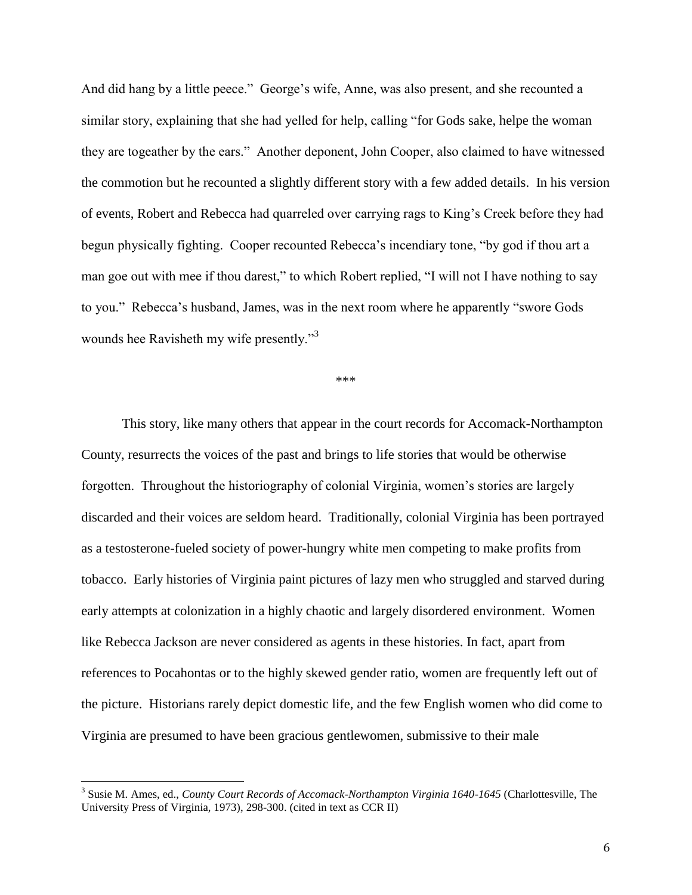And did hang by a little peece." George's wife, Anne, was also present, and she recounted a similar story, explaining that she had yelled for help, calling "for Gods sake, helpe the woman they are togeather by the ears." Another deponent, John Cooper, also claimed to have witnessed the commotion but he recounted a slightly different story with a few added details. In his version of events, Robert and Rebecca had quarreled over carrying rags to King's Creek before they had begun physically fighting. Cooper recounted Rebecca's incendiary tone, "by god if thou art a man goe out with mee if thou darest," to which Robert replied, "I will not I have nothing to say to you." Rebecca's husband, James, was in the next room where he apparently "swore Gods wounds hee Ravisheth my wife presently."[3]

***

This story, like many others that appear in the court records for Accomack-Northampton County, resurrects the voices of the past and brings to life stories that would be otherwise forgotten. Throughout the historiography of colonial Virginia, women's stories are largely discarded and their voices are seldom heard. Traditionally, colonial Virginia has been portrayed as a testosterone-fueled society of power-hungry white men competing to make profits from tobacco. Early histories of Virginia paint pictures of lazy men who struggled and starved during early attempts at colonization in a highly chaotic and largely disordered environment. Women like Rebecca Jackson are never considered as agents in these histories. In fact, apart from references to Pocahontas or to the highly skewed gender ratio, women are frequently left out of the picture. Historians rarely depict domestic life, and the few English women who did come to Virginia are presumed to have been gracious gentlewomen, submissive to their male

---

[3] Susie M. Ames, ed., *County Court Records of Accomack-Northampton Virginia 1640-1645* (Charlottesville, The University Press of Virginia, 1973), 298-300. (cited in text as CCR II)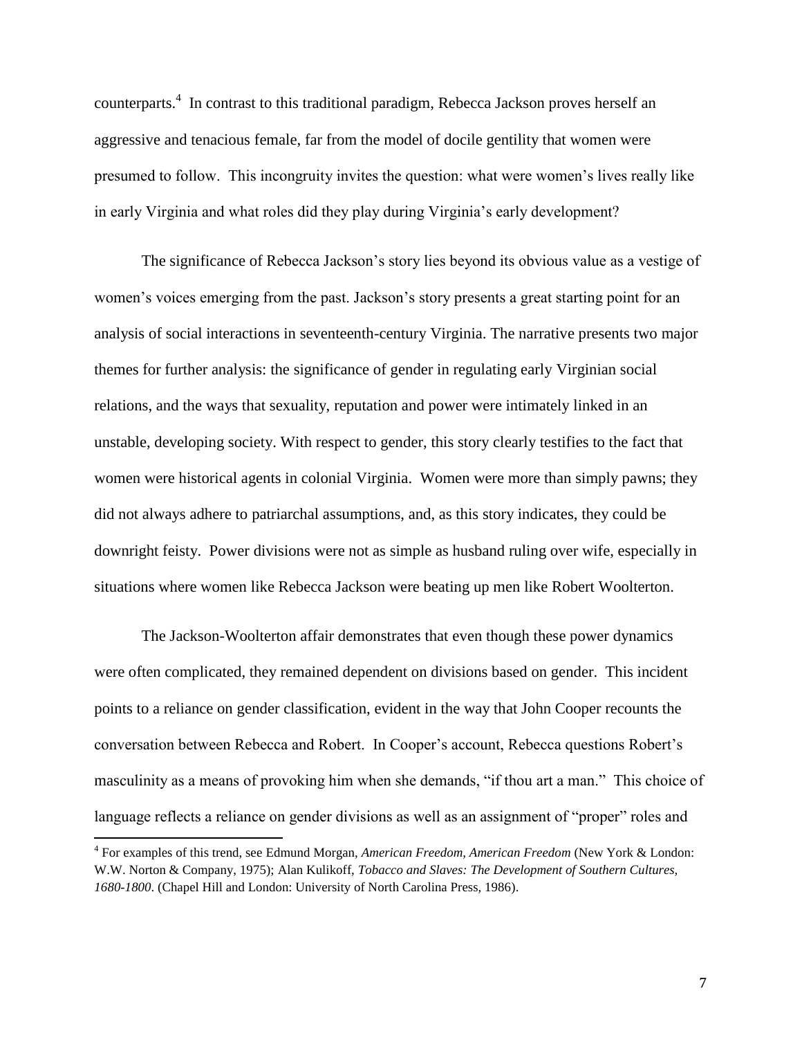counterparts.[4] In contrast to this traditional paradigm, Rebecca Jackson proves herself an aggressive and tenacious female, far from the model of docile gentility that women were presumed to follow. This incongruity invites the question: what were women's lives really like in early Virginia and what roles did they play during Virginia's early development?

The significance of Rebecca Jackson's story lies beyond its obvious value as a vestige of women's voices emerging from the past. Jackson's story presents a great starting point for an analysis of social interactions in seventeenth-century Virginia. The narrative presents two major themes for further analysis: the significance of gender in regulating early Virginian social relations, and the ways that sexuality, reputation and power were intimately linked in an unstable, developing society. With respect to gender, this story clearly testifies to the fact that women were historical agents in colonial Virginia. Women were more than simply pawns; they did not always adhere to patriarchal assumptions, and, as this story indicates, they could be downright feisty. Power divisions were not as simple as husband ruling over wife, especially in situations where women like Rebecca Jackson were beating up men like Robert Woolterton.

The Jackson-Woolterton affair demonstrates that even though these power dynamics were often complicated, they remained dependent on divisions based on gender. This incident points to a reliance on gender classification, evident in the way that John Cooper recounts the conversation between Rebecca and Robert. In Cooper's account, Rebecca questions Robert's masculinity as a means of provoking him when she demands, "if thou art a man." This choice of language reflects a reliance on gender divisions as well as an assignment of "proper" roles and

---

[4] For examples of this trend, see Edmund Morgan, *American Freedom, American Freedom* (New York & London: W.W. Norton & Company, 1975); Alan Kulikoff, *Tobacco and Slaves: The Development of Southern Cultures, 1680-1800*. (Chapel Hill and London: University of North Carolina Press, 1986).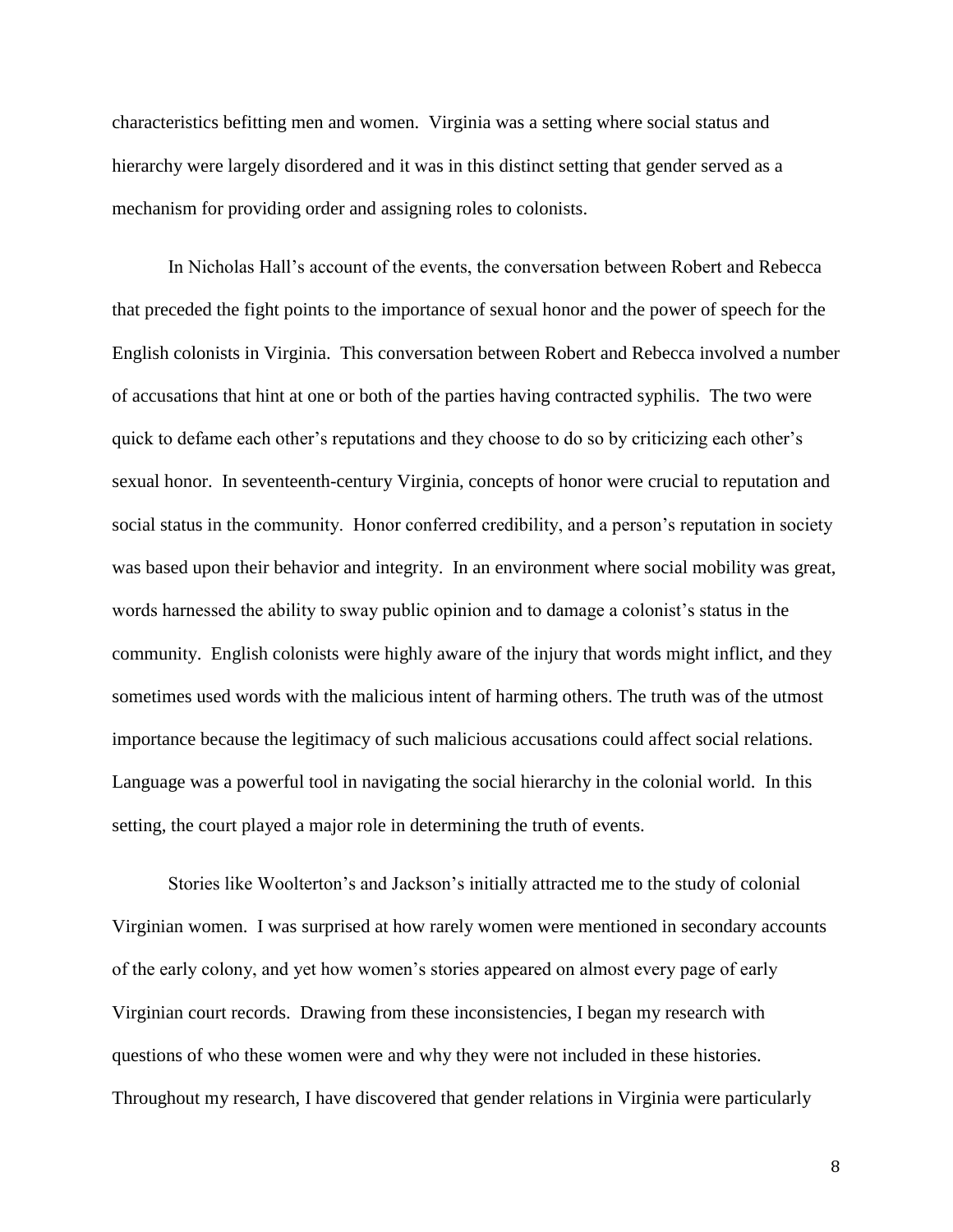characteristics befitting men and women. Virginia was a setting where social status and hierarchy were largely disordered and it was in this distinct setting that gender served as a mechanism for providing order and assigning roles to colonists.

In Nicholas Hall's account of the events, the conversation between Robert and Rebecca that preceded the fight points to the importance of sexual honor and the power of speech for the English colonists in Virginia. This conversation between Robert and Rebecca involved a number of accusations that hint at one or both of the parties having contracted syphilis. The two were quick to defame each other's reputations and they choose to do so by criticizing each other's sexual honor. In seventeenth-century Virginia, concepts of honor were crucial to reputation and social status in the community. Honor conferred credibility, and a person's reputation in society was based upon their behavior and integrity. In an environment where social mobility was great, words harnessed the ability to sway public opinion and to damage a colonist's status in the community. English colonists were highly aware of the injury that words might inflict, and they sometimes used words with the malicious intent of harming others. The truth was of the utmost importance because the legitimacy of such malicious accusations could affect social relations. Language was a powerful tool in navigating the social hierarchy in the colonial world. In this setting, the court played a major role in determining the truth of events.

Stories like Woolterton's and Jackson's initially attracted me to the study of colonial Virginian women. I was surprised at how rarely women were mentioned in secondary accounts of the early colony, and yet how women's stories appeared on almost every page of early Virginian court records. Drawing from these inconsistencies, I began my research with questions of who these women were and why they were not included in these histories. Throughout my research, I have discovered that gender relations in Virginia were particularly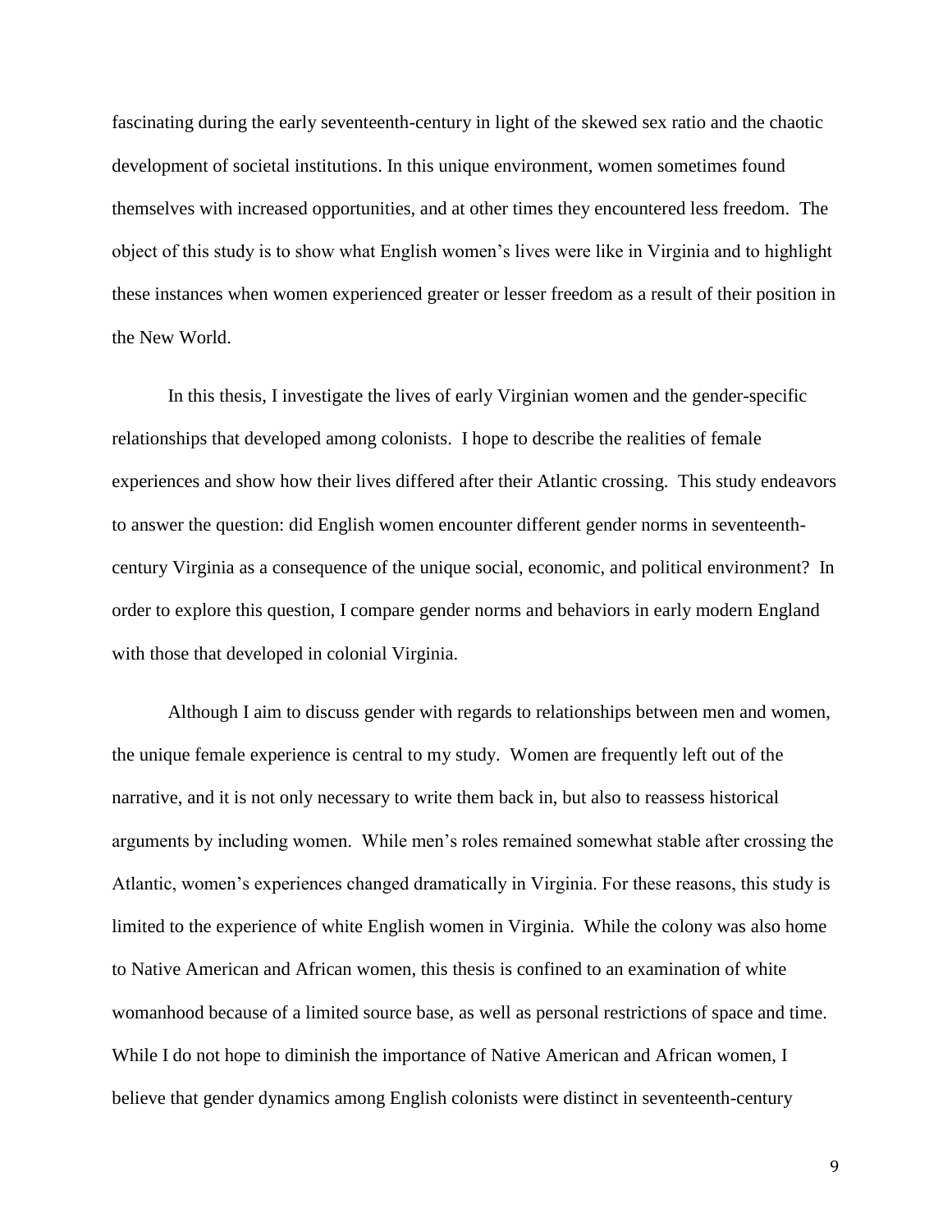fascinating during the early seventeenth-century in light of the skewed sex ratio and the chaotic development of societal institutions. In this unique environment, women sometimes found themselves with increased opportunities, and at other times they encountered less freedom. The object of this study is to show what English women's lives were like in Virginia and to highlight these instances when women experienced greater or lesser freedom as a result of their position in the New World.

In this thesis, I investigate the lives of early Virginian women and the gender-specific relationships that developed among colonists. I hope to describe the realities of female experiences and show how their lives differed after their Atlantic crossing. This study endeavors to answer the question: did English women encounter different gender norms in seventeenth-century Virginia as a consequence of the unique social, economic, and political environment? In order to explore this question, I compare gender norms and behaviors in early modern England with those that developed in colonial Virginia.

Although I aim to discuss gender with regards to relationships between men and women, the unique female experience is central to my study. Women are frequently left out of the narrative, and it is not only necessary to write them back in, but also to reassess historical arguments by including women. While men's roles remained somewhat stable after crossing the Atlantic, women's experiences changed dramatically in Virginia. For these reasons, this study is limited to the experience of white English women in Virginia. While the colony was also home to Native American and African women, this thesis is confined to an examination of white womanhood because of a limited source base, as well as personal restrictions of space and time. While I do not hope to diminish the importance of Native American and African women, I believe that gender dynamics among English colonists were distinct in seventeenth-century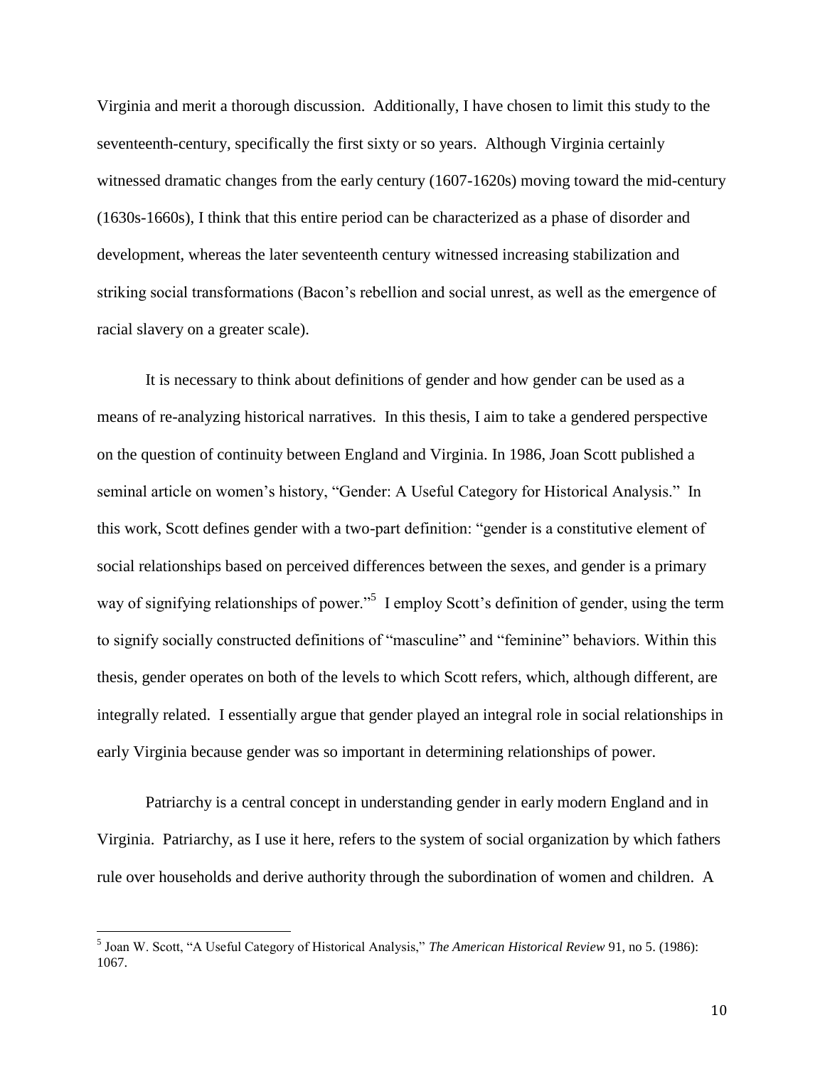Virginia and merit a thorough discussion. Additionally, I have chosen to limit this study to the seventeenth-century, specifically the first sixty or so years. Although Virginia certainly witnessed dramatic changes from the early century (1607-1620s) moving toward the mid-century (1630s-1660s), I think that this entire period can be characterized as a phase of disorder and development, whereas the later seventeenth century witnessed increasing stabilization and striking social transformations (Bacon's rebellion and social unrest, as well as the emergence of racial slavery on a greater scale).

It is necessary to think about definitions of gender and how gender can be used as a means of re-analyzing historical narratives. In this thesis, I aim to take a gendered perspective on the question of continuity between England and Virginia. In 1986, Joan Scott published a seminal article on women's history, "Gender: A Useful Category for Historical Analysis." In this work, Scott defines gender with a two-part definition: "gender is a constitutive element of social relationships based on perceived differences between the sexes, and gender is a primary way of signifying relationships of power."[5] I employ Scott's definition of gender, using the term to signify socially constructed definitions of "masculine" and "feminine" behaviors. Within this thesis, gender operates on both of the levels to which Scott refers, which, although different, are integrally related. I essentially argue that gender played an integral role in social relationships in early Virginia because gender was so important in determining relationships of power.

Patriarchy is a central concept in understanding gender in early modern England and in Virginia. Patriarchy, as I use it here, refers to the system of social organization by which fathers rule over households and derive authority through the subordination of women and children. A

---

[5] Joan W. Scott, "A Useful Category of Historical Analysis," *The American Historical Review* 91, no 5. (1986): 1067.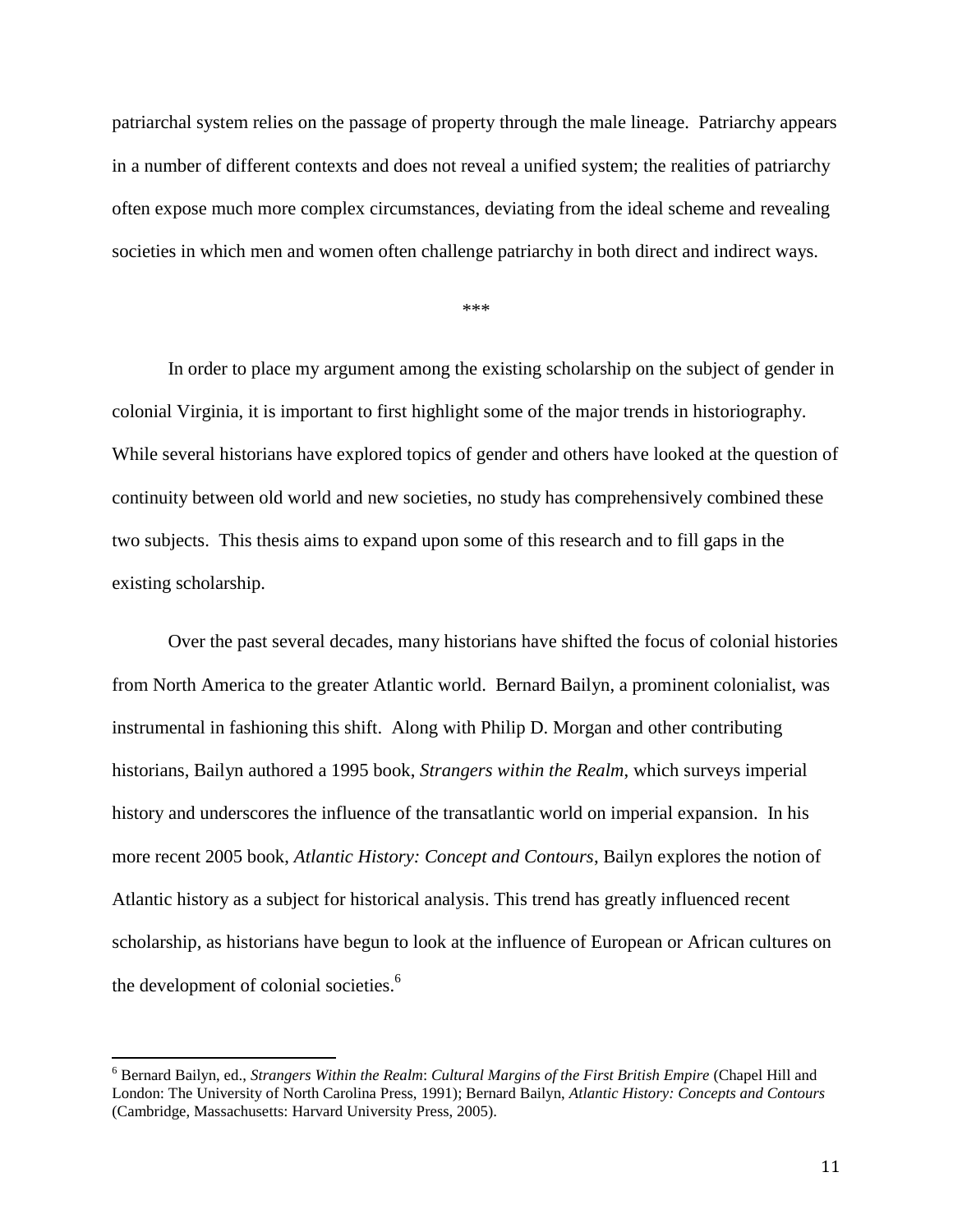patriarchal system relies on the passage of property through the male lineage. Patriarchy appears in a number of different contexts and does not reveal a unified system; the realities of patriarchy often expose much more complex circumstances, deviating from the ideal scheme and revealing societies in which men and women often challenge patriarchy in both direct and indirect ways.

\*\*\*

In order to place my argument among the existing scholarship on the subject of gender in colonial Virginia, it is important to first highlight some of the major trends in historiography. While several historians have explored topics of gender and others have looked at the question of continuity between old world and new societies, no study has comprehensively combined these two subjects. This thesis aims to expand upon some of this research and to fill gaps in the existing scholarship.

Over the past several decades, many historians have shifted the focus of colonial histories from North America to the greater Atlantic world. Bernard Bailyn, a prominent colonialist, was instrumental in fashioning this shift. Along with Philip D. Morgan and other contributing historians, Bailyn authored a 1995 book, *Strangers within the Realm*, which surveys imperial history and underscores the influence of the transatlantic world on imperial expansion. In his more recent 2005 book, *Atlantic History: Concept and Contours*, Bailyn explores the notion of Atlantic history as a subject for historical analysis. This trend has greatly influenced recent scholarship, as historians have begun to look at the influence of European or African cultures on the development of colonial societies.[6]

---

[6] Bernard Bailyn, ed., *Strangers Within the Realm*: *Cultural Margins of the First British Empire* (Chapel Hill and London: The University of North Carolina Press, 1991); Bernard Bailyn, *Atlantic History: Concepts and Contours* (Cambridge, Massachusetts: Harvard University Press, 2005).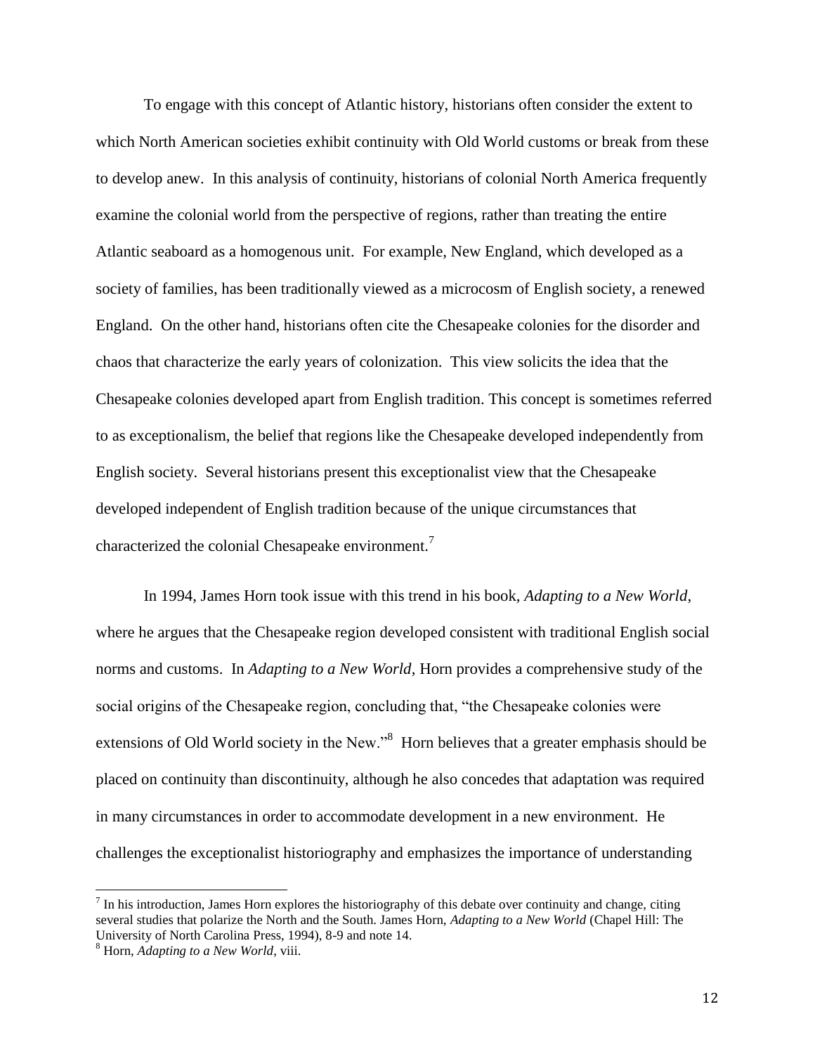To engage with this concept of Atlantic history, historians often consider the extent to which North American societies exhibit continuity with Old World customs or break from these to develop anew. In this analysis of continuity, historians of colonial North America frequently examine the colonial world from the perspective of regions, rather than treating the entire Atlantic seaboard as a homogenous unit. For example, New England, which developed as a society of families, has been traditionally viewed as a microcosm of English society, a renewed England. On the other hand, historians often cite the Chesapeake colonies for the disorder and chaos that characterize the early years of colonization. This view solicits the idea that the Chesapeake colonies developed apart from English tradition. This concept is sometimes referred to as exceptionalism, the belief that regions like the Chesapeake developed independently from English society. Several historians present this exceptionalist view that the Chesapeake developed independent of English tradition because of the unique circumstances that characterized the colonial Chesapeake environment.[7]

In 1994, James Horn took issue with this trend in his book, *Adapting to a New World*, where he argues that the Chesapeake region developed consistent with traditional English social norms and customs. In *Adapting to a New World*, Horn provides a comprehensive study of the social origins of the Chesapeake region, concluding that, "the Chesapeake colonies were extensions of Old World society in the New."[8] Horn believes that a greater emphasis should be placed on continuity than discontinuity, although he also concedes that adaptation was required in many circumstances in order to accommodate development in a new environment. He challenges the exceptionalist historiography and emphasizes the importance of understanding

---

[7] In his introduction, James Horn explores the historiography of this debate over continuity and change, citing several studies that polarize the North and the South. James Horn, *Adapting to a New World* (Chapel Hill: The University of North Carolina Press, 1994), 8-9 and note 14.

[8] Horn, *Adapting to a New World*, viii.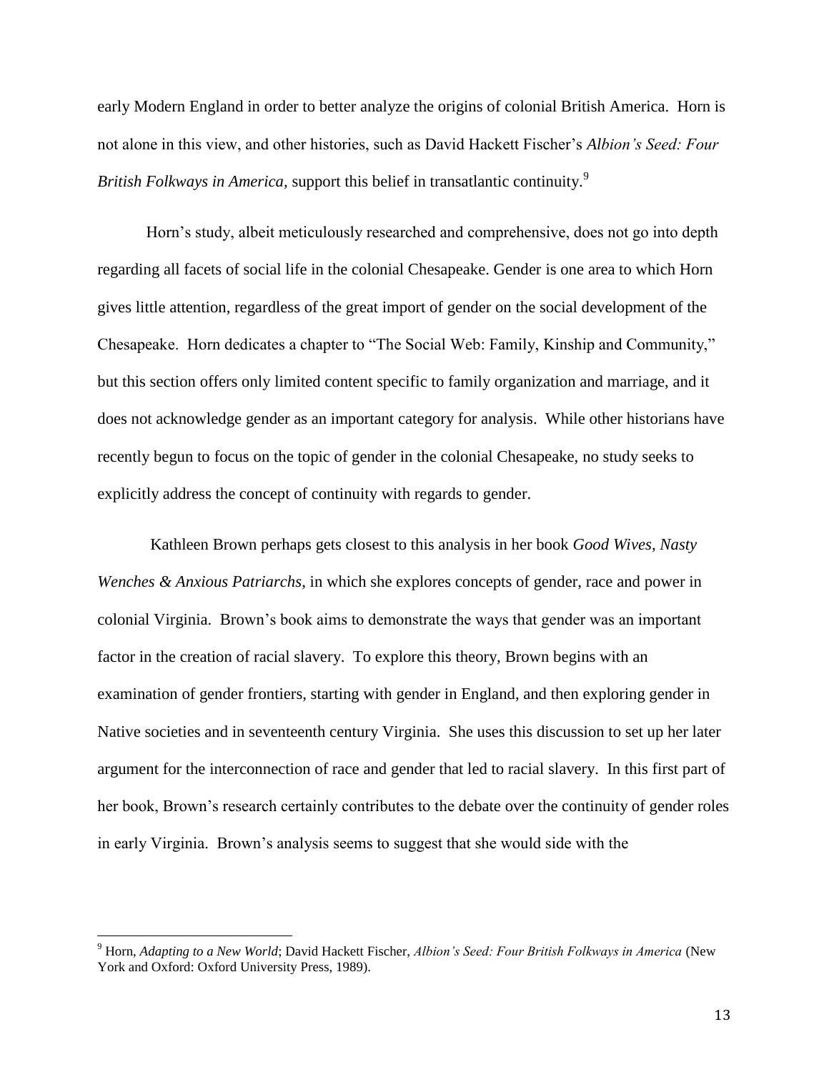early Modern England in order to better analyze the origins of colonial British America. Horn is not alone in this view, and other histories, such as David Hackett Fischer's *Albion's Seed: Four British Folkways in America,* support this belief in transatlantic continuity.[9]

Horn's study, albeit meticulously researched and comprehensive, does not go into depth regarding all facets of social life in the colonial Chesapeake. Gender is one area to which Horn gives little attention, regardless of the great import of gender on the social development of the Chesapeake. Horn dedicates a chapter to "The Social Web: Family, Kinship and Community," but this section offers only limited content specific to family organization and marriage, and it does not acknowledge gender as an important category for analysis. While other historians have recently begun to focus on the topic of gender in the colonial Chesapeake, no study seeks to explicitly address the concept of continuity with regards to gender.

Kathleen Brown perhaps gets closest to this analysis in her book *Good Wives, Nasty Wenches & Anxious Patriarchs*, in which she explores concepts of gender, race and power in colonial Virginia. Brown's book aims to demonstrate the ways that gender was an important factor in the creation of racial slavery. To explore this theory, Brown begins with an examination of gender frontiers, starting with gender in England, and then exploring gender in Native societies and in seventeenth century Virginia. She uses this discussion to set up her later argument for the interconnection of race and gender that led to racial slavery. In this first part of her book, Brown's research certainly contributes to the debate over the continuity of gender roles in early Virginia. Brown's analysis seems to suggest that she would side with the

---

[9] Horn, *Adapting to a New World*; David Hackett Fischer, *Albion's Seed: Four British Folkways in America* (New York and Oxford: Oxford University Press, 1989).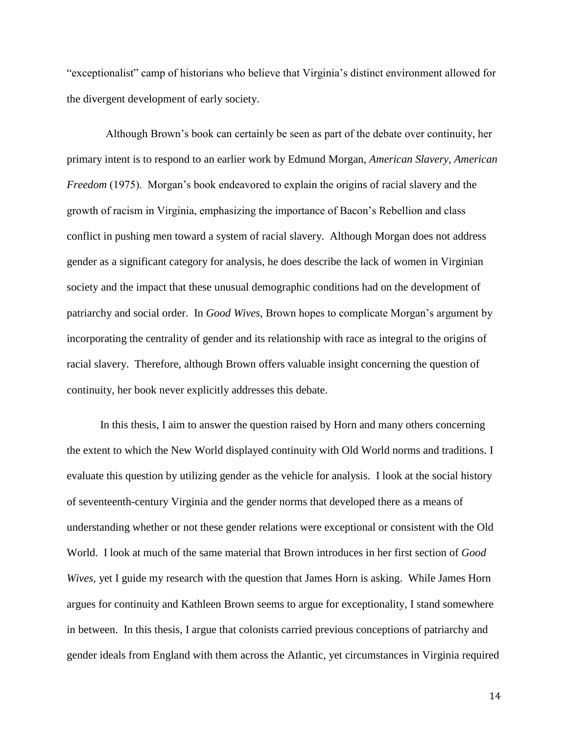"exceptionalist" camp of historians who believe that Virginia's distinct environment allowed for the divergent development of early society.

Although Brown's book can certainly be seen as part of the debate over continuity, her primary intent is to respond to an earlier work by Edmund Morgan, *American Slavery, American Freedom* (1975). Morgan's book endeavored to explain the origins of racial slavery and the growth of racism in Virginia, emphasizing the importance of Bacon's Rebellion and class conflict in pushing men toward a system of racial slavery. Although Morgan does not address gender as a significant category for analysis, he does describe the lack of women in Virginian society and the impact that these unusual demographic conditions had on the development of patriarchy and social order. In *Good Wives,* Brown hopes to complicate Morgan's argument by incorporating the centrality of gender and its relationship with race as integral to the origins of racial slavery. Therefore, although Brown offers valuable insight concerning the question of continuity, her book never explicitly addresses this debate.

In this thesis, I aim to answer the question raised by Horn and many others concerning the extent to which the New World displayed continuity with Old World norms and traditions. I evaluate this question by utilizing gender as the vehicle for analysis. I look at the social history of seventeenth-century Virginia and the gender norms that developed there as a means of understanding whether or not these gender relations were exceptional or consistent with the Old World. I look at much of the same material that Brown introduces in her first section of *Good Wives,* yet I guide my research with the question that James Horn is asking. While James Horn argues for continuity and Kathleen Brown seems to argue for exceptionality, I stand somewhere in between. In this thesis, I argue that colonists carried previous conceptions of patriarchy and gender ideals from England with them across the Atlantic, yet circumstances in Virginia required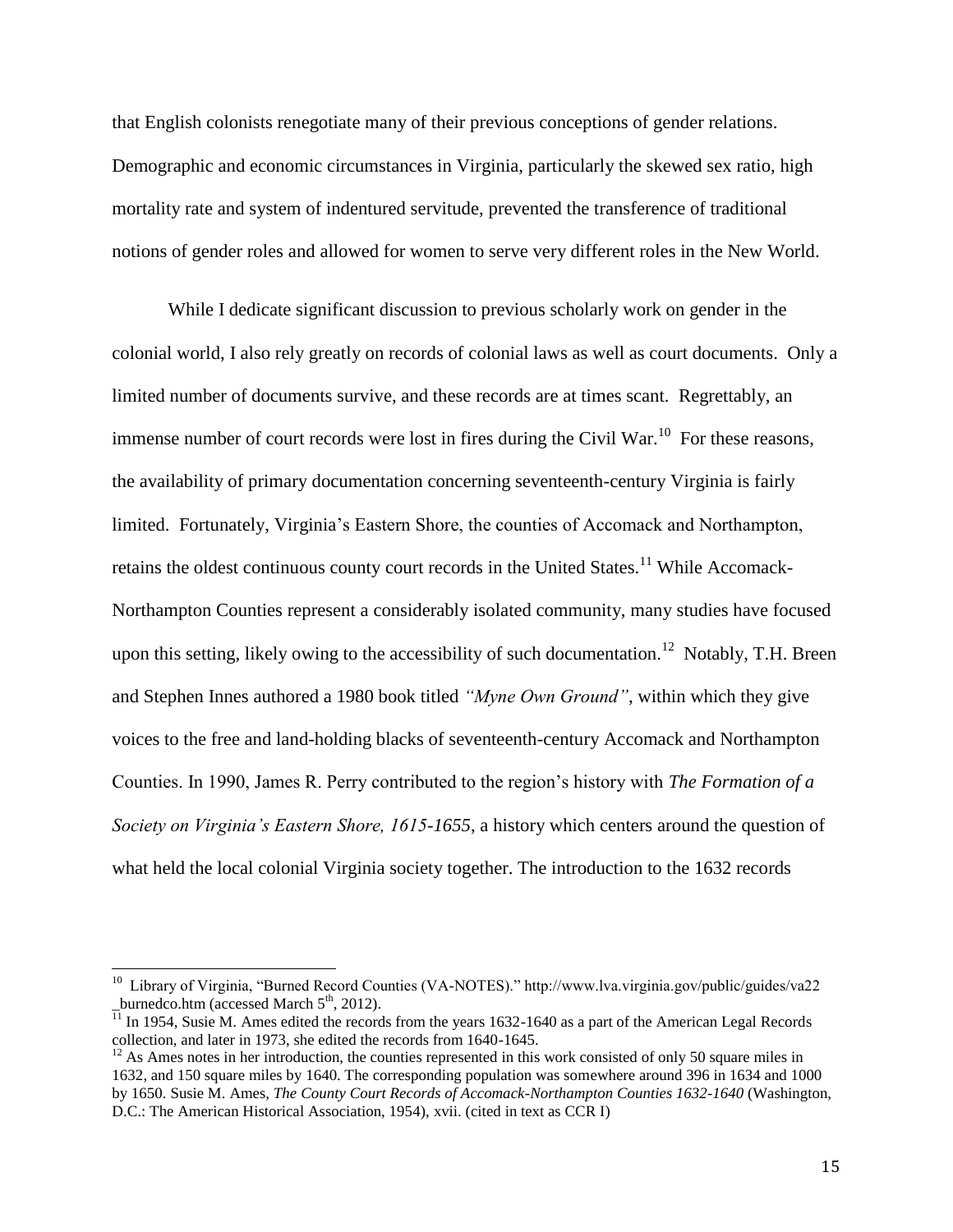that English colonists renegotiate many of their previous conceptions of gender relations. Demographic and economic circumstances in Virginia, particularly the skewed sex ratio, high mortality rate and system of indentured servitude, prevented the transference of traditional notions of gender roles and allowed for women to serve very different roles in the New World.

While I dedicate significant discussion to previous scholarly work on gender in the colonial world, I also rely greatly on records of colonial laws as well as court documents. Only a limited number of documents survive, and these records are at times scant. Regrettably, an immense number of court records were lost in fires during the Civil War.[10] For these reasons, the availability of primary documentation concerning seventeenth-century Virginia is fairly limited. Fortunately, Virginia's Eastern Shore, the counties of Accomack and Northampton, retains the oldest continuous county court records in the United States.[11] While Accomack-Northampton Counties represent a considerably isolated community, many studies have focused upon this setting, likely owing to the accessibility of such documentation.[12] Notably, T.H. Breen and Stephen Innes authored a 1980 book titled *"Myne Own Ground"*, within which they give voices to the free and land-holding blacks of seventeenth-century Accomack and Northampton Counties. In 1990, James R. Perry contributed to the region's history with *The Formation of a Society on Virginia's Eastern Shore, 1615-1655*, a history which centers around the question of what held the local colonial Virginia society together. The introduction to the 1632 records

---

[10] Library of Virginia, "Burned Record Counties (VA-NOTES)." http://www.lva.virginia.gov/public/guides/va22_burnedco.htm (accessed March 5th, 2012).

[11] In 1954, Susie M. Ames edited the records from the years 1632-1640 as a part of the American Legal Records collection, and later in 1973, she edited the records from 1640-1645.

[12] As Ames notes in her introduction, the counties represented in this work consisted of only 50 square miles in 1632, and 150 square miles by 1640. The corresponding population was somewhere around 396 in 1634 and 1000 by 1650. Susie M. Ames, *The County Court Records of Accomack-Northampton Counties 1632-1640* (Washington, D.C.: The American Historical Association, 1954), xvii. (cited in text as CCR I)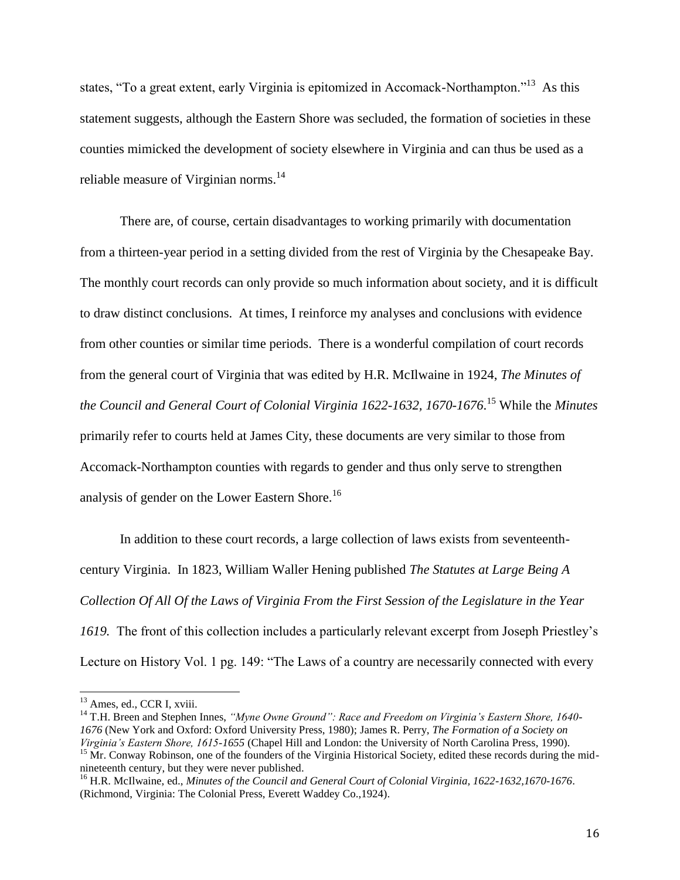states, "To a great extent, early Virginia is epitomized in Accomack-Northampton."[13] As this statement suggests, although the Eastern Shore was secluded, the formation of societies in these counties mimicked the development of society elsewhere in Virginia and can thus be used as a reliable measure of Virginian norms.[14]

There are, of course, certain disadvantages to working primarily with documentation from a thirteen-year period in a setting divided from the rest of Virginia by the Chesapeake Bay. The monthly court records can only provide so much information about society, and it is difficult to draw distinct conclusions. At times, I reinforce my analyses and conclusions with evidence from other counties or similar time periods. There is a wonderful compilation of court records from the general court of Virginia that was edited by H.R. McIlwaine in 1924, *The Minutes of the Council and General Court of Colonial Virginia 1622-1632, 1670-1676*.[15] While the *Minutes* primarily refer to courts held at James City, these documents are very similar to those from Accomack-Northampton counties with regards to gender and thus only serve to strengthen analysis of gender on the Lower Eastern Shore.[16]

In addition to these court records, a large collection of laws exists from seventeenth-century Virginia. In 1823, William Waller Hening published *The Statutes at Large Being A Collection Of All Of the Laws of Virginia From the First Session of the Legislature in the Year 1619.* The front of this collection includes a particularly relevant excerpt from Joseph Priestley's Lecture on History Vol. 1 pg. 149: "The Laws of a country are necessarily connected with every

---

[13] Ames, ed., CCR I, xviii.

[14] T.H. Breen and Stephen Innes, *"Myne Owne Ground": Race and Freedom on Virginia's Eastern Shore, 1640-1676* (New York and Oxford: Oxford University Press, 1980); James R. Perry, *The Formation of a Society on Virginia's Eastern Shore, 1615-1655* (Chapel Hill and London: the University of North Carolina Press, 1990).

[15] Mr. Conway Robinson, one of the founders of the Virginia Historical Society, edited these records during the mid-nineteenth century, but they were never published.

[16] H.R. McIlwaine, ed., *Minutes of the Council and General Court of Colonial Virginia, 1622-1632,1670-1676*. (Richmond, Virginia: The Colonial Press, Everett Waddey Co.,1924).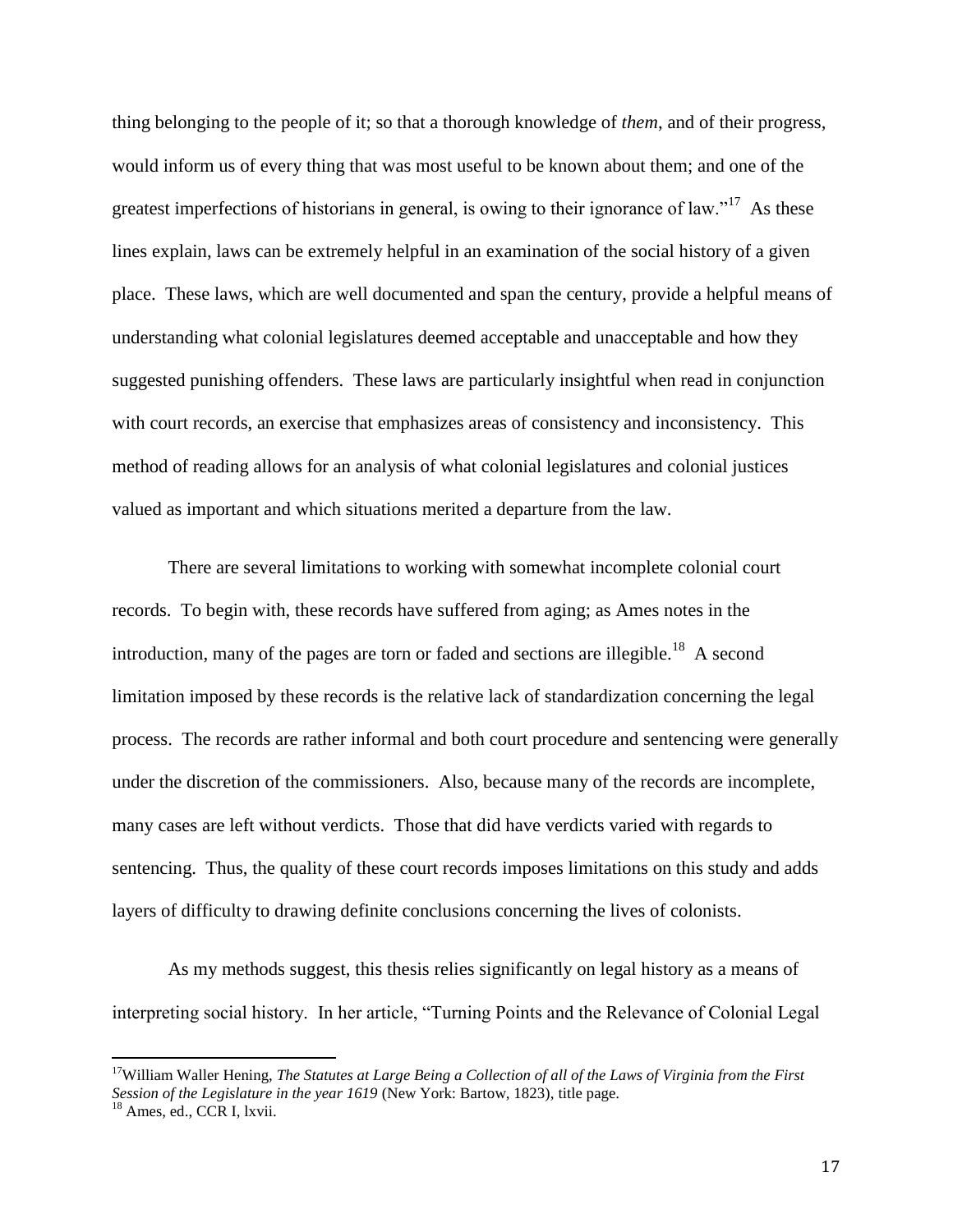thing belonging to the people of it; so that a thorough knowledge of *them*, and of their progress, would inform us of every thing that was most useful to be known about them; and one of the greatest imperfections of historians in general, is owing to their ignorance of law."[17] As these lines explain, laws can be extremely helpful in an examination of the social history of a given place. These laws, which are well documented and span the century, provide a helpful means of understanding what colonial legislatures deemed acceptable and unacceptable and how they suggested punishing offenders. These laws are particularly insightful when read in conjunction with court records, an exercise that emphasizes areas of consistency and inconsistency. This method of reading allows for an analysis of what colonial legislatures and colonial justices valued as important and which situations merited a departure from the law.

There are several limitations to working with somewhat incomplete colonial court records. To begin with, these records have suffered from aging; as Ames notes in the introduction, many of the pages are torn or faded and sections are illegible.[18] A second limitation imposed by these records is the relative lack of standardization concerning the legal process. The records are rather informal and both court procedure and sentencing were generally under the discretion of the commissioners. Also, because many of the records are incomplete, many cases are left without verdicts. Those that did have verdicts varied with regards to sentencing. Thus, the quality of these court records imposes limitations on this study and adds layers of difficulty to drawing definite conclusions concerning the lives of colonists.

As my methods suggest, this thesis relies significantly on legal history as a means of interpreting social history. In her article, "Turning Points and the Relevance of Colonial Legal

---

[17] William Waller Hening, *The Statutes at Large Being a Collection of all of the Laws of Virginia from the First Session of the Legislature in the year 1619* (New York: Bartow, 1823), title page.

[18] Ames, ed., CCR I, lxvii.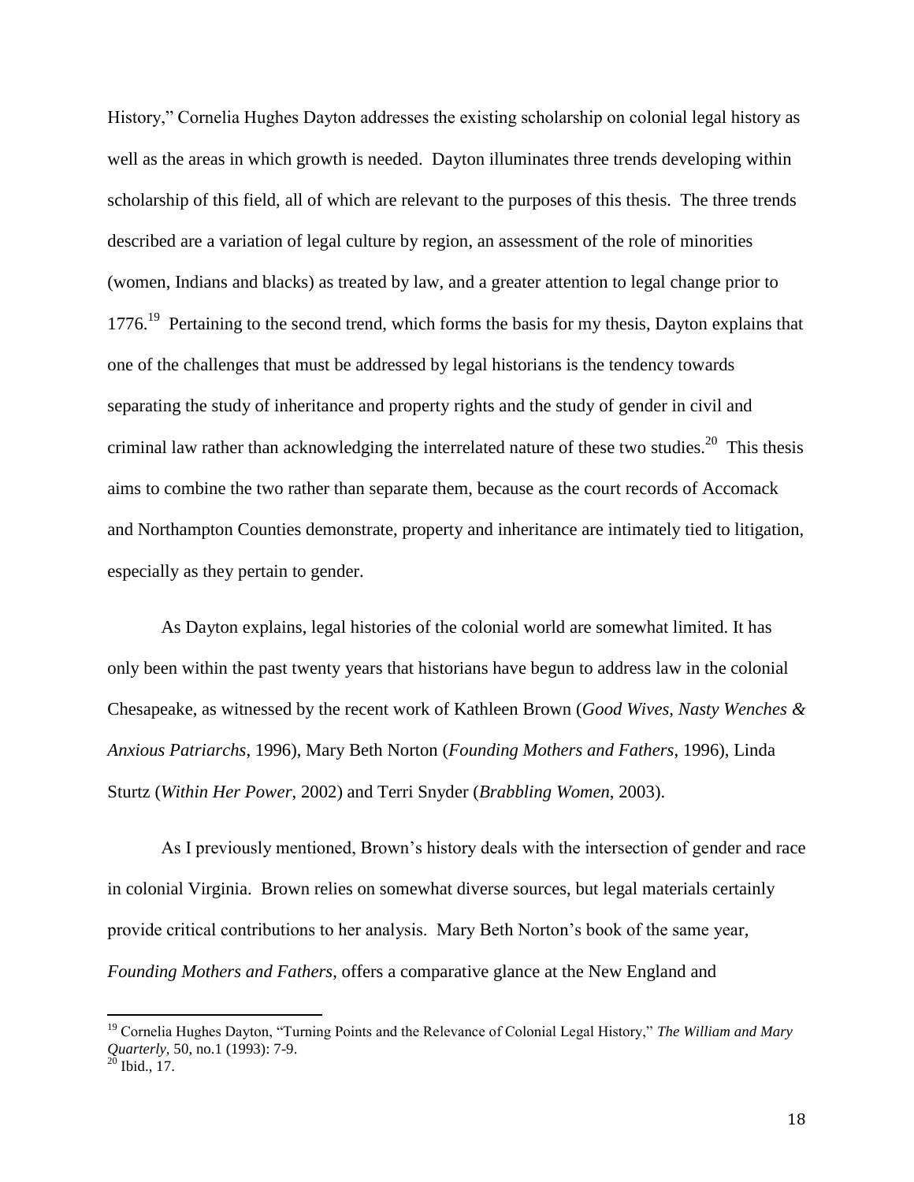History," Cornelia Hughes Dayton addresses the existing scholarship on colonial legal history as well as the areas in which growth is needed. Dayton illuminates three trends developing within scholarship of this field, all of which are relevant to the purposes of this thesis. The three trends described are a variation of legal culture by region, an assessment of the role of minorities (women, Indians and blacks) as treated by law, and a greater attention to legal change prior to 1776.[19] Pertaining to the second trend, which forms the basis for my thesis, Dayton explains that one of the challenges that must be addressed by legal historians is the tendency towards separating the study of inheritance and property rights and the study of gender in civil and criminal law rather than acknowledging the interrelated nature of these two studies.[20] This thesis aims to combine the two rather than separate them, because as the court records of Accomack and Northampton Counties demonstrate, property and inheritance are intimately tied to litigation, especially as they pertain to gender.

As Dayton explains, legal histories of the colonial world are somewhat limited. It has only been within the past twenty years that historians have begun to address law in the colonial Chesapeake, as witnessed by the recent work of Kathleen Brown (*Good Wives, Nasty Wenches & Anxious Patriarchs*, 1996), Mary Beth Norton (*Founding Mothers and Fathers*, 1996), Linda Sturtz (*Within Her Power*, 2002) and Terri Snyder (*Brabbling Women*, 2003).

As I previously mentioned, Brown's history deals with the intersection of gender and race in colonial Virginia. Brown relies on somewhat diverse sources, but legal materials certainly provide critical contributions to her analysis. Mary Beth Norton's book of the same year, *Founding Mothers and Fathers*, offers a comparative glance at the New England and

---

[19] Cornelia Hughes Dayton, "Turning Points and the Relevance of Colonial Legal History," *The William and Mary Quarterly*, 50, no.1 (1993): 7-9.

[20] Ibid., 17.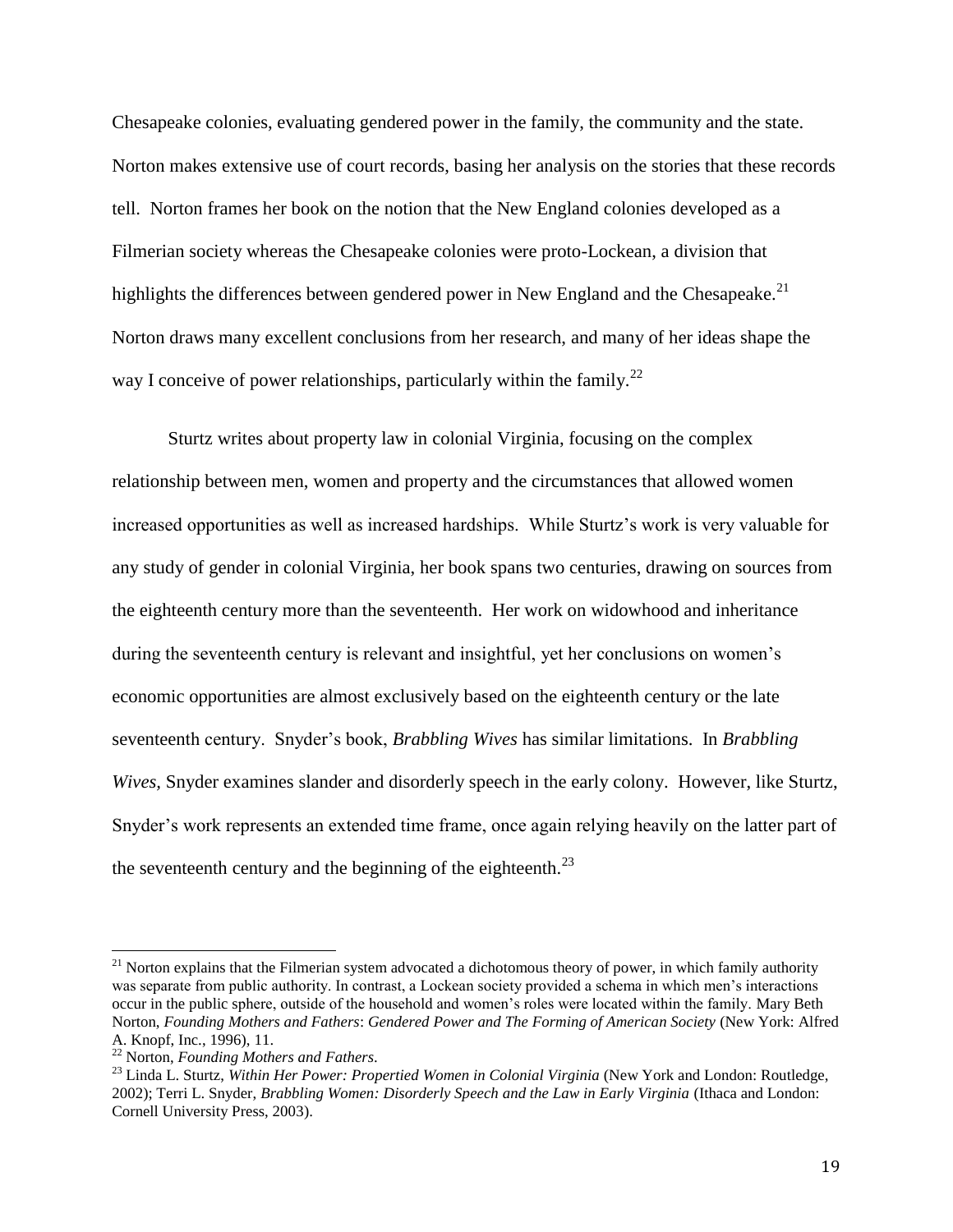Chesapeake colonies, evaluating gendered power in the family, the community and the state. Norton makes extensive use of court records, basing her analysis on the stories that these records tell. Norton frames her book on the notion that the New England colonies developed as a Filmerian society whereas the Chesapeake colonies were proto-Lockean, a division that highlights the differences between gendered power in New England and the Chesapeake.[21] Norton draws many excellent conclusions from her research, and many of her ideas shape the way I conceive of power relationships, particularly within the family.[22]

Sturtz writes about property law in colonial Virginia, focusing on the complex relationship between men, women and property and the circumstances that allowed women increased opportunities as well as increased hardships. While Sturtz's work is very valuable for any study of gender in colonial Virginia, her book spans two centuries, drawing on sources from the eighteenth century more than the seventeenth. Her work on widowhood and inheritance during the seventeenth century is relevant and insightful, yet her conclusions on women's economic opportunities are almost exclusively based on the eighteenth century or the late seventeenth century. Snyder's book, *Brabbling Wives* has similar limitations. In *Brabbling Wives,* Snyder examines slander and disorderly speech in the early colony. However, like Sturtz, Snyder's work represents an extended time frame, once again relying heavily on the latter part of the seventeenth century and the beginning of the eighteenth.[23]

---

[21] Norton explains that the Filmerian system advocated a dichotomous theory of power, in which family authority was separate from public authority. In contrast, a Lockean society provided a schema in which men's interactions occur in the public sphere, outside of the household and women's roles were located within the family. Mary Beth Norton, *Founding Mothers and Fathers*: *Gendered Power and The Forming of American Society* (New York: Alfred A. Knopf, Inc., 1996), 11.

[22] Norton, *Founding Mothers and Fathers*.

[23] Linda L. Sturtz, *Within Her Power: Propertied Women in Colonial Virginia* (New York and London: Routledge, 2002); Terri L. Snyder, *Brabbling Women: Disorderly Speech and the Law in Early Virginia* (Ithaca and London: Cornell University Press, 2003).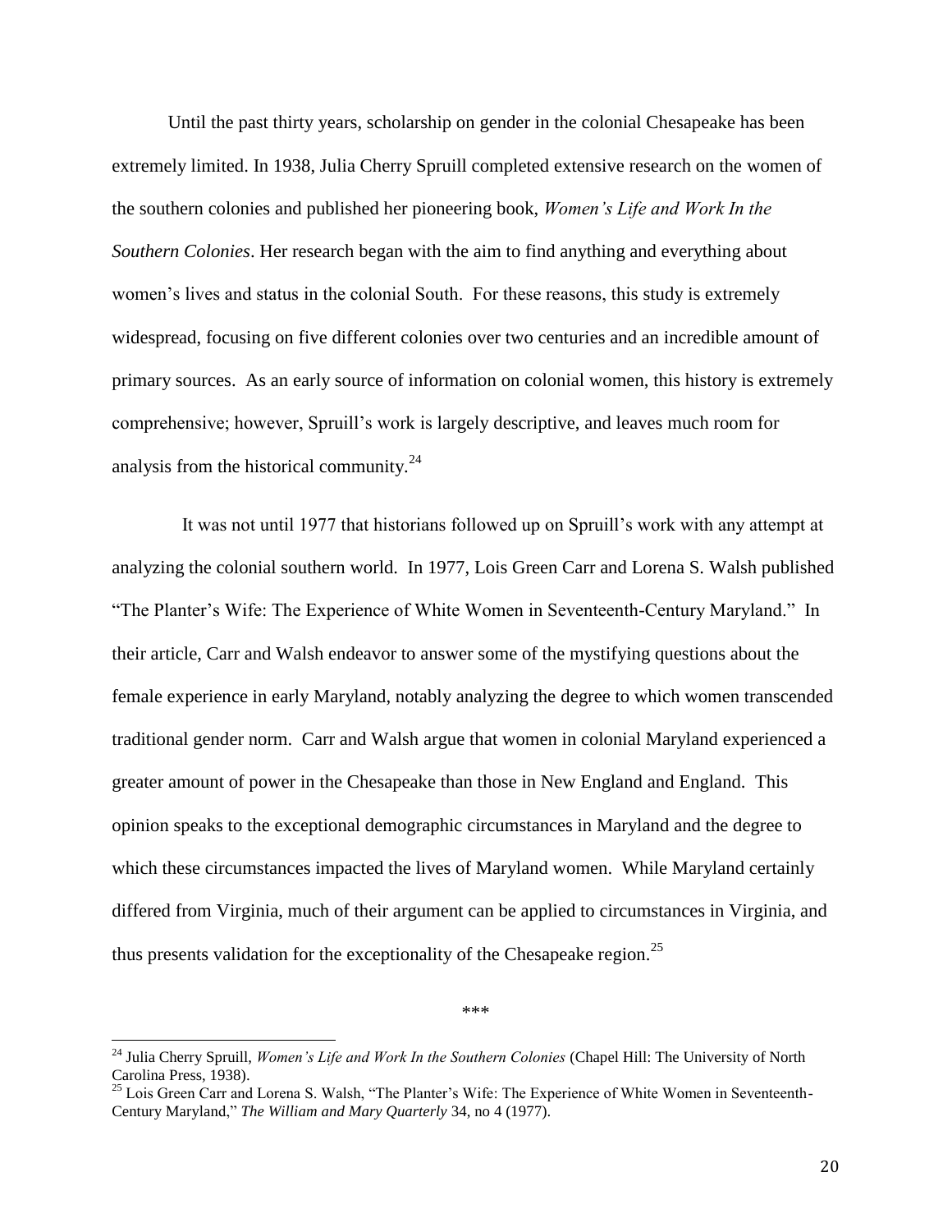Until the past thirty years, scholarship on gender in the colonial Chesapeake has been extremely limited. In 1938, Julia Cherry Spruill completed extensive research on the women of the southern colonies and published her pioneering book, *Women's Life and Work In the Southern Colonies*. Her research began with the aim to find anything and everything about women's lives and status in the colonial South. For these reasons, this study is extremely widespread, focusing on five different colonies over two centuries and an incredible amount of primary sources. As an early source of information on colonial women, this history is extremely comprehensive; however, Spruill's work is largely descriptive, and leaves much room for analysis from the historical community.[24]

It was not until 1977 that historians followed up on Spruill's work with any attempt at analyzing the colonial southern world. In 1977, Lois Green Carr and Lorena S. Walsh published "The Planter's Wife: The Experience of White Women in Seventeenth-Century Maryland." In their article, Carr and Walsh endeavor to answer some of the mystifying questions about the female experience in early Maryland, notably analyzing the degree to which women transcended traditional gender norm. Carr and Walsh argue that women in colonial Maryland experienced a greater amount of power in the Chesapeake than those in New England and England. This opinion speaks to the exceptional demographic circumstances in Maryland and the degree to which these circumstances impacted the lives of Maryland women. While Maryland certainly differed from Virginia, much of their argument can be applied to circumstances in Virginia, and thus presents validation for the exceptionality of the Chesapeake region.[25]

***

[24] Julia Cherry Spruill, *Women's Life and Work In the Southern Colonies* (Chapel Hill: The University of North Carolina Press, 1938).

[25] Lois Green Carr and Lorena S. Walsh, "The Planter's Wife: The Experience of White Women in Seventeenth-Century Maryland," *The William and Mary Quarterly* 34, no 4 (1977).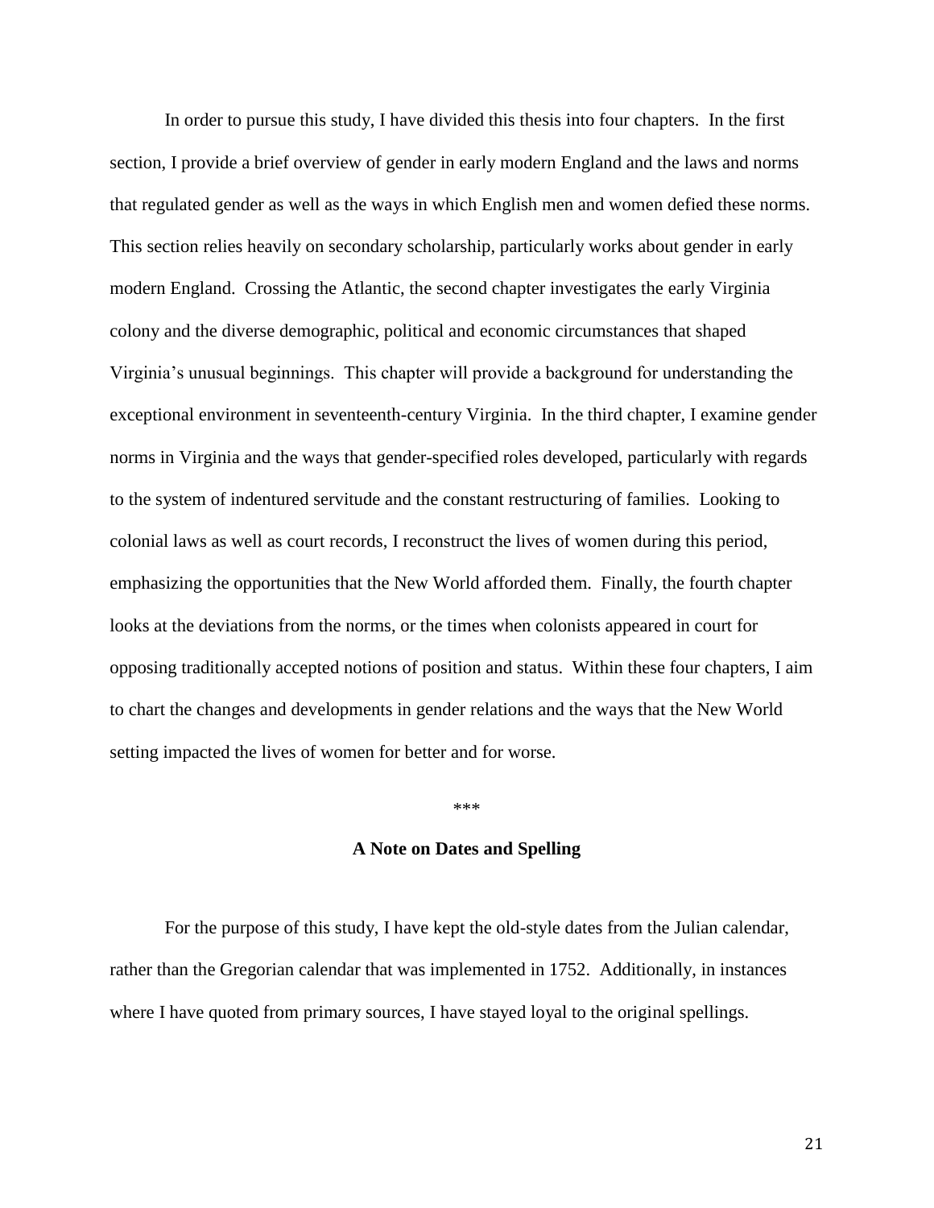In order to pursue this study, I have divided this thesis into four chapters. In the first section, I provide a brief overview of gender in early modern England and the laws and norms that regulated gender as well as the ways in which English men and women defied these norms. This section relies heavily on secondary scholarship, particularly works about gender in early modern England. Crossing the Atlantic, the second chapter investigates the early Virginia colony and the diverse demographic, political and economic circumstances that shaped Virginia's unusual beginnings. This chapter will provide a background for understanding the exceptional environment in seventeenth-century Virginia. In the third chapter, I examine gender norms in Virginia and the ways that gender-specified roles developed, particularly with regards to the system of indentured servitude and the constant restructuring of families. Looking to colonial laws as well as court records, I reconstruct the lives of women during this period, emphasizing the opportunities that the New World afforded them. Finally, the fourth chapter looks at the deviations from the norms, or the times when colonists appeared in court for opposing traditionally accepted notions of position and status. Within these four chapters, I aim to chart the changes and developments in gender relations and the ways that the New World setting impacted the lives of women for better and for worse.

***

## A Note on Dates and Spelling

For the purpose of this study, I have kept the old-style dates from the Julian calendar, rather than the Gregorian calendar that was implemented in 1752. Additionally, in instances where I have quoted from primary sources, I have stayed loyal to the original spellings.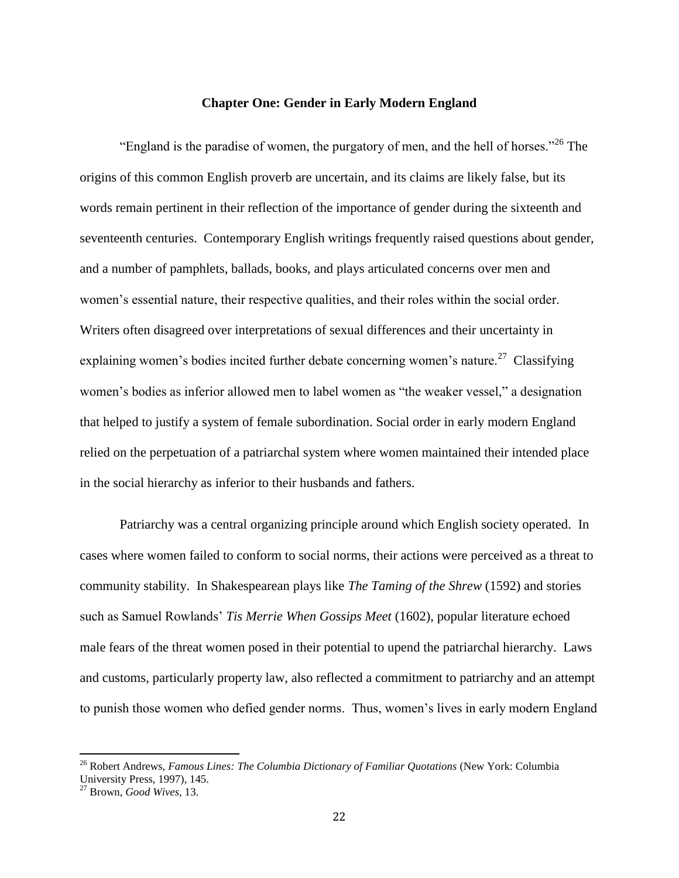## Chapter One: Gender in Early Modern England

"England is the paradise of women, the purgatory of men, and the hell of horses."[26] The origins of this common English proverb are uncertain, and its claims are likely false, but its words remain pertinent in their reflection of the importance of gender during the sixteenth and seventeenth centuries. Contemporary English writings frequently raised questions about gender, and a number of pamphlets, ballads, books, and plays articulated concerns over men and women's essential nature, their respective qualities, and their roles within the social order. Writers often disagreed over interpretations of sexual differences and their uncertainty in explaining women's bodies incited further debate concerning women's nature.[27] Classifying women's bodies as inferior allowed men to label women as "the weaker vessel," a designation that helped to justify a system of female subordination. Social order in early modern England relied on the perpetuation of a patriarchal system where women maintained their intended place in the social hierarchy as inferior to their husbands and fathers.

Patriarchy was a central organizing principle around which English society operated. In cases where women failed to conform to social norms, their actions were perceived as a threat to community stability. In Shakespearean plays like *The Taming of the Shrew* (1592) and stories such as Samuel Rowlands' *Tis Merrie When Gossips Meet* (1602), popular literature echoed male fears of the threat women posed in their potential to upend the patriarchal hierarchy. Laws and customs, particularly property law, also reflected a commitment to patriarchy and an attempt to punish those women who defied gender norms. Thus, women's lives in early modern England

[26] Robert Andrews, *Famous Lines: The Columbia Dictionary of Familiar Quotations* (New York: Columbia University Press, 1997), 145.

[27] Brown, *Good Wives,* 13.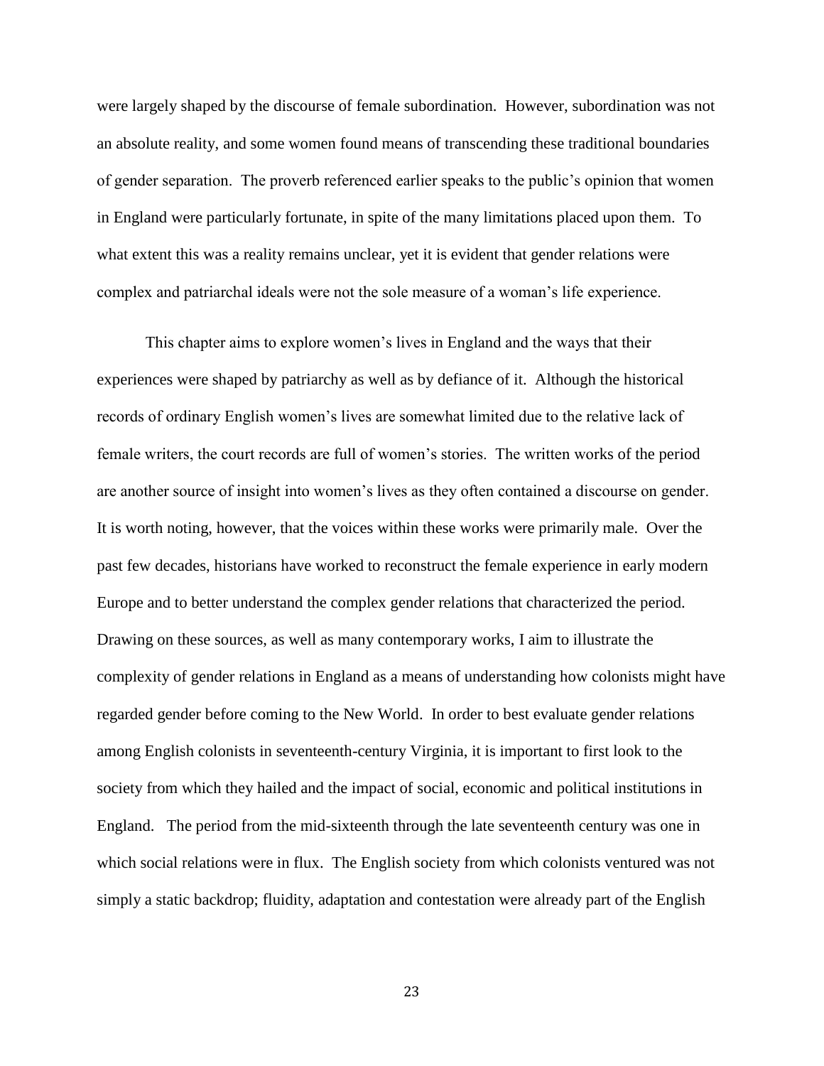were largely shaped by the discourse of female subordination. However, subordination was not an absolute reality, and some women found means of transcending these traditional boundaries of gender separation. The proverb referenced earlier speaks to the public's opinion that women in England were particularly fortunate, in spite of the many limitations placed upon them. To what extent this was a reality remains unclear, yet it is evident that gender relations were complex and patriarchal ideals were not the sole measure of a woman's life experience.

This chapter aims to explore women's lives in England and the ways that their experiences were shaped by patriarchy as well as by defiance of it. Although the historical records of ordinary English women's lives are somewhat limited due to the relative lack of female writers, the court records are full of women's stories. The written works of the period are another source of insight into women's lives as they often contained a discourse on gender. It is worth noting, however, that the voices within these works were primarily male. Over the past few decades, historians have worked to reconstruct the female experience in early modern Europe and to better understand the complex gender relations that characterized the period. Drawing on these sources, as well as many contemporary works, I aim to illustrate the complexity of gender relations in England as a means of understanding how colonists might have regarded gender before coming to the New World. In order to best evaluate gender relations among English colonists in seventeenth-century Virginia, it is important to first look to the society from which they hailed and the impact of social, economic and political institutions in England. The period from the mid-sixteenth through the late seventeenth century was one in which social relations were in flux. The English society from which colonists ventured was not simply a static backdrop; fluidity, adaptation and contestation were already part of the English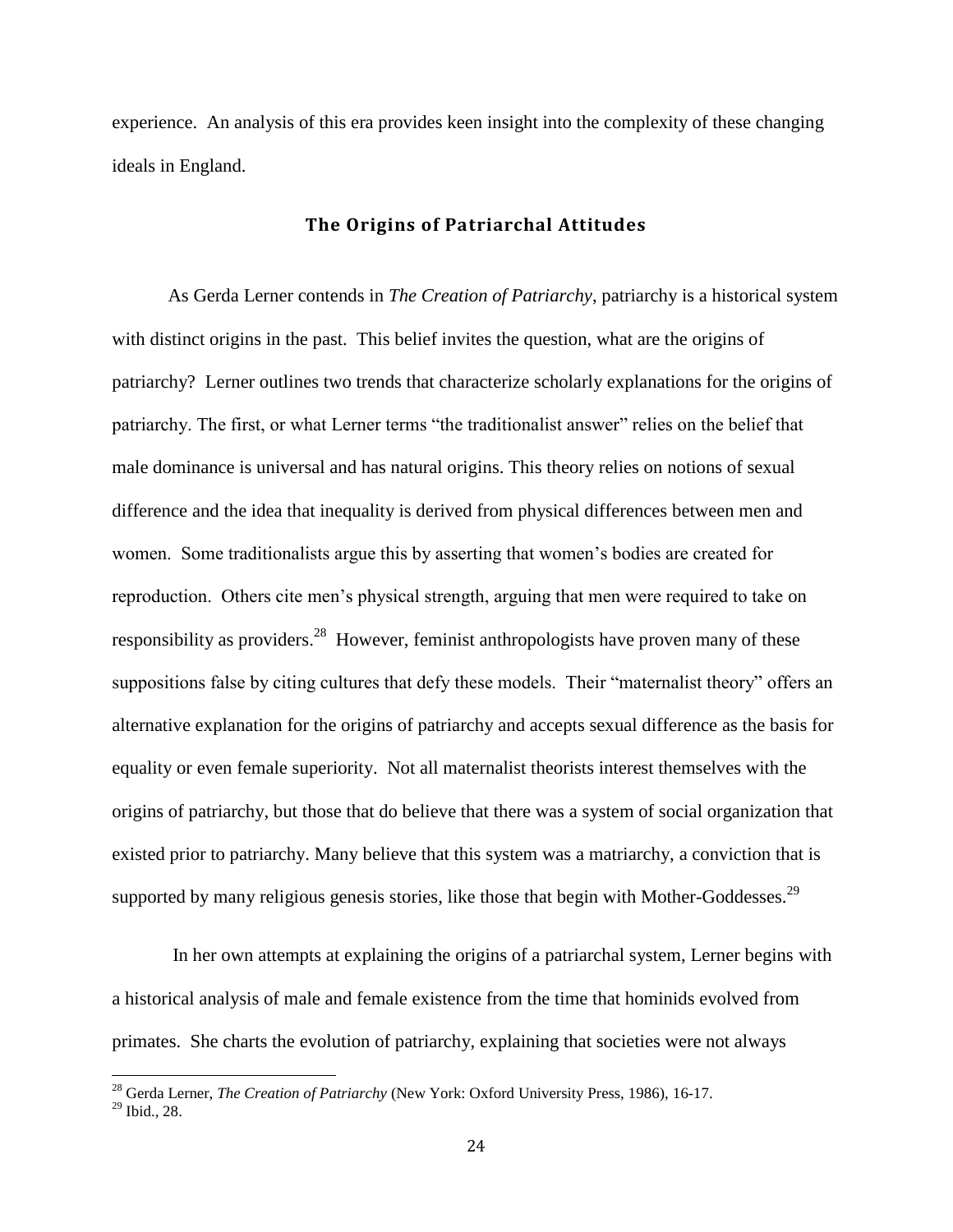experience. An analysis of this era provides keen insight into the complexity of these changing ideals in England.

## The Origins of Patriarchal Attitudes

As Gerda Lerner contends in *The Creation of Patriarchy*, patriarchy is a historical system with distinct origins in the past. This belief invites the question, what are the origins of patriarchy? Lerner outlines two trends that characterize scholarly explanations for the origins of patriarchy. The first, or what Lerner terms "the traditionalist answer" relies on the belief that male dominance is universal and has natural origins. This theory relies on notions of sexual difference and the idea that inequality is derived from physical differences between men and women. Some traditionalists argue this by asserting that women's bodies are created for reproduction. Others cite men's physical strength, arguing that men were required to take on responsibility as providers.[28] However, feminist anthropologists have proven many of these suppositions false by citing cultures that defy these models. Their "maternalist theory" offers an alternative explanation for the origins of patriarchy and accepts sexual difference as the basis for equality or even female superiority. Not all maternalist theorists interest themselves with the origins of patriarchy, but those that do believe that there was a system of social organization that existed prior to patriarchy. Many believe that this system was a matriarchy, a conviction that is supported by many religious genesis stories, like those that begin with Mother-Goddesses.[29]

In her own attempts at explaining the origins of a patriarchal system, Lerner begins with a historical analysis of male and female existence from the time that hominids evolved from primates. She charts the evolution of patriarchy, explaining that societies were not always

[28] Gerda Lerner, *The Creation of Patriarchy* (New York: Oxford University Press, 1986), 16-17.

[29] Ibid., 28.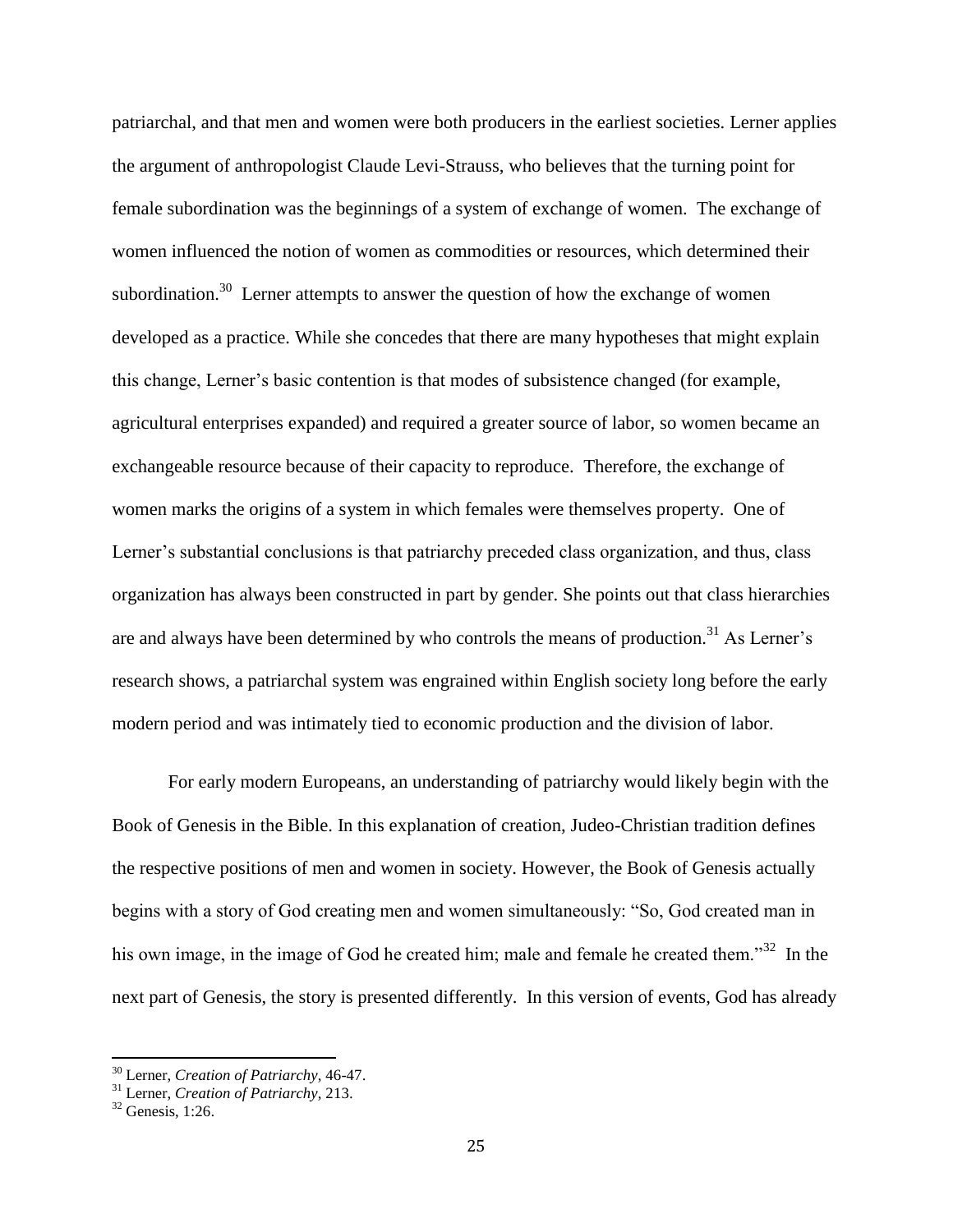patriarchal, and that men and women were both producers in the earliest societies. Lerner applies the argument of anthropologist Claude Levi-Strauss, who believes that the turning point for female subordination was the beginnings of a system of exchange of women. The exchange of women influenced the notion of women as commodities or resources, which determined their subordination.[30] Lerner attempts to answer the question of how the exchange of women developed as a practice. While she concedes that there are many hypotheses that might explain this change, Lerner's basic contention is that modes of subsistence changed (for example, agricultural enterprises expanded) and required a greater source of labor, so women became an exchangeable resource because of their capacity to reproduce. Therefore, the exchange of women marks the origins of a system in which females were themselves property. One of Lerner's substantial conclusions is that patriarchy preceded class organization, and thus, class organization has always been constructed in part by gender. She points out that class hierarchies are and always have been determined by who controls the means of production.[31] As Lerner's research shows, a patriarchal system was engrained within English society long before the early modern period and was intimately tied to economic production and the division of labor.

For early modern Europeans, an understanding of patriarchy would likely begin with the Book of Genesis in the Bible. In this explanation of creation, Judeo-Christian tradition defines the respective positions of men and women in society. However, the Book of Genesis actually begins with a story of God creating men and women simultaneously: "So, God created man in his own image, in the image of God he created him; male and female he created them."[32] In the next part of Genesis, the story is presented differently. In this version of events, God has already

---

[30] Lerner, *Creation of Patriarchy*, 46-47.

[31] Lerner, *Creation of Patriarchy*, 213.

[32] Genesis, 1:26.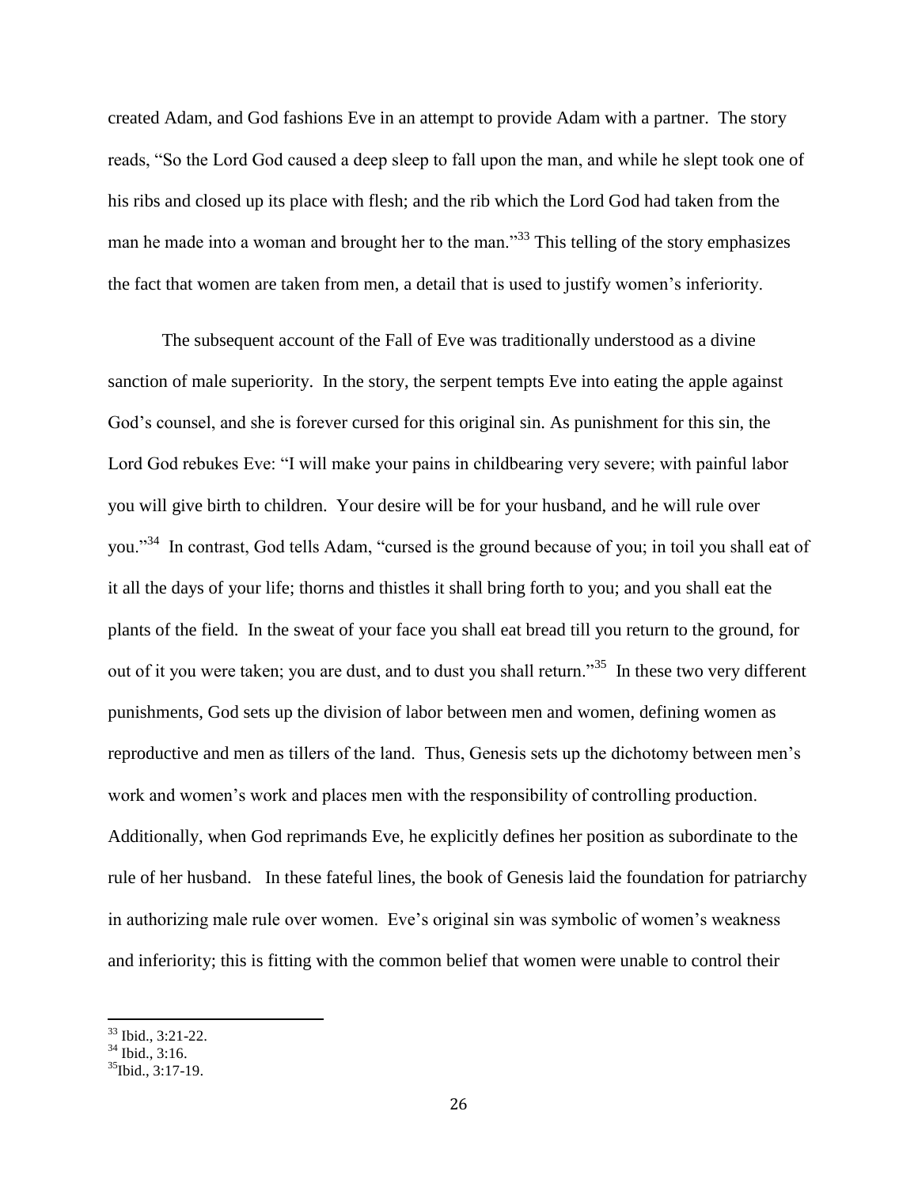created Adam, and God fashions Eve in an attempt to provide Adam with a partner. The story reads, "So the Lord God caused a deep sleep to fall upon the man, and while he slept took one of his ribs and closed up its place with flesh; and the rib which the Lord God had taken from the man he made into a woman and brought her to the man."[33] This telling of the story emphasizes the fact that women are taken from men, a detail that is used to justify women's inferiority.

The subsequent account of the Fall of Eve was traditionally understood as a divine sanction of male superiority. In the story, the serpent tempts Eve into eating the apple against God's counsel, and she is forever cursed for this original sin. As punishment for this sin, the Lord God rebukes Eve: "I will make your pains in childbearing very severe; with painful labor you will give birth to children. Your desire will be for your husband, and he will rule over you."[34] In contrast, God tells Adam, "cursed is the ground because of you; in toil you shall eat of it all the days of your life; thorns and thistles it shall bring forth to you; and you shall eat the plants of the field. In the sweat of your face you shall eat bread till you return to the ground, for out of it you were taken; you are dust, and to dust you shall return."[35] In these two very different punishments, God sets up the division of labor between men and women, defining women as reproductive and men as tillers of the land. Thus, Genesis sets up the dichotomy between men's work and women's work and places men with the responsibility of controlling production. Additionally, when God reprimands Eve, he explicitly defines her position as subordinate to the rule of her husband. In these fateful lines, the book of Genesis laid the foundation for patriarchy in authorizing male rule over women. Eve's original sin was symbolic of women's weakness and inferiority; this is fitting with the common belief that women were unable to control their

---

[33] Ibid., 3:21-22.

[34] Ibid., 3:16.

[35] Ibid., 3:17-19.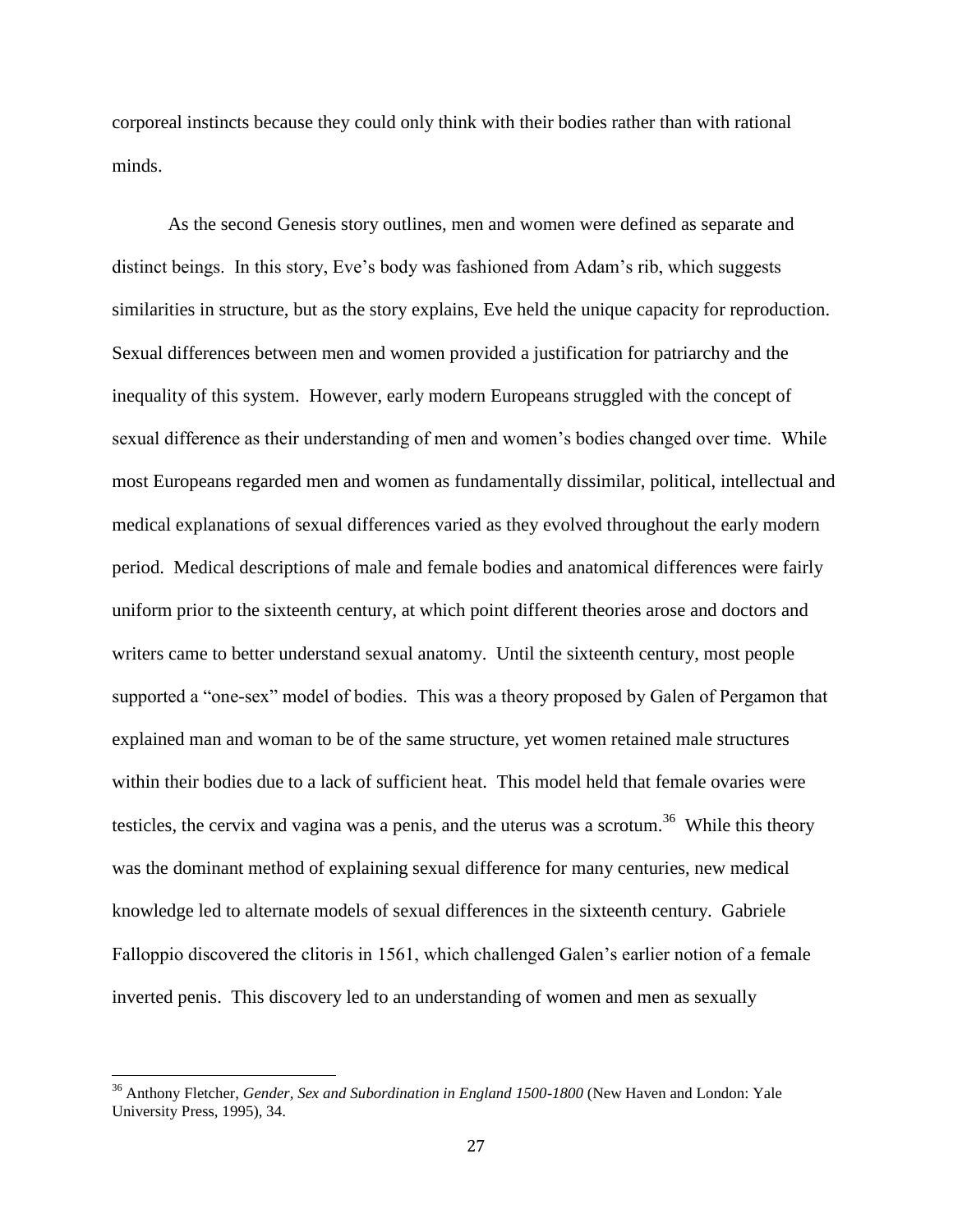corporeal instincts because they could only think with their bodies rather than with rational minds.

As the second Genesis story outlines, men and women were defined as separate and distinct beings. In this story, Eve's body was fashioned from Adam's rib, which suggests similarities in structure, but as the story explains, Eve held the unique capacity for reproduction. Sexual differences between men and women provided a justification for patriarchy and the inequality of this system. However, early modern Europeans struggled with the concept of sexual difference as their understanding of men and women's bodies changed over time. While most Europeans regarded men and women as fundamentally dissimilar, political, intellectual and medical explanations of sexual differences varied as they evolved throughout the early modern period. Medical descriptions of male and female bodies and anatomical differences were fairly uniform prior to the sixteenth century, at which point different theories arose and doctors and writers came to better understand sexual anatomy. Until the sixteenth century, most people supported a "one-sex" model of bodies. This was a theory proposed by Galen of Pergamon that explained man and woman to be of the same structure, yet women retained male structures within their bodies due to a lack of sufficient heat. This model held that female ovaries were testicles, the cervix and vagina was a penis, and the uterus was a scrotum.[36] While this theory was the dominant method of explaining sexual difference for many centuries, new medical knowledge led to alternate models of sexual differences in the sixteenth century. Gabriele Falloppio discovered the clitoris in 1561, which challenged Galen's earlier notion of a female inverted penis. This discovery led to an understanding of women and men as sexually

[36] Anthony Fletcher, *Gender, Sex and Subordination in England 1500-1800* (New Haven and London: Yale University Press, 1995), 34.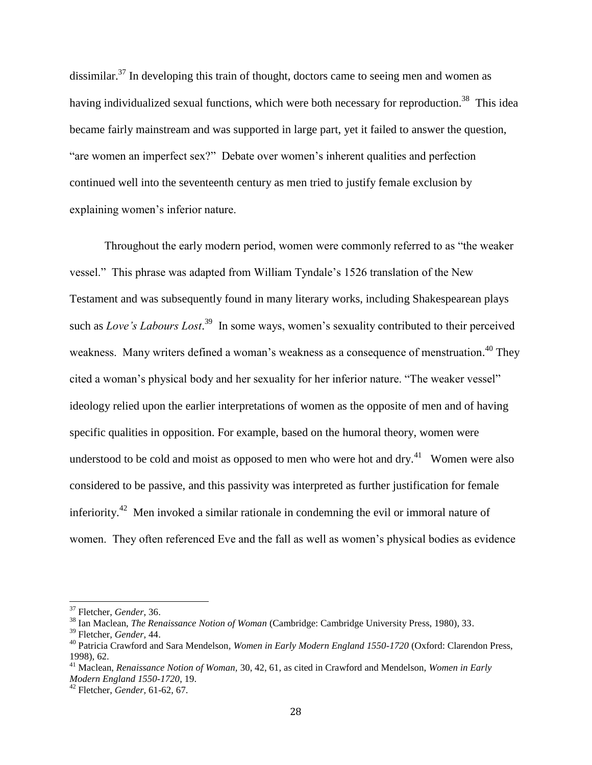dissimilar.[37] In developing this train of thought, doctors came to seeing men and women as having individualized sexual functions, which were both necessary for reproduction.[38] This idea became fairly mainstream and was supported in large part, yet it failed to answer the question, "are women an imperfect sex?" Debate over women's inherent qualities and perfection continued well into the seventeenth century as men tried to justify female exclusion by explaining women's inferior nature.

Throughout the early modern period, women were commonly referred to as "the weaker vessel." This phrase was adapted from William Tyndale's 1526 translation of the New Testament and was subsequently found in many literary works, including Shakespearean plays such as *Love's Labours Lost*.[39] In some ways, women's sexuality contributed to their perceived weakness. Many writers defined a woman's weakness as a consequence of menstruation.[40] They cited a woman's physical body and her sexuality for her inferior nature. "The weaker vessel" ideology relied upon the earlier interpretations of women as the opposite of men and of having specific qualities in opposition. For example, based on the humoral theory, women were understood to be cold and moist as opposed to men who were hot and dry.[41] Women were also considered to be passive, and this passivity was interpreted as further justification for female inferiority.[42] Men invoked a similar rationale in condemning the evil or immoral nature of women. They often referenced Eve and the fall as well as women's physical bodies as evidence

---

[37] Fletcher, *Gender*, 36.

[38] Ian Maclean, *The Renaissance Notion of Woman* (Cambridge: Cambridge University Press, 1980), 33.

[39] Fletcher, *Gender*, 44.

[40] Patricia Crawford and Sara Mendelson, *Women in Early Modern England 1550-1720* (Oxford: Clarendon Press, 1998), 62.

[41] Maclean, *Renaissance Notion of Woman*, 30, 42, 61, as cited in Crawford and Mendelson, *Women in Early Modern England 1550-1720*, 19.

[42] Fletcher, *Gender*, 61-62, 67.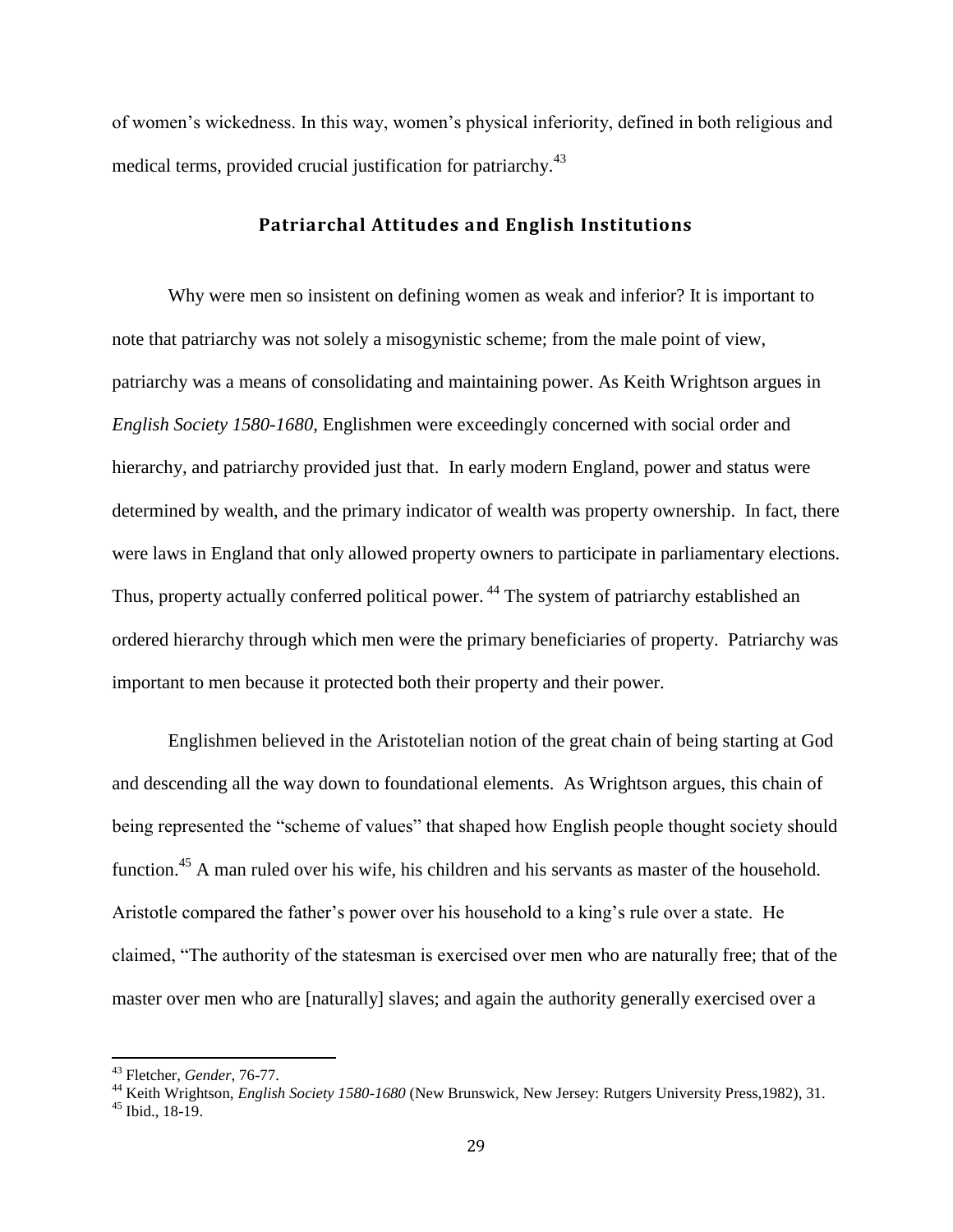of women's wickedness. In this way, women's physical inferiority, defined in both religious and medical terms, provided crucial justification for patriarchy.[43]

## Patriarchal Attitudes and English Institutions

Why were men so insistent on defining women as weak and inferior? It is important to note that patriarchy was not solely a misogynistic scheme; from the male point of view, patriarchy was a means of consolidating and maintaining power. As Keith Wrightson argues in *English Society 1580-1680*, Englishmen were exceedingly concerned with social order and hierarchy, and patriarchy provided just that. In early modern England, power and status were determined by wealth, and the primary indicator of wealth was property ownership. In fact, there were laws in England that only allowed property owners to participate in parliamentary elections. Thus, property actually conferred political power. [44] The system of patriarchy established an ordered hierarchy through which men were the primary beneficiaries of property. Patriarchy was important to men because it protected both their property and their power.

Englishmen believed in the Aristotelian notion of the great chain of being starting at God and descending all the way down to foundational elements. As Wrightson argues, this chain of being represented the "scheme of values" that shaped how English people thought society should function.[45] A man ruled over his wife, his children and his servants as master of the household. Aristotle compared the father's power over his household to a king's rule over a state. He claimed, "The authority of the statesman is exercised over men who are naturally free; that of the master over men who are [naturally] slaves; and again the authority generally exercised over a

---

[43] Fletcher, *Gender*, 76-77.

[44] Keith Wrightson, *English Society 1580-1680* (New Brunswick, New Jersey: Rutgers University Press,1982), 31.

[45] Ibid., 18-19.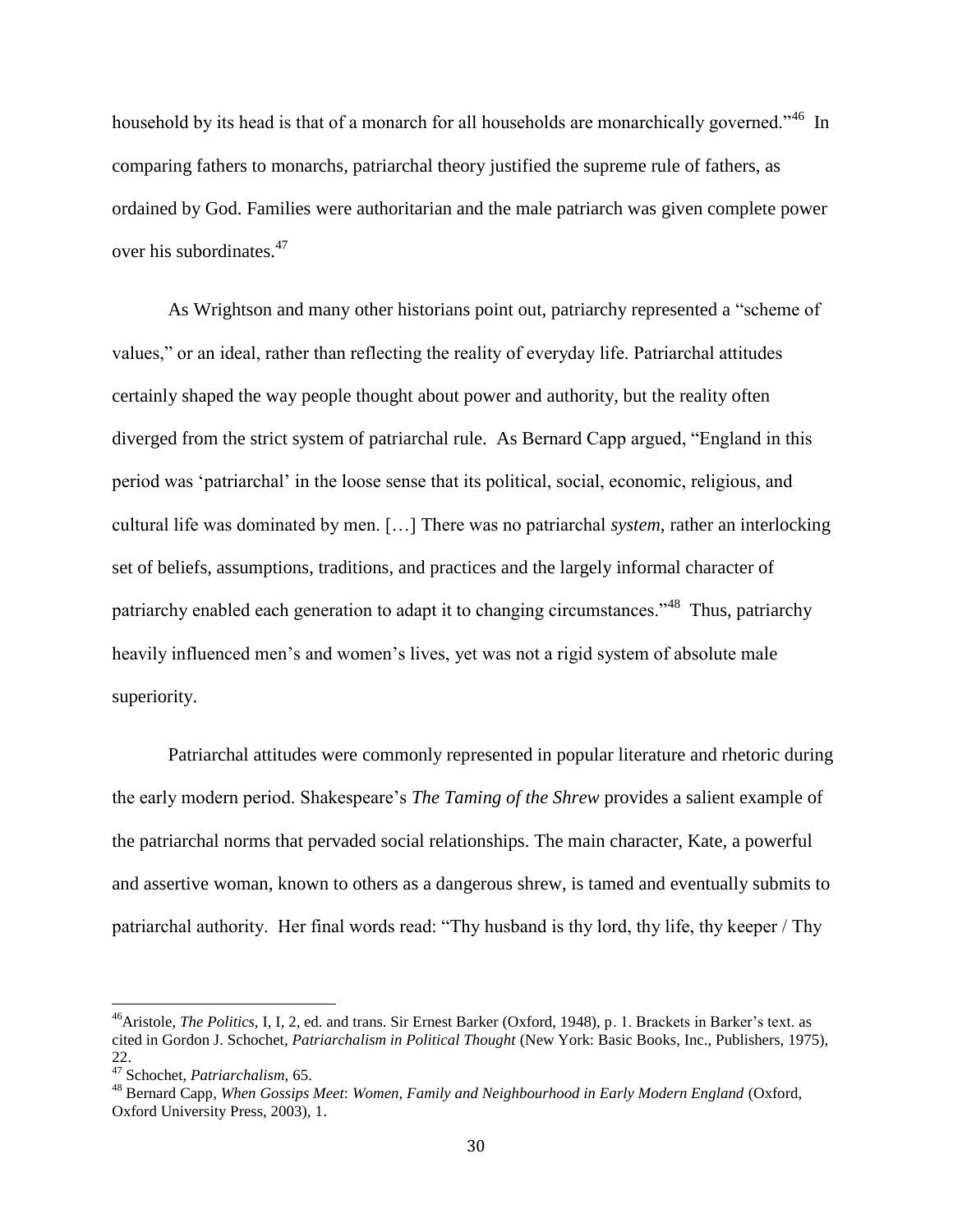household by its head is that of a monarch for all households are monarchically governed."[46] In comparing fathers to monarchs, patriarchal theory justified the supreme rule of fathers, as ordained by God. Families were authoritarian and the male patriarch was given complete power over his subordinates.[47]

As Wrightson and many other historians point out, patriarchy represented a "scheme of values," or an ideal, rather than reflecting the reality of everyday life. Patriarchal attitudes certainly shaped the way people thought about power and authority, but the reality often diverged from the strict system of patriarchal rule. As Bernard Capp argued, "England in this period was 'patriarchal' in the loose sense that its political, social, economic, religious, and cultural life was dominated by men. […] There was no patriarchal *system*, rather an interlocking set of beliefs, assumptions, traditions, and practices and the largely informal character of patriarchy enabled each generation to adapt it to changing circumstances."[48] Thus, patriarchy heavily influenced men's and women's lives, yet was not a rigid system of absolute male superiority.

Patriarchal attitudes were commonly represented in popular literature and rhetoric during the early modern period. Shakespeare's *The Taming of the Shrew* provides a salient example of the patriarchal norms that pervaded social relationships. The main character, Kate, a powerful and assertive woman, known to others as a dangerous shrew, is tamed and eventually submits to patriarchal authority. Her final words read: "Thy husband is thy lord, thy life, thy keeper / Thy

---

[46] Aristole, *The Politics,* I, I, 2, ed. and trans. Sir Ernest Barker (Oxford, 1948), p. 1. Brackets in Barker's text. as cited in Gordon J. Schochet, *Patriarchalism in Political Thought* (New York: Basic Books, Inc., Publishers, 1975), 22.

[47] Schochet, *Patriarchalism,* 65.

[48] Bernard Capp, *When Gossips Meet*: *Women, Family and Neighbourhood in Early Modern England* (Oxford, Oxford University Press, 2003), 1.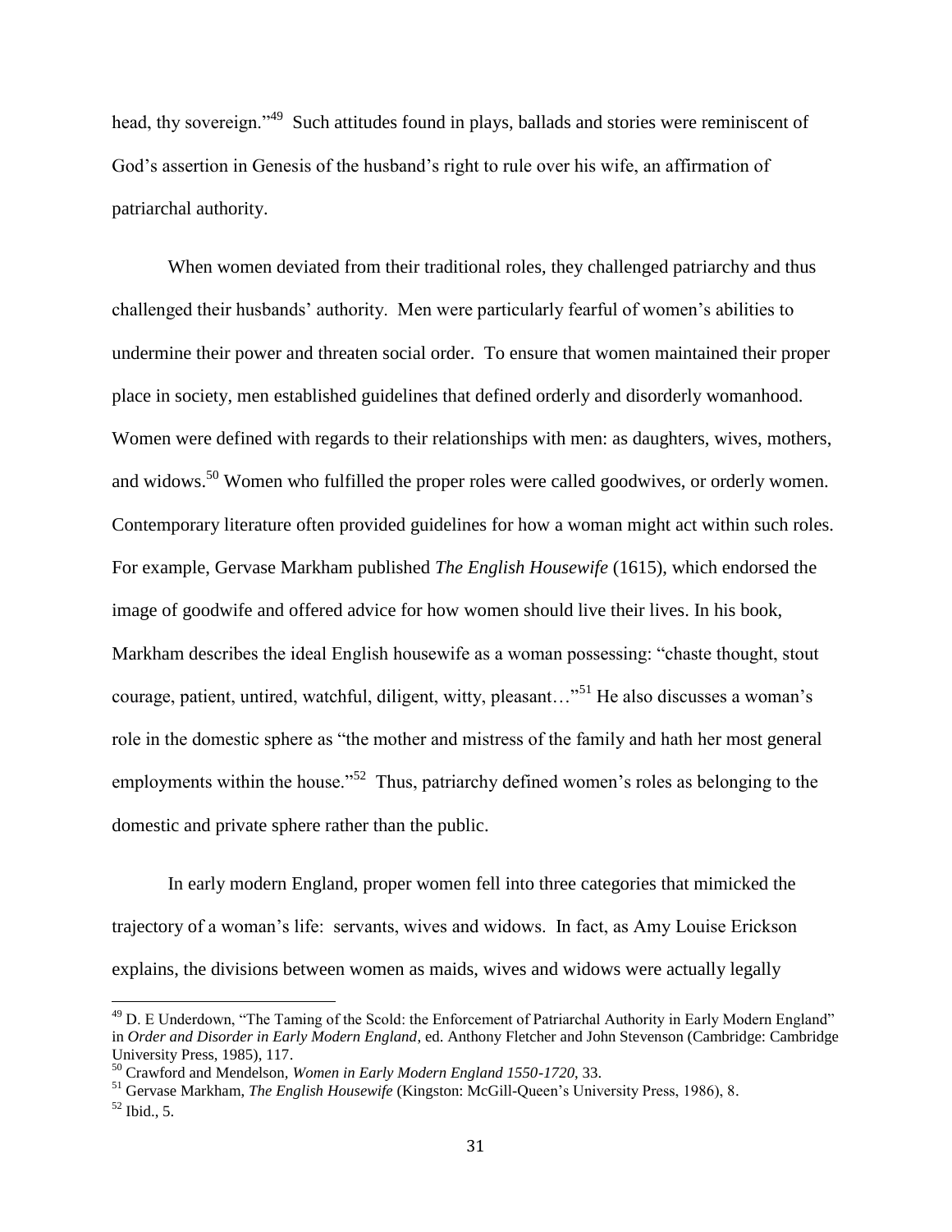head, thy sovereign."[49] Such attitudes found in plays, ballads and stories were reminiscent of God's assertion in Genesis of the husband's right to rule over his wife, an affirmation of patriarchal authority.

When women deviated from their traditional roles, they challenged patriarchy and thus challenged their husbands' authority. Men were particularly fearful of women's abilities to undermine their power and threaten social order. To ensure that women maintained their proper place in society, men established guidelines that defined orderly and disorderly womanhood. Women were defined with regards to their relationships with men: as daughters, wives, mothers, and widows.[50] Women who fulfilled the proper roles were called goodwives, or orderly women. Contemporary literature often provided guidelines for how a woman might act within such roles. For example, Gervase Markham published *The English Housewife* (1615), which endorsed the image of goodwife and offered advice for how women should live their lives. In his book, Markham describes the ideal English housewife as a woman possessing: "chaste thought, stout courage, patient, untired, watchful, diligent, witty, pleasant…"[51] He also discusses a woman's role in the domestic sphere as "the mother and mistress of the family and hath her most general employments within the house."[52] Thus, patriarchy defined women's roles as belonging to the domestic and private sphere rather than the public.

In early modern England, proper women fell into three categories that mimicked the trajectory of a woman's life: servants, wives and widows. In fact, as Amy Louise Erickson explains, the divisions between women as maids, wives and widows were actually legally

---

[49] D. E Underdown, "The Taming of the Scold: the Enforcement of Patriarchal Authority in Early Modern England" in *Order and Disorder in Early Modern England*, ed. Anthony Fletcher and John Stevenson (Cambridge: Cambridge University Press, 1985), 117.

[50] Crawford and Mendelson, *Women in Early Modern England 1550-1720*, 33.

[51] Gervase Markham, *The English Housewife* (Kingston: McGill-Queen's University Press, 1986), 8.

[52] Ibid., 5.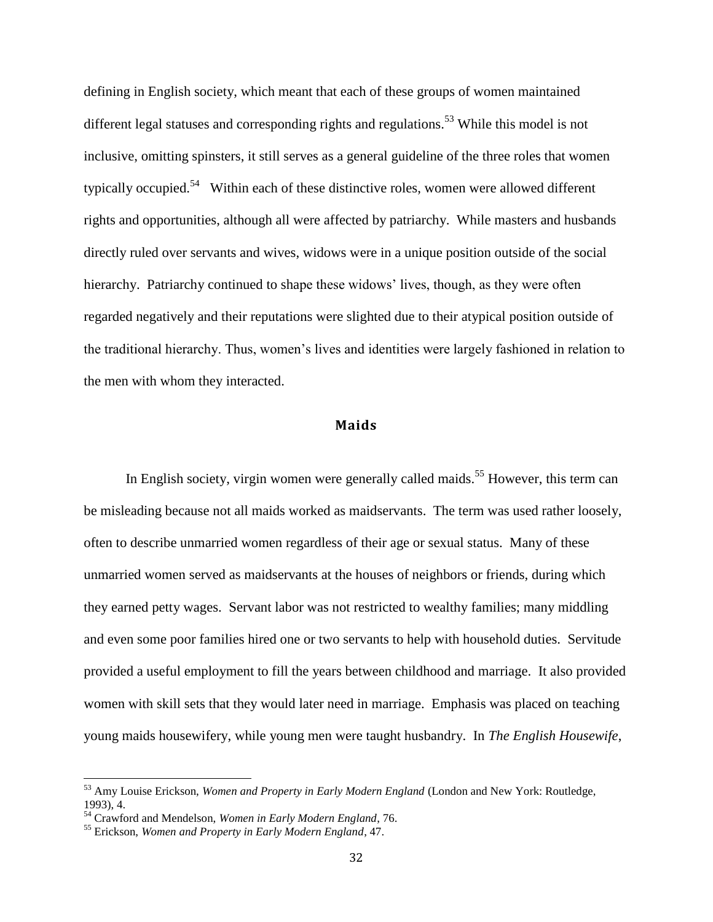defining in English society, which meant that each of these groups of women maintained different legal statuses and corresponding rights and regulations.[53] While this model is not inclusive, omitting spinsters, it still serves as a general guideline of the three roles that women typically occupied.[54] Within each of these distinctive roles, women were allowed different rights and opportunities, although all were affected by patriarchy. While masters and husbands directly ruled over servants and wives, widows were in a unique position outside of the social hierarchy. Patriarchy continued to shape these widows' lives, though, as they were often regarded negatively and their reputations were slighted due to their atypical position outside of the traditional hierarchy. Thus, women's lives and identities were largely fashioned in relation to the men with whom they interacted.

## Maids

In English society, virgin women were generally called maids.[55] However, this term can be misleading because not all maids worked as maidservants. The term was used rather loosely, often to describe unmarried women regardless of their age or sexual status. Many of these unmarried women served as maidservants at the houses of neighbors or friends, during which they earned petty wages. Servant labor was not restricted to wealthy families; many middling and even some poor families hired one or two servants to help with household duties. Servitude provided a useful employment to fill the years between childhood and marriage. It also provided women with skill sets that they would later need in marriage. Emphasis was placed on teaching young maids housewifery, while young men were taught husbandry. In *The English Housewife*,

---

[53] Amy Louise Erickson, *Women and Property in Early Modern England* (London and New York: Routledge, 1993), 4.

[54] Crawford and Mendelson, *Women in Early Modern England*, 76.

[55] Erickson, *Women and Property in Early Modern England*, 47.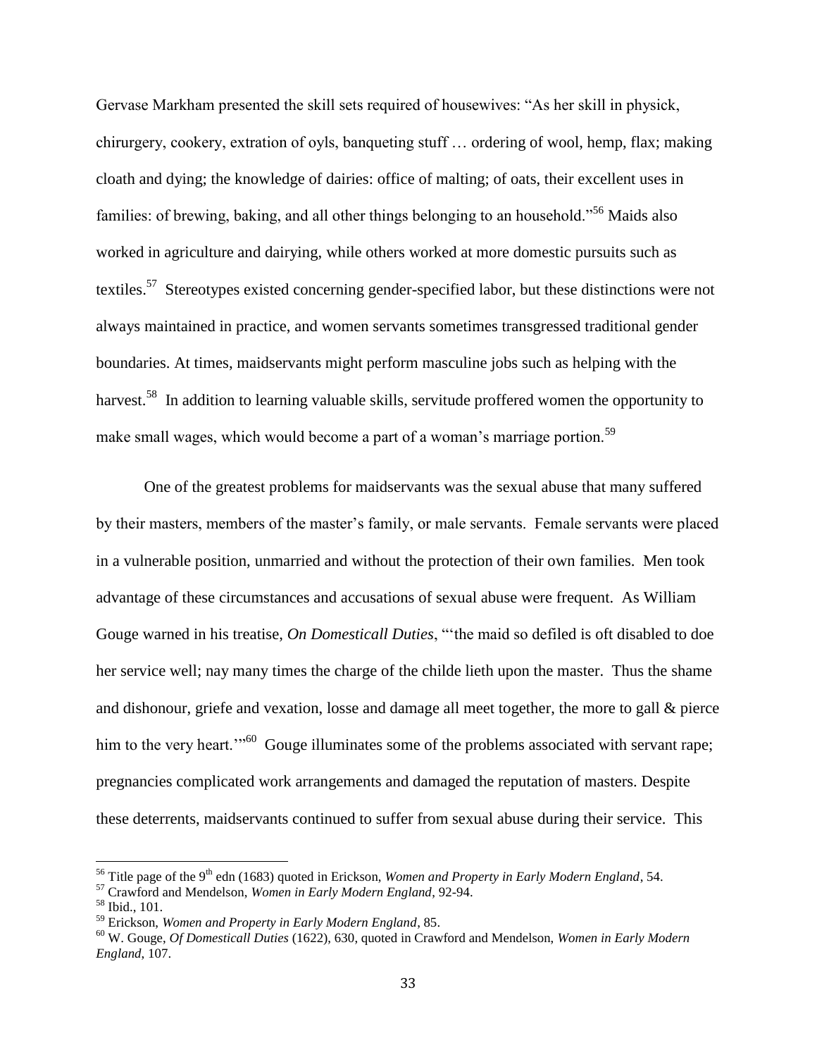Gervase Markham presented the skill sets required of housewives: "As her skill in physick, chirurgery, cookery, extration of oyls, banqueting stuff … ordering of wool, hemp, flax; making cloath and dying; the knowledge of dairies: office of malting; of oats, their excellent uses in families: of brewing, baking, and all other things belonging to an household."[56] Maids also worked in agriculture and dairying, while others worked at more domestic pursuits such as textiles.[57] Stereotypes existed concerning gender-specified labor, but these distinctions were not always maintained in practice, and women servants sometimes transgressed traditional gender boundaries. At times, maidservants might perform masculine jobs such as helping with the harvest.[58] In addition to learning valuable skills, servitude proffered women the opportunity to make small wages, which would become a part of a woman's marriage portion.[59]

One of the greatest problems for maidservants was the sexual abuse that many suffered by their masters, members of the master's family, or male servants. Female servants were placed in a vulnerable position, unmarried and without the protection of their own families. Men took advantage of these circumstances and accusations of sexual abuse were frequent. As William Gouge warned in his treatise, *On Domesticall Duties*, "'the maid so defiled is oft disabled to doe her service well; nay many times the charge of the childe lieth upon the master. Thus the shame and dishonour, griefe and vexation, losse and damage all meet together, the more to gall & pierce him to the very heart.'"[60] Gouge illuminates some of the problems associated with servant rape; pregnancies complicated work arrangements and damaged the reputation of masters. Despite these deterrents, maidservants continued to suffer from sexual abuse during their service. This

---

[56] Title page of the 9th edn (1683) quoted in Erickson, *Women and Property in Early Modern England*, 54.

[57] Crawford and Mendelson, *Women in Early Modern England*, 92-94.

[58] Ibid., 101.

[59] Erickson, *Women and Property in Early Modern England*, 85.

[60] W. Gouge, *Of Domesticall Duties* (1622), 630, quoted in Crawford and Mendelson, *Women in Early Modern England*, 107.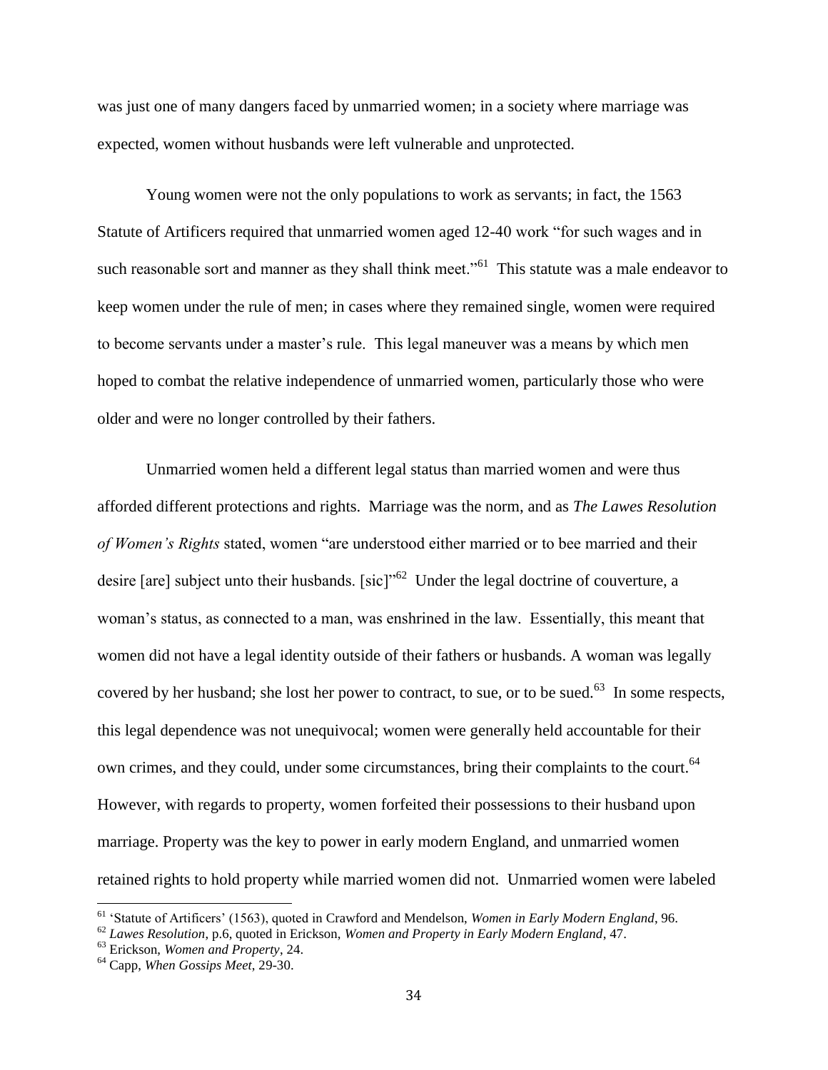was just one of many dangers faced by unmarried women; in a society where marriage was expected, women without husbands were left vulnerable and unprotected.

Young women were not the only populations to work as servants; in fact, the 1563 Statute of Artificers required that unmarried women aged 12-40 work "for such wages and in such reasonable sort and manner as they shall think meet."[61] This statute was a male endeavor to keep women under the rule of men; in cases where they remained single, women were required to become servants under a master's rule. This legal maneuver was a means by which men hoped to combat the relative independence of unmarried women, particularly those who were older and were no longer controlled by their fathers.

Unmarried women held a different legal status than married women and were thus afforded different protections and rights. Marriage was the norm, and as *The Lawes Resolution of Women's Rights* stated, women "are understood either married or to bee married and their desire [are] subject unto their husbands. [sic]"[62] Under the legal doctrine of couverture, a woman's status, as connected to a man, was enshrined in the law. Essentially, this meant that women did not have a legal identity outside of their fathers or husbands. A woman was legally covered by her husband; she lost her power to contract, to sue, or to be sued.[63] In some respects, this legal dependence was not unequivocal; women were generally held accountable for their own crimes, and they could, under some circumstances, bring their complaints to the court.[64] However, with regards to property, women forfeited their possessions to their husband upon marriage. Property was the key to power in early modern England, and unmarried women retained rights to hold property while married women did not. Unmarried women were labeled

---

[61] 'Statute of Artificers' (1563), quoted in Crawford and Mendelson, *Women in Early Modern England*, 96.

[62] *Lawes Resolution*, p.6, quoted in Erickson, *Women and Property in Early Modern England*, 47.

[63] Erickson, *Women and Property*, 24.

[64] Capp, *When Gossips Meet*, 29-30.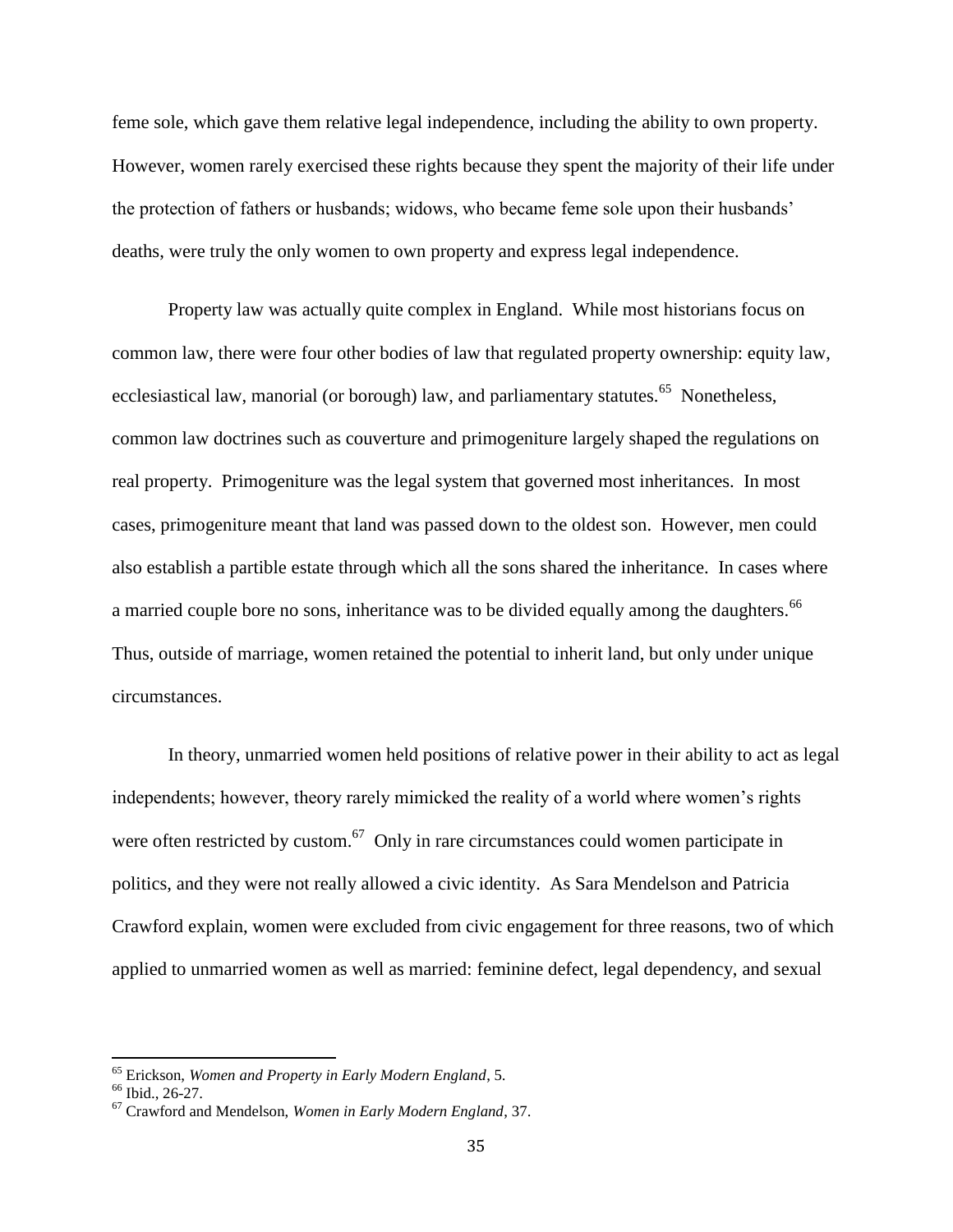feme sole, which gave them relative legal independence, including the ability to own property. However, women rarely exercised these rights because they spent the majority of their life under the protection of fathers or husbands; widows, who became feme sole upon their husbands' deaths, were truly the only women to own property and express legal independence.

Property law was actually quite complex in England. While most historians focus on common law, there were four other bodies of law that regulated property ownership: equity law, ecclesiastical law, manorial (or borough) law, and parliamentary statutes.[65] Nonetheless, common law doctrines such as couverture and primogeniture largely shaped the regulations on real property. Primogeniture was the legal system that governed most inheritances. In most cases, primogeniture meant that land was passed down to the oldest son. However, men could also establish a partible estate through which all the sons shared the inheritance. In cases where a married couple bore no sons, inheritance was to be divided equally among the daughters.[66] Thus, outside of marriage, women retained the potential to inherit land, but only under unique circumstances.

In theory, unmarried women held positions of relative power in their ability to act as legal independents; however, theory rarely mimicked the reality of a world where women's rights were often restricted by custom.[67] Only in rare circumstances could women participate in politics, and they were not really allowed a civic identity. As Sara Mendelson and Patricia Crawford explain, women were excluded from civic engagement for three reasons, two of which applied to unmarried women as well as married: feminine defect, legal dependency, and sexual

---

[65] Erickson, *Women and Property in Early Modern England*, 5.

[66] Ibid., 26-27.

[67] Crawford and Mendelson, *Women in Early Modern England*, 37.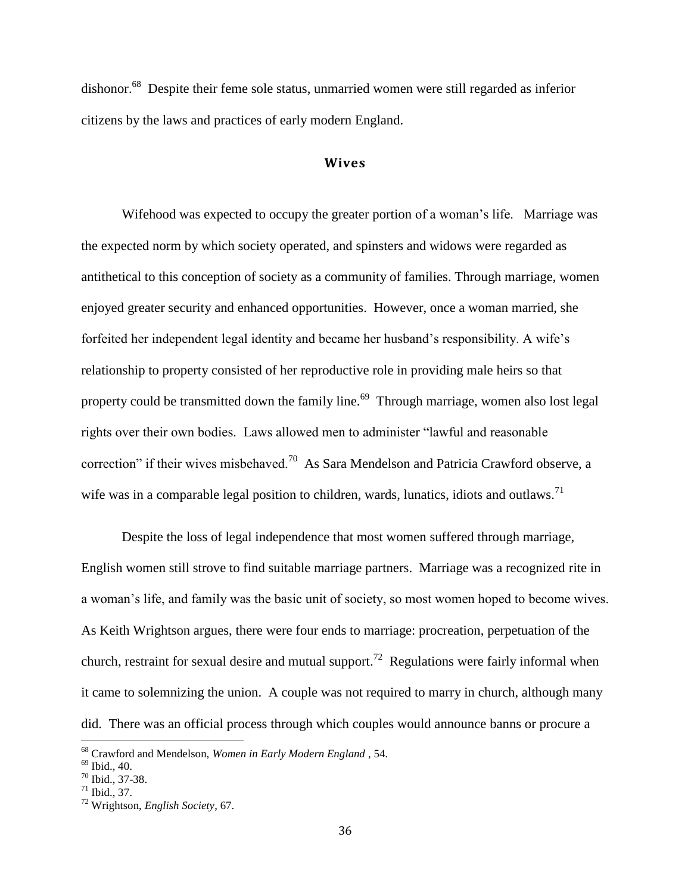dishonor.[68] Despite their feme sole status, unmarried women were still regarded as inferior citizens by the laws and practices of early modern England.

## Wives

Wifehood was expected to occupy the greater portion of a woman's life. Marriage was the expected norm by which society operated, and spinsters and widows were regarded as antithetical to this conception of society as a community of families. Through marriage, women enjoyed greater security and enhanced opportunities. However, once a woman married, she forfeited her independent legal identity and became her husband's responsibility. A wife's relationship to property consisted of her reproductive role in providing male heirs so that property could be transmitted down the family line.[69] Through marriage, women also lost legal rights over their own bodies. Laws allowed men to administer "lawful and reasonable correction" if their wives misbehaved.[70] As Sara Mendelson and Patricia Crawford observe, a wife was in a comparable legal position to children, wards, lunatics, idiots and outlaws.[71]

Despite the loss of legal independence that most women suffered through marriage, English women still strove to find suitable marriage partners. Marriage was a recognized rite in a woman's life, and family was the basic unit of society, so most women hoped to become wives. As Keith Wrightson argues, there were four ends to marriage: procreation, perpetuation of the church, restraint for sexual desire and mutual support.[72] Regulations were fairly informal when it came to solemnizing the union. A couple was not required to marry in church, although many did. There was an official process through which couples would announce banns or procure a

---

[68] Crawford and Mendelson, *Women in Early Modern England* , 54.
[69] Ibid., 40.
[70] Ibid., 37-38.
[71] Ibid., 37.
[72] Wrightson, *English Society*, 67.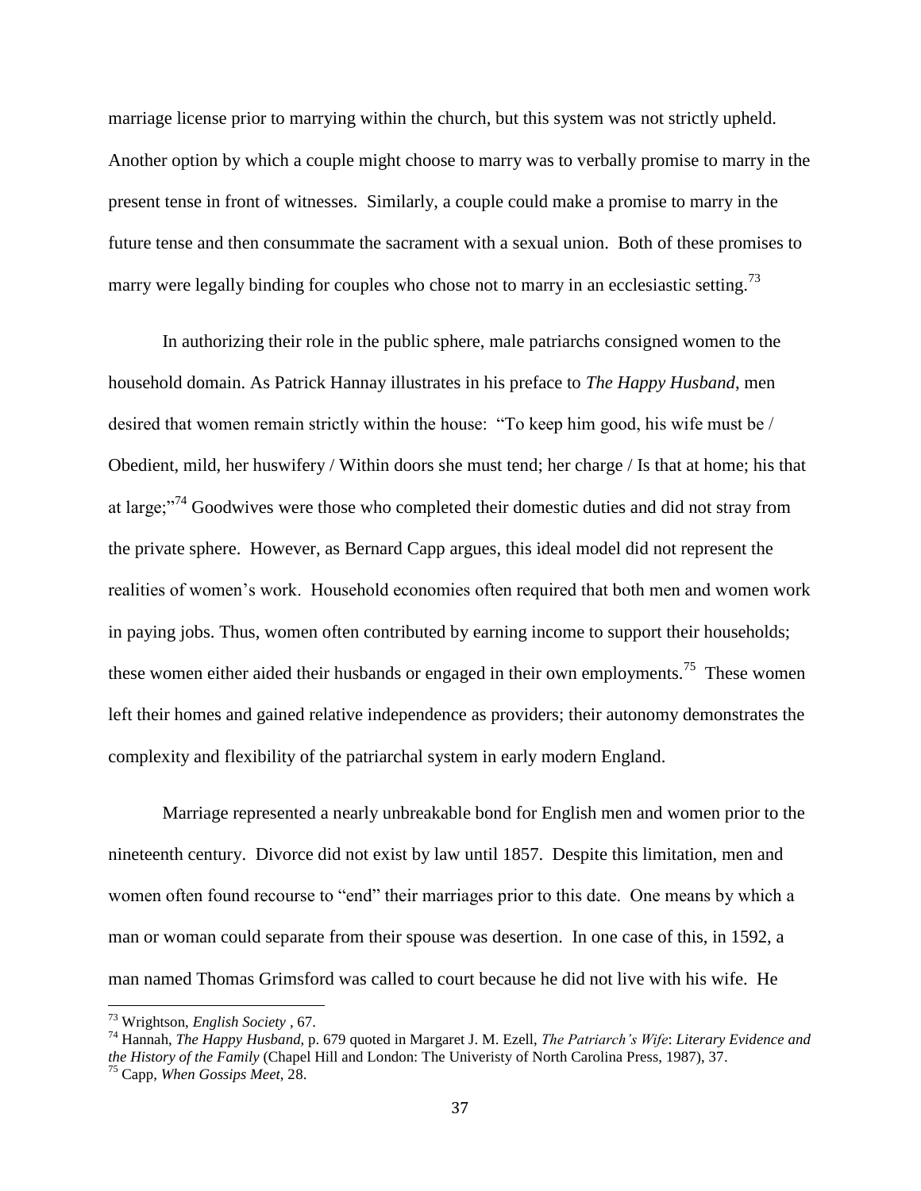marriage license prior to marrying within the church, but this system was not strictly upheld. Another option by which a couple might choose to marry was to verbally promise to marry in the present tense in front of witnesses. Similarly, a couple could make a promise to marry in the future tense and then consummate the sacrament with a sexual union. Both of these promises to marry were legally binding for couples who chose not to marry in an ecclesiastic setting.[73]

In authorizing their role in the public sphere, male patriarchs consigned women to the household domain. As Patrick Hannay illustrates in his preface to *The Happy Husband*, men desired that women remain strictly within the house: "To keep him good, his wife must be / Obedient, mild, her huswifery / Within doors she must tend; her charge / Is that at home; his that at large;"[74] Goodwives were those who completed their domestic duties and did not stray from the private sphere. However, as Bernard Capp argues, this ideal model did not represent the realities of women's work. Household economies often required that both men and women work in paying jobs. Thus, women often contributed by earning income to support their households; these women either aided their husbands or engaged in their own employments.[75] These women left their homes and gained relative independence as providers; their autonomy demonstrates the complexity and flexibility of the patriarchal system in early modern England.

Marriage represented a nearly unbreakable bond for English men and women prior to the nineteenth century. Divorce did not exist by law until 1857. Despite this limitation, men and women often found recourse to "end" their marriages prior to this date. One means by which a man or woman could separate from their spouse was desertion. In one case of this, in 1592, a man named Thomas Grimsford was called to court because he did not live with his wife. He

---

[73] Wrightson, *English Society* , 67.

[74] Hannah, *The Happy Husband*, p. 679 quoted in Margaret J. M. Ezell, *The Patriarch's Wife*: *Literary Evidence and the History of the Family* (Chapel Hill and London: The Univeristy of North Carolina Press, 1987), 37.

[75] Capp, *When Gossips Meet*, 28.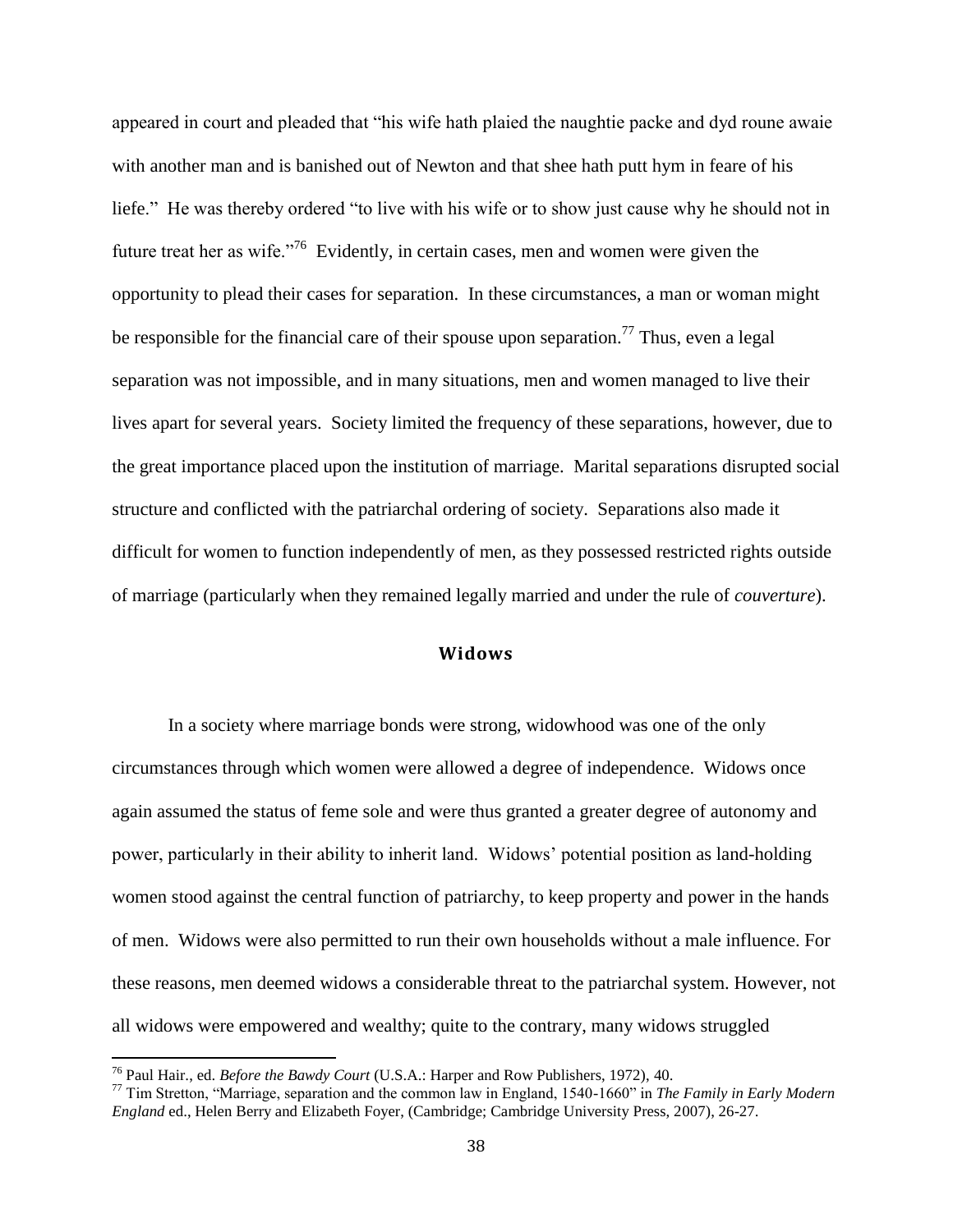appeared in court and pleaded that "his wife hath plaied the naughtie packe and dyd roune awaie with another man and is banished out of Newton and that shee hath putt hym in feare of his liefe." He was thereby ordered "to live with his wife or to show just cause why he should not in future treat her as wife."[76] Evidently, in certain cases, men and women were given the opportunity to plead their cases for separation. In these circumstances, a man or woman might be responsible for the financial care of their spouse upon separation.[77] Thus, even a legal separation was not impossible, and in many situations, men and women managed to live their lives apart for several years. Society limited the frequency of these separations, however, due to the great importance placed upon the institution of marriage. Marital separations disrupted social structure and conflicted with the patriarchal ordering of society. Separations also made it difficult for women to function independently of men, as they possessed restricted rights outside of marriage (particularly when they remained legally married and under the rule of *couverture*).

## Widows

In a society where marriage bonds were strong, widowhood was one of the only circumstances through which women were allowed a degree of independence. Widows once again assumed the status of feme sole and were thus granted a greater degree of autonomy and power, particularly in their ability to inherit land. Widows' potential position as land-holding women stood against the central function of patriarchy, to keep property and power in the hands of men. Widows were also permitted to run their own households without a male influence. For these reasons, men deemed widows a considerable threat to the patriarchal system. However, not all widows were empowered and wealthy; quite to the contrary, many widows struggled

---

[76] Paul Hair., ed. *Before the Bawdy Court* (U.S.A.: Harper and Row Publishers, 1972), 40.

[77] Tim Stretton, "Marriage, separation and the common law in England, 1540-1660" in *The Family in Early Modern England* ed., Helen Berry and Elizabeth Foyer, (Cambridge; Cambridge University Press, 2007), 26-27.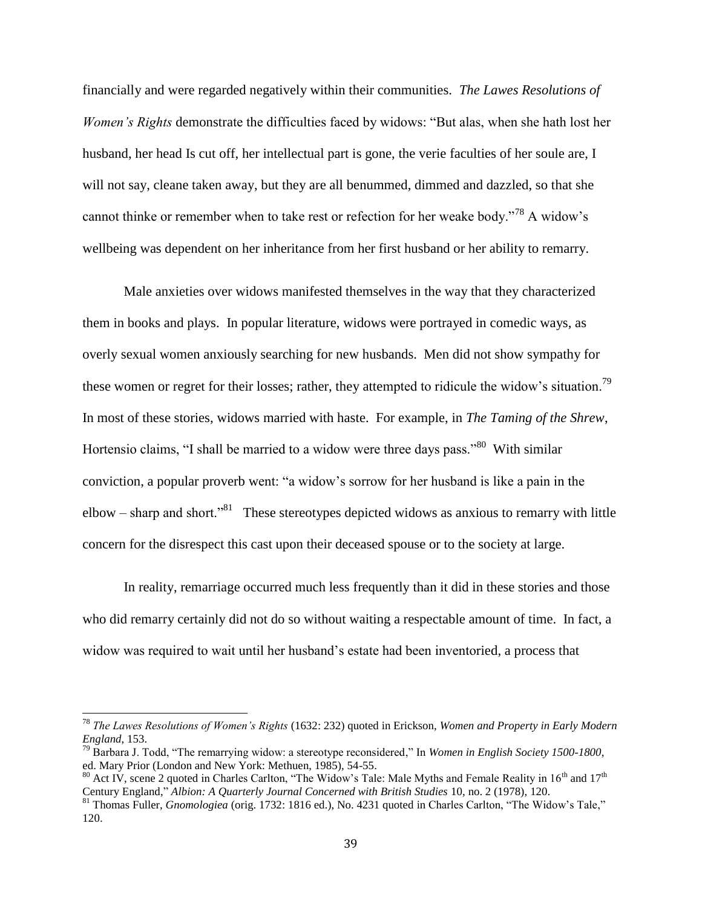financially and were regarded negatively within their communities. *The Lawes Resolutions of Women's Rights* demonstrate the difficulties faced by widows: "But alas, when she hath lost her husband, her head Is cut off, her intellectual part is gone, the verie faculties of her soule are, I will not say, cleane taken away, but they are all benummed, dimmed and dazzled, so that she cannot thinke or remember when to take rest or refection for her weake body."[78] A widow's wellbeing was dependent on her inheritance from her first husband or her ability to remarry.

Male anxieties over widows manifested themselves in the way that they characterized them in books and plays. In popular literature, widows were portrayed in comedic ways, as overly sexual women anxiously searching for new husbands. Men did not show sympathy for these women or regret for their losses; rather, they attempted to ridicule the widow's situation.[79] In most of these stories, widows married with haste. For example, in *The Taming of the Shrew*, Hortensio claims, "I shall be married to a widow were three days pass."[80] With similar conviction, a popular proverb went: "a widow's sorrow for her husband is like a pain in the elbow – sharp and short."[81] These stereotypes depicted widows as anxious to remarry with little concern for the disrespect this cast upon their deceased spouse or to the society at large.

In reality, remarriage occurred much less frequently than it did in these stories and those who did remarry certainly did not do so without waiting a respectable amount of time. In fact, a widow was required to wait until her husband's estate had been inventoried, a process that

---

[78] *The Lawes Resolutions of Women's Rights* (1632: 232) quoted in Erickson, *Women and Property in Early Modern England*, 153.

[79] Barbara J. Todd, "The remarrying widow: a stereotype reconsidered," In *Women in English Society 1500-1800*, ed. Mary Prior (London and New York: Methuen, 1985), 54-55.

[80] Act IV, scene 2 quoted in Charles Carlton, "The Widow's Tale: Male Myths and Female Reality in 16th and 17th Century England," *Albion: A Quarterly Journal Concerned with British Studies* 10, no. 2 (1978), 120.

[81] Thomas Fuller, *Gnomologiea* (orig. 1732: 1816 ed.), No. 4231 quoted in Charles Carlton, "The Widow's Tale," 120.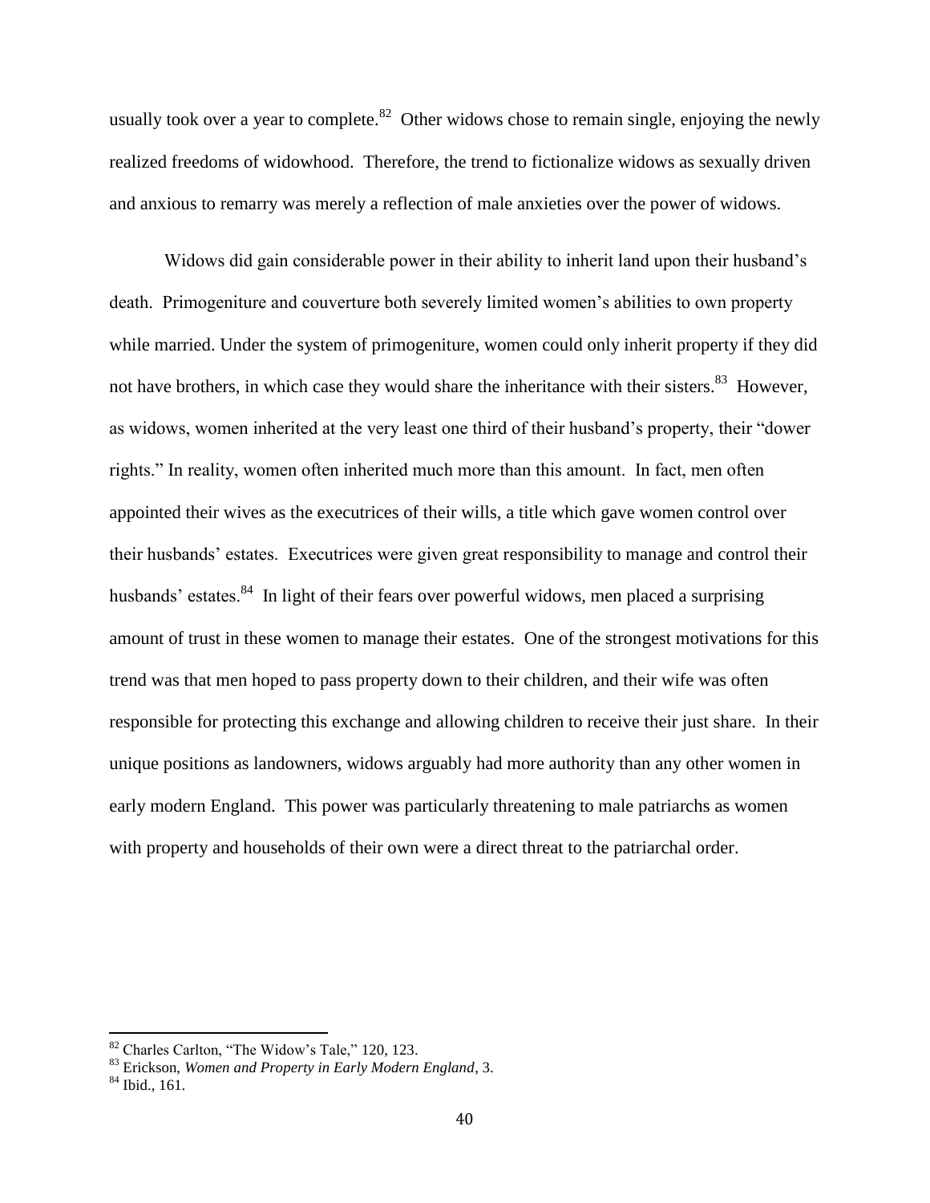usually took over a year to complete.[82] Other widows chose to remain single, enjoying the newly realized freedoms of widowhood. Therefore, the trend to fictionalize widows as sexually driven and anxious to remarry was merely a reflection of male anxieties over the power of widows.

Widows did gain considerable power in their ability to inherit land upon their husband's death. Primogeniture and couverture both severely limited women's abilities to own property while married. Under the system of primogeniture, women could only inherit property if they did not have brothers, in which case they would share the inheritance with their sisters.[83] However, as widows, women inherited at the very least one third of their husband's property, their "dower rights." In reality, women often inherited much more than this amount. In fact, men often appointed their wives as the executrices of their wills, a title which gave women control over their husbands' estates. Executrices were given great responsibility to manage and control their husbands' estates.[84] In light of their fears over powerful widows, men placed a surprising amount of trust in these women to manage their estates. One of the strongest motivations for this trend was that men hoped to pass property down to their children, and their wife was often responsible for protecting this exchange and allowing children to receive their just share. In their unique positions as landowners, widows arguably had more authority than any other women in early modern England. This power was particularly threatening to male patriarchs as women with property and households of their own were a direct threat to the patriarchal order.

---

[82] Charles Carlton, "The Widow's Tale," 120, 123.

[83] Erickson, *Women and Property in Early Modern England*, 3.

[84] Ibid., 161.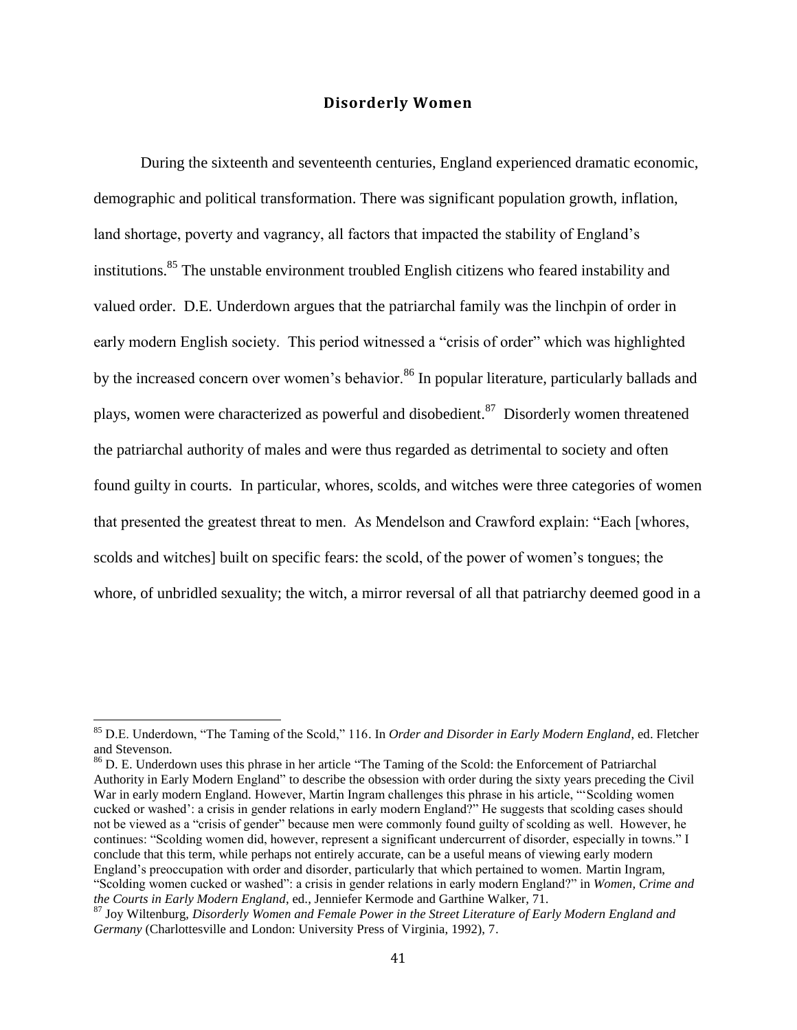## Disorderly Women

During the sixteenth and seventeenth centuries, England experienced dramatic economic, demographic and political transformation. There was significant population growth, inflation, land shortage, poverty and vagrancy, all factors that impacted the stability of England's institutions.[85] The unstable environment troubled English citizens who feared instability and valued order. D.E. Underdown argues that the patriarchal family was the linchpin of order in early modern English society. This period witnessed a "crisis of order" which was highlighted by the increased concern over women's behavior.[86] In popular literature, particularly ballads and plays, women were characterized as powerful and disobedient.[87] Disorderly women threatened the patriarchal authority of males and were thus regarded as detrimental to society and often found guilty in courts. In particular, whores, scolds, and witches were three categories of women that presented the greatest threat to men. As Mendelson and Crawford explain: "Each [whores, scolds and witches] built on specific fears: the scold, of the power of women's tongues; the whore, of unbridled sexuality; the witch, a mirror reversal of all that patriarchy deemed good in a

---

[85] D.E. Underdown, "The Taming of the Scold," 116. In *Order and Disorder in Early Modern England*, ed. Fletcher and Stevenson.

[86] D. E. Underdown uses this phrase in her article "The Taming of the Scold: the Enforcement of Patriarchal Authority in Early Modern England" to describe the obsession with order during the sixty years preceding the Civil War in early modern England. However, Martin Ingram challenges this phrase in his article, "'Scolding women cucked or washed': a crisis in gender relations in early modern England?" He suggests that scolding cases should not be viewed as a "crisis of gender" because men were commonly found guilty of scolding as well. However, he continues: "Scolding women did, however, represent a significant undercurrent of disorder, especially in towns." I conclude that this term, while perhaps not entirely accurate, can be a useful means of viewing early modern England's preoccupation with order and disorder, particularly that which pertained to women. Martin Ingram, "Scolding women cucked or washed": a crisis in gender relations in early modern England?" in *Women, Crime and the Courts in Early Modern England*, ed., Jenniefer Kermode and Garthine Walker, 71.

[87] Joy Wiltenburg, *Disorderly Women and Female Power in the Street Literature of Early Modern England and Germany* (Charlottesville and London: University Press of Virginia, 1992), 7.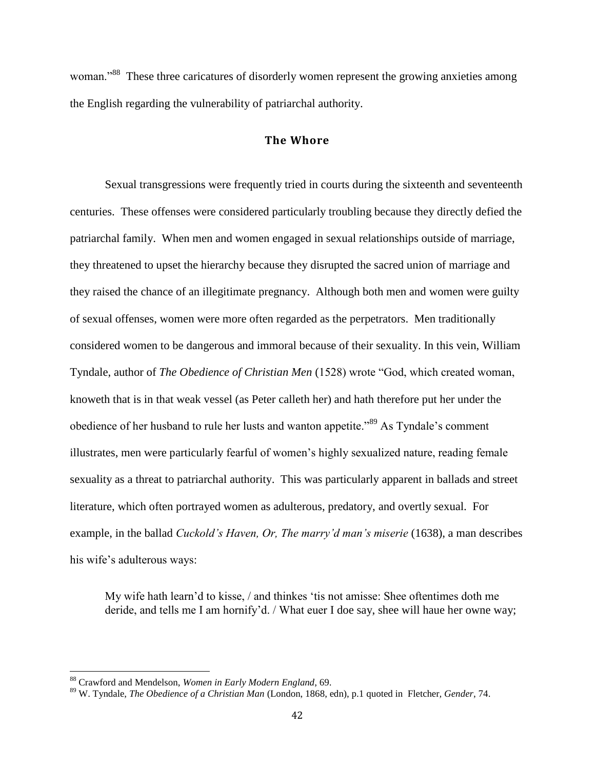woman."[88] These three caricatures of disorderly women represent the growing anxieties among the English regarding the vulnerability of patriarchal authority.

## The Whore

Sexual transgressions were frequently tried in courts during the sixteenth and seventeenth centuries. These offenses were considered particularly troubling because they directly defied the patriarchal family. When men and women engaged in sexual relationships outside of marriage, they threatened to upset the hierarchy because they disrupted the sacred union of marriage and they raised the chance of an illegitimate pregnancy. Although both men and women were guilty of sexual offenses, women were more often regarded as the perpetrators. Men traditionally considered women to be dangerous and immoral because of their sexuality. In this vein, William Tyndale, author of *The Obedience of Christian Men* (1528) wrote "God, which created woman, knoweth that is in that weak vessel (as Peter calleth her) and hath therefore put her under the obedience of her husband to rule her lusts and wanton appetite."[89] As Tyndale's comment illustrates, men were particularly fearful of women's highly sexualized nature, reading female sexuality as a threat to patriarchal authority. This was particularly apparent in ballads and street literature, which often portrayed women as adulterous, predatory, and overtly sexual. For example, in the ballad *Cuckold's Haven, Or, The marry'd man's miserie* (1638), a man describes his wife's adulterous ways:

> My wife hath learn'd to kisse, / and thinkes 'tis not amisse: Shee oftentimes doth me deride, and tells me I am hornify'd. / What euer I doe say, shee will haue her owne way;

[88] Crawford and Mendelson, *Women in Early Modern England*, 69.

[89] W. Tyndale, *The Obedience of a Christian Man* (London, 1868, edn), p.1 quoted in Fletcher, *Gender*, 74.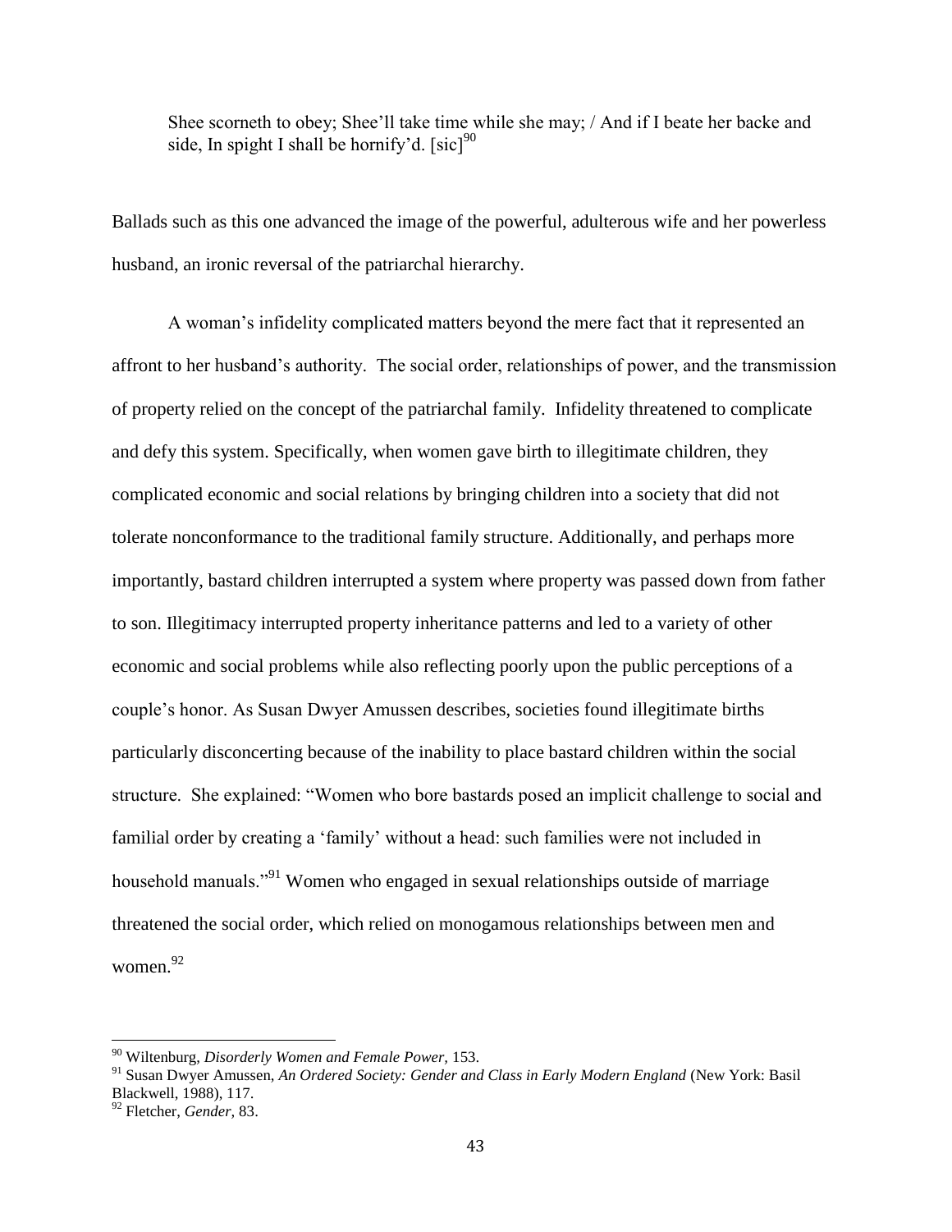> Shee scorneth to obey; Shee'll take time while she may; / And if I beate her backe and side, In spight I shall be hornify'd. [sic][90]

Ballads such as this one advanced the image of the powerful, adulterous wife and her powerless husband, an ironic reversal of the patriarchal hierarchy.

A woman's infidelity complicated matters beyond the mere fact that it represented an affront to her husband's authority. The social order, relationships of power, and the transmission of property relied on the concept of the patriarchal family. Infidelity threatened to complicate and defy this system. Specifically, when women gave birth to illegitimate children, they complicated economic and social relations by bringing children into a society that did not tolerate nonconformance to the traditional family structure. Additionally, and perhaps more importantly, bastard children interrupted a system where property was passed down from father to son. Illegitimacy interrupted property inheritance patterns and led to a variety of other economic and social problems while also reflecting poorly upon the public perceptions of a couple's honor. As Susan Dwyer Amussen describes, societies found illegitimate births particularly disconcerting because of the inability to place bastard children within the social structure. She explained: "Women who bore bastards posed an implicit challenge to social and familial order by creating a 'family' without a head: such families were not included in household manuals."[91] Women who engaged in sexual relationships outside of marriage threatened the social order, which relied on monogamous relationships between men and women.[92]

---

[90] Wiltenburg, *Disorderly Women and Female Power*, 153.

[91] Susan Dwyer Amussen, *An Ordered Society: Gender and Class in Early Modern England* (New York: Basil Blackwell, 1988), 117.

[92] Fletcher, *Gender*, 83.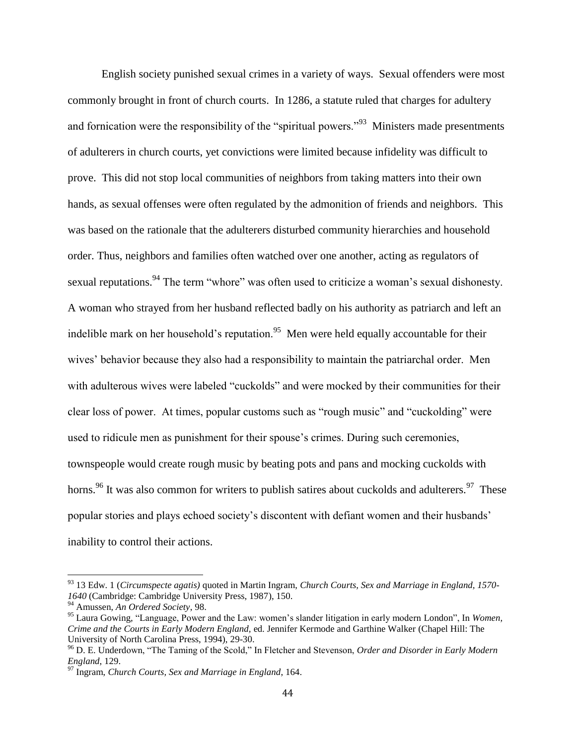English society punished sexual crimes in a variety of ways. Sexual offenders were most commonly brought in front of church courts. In 1286, a statute ruled that charges for adultery and fornication were the responsibility of the "spiritual powers."[93] Ministers made presentments of adulterers in church courts, yet convictions were limited because infidelity was difficult to prove. This did not stop local communities of neighbors from taking matters into their own hands, as sexual offenses were often regulated by the admonition of friends and neighbors. This was based on the rationale that the adulterers disturbed community hierarchies and household order. Thus, neighbors and families often watched over one another, acting as regulators of sexual reputations.[94] The term "whore" was often used to criticize a woman's sexual dishonesty. A woman who strayed from her husband reflected badly on his authority as patriarch and left an indelible mark on her household's reputation.[95] Men were held equally accountable for their wives' behavior because they also had a responsibility to maintain the patriarchal order. Men with adulterous wives were labeled "cuckolds" and were mocked by their communities for their clear loss of power. At times, popular customs such as "rough music" and "cuckolding" were used to ridicule men as punishment for their spouse's crimes. During such ceremonies, townspeople would create rough music by beating pots and pans and mocking cuckolds with horns.[96] It was also common for writers to publish satires about cuckolds and adulterers.[97] These popular stories and plays echoed society's discontent with defiant women and their husbands' inability to control their actions.

---

[93] 13 Edw. 1 (*Circumspecte agatis)* quoted in Martin Ingram, *Church Courts, Sex and Marriage in England, 1570-1640* (Cambridge: Cambridge University Press, 1987), 150.

[94] Amussen, *An Ordered Society*, 98.

[95] Laura Gowing, "Language, Power and the Law: women's slander litigation in early modern London", In *Women, Crime and the Courts in Early Modern England*, ed. Jennifer Kermode and Garthine Walker (Chapel Hill: The University of North Carolina Press, 1994), 29-30.

[96] D. E. Underdown, "The Taming of the Scold," In Fletcher and Stevenson, *Order and Disorder in Early Modern England*, 129.

[97] Ingram, *Church Courts, Sex and Marriage in England*, 164.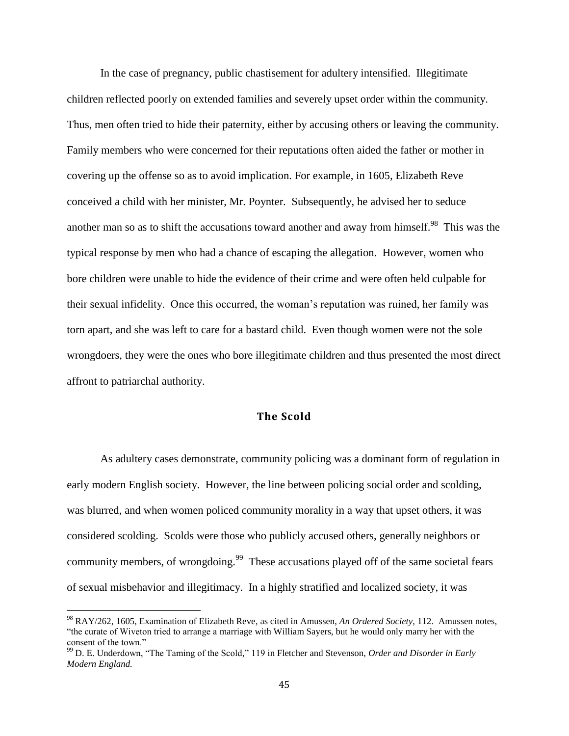In the case of pregnancy, public chastisement for adultery intensified. Illegitimate children reflected poorly on extended families and severely upset order within the community. Thus, men often tried to hide their paternity, either by accusing others or leaving the community. Family members who were concerned for their reputations often aided the father or mother in covering up the offense so as to avoid implication. For example, in 1605, Elizabeth Reve conceived a child with her minister, Mr. Poynter. Subsequently, he advised her to seduce another man so as to shift the accusations toward another and away from himself.[98] This was the typical response by men who had a chance of escaping the allegation. However, women who bore children were unable to hide the evidence of their crime and were often held culpable for their sexual infidelity. Once this occurred, the woman's reputation was ruined, her family was torn apart, and she was left to care for a bastard child. Even though women were not the sole wrongdoers, they were the ones who bore illegitimate children and thus presented the most direct affront to patriarchal authority.

## The Scold

As adultery cases demonstrate, community policing was a dominant form of regulation in early modern English society. However, the line between policing social order and scolding, was blurred, and when women policed community morality in a way that upset others, it was considered scolding. Scolds were those who publicly accused others, generally neighbors or community members, of wrongdoing.[99] These accusations played off of the same societal fears of sexual misbehavior and illegitimacy. In a highly stratified and localized society, it was

---

[98] RAY/262, 1605, Examination of Elizabeth Reve, as cited in Amussen, *An Ordered Society,* 112. Amussen notes, "the curate of Wiveton tried to arrange a marriage with William Sayers, but he would only marry her with the consent of the town."

[99] D. E. Underdown, "The Taming of the Scold," 119 in Fletcher and Stevenson, *Order and Disorder in Early Modern England.*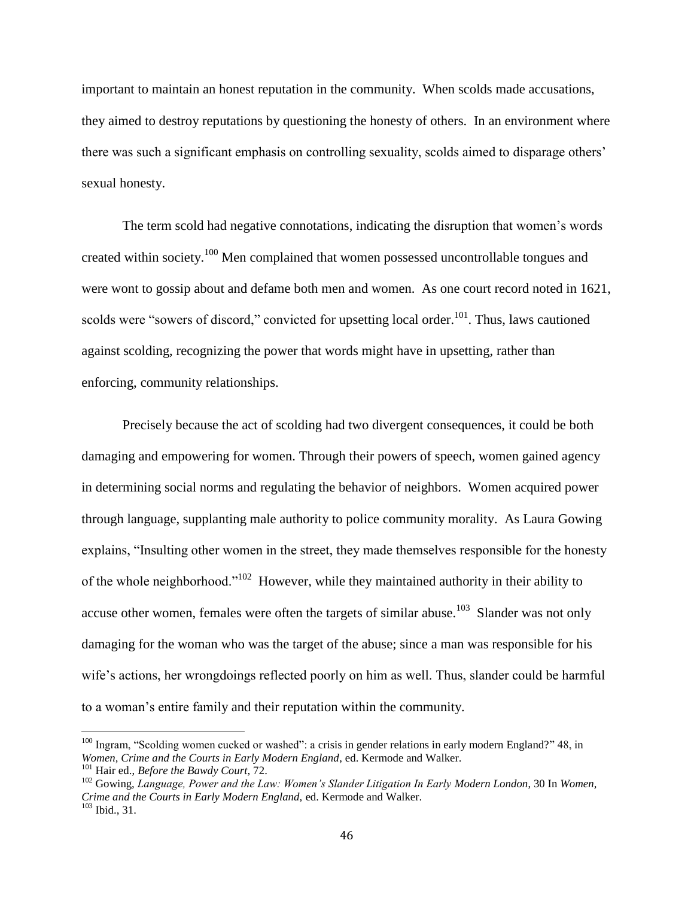important to maintain an honest reputation in the community. When scolds made accusations, they aimed to destroy reputations by questioning the honesty of others. In an environment where there was such a significant emphasis on controlling sexuality, scolds aimed to disparage others' sexual honesty.

The term scold had negative connotations, indicating the disruption that women's words created within society.[100] Men complained that women possessed uncontrollable tongues and were wont to gossip about and defame both men and women. As one court record noted in 1621, scolds were "sowers of discord," convicted for upsetting local order.[101]. Thus, laws cautioned against scolding, recognizing the power that words might have in upsetting, rather than enforcing, community relationships.

Precisely because the act of scolding had two divergent consequences, it could be both damaging and empowering for women. Through their powers of speech, women gained agency in determining social norms and regulating the behavior of neighbors. Women acquired power through language, supplanting male authority to police community morality. As Laura Gowing explains, "Insulting other women in the street, they made themselves responsible for the honesty of the whole neighborhood."[102] However, while they maintained authority in their ability to accuse other women, females were often the targets of similar abuse.[103] Slander was not only damaging for the woman who was the target of the abuse; since a man was responsible for his wife's actions, her wrongdoings reflected poorly on him as well. Thus, slander could be harmful to a woman's entire family and their reputation within the community.

---

[100] Ingram, "Scolding women cucked or washed": a crisis in gender relations in early modern England?" 48, in *Women, Crime and the Courts in Early Modern England*, ed. Kermode and Walker.

[101] Hair ed., *Before the Bawdy Court*, 72.

[102] Gowing, *Language, Power and the Law: Women's Slander Litigation In Early Modern London*, 30 In *Women, Crime and the Courts in Early Modern England,* ed. Kermode and Walker.

[103] Ibid., 31.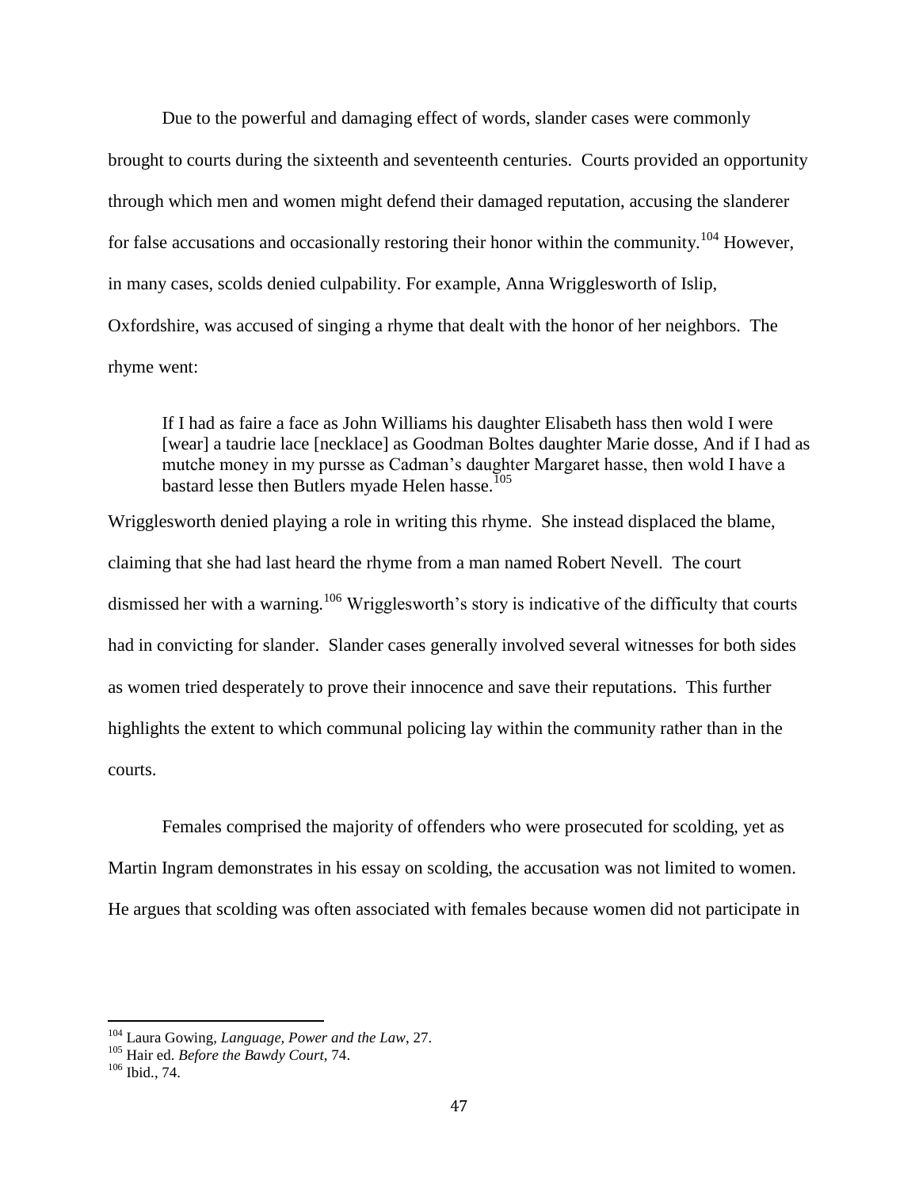Due to the powerful and damaging effect of words, slander cases were commonly brought to courts during the sixteenth and seventeenth centuries. Courts provided an opportunity through which men and women might defend their damaged reputation, accusing the slanderer for false accusations and occasionally restoring their honor within the community.[104] However, in many cases, scolds denied culpability. For example, Anna Wrigglesworth of Islip, Oxfordshire, was accused of singing a rhyme that dealt with the honor of her neighbors. The rhyme went:

> If I had as faire a face as John Williams his daughter Elisabeth hass then wold I were [wear] a taudrie lace [necklace] as Goodman Boltes daughter Marie dosse, And if I had as mutche money in my pursse as Cadman's daughter Margaret hasse, then wold I have a bastard lesse then Butlers myade Helen hasse.[105]

Wrigglesworth denied playing a role in writing this rhyme. She instead displaced the blame, claiming that she had last heard the rhyme from a man named Robert Nevell. The court dismissed her with a warning.[106] Wrigglesworth's story is indicative of the difficulty that courts had in convicting for slander. Slander cases generally involved several witnesses for both sides as women tried desperately to prove their innocence and save their reputations. This further highlights the extent to which communal policing lay within the community rather than in the courts.

Females comprised the majority of offenders who were prosecuted for scolding, yet as Martin Ingram demonstrates in his essay on scolding, the accusation was not limited to women. He argues that scolding was often associated with females because women did not participate in

---

[104] Laura Gowing, *Language, Power and the Law*, 27.

[105] Hair ed. *Before the Bawdy Court*, 74.

[106] Ibid., 74.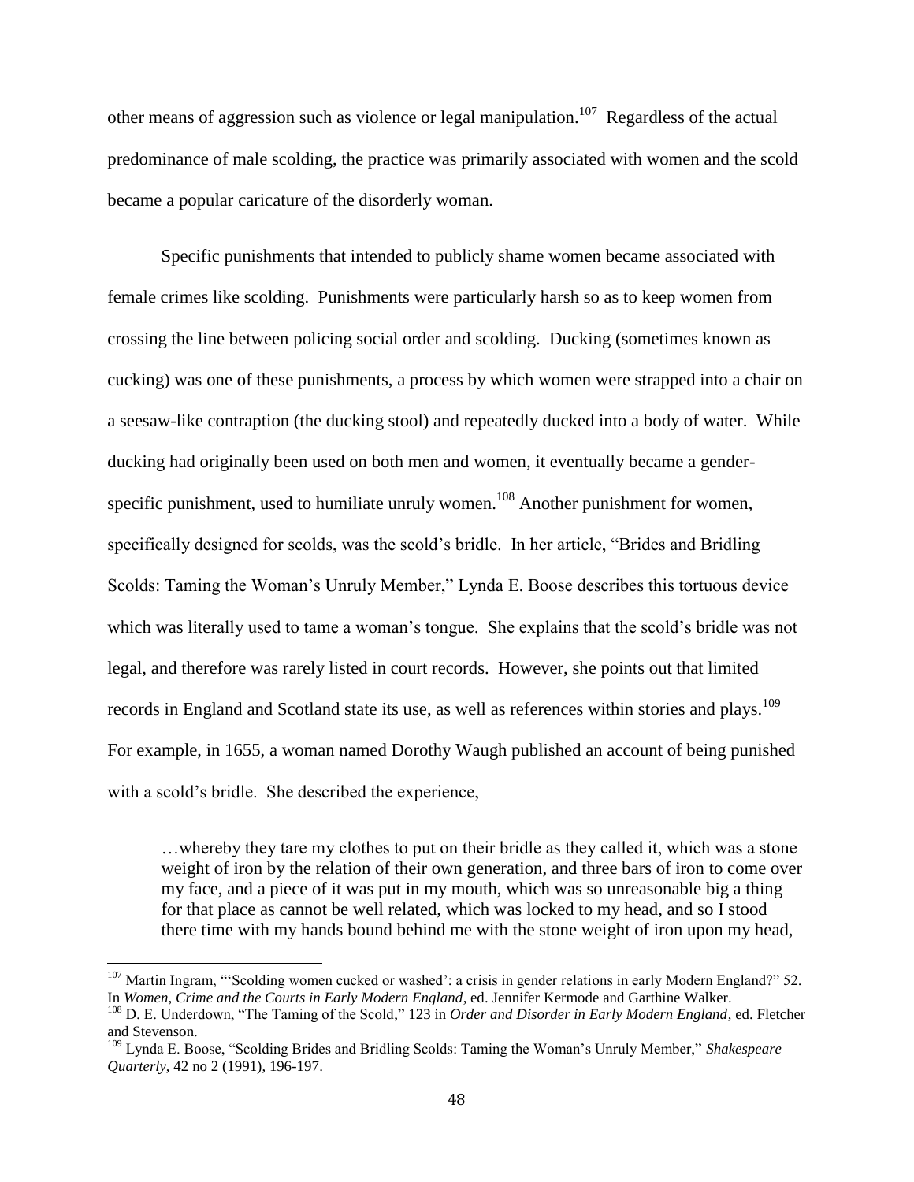other means of aggression such as violence or legal manipulation.[107] Regardless of the actual predominance of male scolding, the practice was primarily associated with women and the scold became a popular caricature of the disorderly woman.

Specific punishments that intended to publicly shame women became associated with female crimes like scolding. Punishments were particularly harsh so as to keep women from crossing the line between policing social order and scolding. Ducking (sometimes known as cucking) was one of these punishments, a process by which women were strapped into a chair on a seesaw-like contraption (the ducking stool) and repeatedly ducked into a body of water. While ducking had originally been used on both men and women, it eventually became a gender-specific punishment, used to humiliate unruly women.[108] Another punishment for women, specifically designed for scolds, was the scold's bridle. In her article, "Brides and Bridling Scolds: Taming the Woman's Unruly Member," Lynda E. Boose describes this tortuous device which was literally used to tame a woman's tongue. She explains that the scold's bridle was not legal, and therefore was rarely listed in court records. However, she points out that limited records in England and Scotland state its use, as well as references within stories and plays.[109] For example, in 1655, a woman named Dorothy Waugh published an account of being punished with a scold's bridle. She described the experience,

> …whereby they tare my clothes to put on their bridle as they called it, which was a stone weight of iron by the relation of their own generation, and three bars of iron to come over my face, and a piece of it was put in my mouth, which was so unreasonable big a thing for that place as cannot be well related, which was locked to my head, and so I stood there time with my hands bound behind me with the stone weight of iron upon my head,

---

[107] Martin Ingram, "'Scolding women cucked or washed': a crisis in gender relations in early Modern England?" 52. In *Women, Crime and the Courts in Early Modern England*, ed. Jennifer Kermode and Garthine Walker.

[108] D. E. Underdown, "The Taming of the Scold," 123 in *Order and Disorder in Early Modern England*, ed. Fletcher and Stevenson.

[109] Lynda E. Boose, "Scolding Brides and Bridling Scolds: Taming the Woman's Unruly Member," *Shakespeare Quarterly*, 42 no 2 (1991), 196-197.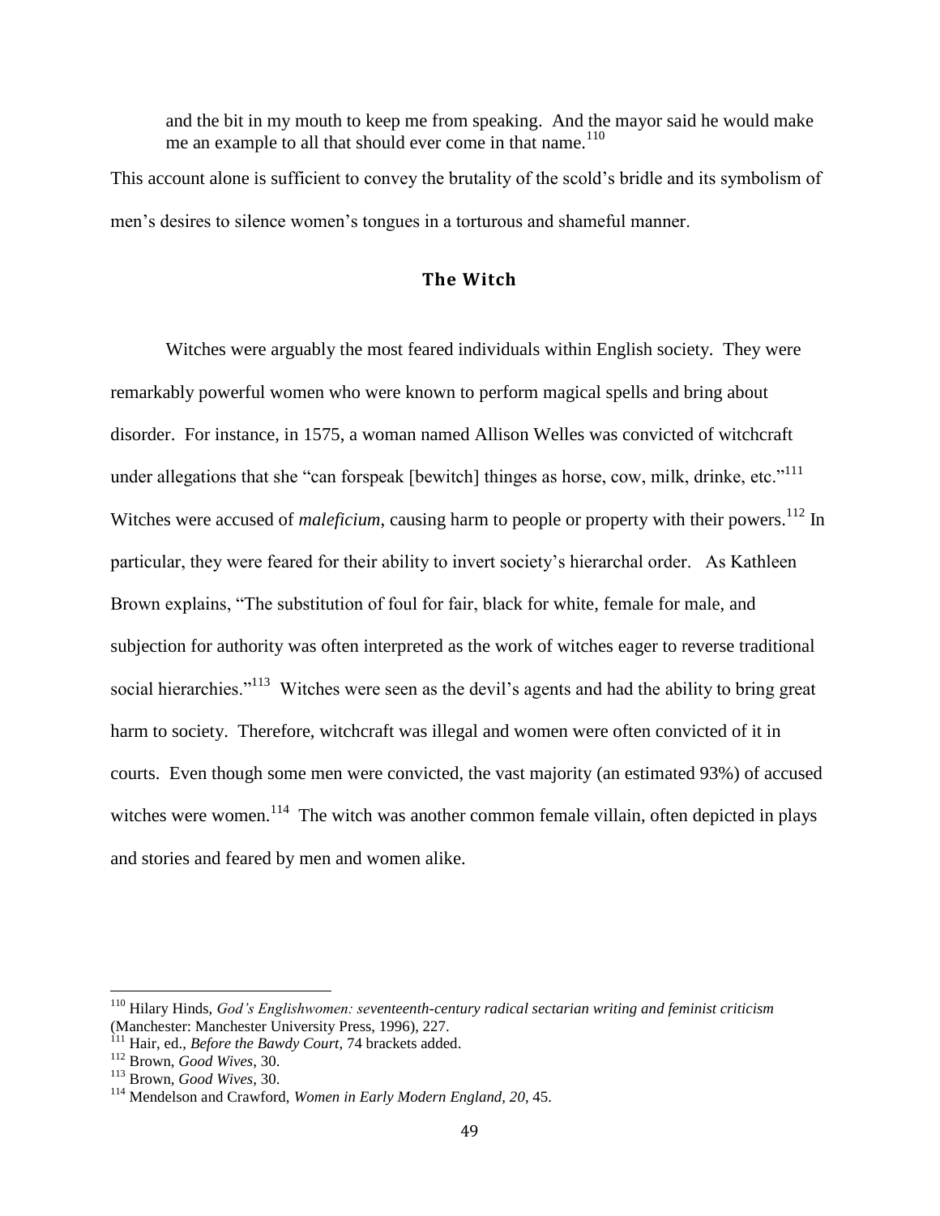> and the bit in my mouth to keep me from speaking. And the mayor said he would make me an example to all that should ever come in that name.[110]

This account alone is sufficient to convey the brutality of the scold's bridle and its symbolism of men's desires to silence women's tongues in a torturous and shameful manner.

## The Witch

Witches were arguably the most feared individuals within English society. They were remarkably powerful women who were known to perform magical spells and bring about disorder. For instance, in 1575, a woman named Allison Welles was convicted of witchcraft under allegations that she "can forspeak [bewitch] thinges as horse, cow, milk, drinke, etc."[111] Witches were accused of *maleficium*, causing harm to people or property with their powers.[112] In particular, they were feared for their ability to invert society's hierarchal order. As Kathleen Brown explains, "The substitution of foul for fair, black for white, female for male, and subjection for authority was often interpreted as the work of witches eager to reverse traditional social hierarchies."[113] Witches were seen as the devil's agents and had the ability to bring great harm to society. Therefore, witchcraft was illegal and women were often convicted of it in courts. Even though some men were convicted, the vast majority (an estimated 93%) of accused witches were women.[114] The witch was another common female villain, often depicted in plays and stories and feared by men and women alike.

---

[110] Hilary Hinds, *God's Englishwomen: seventeenth-century radical sectarian writing and feminist criticism* (Manchester: Manchester University Press, 1996), 227.

[111] Hair, ed., *Before the Bawdy Court*, 74 brackets added.

[112] Brown, *Good Wives*, 30.

[113] Brown, *Good Wives*, 30.

[114] Mendelson and Crawford, *Women in Early Modern England, 20*, 45.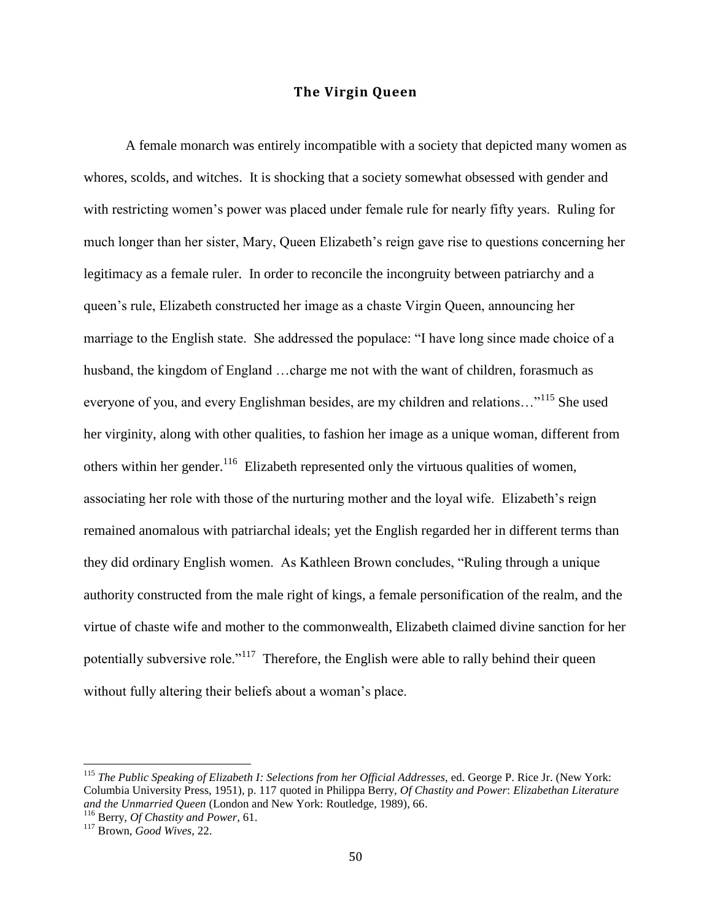## The Virgin Queen

A female monarch was entirely incompatible with a society that depicted many women as whores, scolds, and witches. It is shocking that a society somewhat obsessed with gender and with restricting women's power was placed under female rule for nearly fifty years. Ruling for much longer than her sister, Mary, Queen Elizabeth's reign gave rise to questions concerning her legitimacy as a female ruler. In order to reconcile the incongruity between patriarchy and a queen's rule, Elizabeth constructed her image as a chaste Virgin Queen, announcing her marriage to the English state. She addressed the populace: "I have long since made choice of a husband, the kingdom of England …charge me not with the want of children, forasmuch as everyone of you, and every Englishman besides, are my children and relations…"[115] She used her virginity, along with other qualities, to fashion her image as a unique woman, different from others within her gender.[116] Elizabeth represented only the virtuous qualities of women, associating her role with those of the nurturing mother and the loyal wife. Elizabeth's reign remained anomalous with patriarchal ideals; yet the English regarded her in different terms than they did ordinary English women. As Kathleen Brown concludes, "Ruling through a unique authority constructed from the male right of kings, a female personification of the realm, and the virtue of chaste wife and mother to the commonwealth, Elizabeth claimed divine sanction for her potentially subversive role."[117] Therefore, the English were able to rally behind their queen without fully altering their beliefs about a woman's place.

---

[115] *The Public Speaking of Elizabeth I: Selections from her Official Addresses,* ed. George P. Rice Jr. (New York: Columbia University Press, 1951), p. 117 quoted in Philippa Berry, *Of Chastity and Power*: *Elizabethan Literature and the Unmarried Queen* (London and New York: Routledge, 1989), 66.

[116] Berry, *Of Chastity and Power*, 61.

[117] Brown, *Good Wives*, 22.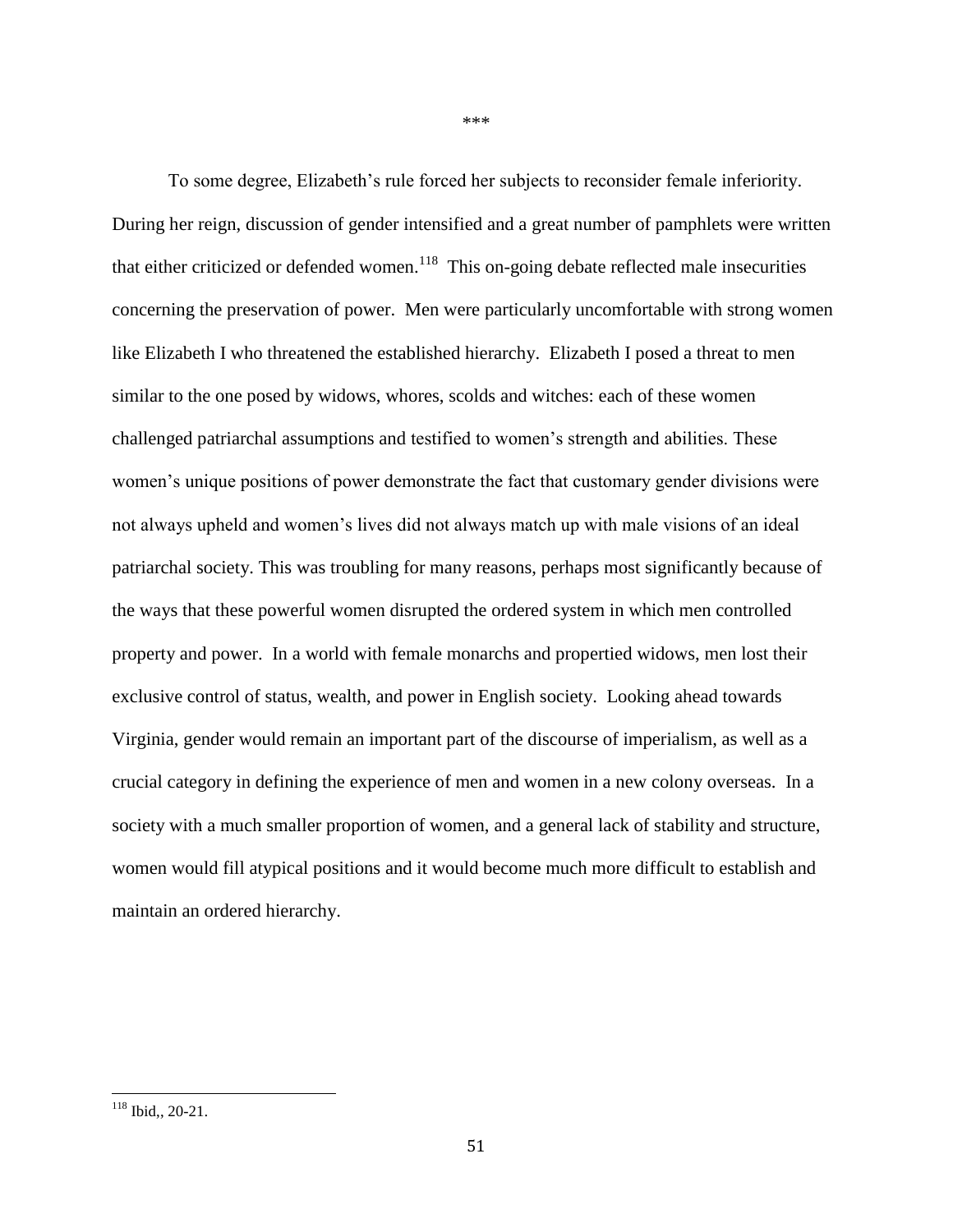***

To some degree, Elizabeth's rule forced her subjects to reconsider female inferiority. During her reign, discussion of gender intensified and a great number of pamphlets were written that either criticized or defended women.[118] This on-going debate reflected male insecurities concerning the preservation of power. Men were particularly uncomfortable with strong women like Elizabeth I who threatened the established hierarchy. Elizabeth I posed a threat to men similar to the one posed by widows, whores, scolds and witches: each of these women challenged patriarchal assumptions and testified to women's strength and abilities. These women's unique positions of power demonstrate the fact that customary gender divisions were not always upheld and women's lives did not always match up with male visions of an ideal patriarchal society. This was troubling for many reasons, perhaps most significantly because of the ways that these powerful women disrupted the ordered system in which men controlled property and power. In a world with female monarchs and propertied widows, men lost their exclusive control of status, wealth, and power in English society. Looking ahead towards Virginia, gender would remain an important part of the discourse of imperialism, as well as a crucial category in defining the experience of men and women in a new colony overseas. In a society with a much smaller proportion of women, and a general lack of stability and structure, women would fill atypical positions and it would become much more difficult to establish and maintain an ordered hierarchy.

---

[118] Ibid,, 20-21.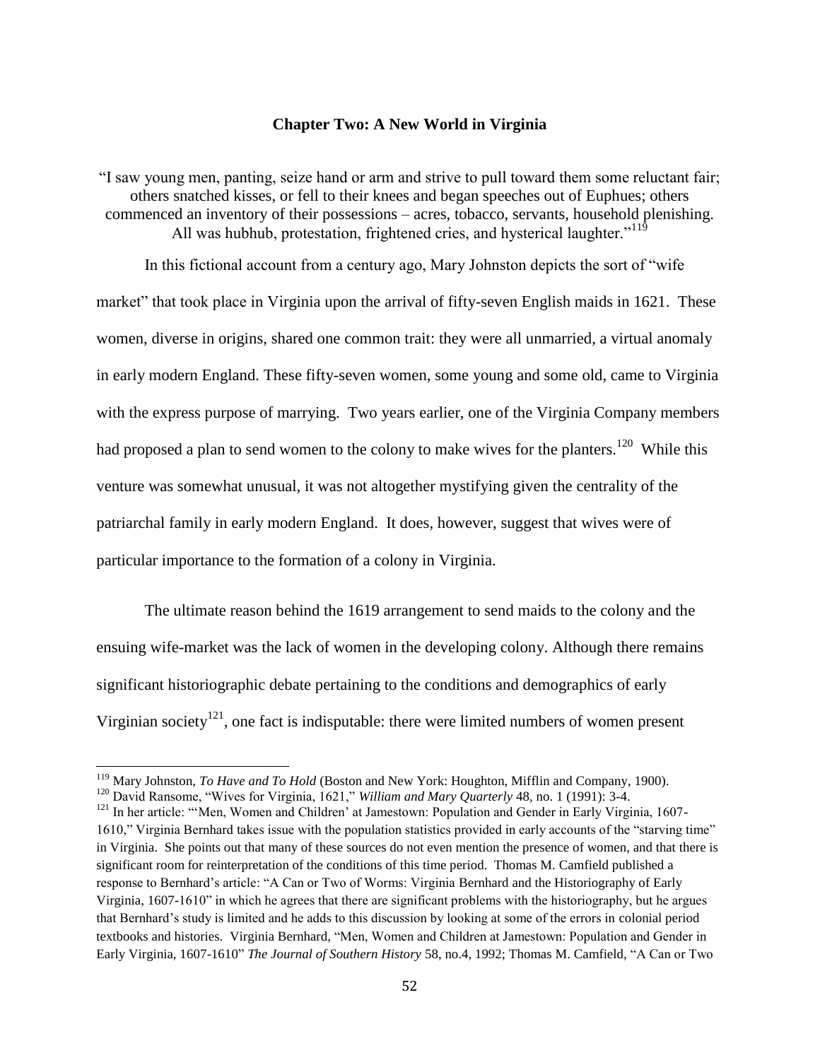## Chapter Two: A New World in Virginia

"I saw young men, panting, seize hand or arm and strive to pull toward them some reluctant fair; others snatched kisses, or fell to their knees and began speeches out of Euphues; others commenced an inventory of their possessions – acres, tobacco, servants, household plenishing. All was hubhub, protestation, frightened cries, and hysterical laughter."[119]

In this fictional account from a century ago, Mary Johnston depicts the sort of "wife market" that took place in Virginia upon the arrival of fifty-seven English maids in 1621. These women, diverse in origins, shared one common trait: they were all unmarried, a virtual anomaly in early modern England. These fifty-seven women, some young and some old, came to Virginia with the express purpose of marrying. Two years earlier, one of the Virginia Company members had proposed a plan to send women to the colony to make wives for the planters.[120] While this venture was somewhat unusual, it was not altogether mystifying given the centrality of the patriarchal family in early modern England. It does, however, suggest that wives were of particular importance to the formation of a colony in Virginia.

The ultimate reason behind the 1619 arrangement to send maids to the colony and the ensuing wife-market was the lack of women in the developing colony. Although there remains significant historiographic debate pertaining to the conditions and demographics of early Virginian society[121], one fact is indisputable: there were limited numbers of women present

---

[119] Mary Johnston, *To Have and To Hold* (Boston and New York: Houghton, Mifflin and Company, 1900).

[120] David Ransome, "Wives for Virginia, 1621," *William and Mary Quarterly* 48, no. 1 (1991): 3-4.

[121] In her article: "'Men, Women and Children' at Jamestown: Population and Gender in Early Virginia, 1607-1610," Virginia Bernhard takes issue with the population statistics provided in early accounts of the "starving time" in Virginia. She points out that many of these sources do not even mention the presence of women, and that there is significant room for reinterpretation of the conditions of this time period. Thomas M. Camfield published a response to Bernhard's article: "A Can or Two of Worms: Virginia Bernhard and the Historiography of Early Virginia, 1607-1610" in which he agrees that there are significant problems with the historiography, but he argues that Bernhard's study is limited and he adds to this discussion by looking at some of the errors in colonial period textbooks and histories. Virginia Bernhard, "Men, Women and Children at Jamestown: Population and Gender in Early Virginia, 1607-1610" *The Journal of Southern History* 58, no.4, 1992; Thomas M. Camfield, "A Can or Two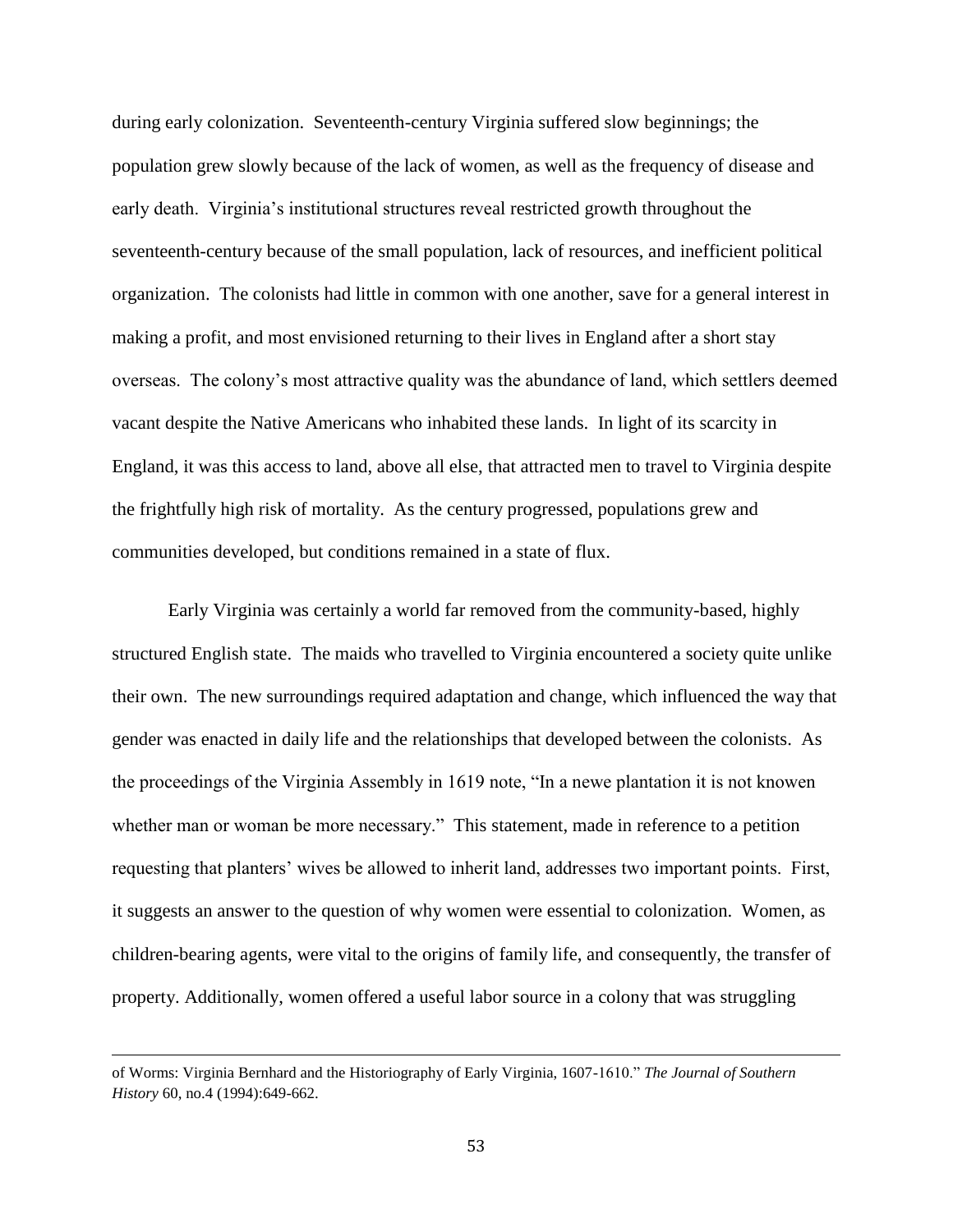during early colonization. Seventeenth-century Virginia suffered slow beginnings; the population grew slowly because of the lack of women, as well as the frequency of disease and early death. Virginia's institutional structures reveal restricted growth throughout the seventeenth-century because of the small population, lack of resources, and inefficient political organization. The colonists had little in common with one another, save for a general interest in making a profit, and most envisioned returning to their lives in England after a short stay overseas. The colony's most attractive quality was the abundance of land, which settlers deemed vacant despite the Native Americans who inhabited these lands. In light of its scarcity in England, it was this access to land, above all else, that attracted men to travel to Virginia despite the frightfully high risk of mortality. As the century progressed, populations grew and communities developed, but conditions remained in a state of flux.

Early Virginia was certainly a world far removed from the community-based, highly structured English state. The maids who travelled to Virginia encountered a society quite unlike their own. The new surroundings required adaptation and change, which influenced the way that gender was enacted in daily life and the relationships that developed between the colonists. As the proceedings of the Virginia Assembly in 1619 note, "In a newe plantation it is not knowen whether man or woman be more necessary." This statement, made in reference to a petition requesting that planters' wives be allowed to inherit land, addresses two important points. First, it suggests an answer to the question of why women were essential to colonization. Women, as children-bearing agents, were vital to the origins of family life, and consequently, the transfer of property. Additionally, women offered a useful labor source in a colony that was struggling

---

of Worms: Virginia Bernhard and the Historiography of Early Virginia, 1607-1610." *The Journal of Southern History* 60, no.4 (1994):649-662.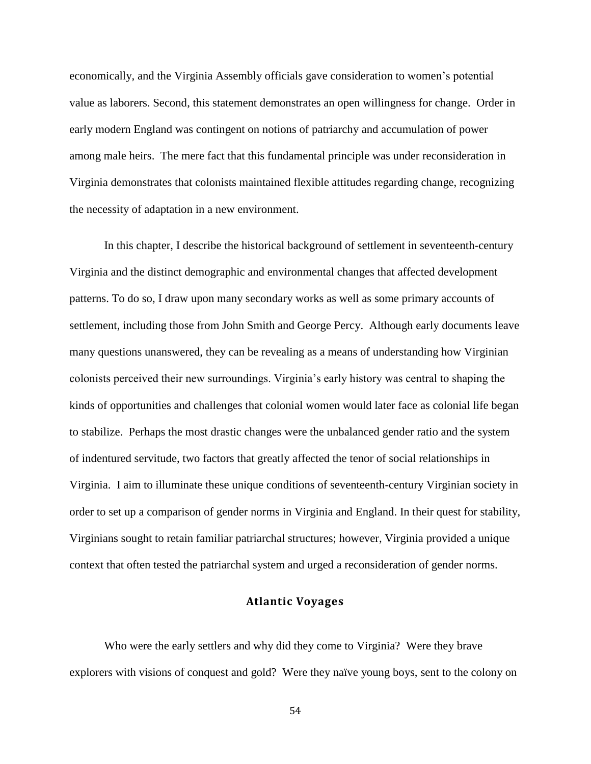economically, and the Virginia Assembly officials gave consideration to women's potential value as laborers. Second, this statement demonstrates an open willingness for change. Order in early modern England was contingent on notions of patriarchy and accumulation of power among male heirs. The mere fact that this fundamental principle was under reconsideration in Virginia demonstrates that colonists maintained flexible attitudes regarding change, recognizing the necessity of adaptation in a new environment.

In this chapter, I describe the historical background of settlement in seventeenth-century Virginia and the distinct demographic and environmental changes that affected development patterns. To do so, I draw upon many secondary works as well as some primary accounts of settlement, including those from John Smith and George Percy. Although early documents leave many questions unanswered, they can be revealing as a means of understanding how Virginian colonists perceived their new surroundings. Virginia's early history was central to shaping the kinds of opportunities and challenges that colonial women would later face as colonial life began to stabilize. Perhaps the most drastic changes were the unbalanced gender ratio and the system of indentured servitude, two factors that greatly affected the tenor of social relationships in Virginia. I aim to illuminate these unique conditions of seventeenth-century Virginian society in order to set up a comparison of gender norms in Virginia and England. In their quest for stability, Virginians sought to retain familiar patriarchal structures; however, Virginia provided a unique context that often tested the patriarchal system and urged a reconsideration of gender norms.

## Atlantic Voyages

Who were the early settlers and why did they come to Virginia? Were they brave explorers with visions of conquest and gold? Were they naïve young boys, sent to the colony on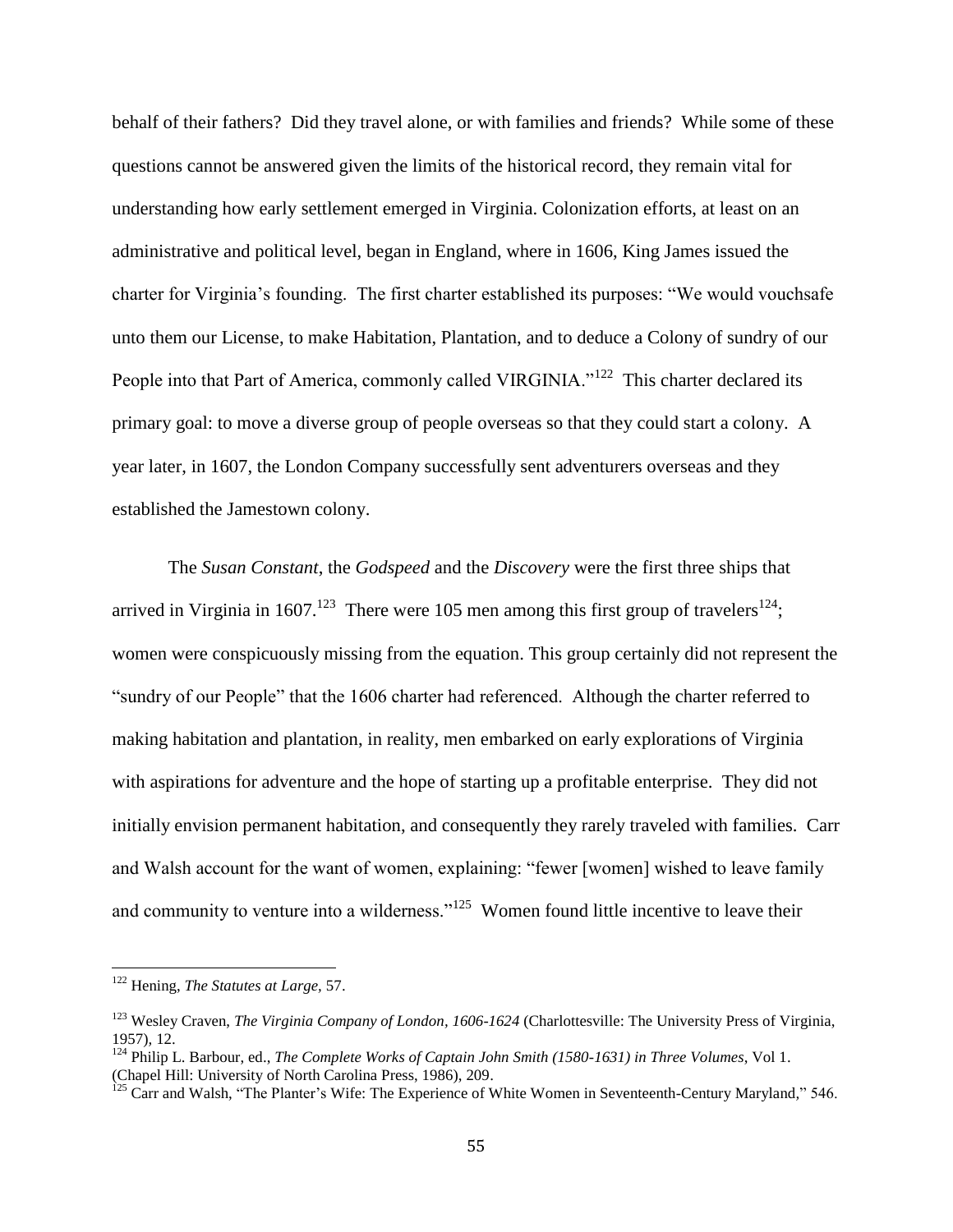behalf of their fathers? Did they travel alone, or with families and friends? While some of these questions cannot be answered given the limits of the historical record, they remain vital for understanding how early settlement emerged in Virginia. Colonization efforts, at least on an administrative and political level, began in England, where in 1606, King James issued the charter for Virginia's founding. The first charter established its purposes: "We would vouchsafe unto them our License, to make Habitation, Plantation, and to deduce a Colony of sundry of our People into that Part of America, commonly called VIRGINIA."[122] This charter declared its primary goal: to move a diverse group of people overseas so that they could start a colony. A year later, in 1607, the London Company successfully sent adventurers overseas and they established the Jamestown colony.

The *Susan Constant*, the *Godspeed* and the *Discovery* were the first three ships that arrived in Virginia in 1607.[123] There were 105 men among this first group of travelers[124]; women were conspicuously missing from the equation. This group certainly did not represent the "sundry of our People" that the 1606 charter had referenced. Although the charter referred to making habitation and plantation, in reality, men embarked on early explorations of Virginia with aspirations for adventure and the hope of starting up a profitable enterprise. They did not initially envision permanent habitation, and consequently they rarely traveled with families. Carr and Walsh account for the want of women, explaining: "fewer [women] wished to leave family and community to venture into a wilderness."[125] Women found little incentive to leave their

---

[122] Hening, *The Statutes at Large,* 57.

[123] Wesley Craven, *The Virginia Company of London, 1606-1624* (Charlottesville: The University Press of Virginia, 1957), 12.

[124] Philip L. Barbour, ed., *The Complete Works of Captain John Smith (1580-1631) in Three Volumes*, Vol 1. (Chapel Hill: University of North Carolina Press, 1986), 209.

[125] Carr and Walsh, "The Planter's Wife: The Experience of White Women in Seventeenth-Century Maryland," 546.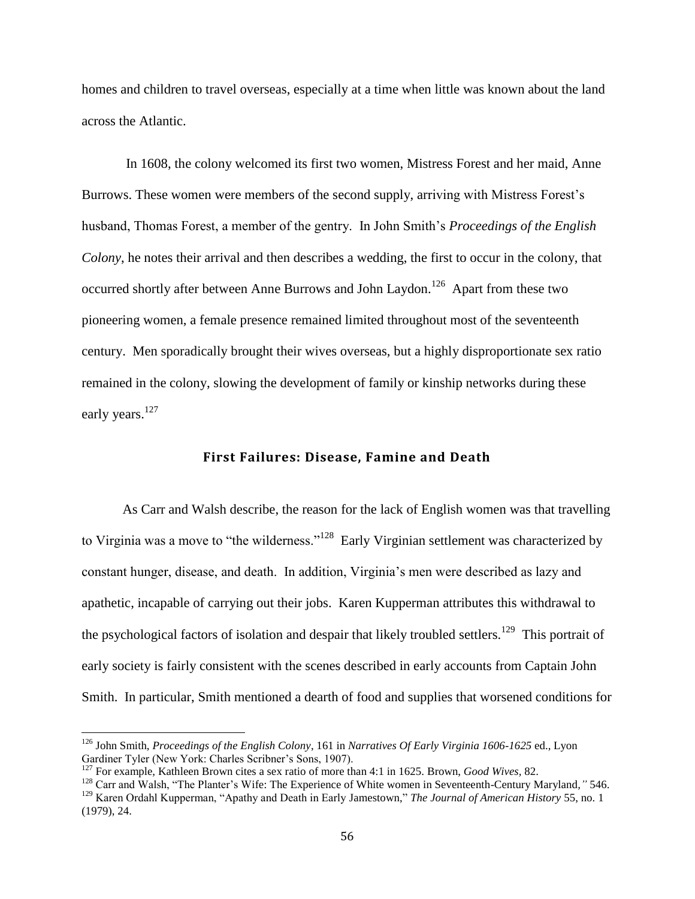homes and children to travel overseas, especially at a time when little was known about the land across the Atlantic.

In 1608, the colony welcomed its first two women, Mistress Forest and her maid, Anne Burrows. These women were members of the second supply, arriving with Mistress Forest's husband, Thomas Forest, a member of the gentry. In John Smith's *Proceedings of the English Colony*, he notes their arrival and then describes a wedding, the first to occur in the colony, that occurred shortly after between Anne Burrows and John Laydon.[126] Apart from these two pioneering women, a female presence remained limited throughout most of the seventeenth century. Men sporadically brought their wives overseas, but a highly disproportionate sex ratio remained in the colony, slowing the development of family or kinship networks during these early years.[127]

## First Failures: Disease, Famine and Death

As Carr and Walsh describe, the reason for the lack of English women was that travelling to Virginia was a move to "the wilderness."[128] Early Virginian settlement was characterized by constant hunger, disease, and death. In addition, Virginia's men were described as lazy and apathetic, incapable of carrying out their jobs. Karen Kupperman attributes this withdrawal to the psychological factors of isolation and despair that likely troubled settlers.[129] This portrait of early society is fairly consistent with the scenes described in early accounts from Captain John Smith. In particular, Smith mentioned a dearth of food and supplies that worsened conditions for

---

[126] John Smith, *Proceedings of the English Colony*, 161 in *Narratives Of Early Virginia 1606-1625* ed., Lyon Gardiner Tyler (New York: Charles Scribner's Sons, 1907).

[127] For example, Kathleen Brown cites a sex ratio of more than 4:1 in 1625. Brown, *Good Wives,* 82.

[128] Carr and Walsh, "The Planter's Wife: The Experience of White women in Seventeenth-Century Maryland*,"* 546.

[129] Karen Ordahl Kupperman, "Apathy and Death in Early Jamestown," *The Journal of American History* 55, no. 1 (1979), 24.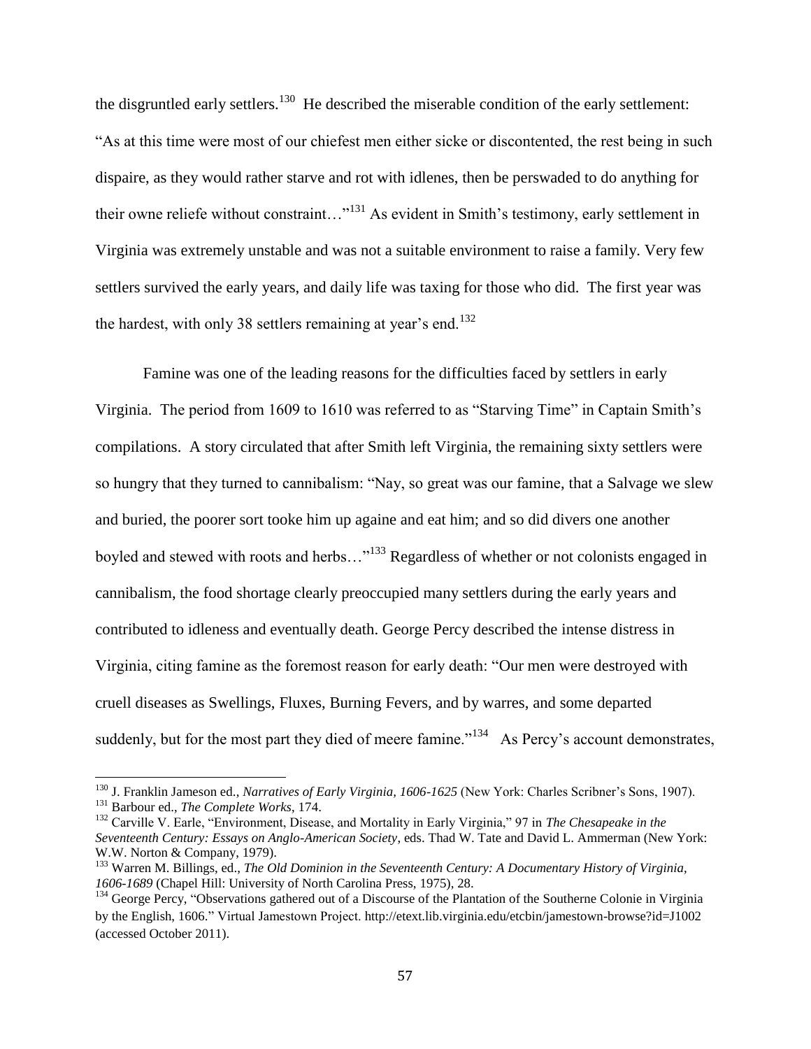the disgruntled early settlers.[130] He described the miserable condition of the early settlement: "As at this time were most of our chiefest men either sicke or discontented, the rest being in such dispaire, as they would rather starve and rot with idlenes, then be perswaded to do anything for their owne reliefe without constraint…"[131] As evident in Smith's testimony, early settlement in Virginia was extremely unstable and was not a suitable environment to raise a family. Very few settlers survived the early years, and daily life was taxing for those who did. The first year was the hardest, with only 38 settlers remaining at year's end.[132]

Famine was one of the leading reasons for the difficulties faced by settlers in early Virginia. The period from 1609 to 1610 was referred to as "Starving Time" in Captain Smith's compilations. A story circulated that after Smith left Virginia, the remaining sixty settlers were so hungry that they turned to cannibalism: "Nay, so great was our famine, that a Salvage we slew and buried, the poorer sort tooke him up againe and eat him; and so did divers one another boyled and stewed with roots and herbs…"[133] Regardless of whether or not colonists engaged in cannibalism, the food shortage clearly preoccupied many settlers during the early years and contributed to idleness and eventually death. George Percy described the intense distress in Virginia, citing famine as the foremost reason for early death: "Our men were destroyed with cruell diseases as Swellings, Fluxes, Burning Fevers, and by warres, and some departed suddenly, but for the most part they died of meere famine."[134] As Percy's account demonstrates,

---

[130] J. Franklin Jameson ed., *Narratives of Early Virginia, 1606-1625* (New York: Charles Scribner's Sons, 1907).

[131] Barbour ed., *The Complete Works*, 174.

[132] Carville V. Earle, "Environment, Disease, and Mortality in Early Virginia," 97 in *The Chesapeake in the Seventeenth Century: Essays on Anglo-American Society*, eds. Thad W. Tate and David L. Ammerman (New York: W.W. Norton & Company, 1979).

[133] Warren M. Billings, ed., *The Old Dominion in the Seventeenth Century: A Documentary History of Virginia, 1606-1689* (Chapel Hill: University of North Carolina Press, 1975), 28.

[134] George Percy, "Observations gathered out of a Discourse of the Plantation of the Southerne Colonie in Virginia by the English, 1606." Virtual Jamestown Project. http://etext.lib.virginia.edu/etcbin/jamestown-browse?id=J1002 (accessed October 2011).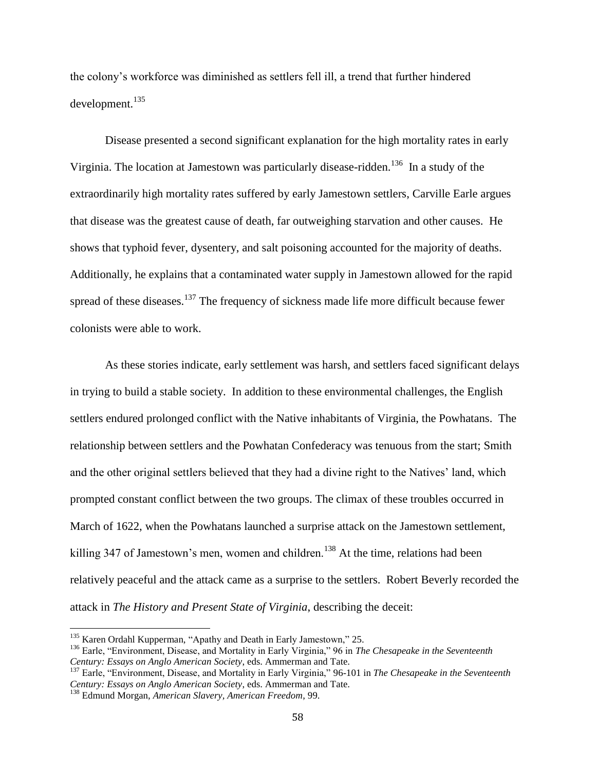the colony's workforce was diminished as settlers fell ill, a trend that further hindered development.[135]

Disease presented a second significant explanation for the high mortality rates in early Virginia. The location at Jamestown was particularly disease-ridden.[136] In a study of the extraordinarily high mortality rates suffered by early Jamestown settlers, Carville Earle argues that disease was the greatest cause of death, far outweighing starvation and other causes. He shows that typhoid fever, dysentery, and salt poisoning accounted for the majority of deaths. Additionally, he explains that a contaminated water supply in Jamestown allowed for the rapid spread of these diseases.[137] The frequency of sickness made life more difficult because fewer colonists were able to work.

As these stories indicate, early settlement was harsh, and settlers faced significant delays in trying to build a stable society. In addition to these environmental challenges, the English settlers endured prolonged conflict with the Native inhabitants of Virginia, the Powhatans. The relationship between settlers and the Powhatan Confederacy was tenuous from the start; Smith and the other original settlers believed that they had a divine right to the Natives' land, which prompted constant conflict between the two groups. The climax of these troubles occurred in March of 1622, when the Powhatans launched a surprise attack on the Jamestown settlement, killing 347 of Jamestown's men, women and children.[138] At the time, relations had been relatively peaceful and the attack came as a surprise to the settlers. Robert Beverly recorded the attack in *The History and Present State of Virginia*, describing the deceit:

---

[135] Karen Ordahl Kupperman, "Apathy and Death in Early Jamestown," 25.

[136] Earle, "Environment, Disease, and Mortality in Early Virginia," 96 in *The Chesapeake in the Seventeenth Century: Essays on Anglo American Society*, eds. Ammerman and Tate.

[137] Earle, "Environment, Disease, and Mortality in Early Virginia," 96-101 in *The Chesapeake in the Seventeenth Century: Essays on Anglo American Society*, eds. Ammerman and Tate.

[138] Edmund Morgan, *American Slavery, American Freedom*, 99.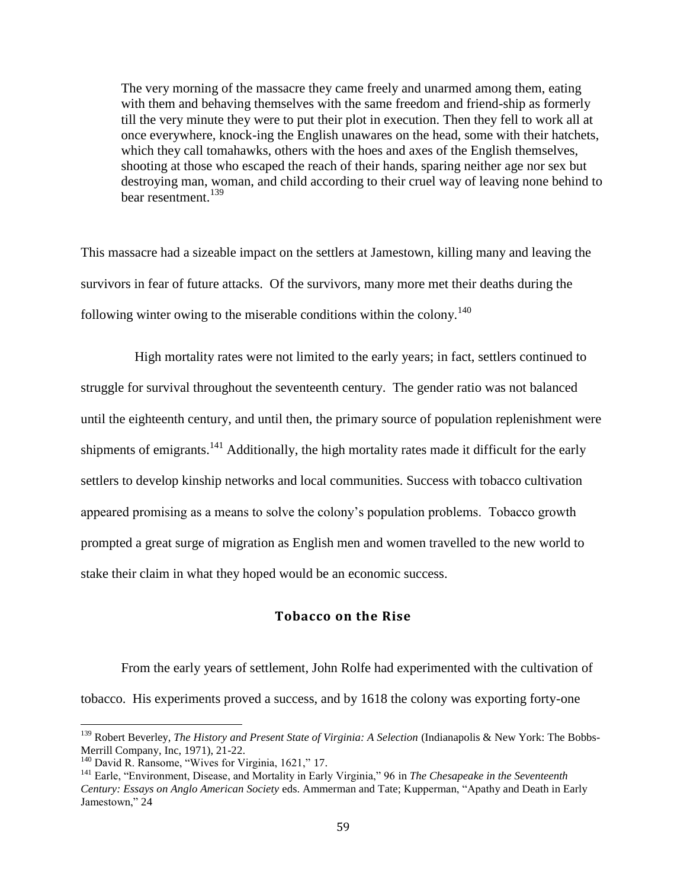> The very morning of the massacre they came freely and unarmed among them, eating with them and behaving themselves with the same freedom and friend-ship as formerly till the very minute they were to put their plot in execution. Then they fell to work all at once everywhere, knock-ing the English unawares on the head, some with their hatchets, which they call tomahawks, others with the hoes and axes of the English themselves, shooting at those who escaped the reach of their hands, sparing neither age nor sex but destroying man, woman, and child according to their cruel way of leaving none behind to bear resentment.[139]

This massacre had a sizeable impact on the settlers at Jamestown, killing many and leaving the survivors in fear of future attacks. Of the survivors, many more met their deaths during the following winter owing to the miserable conditions within the colony.[140]

High mortality rates were not limited to the early years; in fact, settlers continued to struggle for survival throughout the seventeenth century. The gender ratio was not balanced until the eighteenth century, and until then, the primary source of population replenishment were shipments of emigrants.[141] Additionally, the high mortality rates made it difficult for the early settlers to develop kinship networks and local communities. Success with tobacco cultivation appeared promising as a means to solve the colony's population problems. Tobacco growth prompted a great surge of migration as English men and women travelled to the new world to stake their claim in what they hoped would be an economic success.

## Tobacco on the Rise

From the early years of settlement, John Rolfe had experimented with the cultivation of tobacco. His experiments proved a success, and by 1618 the colony was exporting forty-one

---

[139] Robert Beverley, *The History and Present State of Virginia: A Selection* (Indianapolis & New York: The Bobbs-Merrill Company, Inc, 1971), 21-22.

[140] David R. Ransome, "Wives for Virginia, 1621," 17.

[141] Earle, "Environment, Disease, and Mortality in Early Virginia," 96 in *The Chesapeake in the Seventeenth Century: Essays on Anglo American Society* eds. Ammerman and Tate; Kupperman, "Apathy and Death in Early Jamestown," 24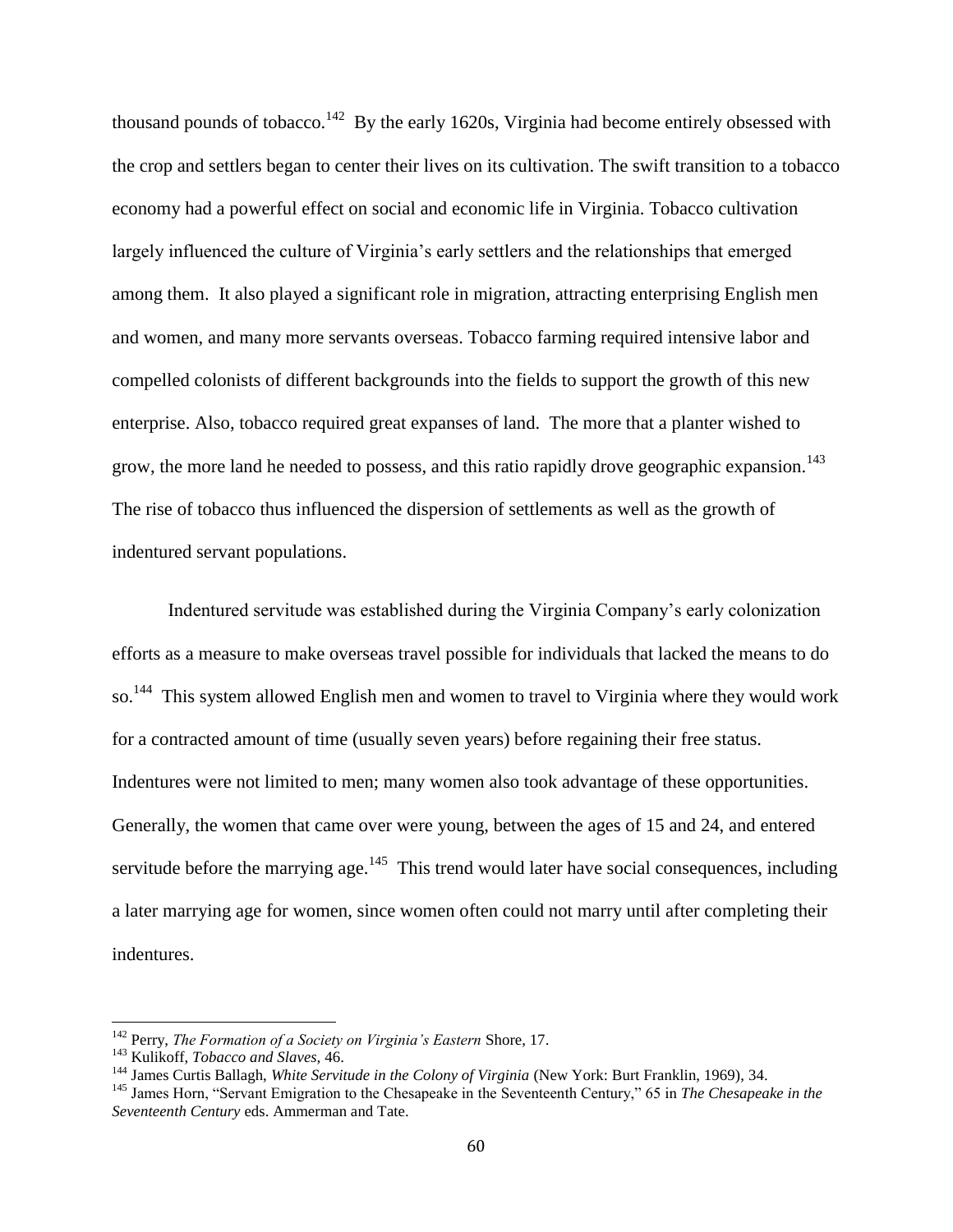thousand pounds of tobacco.[142] By the early 1620s, Virginia had become entirely obsessed with the crop and settlers began to center their lives on its cultivation. The swift transition to a tobacco economy had a powerful effect on social and economic life in Virginia. Tobacco cultivation largely influenced the culture of Virginia's early settlers and the relationships that emerged among them. It also played a significant role in migration, attracting enterprising English men and women, and many more servants overseas. Tobacco farming required intensive labor and compelled colonists of different backgrounds into the fields to support the growth of this new enterprise. Also, tobacco required great expanses of land. The more that a planter wished to grow, the more land he needed to possess, and this ratio rapidly drove geographic expansion.[143] The rise of tobacco thus influenced the dispersion of settlements as well as the growth of indentured servant populations.

Indentured servitude was established during the Virginia Company's early colonization efforts as a measure to make overseas travel possible for individuals that lacked the means to do so.[144] This system allowed English men and women to travel to Virginia where they would work for a contracted amount of time (usually seven years) before regaining their free status. Indentures were not limited to men; many women also took advantage of these opportunities. Generally, the women that came over were young, between the ages of 15 and 24, and entered servitude before the marrying age.[145] This trend would later have social consequences, including a later marrying age for women, since women often could not marry until after completing their indentures.

---

[142] Perry, *The Formation of a Society on Virginia's Eastern* Shore, 17.

[143] Kulikoff, *Tobacco and Slaves,* 46.

[144] James Curtis Ballagh, *White Servitude in the Colony of Virginia* (New York: Burt Franklin, 1969), 34.

[145] James Horn, "Servant Emigration to the Chesapeake in the Seventeenth Century," 65 in *The Chesapeake in the Seventeenth Century* eds. Ammerman and Tate.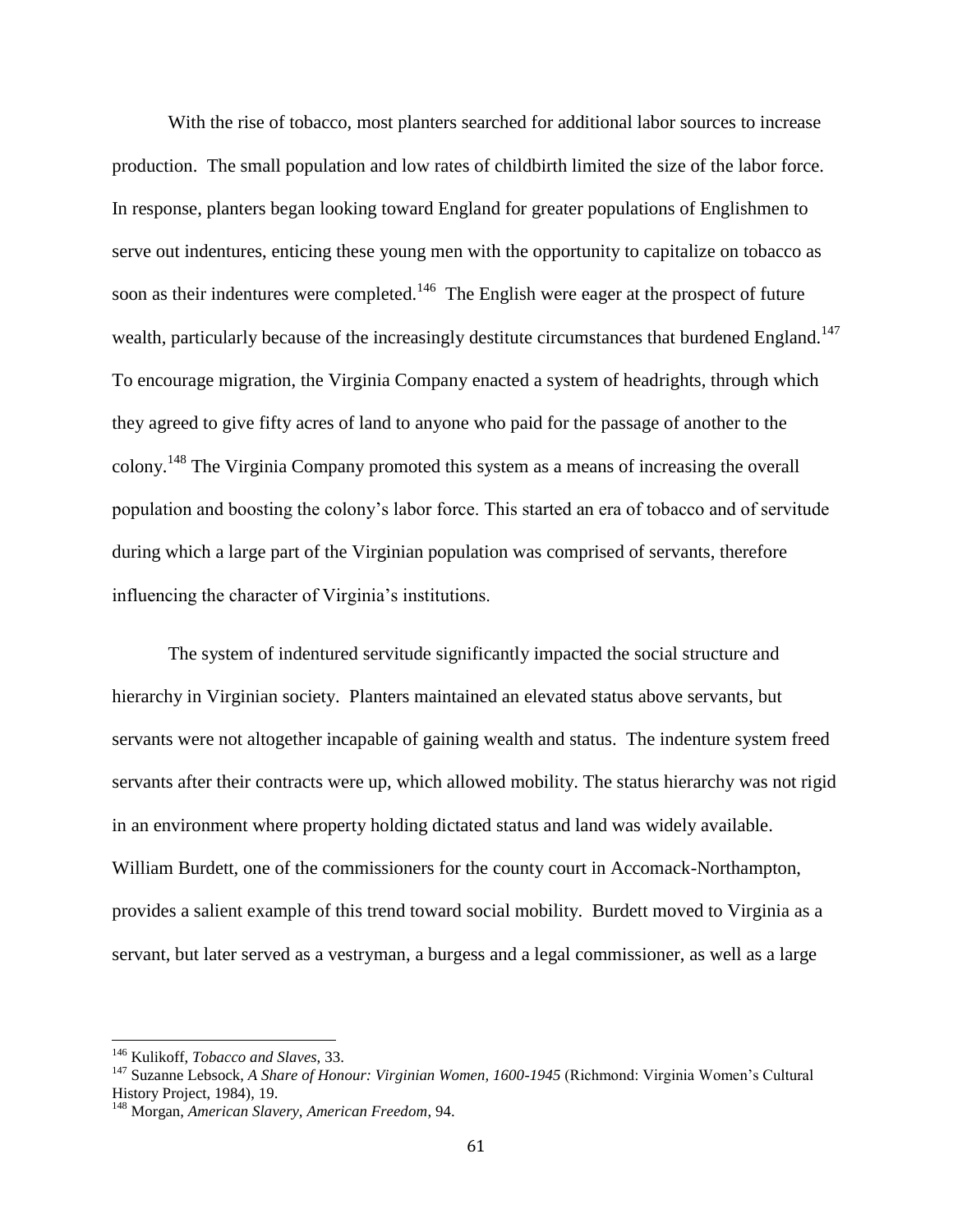With the rise of tobacco, most planters searched for additional labor sources to increase production. The small population and low rates of childbirth limited the size of the labor force. In response, planters began looking toward England for greater populations of Englishmen to serve out indentures, enticing these young men with the opportunity to capitalize on tobacco as soon as their indentures were completed.[146] The English were eager at the prospect of future wealth, particularly because of the increasingly destitute circumstances that burdened England.[147] To encourage migration, the Virginia Company enacted a system of headrights, through which they agreed to give fifty acres of land to anyone who paid for the passage of another to the colony.[148] The Virginia Company promoted this system as a means of increasing the overall population and boosting the colony's labor force. This started an era of tobacco and of servitude during which a large part of the Virginian population was comprised of servants, therefore influencing the character of Virginia's institutions.

The system of indentured servitude significantly impacted the social structure and hierarchy in Virginian society. Planters maintained an elevated status above servants, but servants were not altogether incapable of gaining wealth and status. The indenture system freed servants after their contracts were up, which allowed mobility. The status hierarchy was not rigid in an environment where property holding dictated status and land was widely available. William Burdett, one of the commissioners for the county court in Accomack-Northampton, provides a salient example of this trend toward social mobility. Burdett moved to Virginia as a servant, but later served as a vestryman, a burgess and a legal commissioner, as well as a large

---

[146] Kulikoff, *Tobacco and Slaves*, 33.

[147] Suzanne Lebsock, *A Share of Honour: Virginian Women, 1600-1945* (Richmond: Virginia Women's Cultural History Project, 1984), 19.

[148] Morgan, *American Slavery, American Freedom*, 94.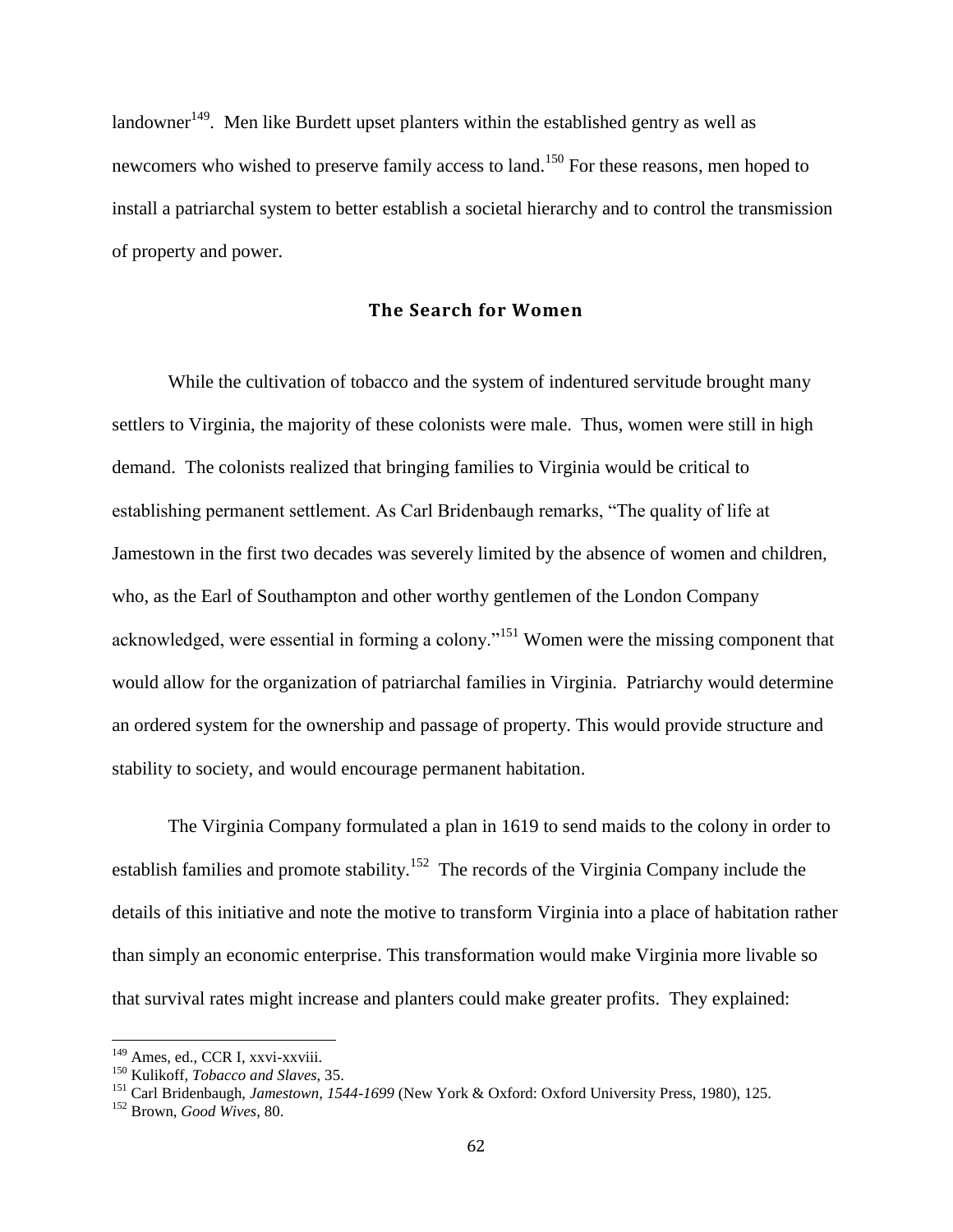landowner[149]. Men like Burdett upset planters within the established gentry as well as newcomers who wished to preserve family access to land.[150] For these reasons, men hoped to install a patriarchal system to better establish a societal hierarchy and to control the transmission of property and power.

## The Search for Women

While the cultivation of tobacco and the system of indentured servitude brought many settlers to Virginia, the majority of these colonists were male. Thus, women were still in high demand. The colonists realized that bringing families to Virginia would be critical to establishing permanent settlement. As Carl Bridenbaugh remarks, "The quality of life at Jamestown in the first two decades was severely limited by the absence of women and children, who, as the Earl of Southampton and other worthy gentlemen of the London Company acknowledged, were essential in forming a colony."[151] Women were the missing component that would allow for the organization of patriarchal families in Virginia. Patriarchy would determine an ordered system for the ownership and passage of property. This would provide structure and stability to society, and would encourage permanent habitation.

The Virginia Company formulated a plan in 1619 to send maids to the colony in order to establish families and promote stability.[152] The records of the Virginia Company include the details of this initiative and note the motive to transform Virginia into a place of habitation rather than simply an economic enterprise. This transformation would make Virginia more livable so that survival rates might increase and planters could make greater profits. They explained:

---

[149] Ames, ed., CCR I, xxvi-xxviii.

[150] Kulikoff, *Tobacco and Slaves*, 35.

[151] Carl Bridenbaugh, *Jamestown, 1544-1699* (New York & Oxford: Oxford University Press, 1980), 125.

[152] Brown, *Good Wives*, 80.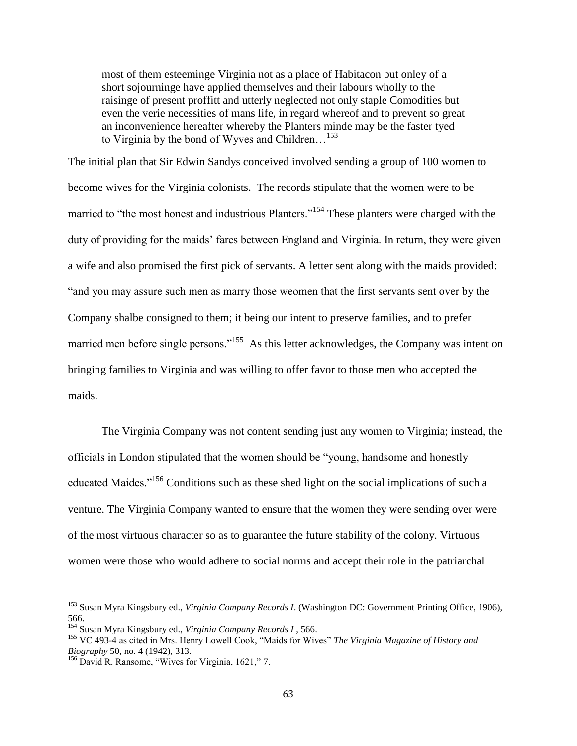> most of them esteeminge Virginia not as a place of Habitacon but onley of a short sojourninge have applied themselves and their labours wholly to the raisinge of present proffitt and utterly neglected not only staple Comodities but even the verie necessities of mans life, in regard whereof and to prevent so great an inconvenience hereafter whereby the Planters minde may be the faster tyed to Virginia by the bond of Wyves and Children…[153]

The initial plan that Sir Edwin Sandys conceived involved sending a group of 100 women to become wives for the Virginia colonists. The records stipulate that the women were to be married to "the most honest and industrious Planters."[154] These planters were charged with the duty of providing for the maids' fares between England and Virginia. In return, they were given a wife and also promised the first pick of servants. A letter sent along with the maids provided: "and you may assure such men as marry those weomen that the first servants sent over by the Company shalbe consigned to them; it being our intent to preserve families, and to prefer married men before single persons."[155] As this letter acknowledges, the Company was intent on bringing families to Virginia and was willing to offer favor to those men who accepted the maids.

The Virginia Company was not content sending just any women to Virginia; instead, the officials in London stipulated that the women should be "young, handsome and honestly educated Maides."[156] Conditions such as these shed light on the social implications of such a venture. The Virginia Company wanted to ensure that the women they were sending over were of the most virtuous character so as to guarantee the future stability of the colony. Virtuous women were those who would adhere to social norms and accept their role in the patriarchal

---

[153] Susan Myra Kingsbury ed., *Virginia Company Records I*. (Washington DC: Government Printing Office, 1906), 566.

[154] Susan Myra Kingsbury ed., *Virginia Company Records I* , 566.

[155] VC 493-4 as cited in Mrs. Henry Lowell Cook, "Maids for Wives" *The Virginia Magazine of History and Biography* 50, no. 4 (1942), 313.

[156] David R. Ransome, "Wives for Virginia, 1621," 7.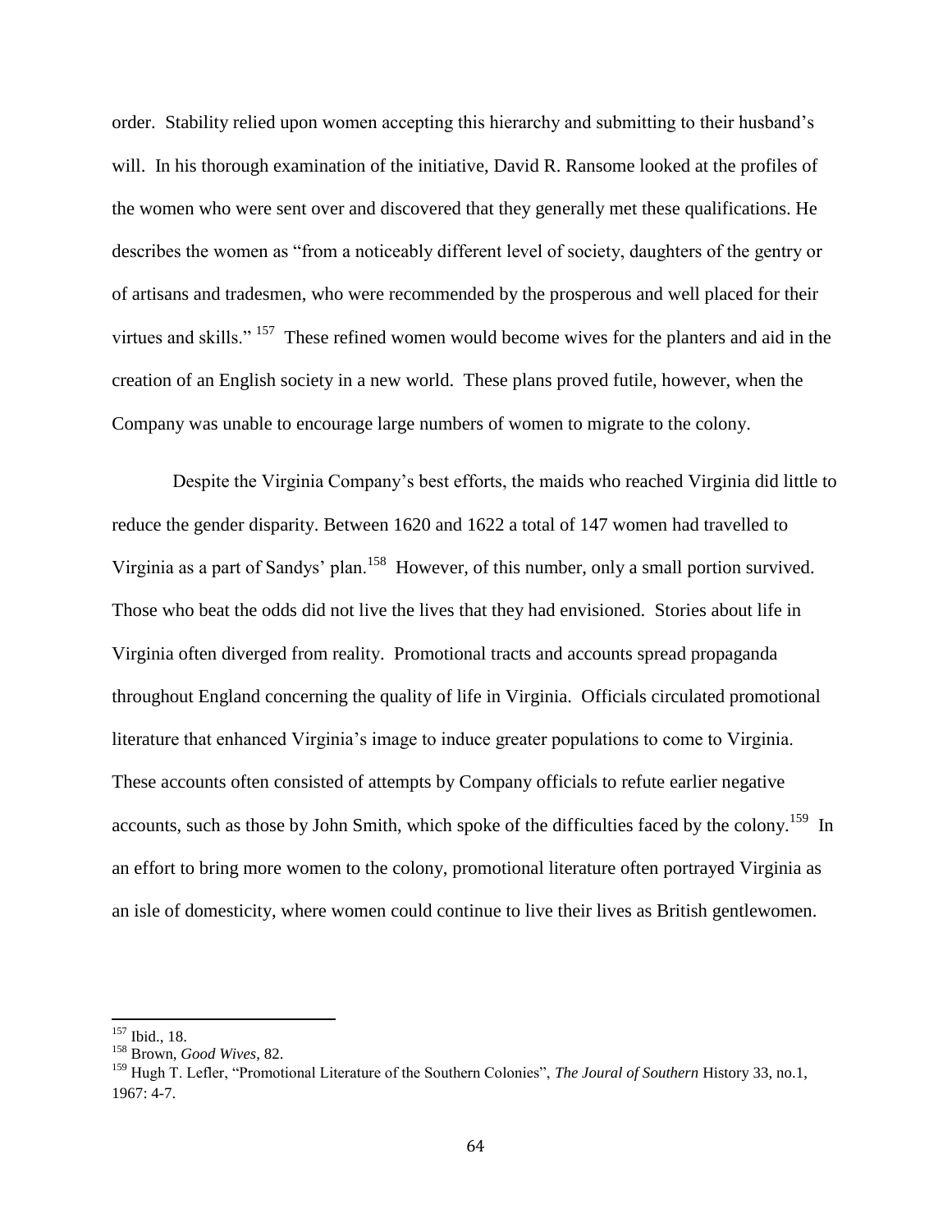order. Stability relied upon women accepting this hierarchy and submitting to their husband's will. In his thorough examination of the initiative, David R. Ransome looked at the profiles of the women who were sent over and discovered that they generally met these qualifications. He describes the women as "from a noticeably different level of society, daughters of the gentry or of artisans and tradesmen, who were recommended by the prosperous and well placed for their virtues and skills." [157] These refined women would become wives for the planters and aid in the creation of an English society in a new world. These plans proved futile, however, when the Company was unable to encourage large numbers of women to migrate to the colony.

Despite the Virginia Company's best efforts, the maids who reached Virginia did little to reduce the gender disparity. Between 1620 and 1622 a total of 147 women had travelled to Virginia as a part of Sandys' plan.[158] However, of this number, only a small portion survived. Those who beat the odds did not live the lives that they had envisioned. Stories about life in Virginia often diverged from reality. Promotional tracts and accounts spread propaganda throughout England concerning the quality of life in Virginia. Officials circulated promotional literature that enhanced Virginia's image to induce greater populations to come to Virginia. These accounts often consisted of attempts by Company officials to refute earlier negative accounts, such as those by John Smith, which spoke of the difficulties faced by the colony.[159] In an effort to bring more women to the colony, promotional literature often portrayed Virginia as an isle of domesticity, where women could continue to live their lives as British gentlewomen.

---

[157] Ibid., 18.

[158] Brown, *Good Wives*, 82.

[159] Hugh T. Lefler, "Promotional Literature of the Southern Colonies", *The Joural of Southern* History 33, no.1, 1967: 4-7.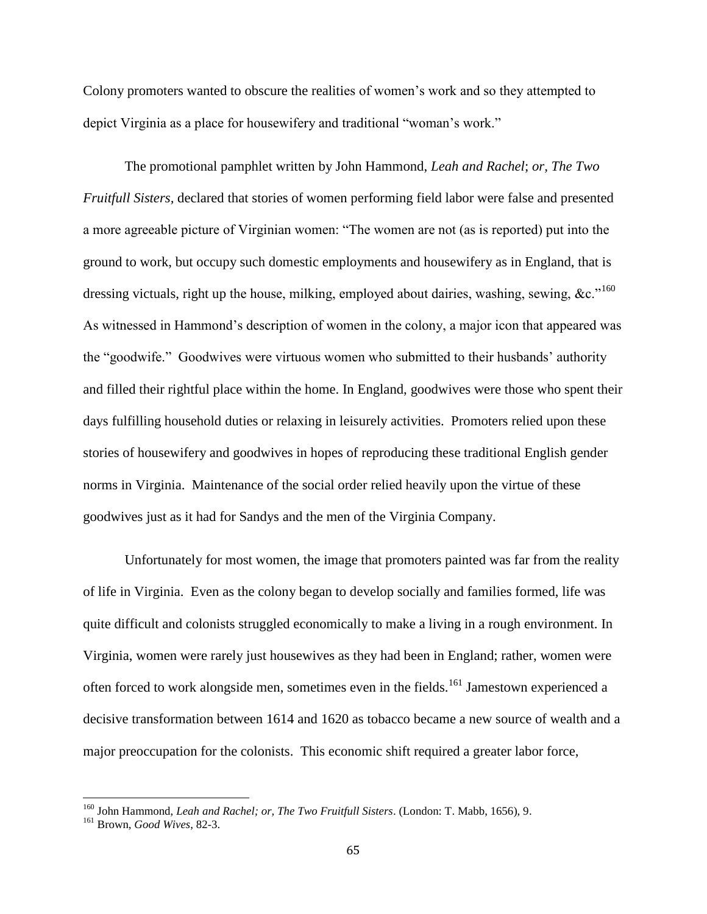Colony promoters wanted to obscure the realities of women's work and so they attempted to depict Virginia as a place for housewifery and traditional "woman's work."

The promotional pamphlet written by John Hammond, *Leah and Rachel; or, The Two Fruitfull Sisters*, declared that stories of women performing field labor were false and presented a more agreeable picture of Virginian women: "The women are not (as is reported) put into the ground to work, but occupy such domestic employments and housewifery as in England, that is dressing victuals, right up the house, milking, employed about dairies, washing, sewing, &c."[160] As witnessed in Hammond's description of women in the colony, a major icon that appeared was the "goodwife." Goodwives were virtuous women who submitted to their husbands' authority and filled their rightful place within the home. In England, goodwives were those who spent their days fulfilling household duties or relaxing in leisurely activities. Promoters relied upon these stories of housewifery and goodwives in hopes of reproducing these traditional English gender norms in Virginia. Maintenance of the social order relied heavily upon the virtue of these goodwives just as it had for Sandys and the men of the Virginia Company.

Unfortunately for most women, the image that promoters painted was far from the reality of life in Virginia. Even as the colony began to develop socially and families formed, life was quite difficult and colonists struggled economically to make a living in a rough environment. In Virginia, women were rarely just housewives as they had been in England; rather, women were often forced to work alongside men, sometimes even in the fields.[161] Jamestown experienced a decisive transformation between 1614 and 1620 as tobacco became a new source of wealth and a major preoccupation for the colonists. This economic shift required a greater labor force,

---

[160] John Hammond, *Leah and Rachel; or, The Two Fruitfull Sisters*. (London: T. Mabb, 1656), 9.

[161] Brown, *Good Wives*, 82-3.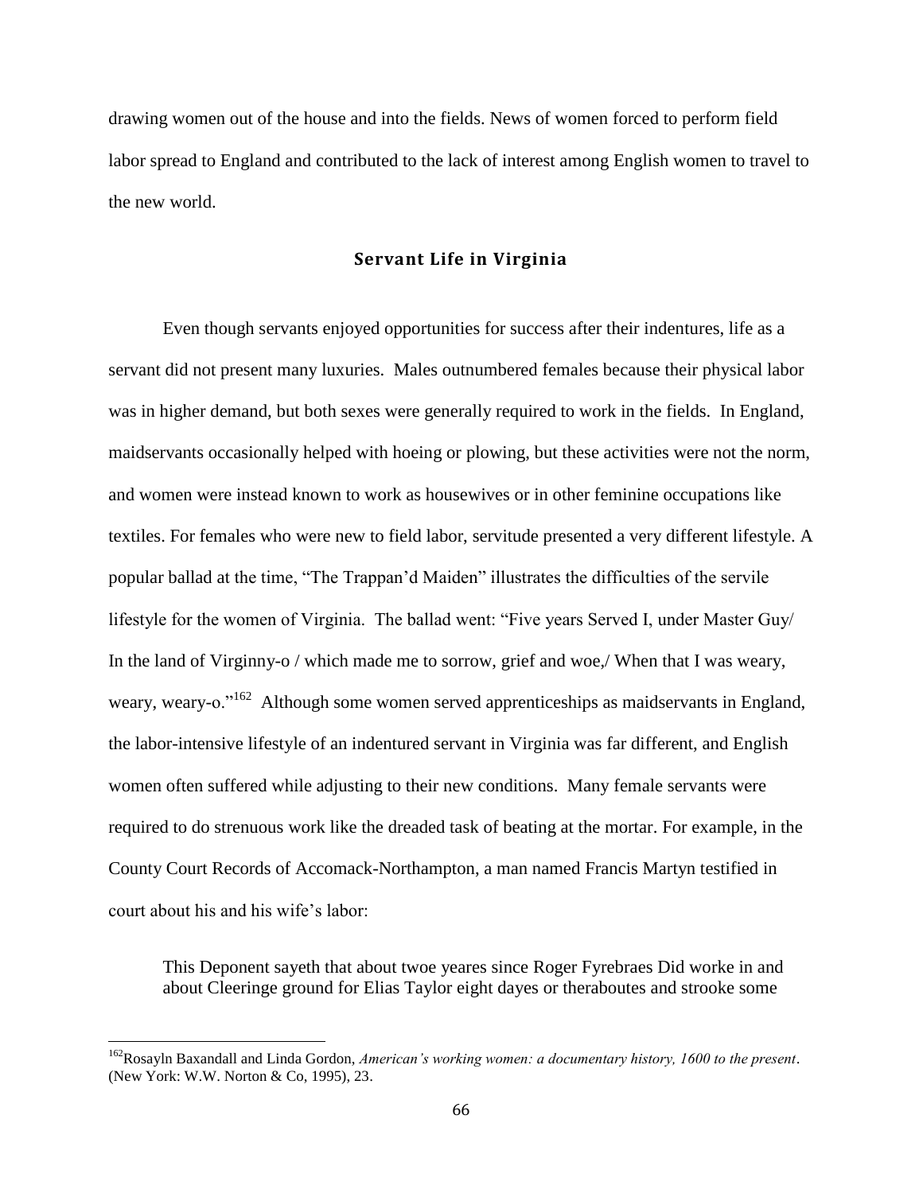drawing women out of the house and into the fields. News of women forced to perform field labor spread to England and contributed to the lack of interest among English women to travel to the new world.

## Servant Life in Virginia

Even though servants enjoyed opportunities for success after their indentures, life as a servant did not present many luxuries. Males outnumbered females because their physical labor was in higher demand, but both sexes were generally required to work in the fields. In England, maidservants occasionally helped with hoeing or plowing, but these activities were not the norm, and women were instead known to work as housewives or in other feminine occupations like textiles. For females who were new to field labor, servitude presented a very different lifestyle. A popular ballad at the time, "The Trappan'd Maiden" illustrates the difficulties of the servile lifestyle for the women of Virginia. The ballad went: "Five years Served I, under Master Guy/ In the land of Virginny-o / which made me to sorrow, grief and woe,/ When that I was weary, weary, weary-o."[162] Although some women served apprenticeships as maidservants in England, the labor-intensive lifestyle of an indentured servant in Virginia was far different, and English women often suffered while adjusting to their new conditions. Many female servants were required to do strenuous work like the dreaded task of beating at the mortar. For example, in the County Court Records of Accomack-Northampton, a man named Francis Martyn testified in court about his and his wife's labor:

> This Deponent sayeth that about twoe yeares since Roger Fyrebraes Did worke in and about Cleeringe ground for Elias Taylor eight dayes or theraboutes and strooke some

[162]Rosayln Baxandall and Linda Gordon, *American's working women: a documentary history, 1600 to the present*. (New York: W.W. Norton & Co, 1995), 23.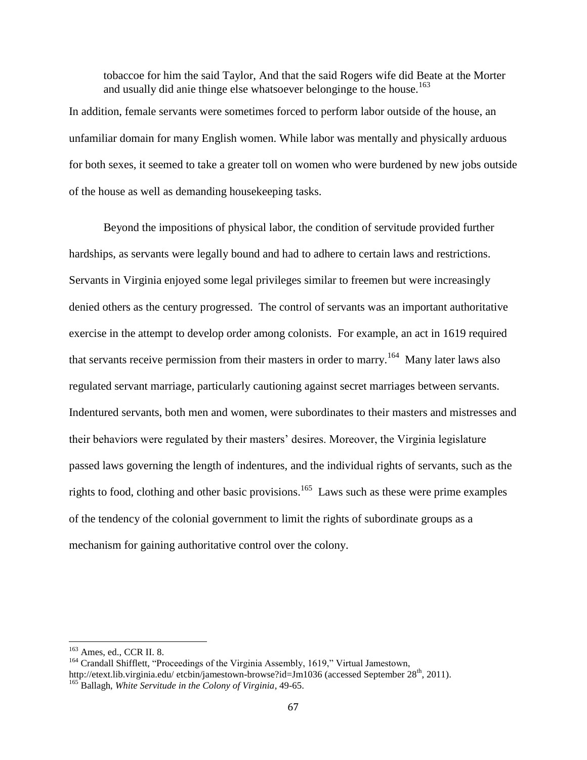> tobaccoe for him the said Taylor, And that the said Rogers wife did Beate at the Morter and usually did anie thinge else whatsoever belonginge to the house.[163]

In addition, female servants were sometimes forced to perform labor outside of the house, an unfamiliar domain for many English women. While labor was mentally and physically arduous for both sexes, it seemed to take a greater toll on women who were burdened by new jobs outside of the house as well as demanding housekeeping tasks.

Beyond the impositions of physical labor, the condition of servitude provided further hardships, as servants were legally bound and had to adhere to certain laws and restrictions. Servants in Virginia enjoyed some legal privileges similar to freemen but were increasingly denied others as the century progressed. The control of servants was an important authoritative exercise in the attempt to develop order among colonists. For example, an act in 1619 required that servants receive permission from their masters in order to marry.[164] Many later laws also regulated servant marriage, particularly cautioning against secret marriages between servants. Indentured servants, both men and women, were subordinates to their masters and mistresses and their behaviors were regulated by their masters' desires. Moreover, the Virginia legislature passed laws governing the length of indentures, and the individual rights of servants, such as the rights to food, clothing and other basic provisions.[165] Laws such as these were prime examples of the tendency of the colonial government to limit the rights of subordinate groups as a mechanism for gaining authoritative control over the colony.

---

[163] Ames, ed., CCR II. 8.

[164] Crandall Shifflett, "Proceedings of the Virginia Assembly, 1619," Virtual Jamestown, http://etext.lib.virginia.edu/ etcbin/jamestown-browse?id=Jm1036 (accessed September 28th, 2011).

[165] Ballagh, *White Servitude in the Colony of Virginia*, 49-65.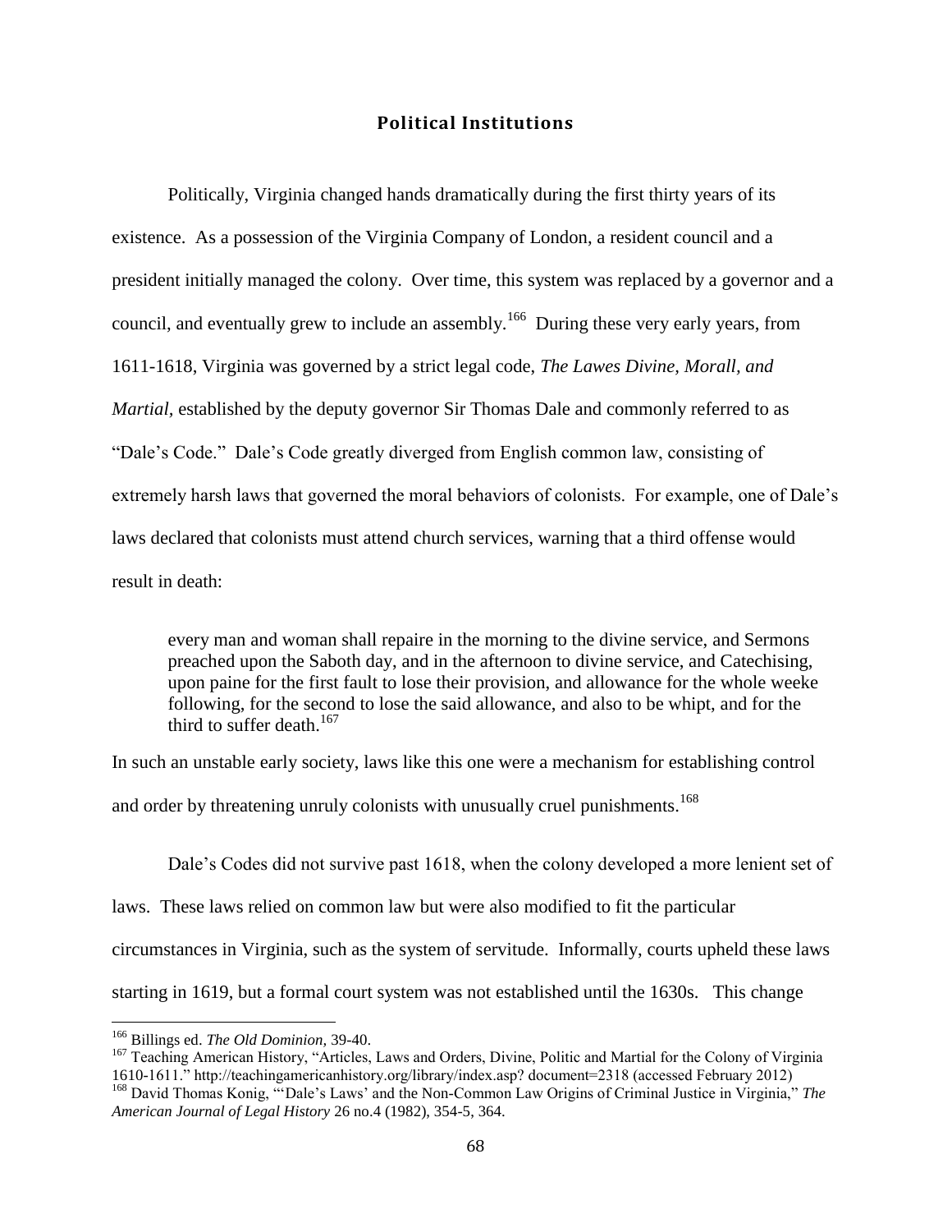## Political Institutions

Politically, Virginia changed hands dramatically during the first thirty years of its existence. As a possession of the Virginia Company of London, a resident council and a president initially managed the colony. Over time, this system was replaced by a governor and a council, and eventually grew to include an assembly.[166] During these very early years, from 1611-1618, Virginia was governed by a strict legal code, *The Lawes Divine, Morall, and Martial*, established by the deputy governor Sir Thomas Dale and commonly referred to as "Dale's Code." Dale's Code greatly diverged from English common law, consisting of extremely harsh laws that governed the moral behaviors of colonists. For example, one of Dale's laws declared that colonists must attend church services, warning that a third offense would result in death:

> every man and woman shall repaire in the morning to the divine service, and Sermons preached upon the Saboth day, and in the afternoon to divine service, and Catechising, upon paine for the first fault to lose their provision, and allowance for the whole weeke following, for the second to lose the said allowance, and also to be whipt, and for the third to suffer death.[167]

In such an unstable early society, laws like this one were a mechanism for establishing control and order by threatening unruly colonists with unusually cruel punishments.[168]

Dale's Codes did not survive past 1618, when the colony developed a more lenient set of laws. These laws relied on common law but were also modified to fit the particular circumstances in Virginia, such as the system of servitude. Informally, courts upheld these laws starting in 1619, but a formal court system was not established until the 1630s. This change

---

[166] Billings ed. *The Old Dominion,* 39-40.

[167] Teaching American History, "Articles, Laws and Orders, Divine, Politic and Martial for the Colony of Virginia 1610-1611." http://teachingamericanhistory.org/library/index.asp? document=2318 (accessed February 2012)

[168] David Thomas Konig, "'Dale's Laws' and the Non-Common Law Origins of Criminal Justice in Virginia," *The American Journal of Legal History* 26 no.4 (1982), 354-5, 364.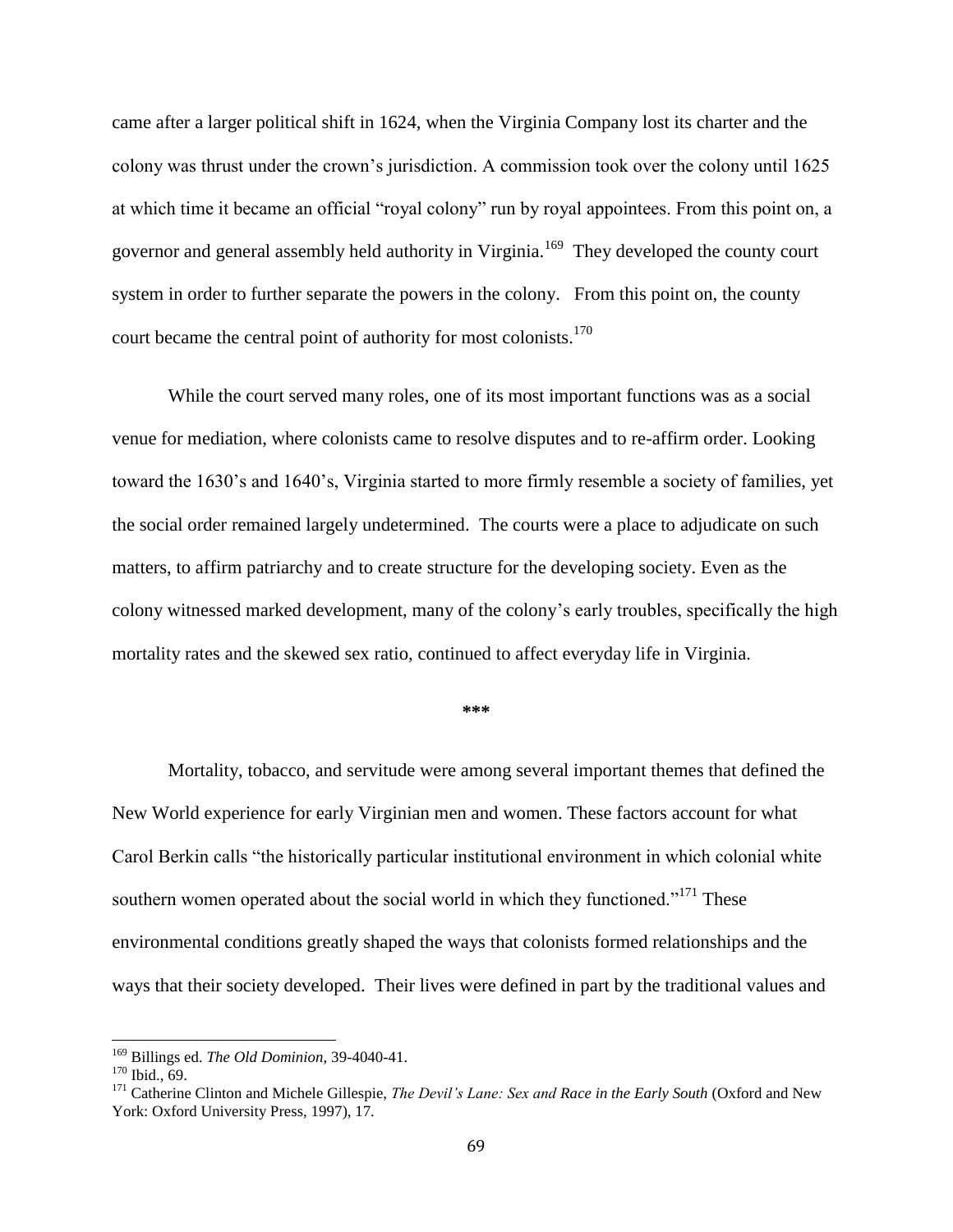came after a larger political shift in 1624, when the Virginia Company lost its charter and the colony was thrust under the crown's jurisdiction. A commission took over the colony until 1625 at which time it became an official "royal colony" run by royal appointees. From this point on, a governor and general assembly held authority in Virginia.[169] They developed the county court system in order to further separate the powers in the colony. From this point on, the county court became the central point of authority for most colonists.[170]

While the court served many roles, one of its most important functions was as a social venue for mediation, where colonists came to resolve disputes and to re-affirm order. Looking toward the 1630's and 1640's, Virginia started to more firmly resemble a society of families, yet the social order remained largely undetermined. The courts were a place to adjudicate on such matters, to affirm patriarchy and to create structure for the developing society. Even as the colony witnessed marked development, many of the colony's early troubles, specifically the high mortality rates and the skewed sex ratio, continued to affect everyday life in Virginia.

\*\*\*

Mortality, tobacco, and servitude were among several important themes that defined the New World experience for early Virginian men and women. These factors account for what Carol Berkin calls "the historically particular institutional environment in which colonial white southern women operated about the social world in which they functioned."[171] These environmental conditions greatly shaped the ways that colonists formed relationships and the ways that their society developed. Their lives were defined in part by the traditional values and

---

[169] Billings ed. *The Old Dominion*, 39-4040-41.

[170] Ibid., 69.

[171] Catherine Clinton and Michele Gillespie, *The Devil's Lane: Sex and Race in the Early South* (Oxford and New York: Oxford University Press, 1997), 17.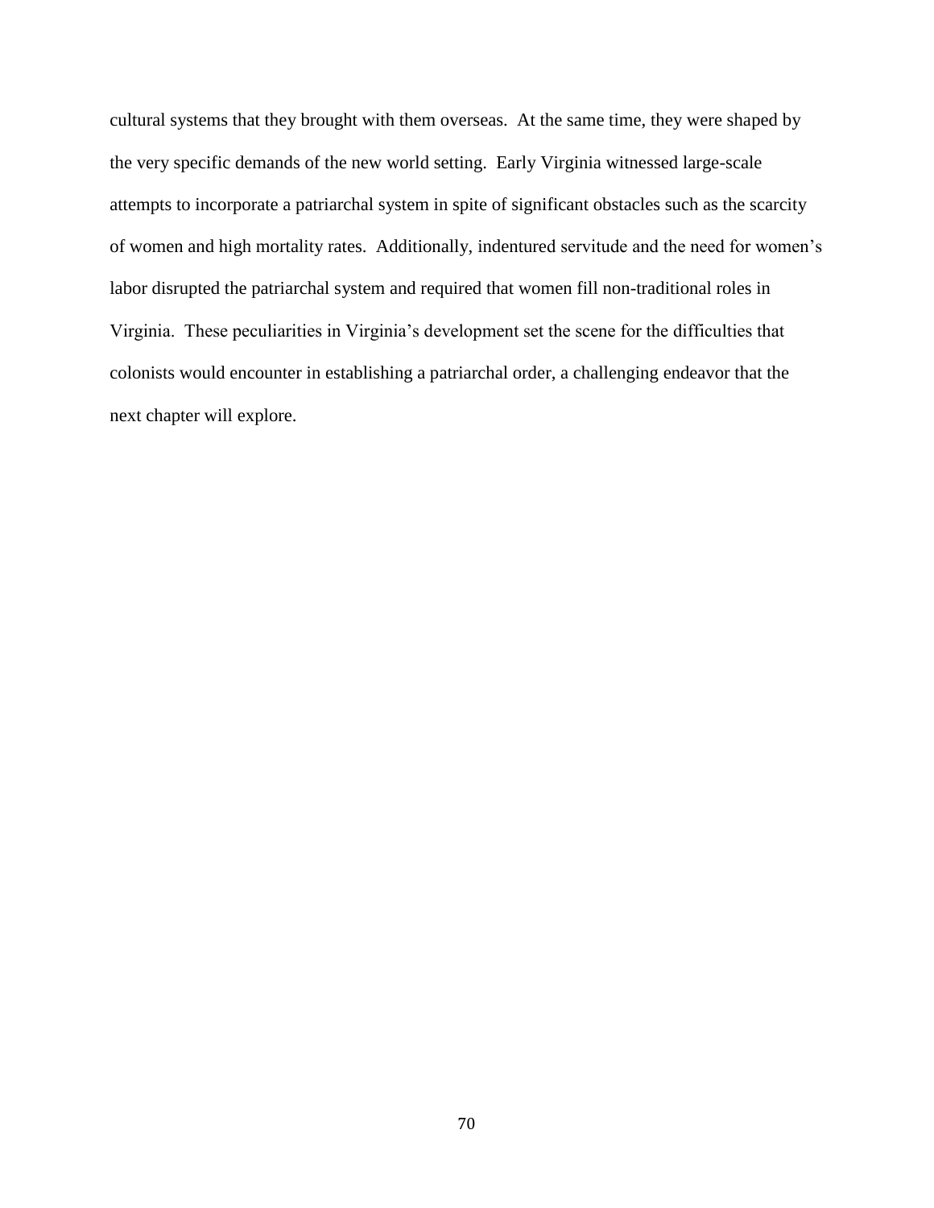cultural systems that they brought with them overseas. At the same time, they were shaped by the very specific demands of the new world setting. Early Virginia witnessed large-scale attempts to incorporate a patriarchal system in spite of significant obstacles such as the scarcity of women and high mortality rates. Additionally, indentured servitude and the need for women's labor disrupted the patriarchal system and required that women fill non-traditional roles in Virginia. These peculiarities in Virginia's development set the scene for the difficulties that colonists would encounter in establishing a patriarchal order, a challenging endeavor that the next chapter will explore.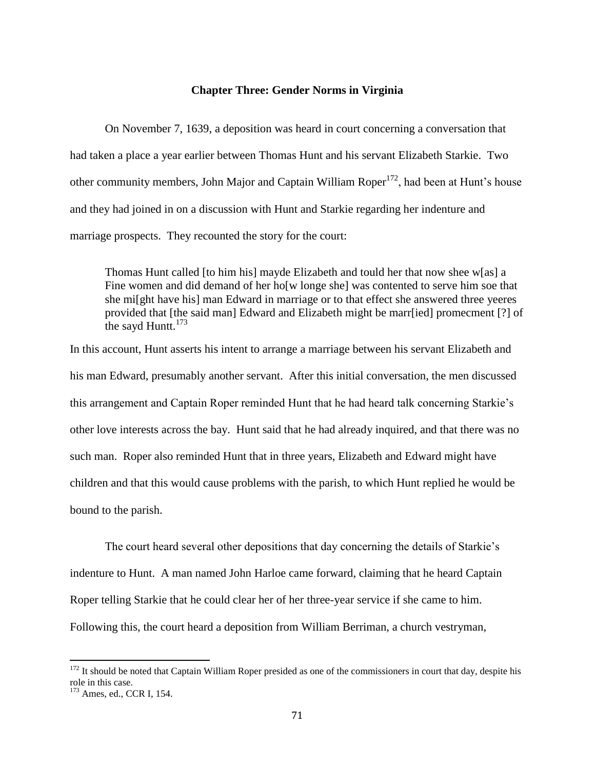# Chapter Three: Gender Norms in Virginia

On November 7, 1639, a deposition was heard in court concerning a conversation that had taken a place a year earlier between Thomas Hunt and his servant Elizabeth Starkie. Two other community members, John Major and Captain William Roper[172], had been at Hunt's house and they had joined in on a discussion with Hunt and Starkie regarding her indenture and marriage prospects. They recounted the story for the court:

> Thomas Hunt called [to him his] mayde Elizabeth and tould her that now shee w[as] a Fine women and did demand of her ho[w longe she] was contented to serve him soe that she mi[ght have his] man Edward in marriage or to that effect she answered three yeeres provided that [the said man] Edward and Elizabeth might be marr[ied] promecment [?] of the sayd Huntt.[173]

In this account, Hunt asserts his intent to arrange a marriage between his servant Elizabeth and his man Edward, presumably another servant. After this initial conversation, the men discussed this arrangement and Captain Roper reminded Hunt that he had heard talk concerning Starkie's other love interests across the bay. Hunt said that he had already inquired, and that there was no such man. Roper also reminded Hunt that in three years, Elizabeth and Edward might have children and that this would cause problems with the parish, to which Hunt replied he would be bound to the parish.

The court heard several other depositions that day concerning the details of Starkie's indenture to Hunt. A man named John Harloe came forward, claiming that he heard Captain Roper telling Starkie that he could clear her of her three-year service if she came to him. Following this, the court heard a deposition from William Berriman, a church vestryman,

---

[172] It should be noted that Captain William Roper presided as one of the commissioners in court that day, despite his role in this case.

[173] Ames, ed., CCR I, 154.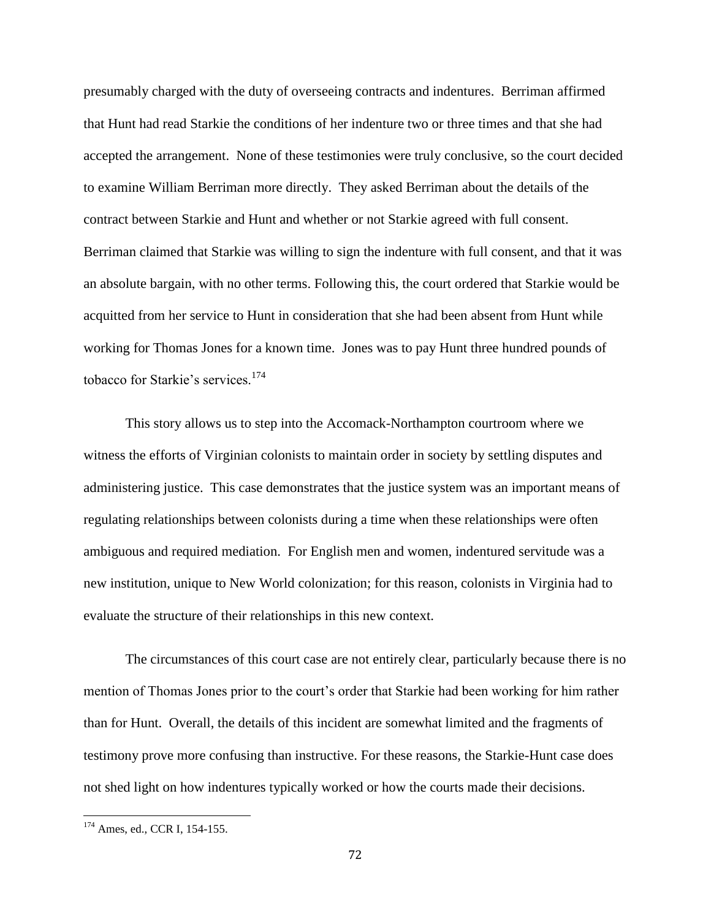presumably charged with the duty of overseeing contracts and indentures. Berriman affirmed that Hunt had read Starkie the conditions of her indenture two or three times and that she had accepted the arrangement. None of these testimonies were truly conclusive, so the court decided to examine William Berriman more directly. They asked Berriman about the details of the contract between Starkie and Hunt and whether or not Starkie agreed with full consent. Berriman claimed that Starkie was willing to sign the indenture with full consent, and that it was an absolute bargain, with no other terms. Following this, the court ordered that Starkie would be acquitted from her service to Hunt in consideration that she had been absent from Hunt while working for Thomas Jones for a known time. Jones was to pay Hunt three hundred pounds of tobacco for Starkie's services.[174]

This story allows us to step into the Accomack-Northampton courtroom where we witness the efforts of Virginian colonists to maintain order in society by settling disputes and administering justice. This case demonstrates that the justice system was an important means of regulating relationships between colonists during a time when these relationships were often ambiguous and required mediation. For English men and women, indentured servitude was a new institution, unique to New World colonization; for this reason, colonists in Virginia had to evaluate the structure of their relationships in this new context.

The circumstances of this court case are not entirely clear, particularly because there is no mention of Thomas Jones prior to the court's order that Starkie had been working for him rather than for Hunt. Overall, the details of this incident are somewhat limited and the fragments of testimony prove more confusing than instructive. For these reasons, the Starkie-Hunt case does not shed light on how indentures typically worked or how the courts made their decisions.

---

[174] Ames, ed., CCR I, 154-155.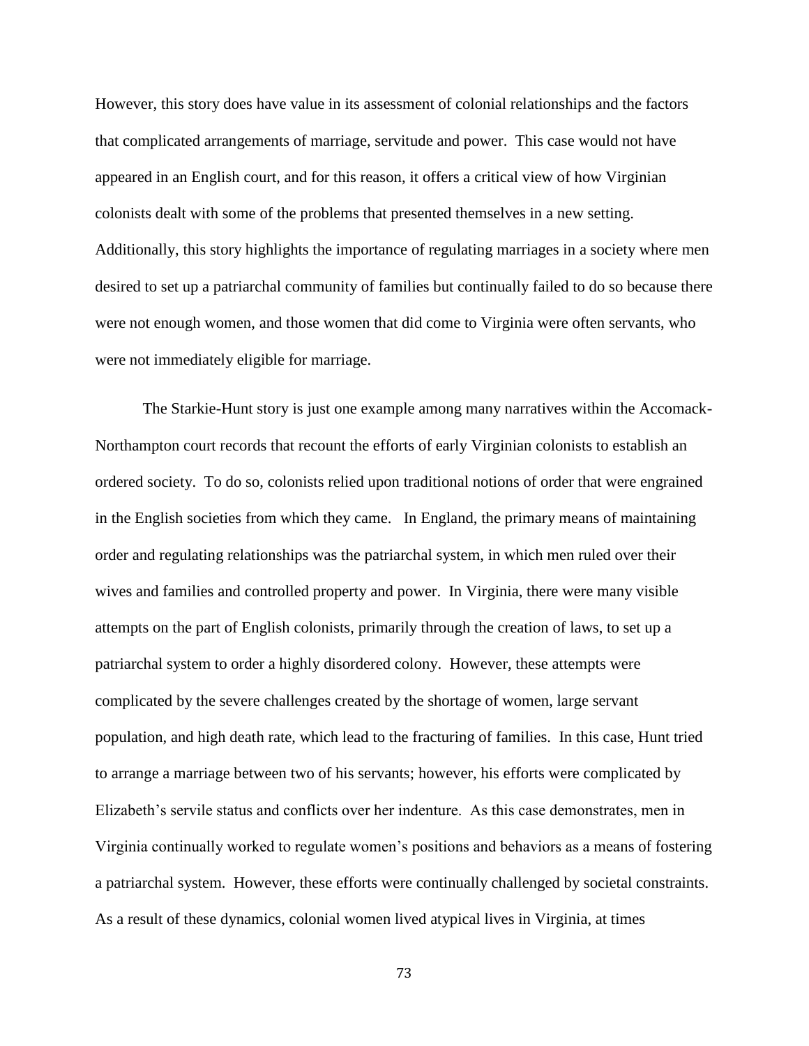However, this story does have value in its assessment of colonial relationships and the factors that complicated arrangements of marriage, servitude and power. This case would not have appeared in an English court, and for this reason, it offers a critical view of how Virginian colonists dealt with some of the problems that presented themselves in a new setting. Additionally, this story highlights the importance of regulating marriages in a society where men desired to set up a patriarchal community of families but continually failed to do so because there were not enough women, and those women that did come to Virginia were often servants, who were not immediately eligible for marriage.

The Starkie-Hunt story is just one example among many narratives within the Accomack-Northampton court records that recount the efforts of early Virginian colonists to establish an ordered society. To do so, colonists relied upon traditional notions of order that were engrained in the English societies from which they came. In England, the primary means of maintaining order and regulating relationships was the patriarchal system, in which men ruled over their wives and families and controlled property and power. In Virginia, there were many visible attempts on the part of English colonists, primarily through the creation of laws, to set up a patriarchal system to order a highly disordered colony. However, these attempts were complicated by the severe challenges created by the shortage of women, large servant population, and high death rate, which lead to the fracturing of families. In this case, Hunt tried to arrange a marriage between two of his servants; however, his efforts were complicated by Elizabeth's servile status and conflicts over her indenture. As this case demonstrates, men in Virginia continually worked to regulate women's positions and behaviors as a means of fostering a patriarchal system. However, these efforts were continually challenged by societal constraints. As a result of these dynamics, colonial women lived atypical lives in Virginia, at times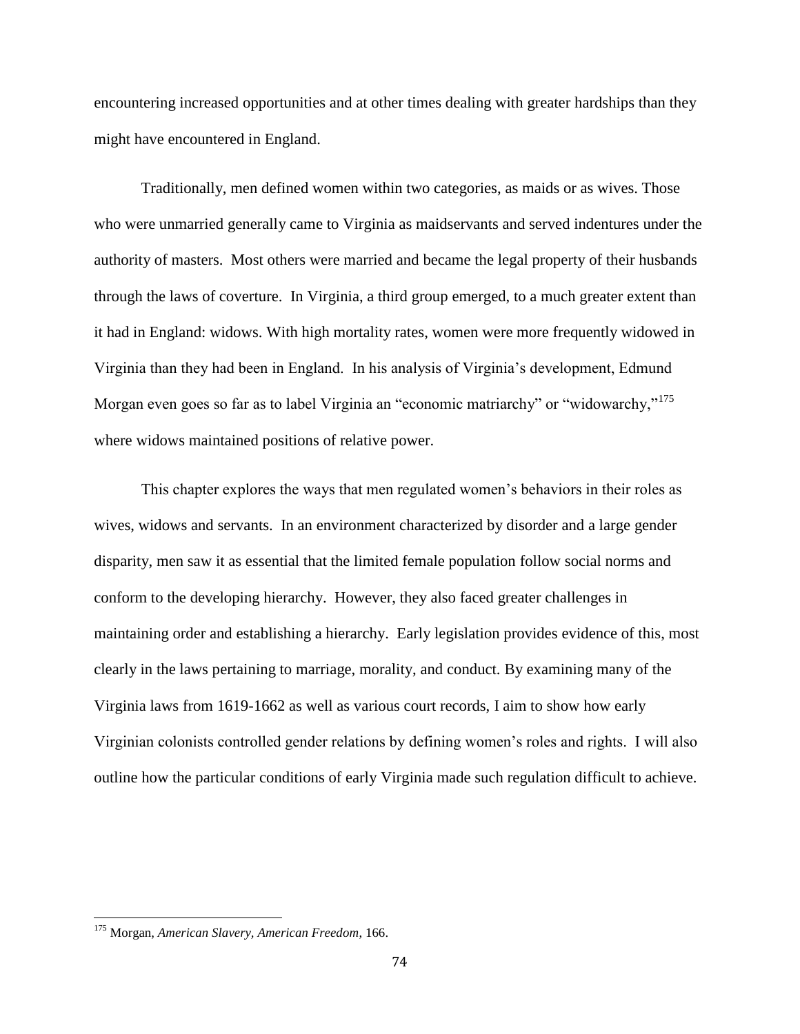encountering increased opportunities and at other times dealing with greater hardships than they might have encountered in England.

Traditionally, men defined women within two categories, as maids or as wives. Those who were unmarried generally came to Virginia as maidservants and served indentures under the authority of masters. Most others were married and became the legal property of their husbands through the laws of coverture. In Virginia, a third group emerged, to a much greater extent than it had in England: widows. With high mortality rates, women were more frequently widowed in Virginia than they had been in England. In his analysis of Virginia's development, Edmund Morgan even goes so far as to label Virginia an "economic matriarchy" or "widowarchy,"[175] where widows maintained positions of relative power.

This chapter explores the ways that men regulated women's behaviors in their roles as wives, widows and servants. In an environment characterized by disorder and a large gender disparity, men saw it as essential that the limited female population follow social norms and conform to the developing hierarchy. However, they also faced greater challenges in maintaining order and establishing a hierarchy. Early legislation provides evidence of this, most clearly in the laws pertaining to marriage, morality, and conduct. By examining many of the Virginia laws from 1619-1662 as well as various court records, I aim to show how early Virginian colonists controlled gender relations by defining women's roles and rights. I will also outline how the particular conditions of early Virginia made such regulation difficult to achieve.

---

[175] Morgan, *American Slavery, American Freedom*, 166.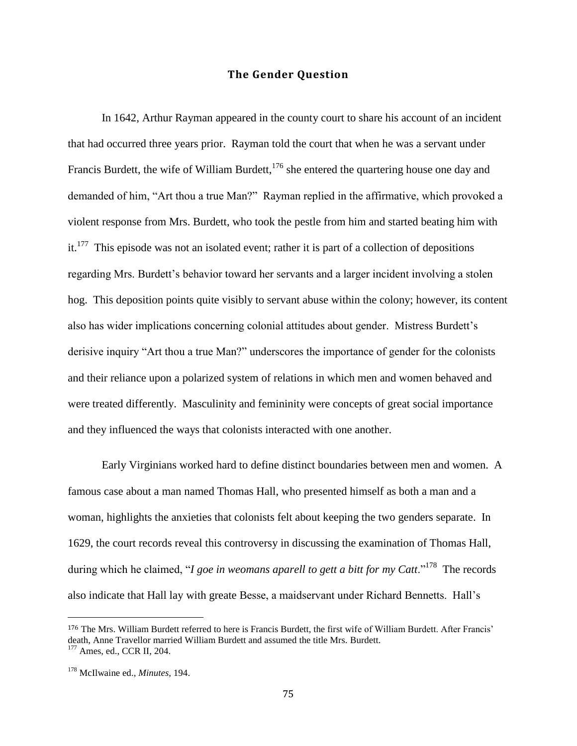## The Gender Question

In 1642, Arthur Rayman appeared in the county court to share his account of an incident that had occurred three years prior. Rayman told the court that when he was a servant under Francis Burdett, the wife of William Burdett,[176] she entered the quartering house one day and demanded of him, "Art thou a true Man?" Rayman replied in the affirmative, which provoked a violent response from Mrs. Burdett, who took the pestle from him and started beating him with it.[177] This episode was not an isolated event; rather it is part of a collection of depositions regarding Mrs. Burdett's behavior toward her servants and a larger incident involving a stolen hog. This deposition points quite visibly to servant abuse within the colony; however, its content also has wider implications concerning colonial attitudes about gender. Mistress Burdett's derisive inquiry "Art thou a true Man?" underscores the importance of gender for the colonists and their reliance upon a polarized system of relations in which men and women behaved and were treated differently. Masculinity and femininity were concepts of great social importance and they influenced the ways that colonists interacted with one another.

Early Virginians worked hard to define distinct boundaries between men and women. A famous case about a man named Thomas Hall, who presented himself as both a man and a woman, highlights the anxieties that colonists felt about keeping the two genders separate. In 1629, the court records reveal this controversy in discussing the examination of Thomas Hall, during which he claimed, "*I goe in weomans aparell to gett a bitt for my Catt*."[178] The records also indicate that Hall lay with greate Besse, a maidservant under Richard Bennetts. Hall's

---

[176] The Mrs. William Burdett referred to here is Francis Burdett, the first wife of William Burdett. After Francis' death, Anne Travellor married William Burdett and assumed the title Mrs. Burdett.

[177] Ames, ed., CCR II, 204.

[178] McIlwaine ed., *Minutes*, 194.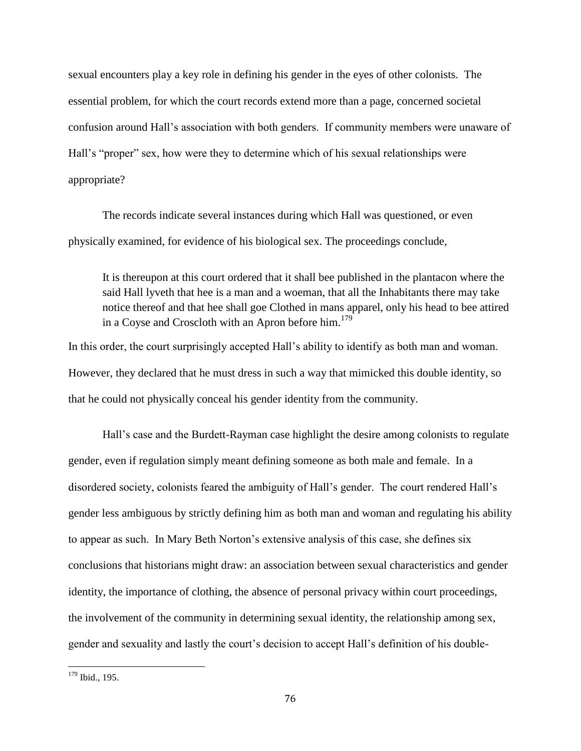sexual encounters play a key role in defining his gender in the eyes of other colonists. The essential problem, for which the court records extend more than a page, concerned societal confusion around Hall's association with both genders. If community members were unaware of Hall's "proper" sex, how were they to determine which of his sexual relationships were appropriate?

The records indicate several instances during which Hall was questioned, or even physically examined, for evidence of his biological sex. The proceedings conclude,

> It is thereupon at this court ordered that it shall bee published in the plantacon where the said Hall lyveth that hee is a man and a woeman, that all the Inhabitants there may take notice thereof and that hee shall goe Clothed in mans apparel, only his head to bee attired in a Coyse and Croscloth with an Apron before him.[179]

In this order, the court surprisingly accepted Hall's ability to identify as both man and woman. However, they declared that he must dress in such a way that mimicked this double identity, so that he could not physically conceal his gender identity from the community.

Hall's case and the Burdett-Rayman case highlight the desire among colonists to regulate gender, even if regulation simply meant defining someone as both male and female. In a disordered society, colonists feared the ambiguity of Hall's gender. The court rendered Hall's gender less ambiguous by strictly defining him as both man and woman and regulating his ability to appear as such. In Mary Beth Norton's extensive analysis of this case, she defines six conclusions that historians might draw: an association between sexual characteristics and gender identity, the importance of clothing, the absence of personal privacy within court proceedings, the involvement of the community in determining sexual identity, the relationship among sex, gender and sexuality and lastly the court's decision to accept Hall's definition of his double-

[179] Ibid., 195.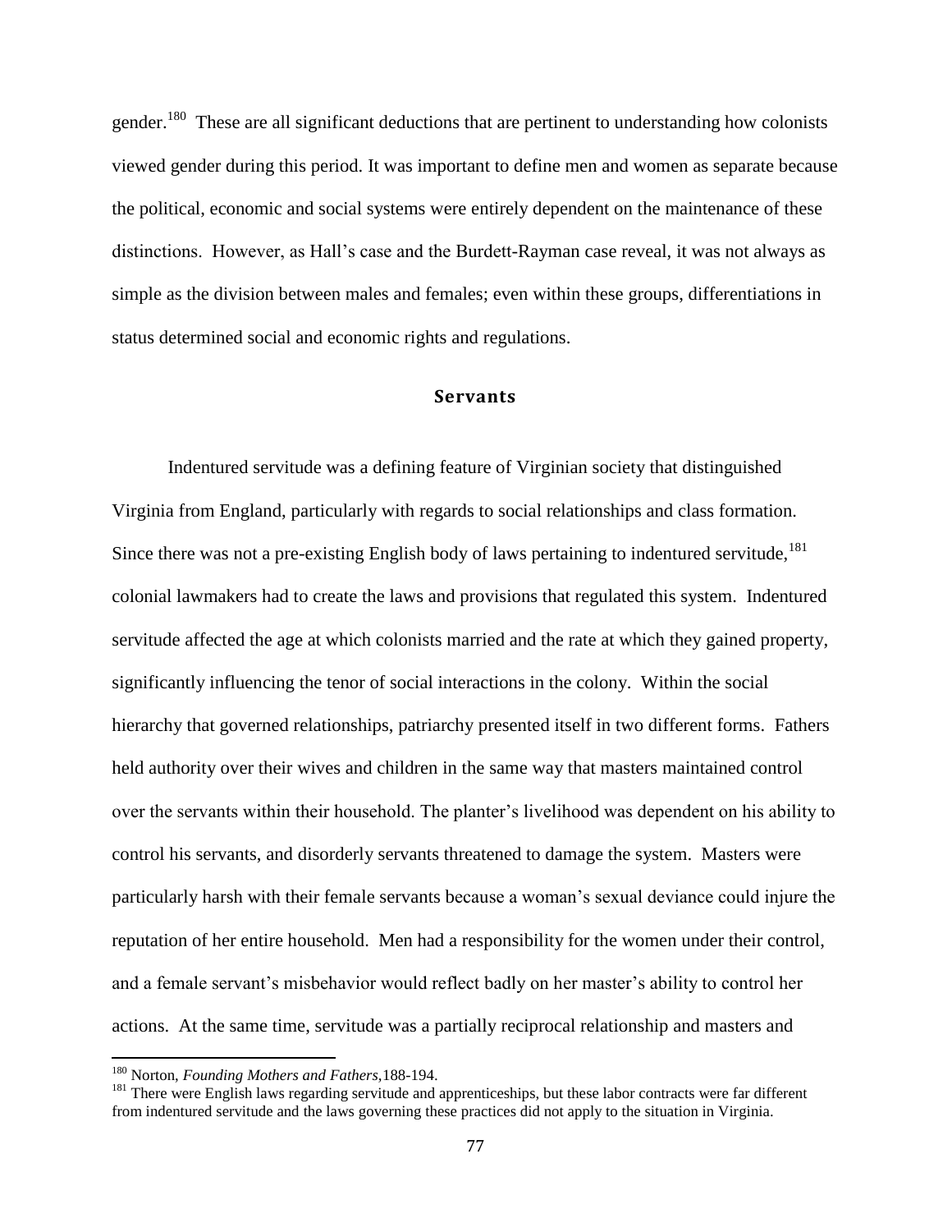gender.[180] These are all significant deductions that are pertinent to understanding how colonists viewed gender during this period. It was important to define men and women as separate because the political, economic and social systems were entirely dependent on the maintenance of these distinctions. However, as Hall's case and the Burdett-Rayman case reveal, it was not always as simple as the division between males and females; even within these groups, differentiations in status determined social and economic rights and regulations.

## Servants

Indentured servitude was a defining feature of Virginian society that distinguished Virginia from England, particularly with regards to social relationships and class formation. Since there was not a pre-existing English body of laws pertaining to indentured servitude,[181] colonial lawmakers had to create the laws and provisions that regulated this system. Indentured servitude affected the age at which colonists married and the rate at which they gained property, significantly influencing the tenor of social interactions in the colony. Within the social hierarchy that governed relationships, patriarchy presented itself in two different forms. Fathers held authority over their wives and children in the same way that masters maintained control over the servants within their household. The planter's livelihood was dependent on his ability to control his servants, and disorderly servants threatened to damage the system. Masters were particularly harsh with their female servants because a woman's sexual deviance could injure the reputation of her entire household. Men had a responsibility for the women under their control, and a female servant's misbehavior would reflect badly on her master's ability to control her actions. At the same time, servitude was a partially reciprocal relationship and masters and

---

[180] Norton, *Founding Mothers and Fathers,*188-194.

[181] There were English laws regarding servitude and apprenticeships, but these labor contracts were far different from indentured servitude and the laws governing these practices did not apply to the situation in Virginia.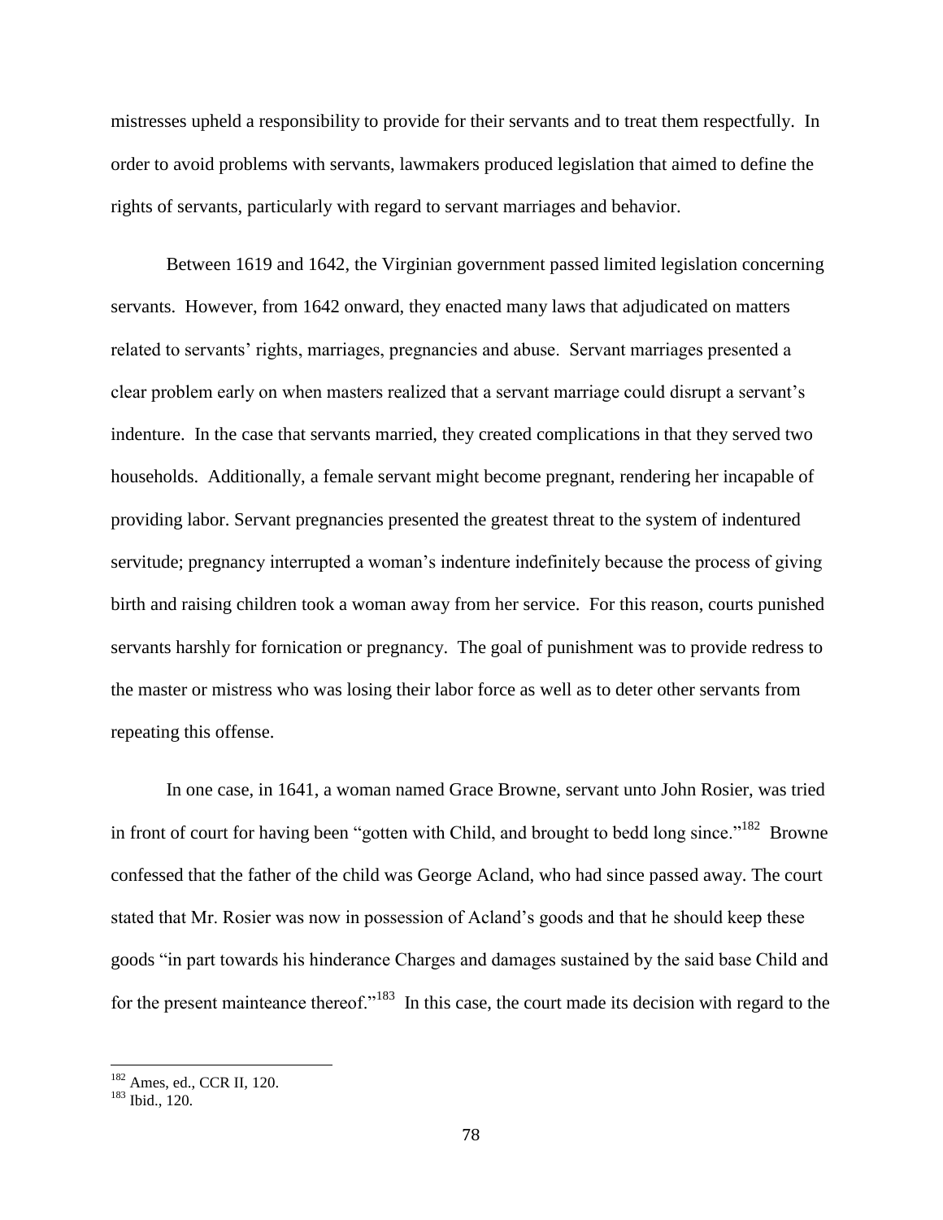mistresses upheld a responsibility to provide for their servants and to treat them respectfully. In order to avoid problems with servants, lawmakers produced legislation that aimed to define the rights of servants, particularly with regard to servant marriages and behavior.

Between 1619 and 1642, the Virginian government passed limited legislation concerning servants. However, from 1642 onward, they enacted many laws that adjudicated on matters related to servants' rights, marriages, pregnancies and abuse. Servant marriages presented a clear problem early on when masters realized that a servant marriage could disrupt a servant's indenture. In the case that servants married, they created complications in that they served two households. Additionally, a female servant might become pregnant, rendering her incapable of providing labor. Servant pregnancies presented the greatest threat to the system of indentured servitude; pregnancy interrupted a woman's indenture indefinitely because the process of giving birth and raising children took a woman away from her service. For this reason, courts punished servants harshly for fornication or pregnancy. The goal of punishment was to provide redress to the master or mistress who was losing their labor force as well as to deter other servants from repeating this offense.

In one case, in 1641, a woman named Grace Browne, servant unto John Rosier, was tried in front of court for having been "gotten with Child, and brought to bedd long since."[182] Browne confessed that the father of the child was George Acland, who had since passed away. The court stated that Mr. Rosier was now in possession of Acland's goods and that he should keep these goods "in part towards his hinderance Charges and damages sustained by the said base Child and for the present mainteance thereof."[183] In this case, the court made its decision with regard to the

---

[182] Ames, ed., CCR II, 120.

[183] Ibid., 120.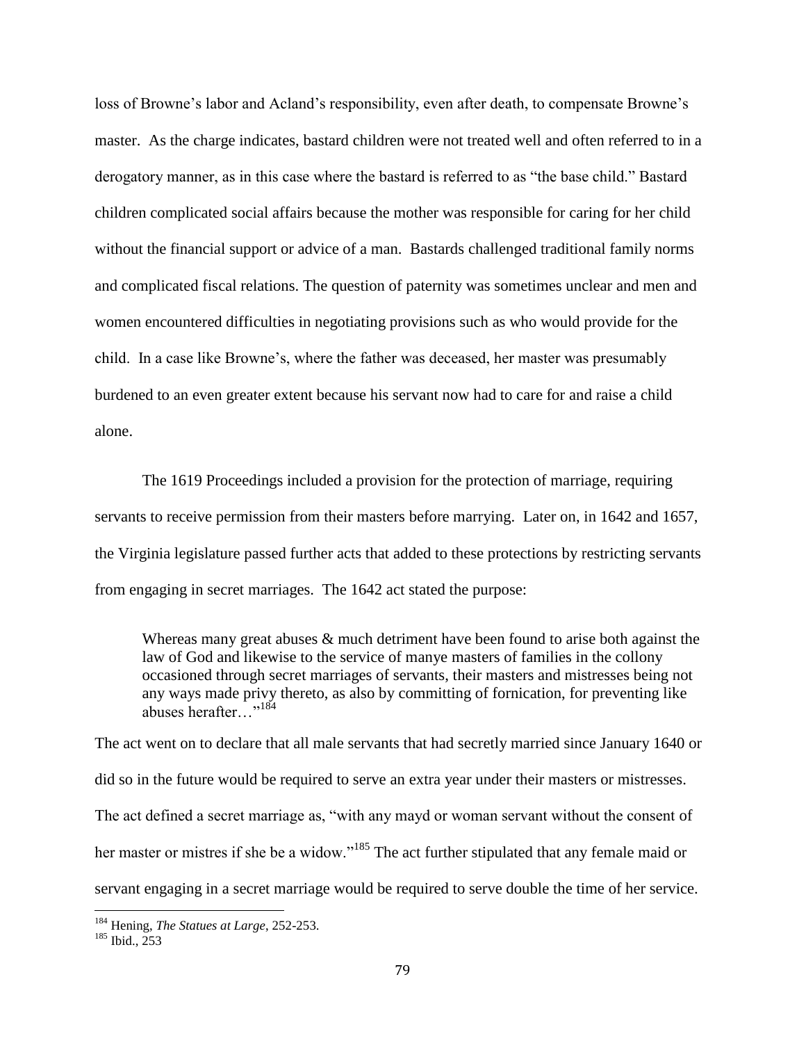loss of Browne's labor and Acland's responsibility, even after death, to compensate Browne's master. As the charge indicates, bastard children were not treated well and often referred to in a derogatory manner, as in this case where the bastard is referred to as "the base child." Bastard children complicated social affairs because the mother was responsible for caring for her child without the financial support or advice of a man. Bastards challenged traditional family norms and complicated fiscal relations. The question of paternity was sometimes unclear and men and women encountered difficulties in negotiating provisions such as who would provide for the child. In a case like Browne's, where the father was deceased, her master was presumably burdened to an even greater extent because his servant now had to care for and raise a child alone.

The 1619 Proceedings included a provision for the protection of marriage, requiring servants to receive permission from their masters before marrying. Later on, in 1642 and 1657, the Virginia legislature passed further acts that added to these protections by restricting servants from engaging in secret marriages. The 1642 act stated the purpose:

> Whereas many great abuses & much detriment have been found to arise both against the law of God and likewise to the service of manye masters of families in the collony occasioned through secret marriages of servants, their masters and mistresses being not any ways made privy thereto, as also by committing of fornication, for preventing like abuses herafter…"[184]

The act went on to declare that all male servants that had secretly married since January 1640 or did so in the future would be required to serve an extra year under their masters or mistresses. The act defined a secret marriage as, "with any mayd or woman servant without the consent of her master or mistres if she be a widow."[185] The act further stipulated that any female maid or servant engaging in a secret marriage would be required to serve double the time of her service.

---

[184] Hening, *The Statues at Large*, 252-253.

[185] Ibid., 253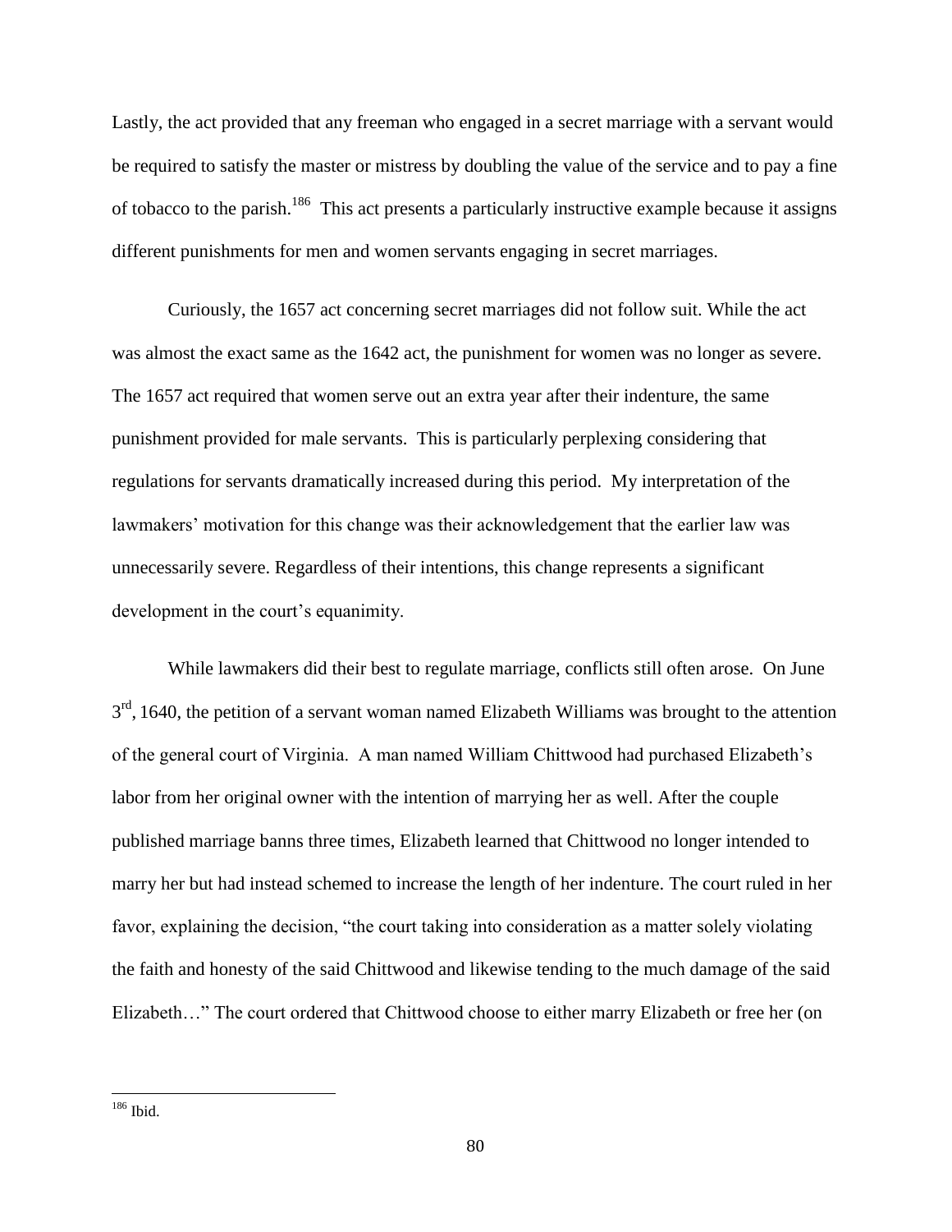Lastly, the act provided that any freeman who engaged in a secret marriage with a servant would be required to satisfy the master or mistress by doubling the value of the service and to pay a fine of tobacco to the parish.[186] This act presents a particularly instructive example because it assigns different punishments for men and women servants engaging in secret marriages.

Curiously, the 1657 act concerning secret marriages did not follow suit. While the act was almost the exact same as the 1642 act, the punishment for women was no longer as severe. The 1657 act required that women serve out an extra year after their indenture, the same punishment provided for male servants. This is particularly perplexing considering that regulations for servants dramatically increased during this period. My interpretation of the lawmakers' motivation for this change was their acknowledgement that the earlier law was unnecessarily severe. Regardless of their intentions, this change represents a significant development in the court's equanimity.

While lawmakers did their best to regulate marriage, conflicts still often arose. On June 3rd, 1640, the petition of a servant woman named Elizabeth Williams was brought to the attention of the general court of Virginia. A man named William Chittwood had purchased Elizabeth's labor from her original owner with the intention of marrying her as well. After the couple published marriage banns three times, Elizabeth learned that Chittwood no longer intended to marry her but had instead schemed to increase the length of her indenture. The court ruled in her favor, explaining the decision, "the court taking into consideration as a matter solely violating the faith and honesty of the said Chittwood and likewise tending to the much damage of the said Elizabeth…" The court ordered that Chittwood choose to either marry Elizabeth or free her (on

---

[186] Ibid.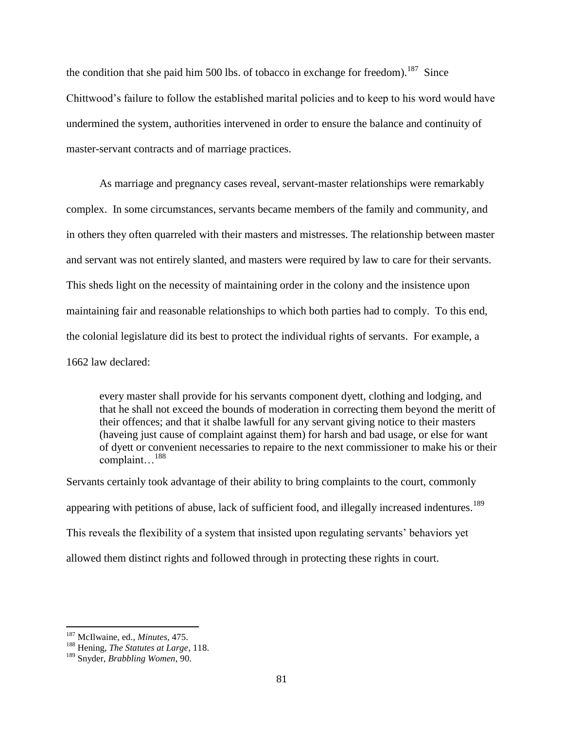the condition that she paid him 500 lbs. of tobacco in exchange for freedom).[187] Since Chittwood's failure to follow the established marital policies and to keep to his word would have undermined the system, authorities intervened in order to ensure the balance and continuity of master-servant contracts and of marriage practices.

As marriage and pregnancy cases reveal, servant-master relationships were remarkably complex. In some circumstances, servants became members of the family and community, and in others they often quarreled with their masters and mistresses. The relationship between master and servant was not entirely slanted, and masters were required by law to care for their servants. This sheds light on the necessity of maintaining order in the colony and the insistence upon maintaining fair and reasonable relationships to which both parties had to comply. To this end, the colonial legislature did its best to protect the individual rights of servants. For example, a 1662 law declared:

> every master shall provide for his servants component dyett, clothing and lodging, and that he shall not exceed the bounds of moderation in correcting them beyond the meritt of their offences; and that it shalbe lawfull for any servant giving notice to their masters (haveing just cause of complaint against them) for harsh and bad usage, or else for want of dyett or convenient necessaries to repaire to the next commissioner to make his or their complaint…[188]

Servants certainly took advantage of their ability to bring complaints to the court, commonly appearing with petitions of abuse, lack of sufficient food, and illegally increased indentures.[189] This reveals the flexibility of a system that insisted upon regulating servants' behaviors yet allowed them distinct rights and followed through in protecting these rights in court.

---

[187] McIlwaine, ed., *Minutes*, 475.

[188] Hening, *The Statutes at Large*, 118.

[189] Snyder, *Brabbling Women*, 90.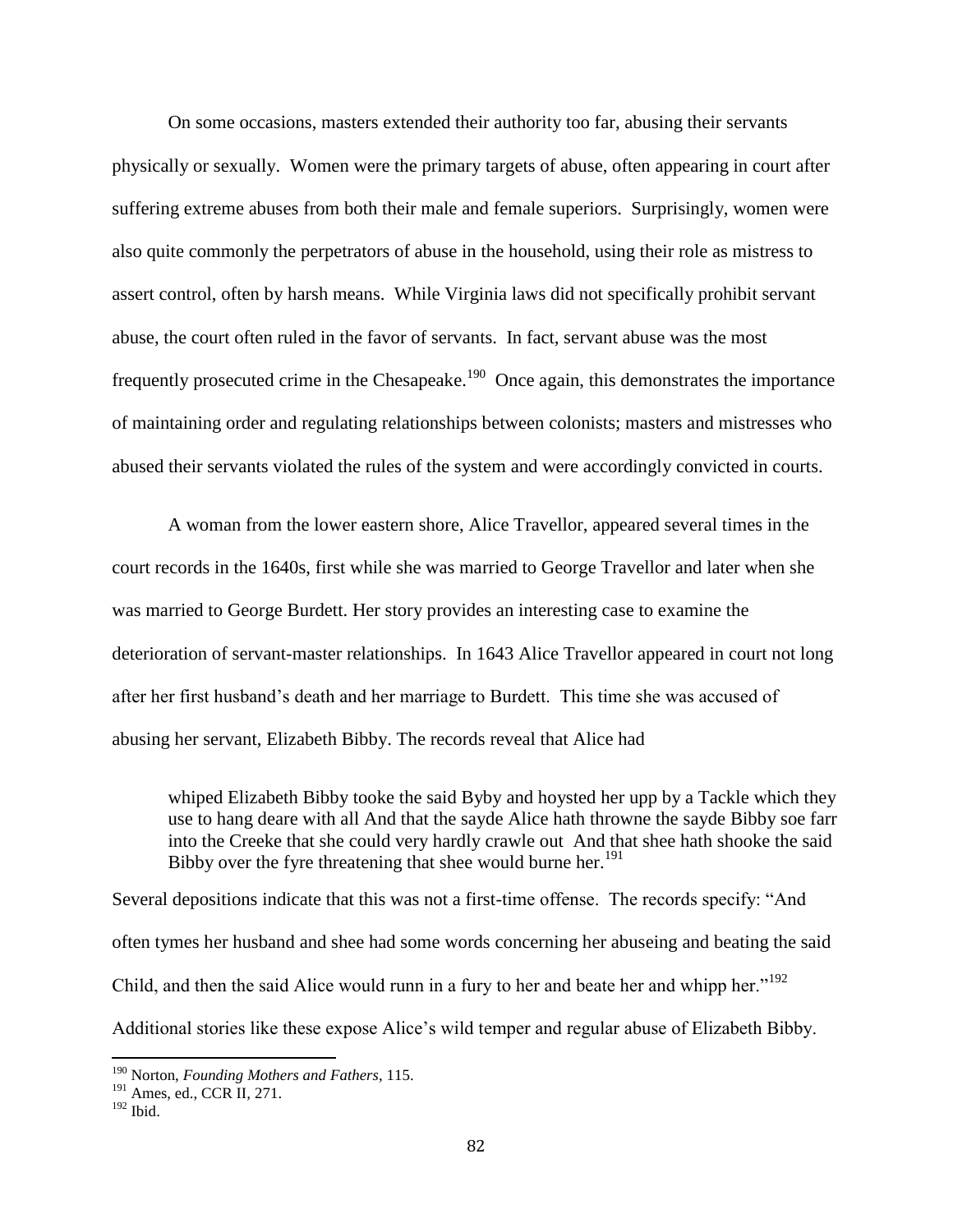On some occasions, masters extended their authority too far, abusing their servants physically or sexually. Women were the primary targets of abuse, often appearing in court after suffering extreme abuses from both their male and female superiors. Surprisingly, women were also quite commonly the perpetrators of abuse in the household, using their role as mistress to assert control, often by harsh means. While Virginia laws did not specifically prohibit servant abuse, the court often ruled in the favor of servants. In fact, servant abuse was the most frequently prosecuted crime in the Chesapeake.[190] Once again, this demonstrates the importance of maintaining order and regulating relationships between colonists; masters and mistresses who abused their servants violated the rules of the system and were accordingly convicted in courts.

A woman from the lower eastern shore, Alice Travellor, appeared several times in the court records in the 1640s, first while she was married to George Travellor and later when she was married to George Burdett. Her story provides an interesting case to examine the deterioration of servant-master relationships. In 1643 Alice Travellor appeared in court not long after her first husband's death and her marriage to Burdett. This time she was accused of abusing her servant, Elizabeth Bibby. The records reveal that Alice had

> whiped Elizabeth Bibby tooke the said Byby and hoysted her upp by a Tackle which they use to hang deare with all And that the sayde Alice hath throwne the sayde Bibby soe farr into the Creeke that she could very hardly crawle out And that shee hath shooke the said Bibby over the fyre threatening that shee would burne her.[191]

Several depositions indicate that this was not a first-time offense. The records specify: "And often tymes her husband and shee had some words concerning her abuseing and beating the said Child, and then the said Alice would runn in a fury to her and beate her and whipp her."[192] Additional stories like these expose Alice's wild temper and regular abuse of Elizabeth Bibby.

---

[190] Norton, *Founding Mothers and Fathers*, 115.

[191] Ames, ed., CCR II, 271.

[192] Ibid.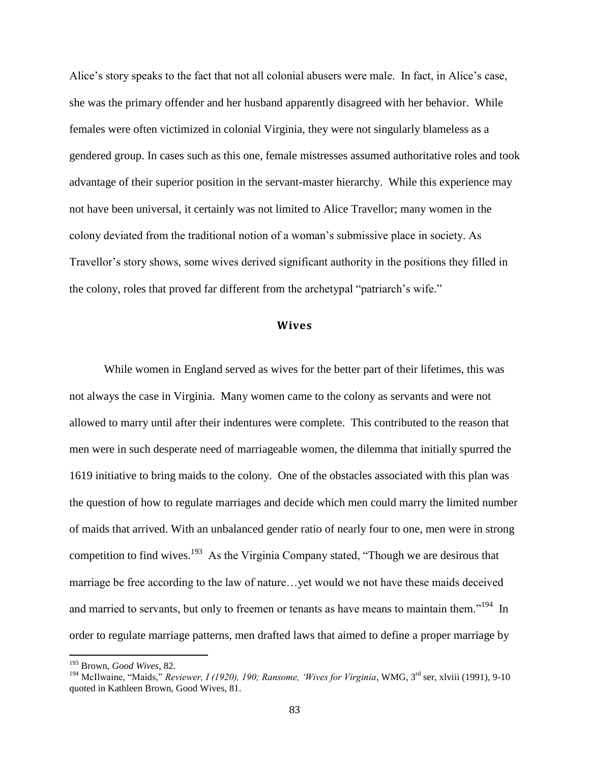Alice's story speaks to the fact that not all colonial abusers were male. In fact, in Alice's case, she was the primary offender and her husband apparently disagreed with her behavior. While females were often victimized in colonial Virginia, they were not singularly blameless as a gendered group. In cases such as this one, female mistresses assumed authoritative roles and took advantage of their superior position in the servant-master hierarchy. While this experience may not have been universal, it certainly was not limited to Alice Travellor; many women in the colony deviated from the traditional notion of a woman's submissive place in society. As Travellor's story shows, some wives derived significant authority in the positions they filled in the colony, roles that proved far different from the archetypal "patriarch's wife."

## Wives

While women in England served as wives for the better part of their lifetimes, this was not always the case in Virginia. Many women came to the colony as servants and were not allowed to marry until after their indentures were complete. This contributed to the reason that men were in such desperate need of marriageable women, the dilemma that initially spurred the 1619 initiative to bring maids to the colony. One of the obstacles associated with this plan was the question of how to regulate marriages and decide which men could marry the limited number of maids that arrived. With an unbalanced gender ratio of nearly four to one, men were in strong competition to find wives.[193] As the Virginia Company stated, "Though we are desirous that marriage be free according to the law of nature…yet would we not have these maids deceived and married to servants, but only to freemen or tenants as have means to maintain them."[194] In order to regulate marriage patterns, men drafted laws that aimed to define a proper marriage by

---

[193] Brown, *Good Wives*, 82.

[194] McIlwaine, "Maids," *Reviewer, I (1920), 190; Ransome, 'Wives for Virginia*, WMG, 3rd ser, xlviii (1991), 9-10 quoted in Kathleen Brown, Good Wives, 81.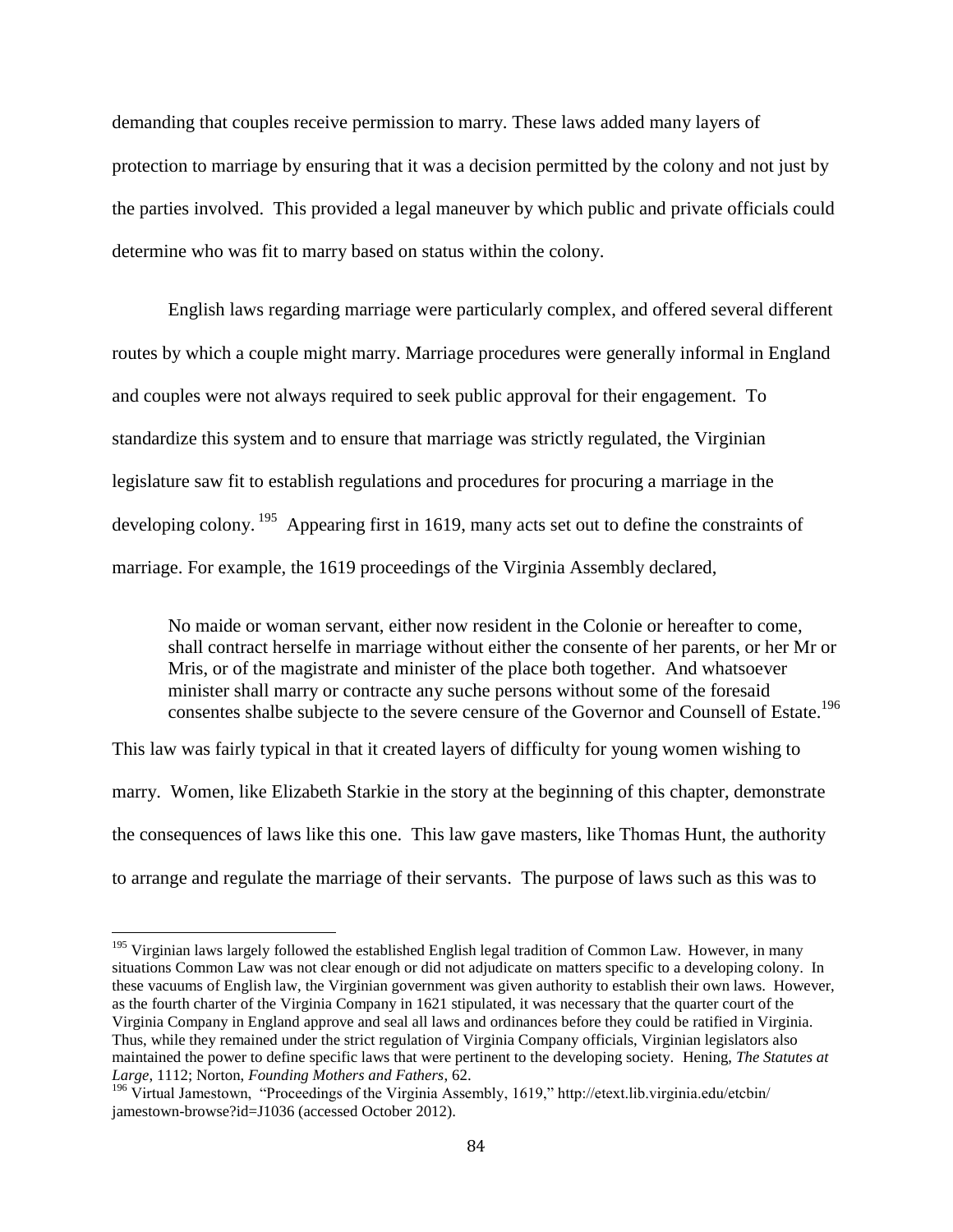demanding that couples receive permission to marry. These laws added many layers of protection to marriage by ensuring that it was a decision permitted by the colony and not just by the parties involved. This provided a legal maneuver by which public and private officials could determine who was fit to marry based on status within the colony.

English laws regarding marriage were particularly complex, and offered several different routes by which a couple might marry. Marriage procedures were generally informal in England and couples were not always required to seek public approval for their engagement. To standardize this system and to ensure that marriage was strictly regulated, the Virginian legislature saw fit to establish regulations and procedures for procuring a marriage in the developing colony.[195] Appearing first in 1619, many acts set out to define the constraints of marriage. For example, the 1619 proceedings of the Virginia Assembly declared,

> No maide or woman servant, either now resident in the Colonie or hereafter to come, shall contract herselfe in marriage without either the consente of her parents, or her Mr or Mris, or of the magistrate and minister of the place both together. And whatsoever minister shall marry or contracte any suche persons without some of the foresaid consentes shalbe subjecte to the severe censure of the Governor and Counsell of Estate.[196]

This law was fairly typical in that it created layers of difficulty for young women wishing to marry. Women, like Elizabeth Starkie in the story at the beginning of this chapter, demonstrate the consequences of laws like this one. This law gave masters, like Thomas Hunt, the authority to arrange and regulate the marriage of their servants. The purpose of laws such as this was to

---

[195] Virginian laws largely followed the established English legal tradition of Common Law. However, in many situations Common Law was not clear enough or did not adjudicate on matters specific to a developing colony. In these vacuums of English law, the Virginian government was given authority to establish their own laws. However, as the fourth charter of the Virginia Company in 1621 stipulated, it was necessary that the quarter court of the Virginia Company in England approve and seal all laws and ordinances before they could be ratified in Virginia. Thus, while they remained under the strict regulation of Virginia Company officials, Virginian legislators also maintained the power to define specific laws that were pertinent to the developing society. Hening, *The Statutes at Large*, 1112; Norton, *Founding Mothers and Fathers*, 62.

[196] Virtual Jamestown, "Proceedings of the Virginia Assembly, 1619," http://etext.lib.virginia.edu/etcbin/jamestown-browse?id=J1036 (accessed October 2012).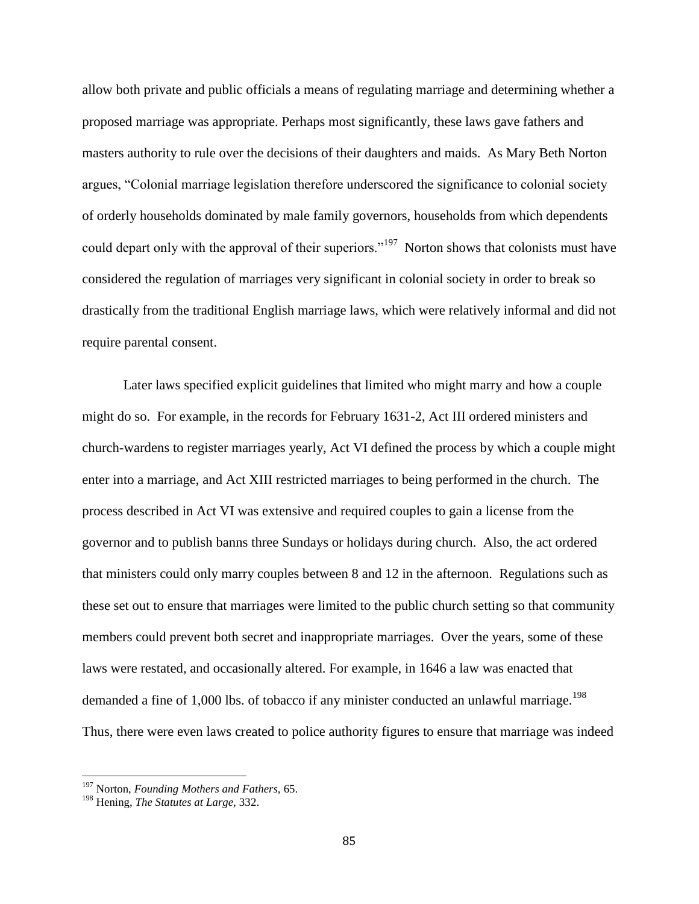allow both private and public officials a means of regulating marriage and determining whether a proposed marriage was appropriate. Perhaps most significantly, these laws gave fathers and masters authority to rule over the decisions of their daughters and maids. As Mary Beth Norton argues, "Colonial marriage legislation therefore underscored the significance to colonial society of orderly households dominated by male family governors, households from which dependents could depart only with the approval of their superiors."[197] Norton shows that colonists must have considered the regulation of marriages very significant in colonial society in order to break so drastically from the traditional English marriage laws, which were relatively informal and did not require parental consent.

Later laws specified explicit guidelines that limited who might marry and how a couple might do so. For example, in the records for February 1631-2, Act III ordered ministers and church-wardens to register marriages yearly, Act VI defined the process by which a couple might enter into a marriage, and Act XIII restricted marriages to being performed in the church. The process described in Act VI was extensive and required couples to gain a license from the governor and to publish banns three Sundays or holidays during church. Also, the act ordered that ministers could only marry couples between 8 and 12 in the afternoon. Regulations such as these set out to ensure that marriages were limited to the public church setting so that community members could prevent both secret and inappropriate marriages. Over the years, some of these laws were restated, and occasionally altered. For example, in 1646 a law was enacted that demanded a fine of 1,000 lbs. of tobacco if any minister conducted an unlawful marriage.[198] Thus, there were even laws created to police authority figures to ensure that marriage was indeed

[197] Norton, *Founding Mothers and Fathers*, 65.

[198] Hening, *The Statutes at Large*, 332.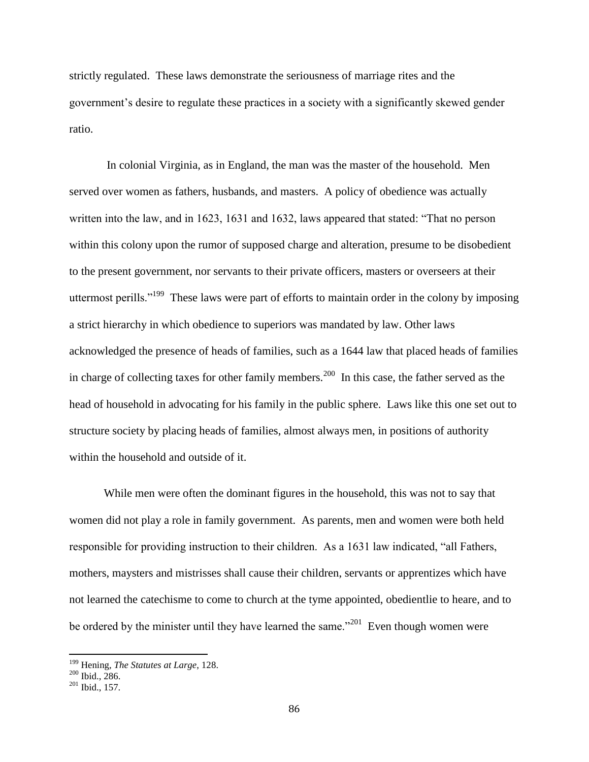strictly regulated. These laws demonstrate the seriousness of marriage rites and the government's desire to regulate these practices in a society with a significantly skewed gender ratio.

In colonial Virginia, as in England, the man was the master of the household. Men served over women as fathers, husbands, and masters. A policy of obedience was actually written into the law, and in 1623, 1631 and 1632, laws appeared that stated: "That no person within this colony upon the rumor of supposed charge and alteration, presume to be disobedient to the present government, nor servants to their private officers, masters or overseers at their uttermost perills."[199] These laws were part of efforts to maintain order in the colony by imposing a strict hierarchy in which obedience to superiors was mandated by law. Other laws acknowledged the presence of heads of families, such as a 1644 law that placed heads of families in charge of collecting taxes for other family members.[200] In this case, the father served as the head of household in advocating for his family in the public sphere. Laws like this one set out to structure society by placing heads of families, almost always men, in positions of authority within the household and outside of it.

While men were often the dominant figures in the household, this was not to say that women did not play a role in family government. As parents, men and women were both held responsible for providing instruction to their children. As a 1631 law indicated, "all Fathers, mothers, maysters and mistrisses shall cause their children, servants or apprentizes which have not learned the catechisme to come to church at the tyme appointed, obedientlie to heare, and to be ordered by the minister until they have learned the same."[201] Even though women were

---

[199] Hening, *The Statutes at Large*, 128.

[200] Ibid., 286.

[201] Ibid., 157.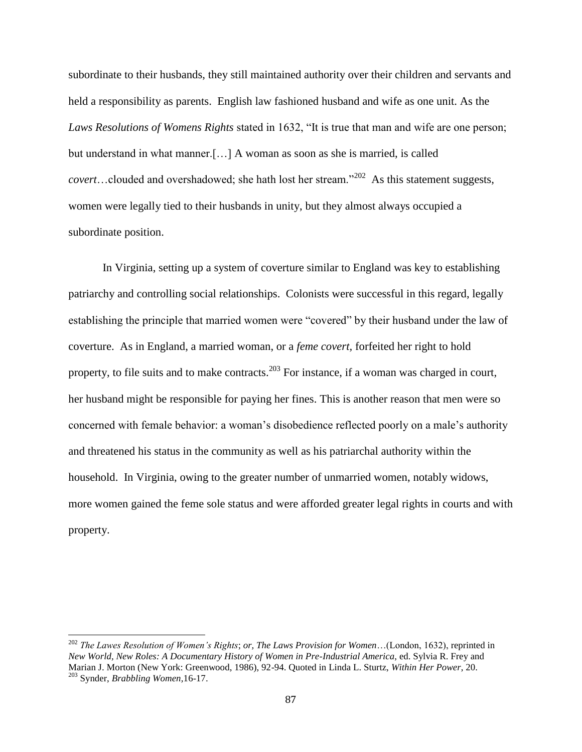subordinate to their husbands, they still maintained authority over their children and servants and held a responsibility as parents. English law fashioned husband and wife as one unit. As the *Laws Resolutions of Womens Rights* stated in 1632, "It is true that man and wife are one person; but understand in what manner.[…] A woman as soon as she is married, is called *covert*…clouded and overshadowed; she hath lost her stream."[202] As this statement suggests, women were legally tied to their husbands in unity, but they almost always occupied a subordinate position.

In Virginia, setting up a system of coverture similar to England was key to establishing patriarchy and controlling social relationships. Colonists were successful in this regard, legally establishing the principle that married women were "covered" by their husband under the law of coverture. As in England, a married woman, or a *feme covert,* forfeited her right to hold property, to file suits and to make contracts.[203] For instance, if a woman was charged in court, her husband might be responsible for paying her fines. This is another reason that men were so concerned with female behavior: a woman's disobedience reflected poorly on a male's authority and threatened his status in the community as well as his patriarchal authority within the household. In Virginia, owing to the greater number of unmarried women, notably widows, more women gained the feme sole status and were afforded greater legal rights in courts and with property.

---

[202] *The Lawes Resolution of Women's Rights*; *or, The Laws Provision for Women*…(London, 1632), reprinted in *New World, New Roles: A Documentary History of Women in Pre-Industrial America*, ed. Sylvia R. Frey and Marian J. Morton (New York: Greenwood, 1986), 92-94. Quoted in Linda L. Sturtz, *Within Her Power*, 20.

[203] Synder, *Brabbling Women*,16-17.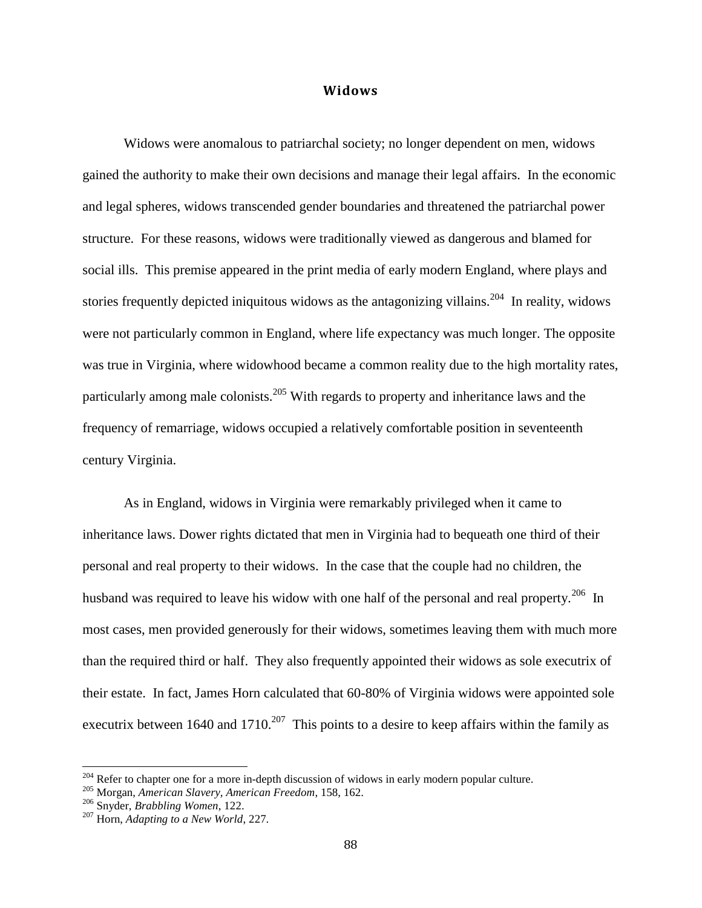## Widows

Widows were anomalous to patriarchal society; no longer dependent on men, widows gained the authority to make their own decisions and manage their legal affairs. In the economic and legal spheres, widows transcended gender boundaries and threatened the patriarchal power structure. For these reasons, widows were traditionally viewed as dangerous and blamed for social ills. This premise appeared in the print media of early modern England, where plays and stories frequently depicted iniquitous widows as the antagonizing villains.[204] In reality, widows were not particularly common in England, where life expectancy was much longer. The opposite was true in Virginia, where widowhood became a common reality due to the high mortality rates, particularly among male colonists.[205] With regards to property and inheritance laws and the frequency of remarriage, widows occupied a relatively comfortable position in seventeenth century Virginia.

As in England, widows in Virginia were remarkably privileged when it came to inheritance laws. Dower rights dictated that men in Virginia had to bequeath one third of their personal and real property to their widows. In the case that the couple had no children, the husband was required to leave his widow with one half of the personal and real property.[206] In most cases, men provided generously for their widows, sometimes leaving them with much more than the required third or half. They also frequently appointed their widows as sole executrix of their estate. In fact, James Horn calculated that 60-80% of Virginia widows were appointed sole executrix between 1640 and 1710.[207] This points to a desire to keep affairs within the family as

---

[204] Refer to chapter one for a more in-depth discussion of widows in early modern popular culture.
[205] Morgan, *American Slavery, American Freedom*, 158, 162.
[206] Snyder, *Brabbling Women*, 122.
[207] Horn, *Adapting to a New World*, 227.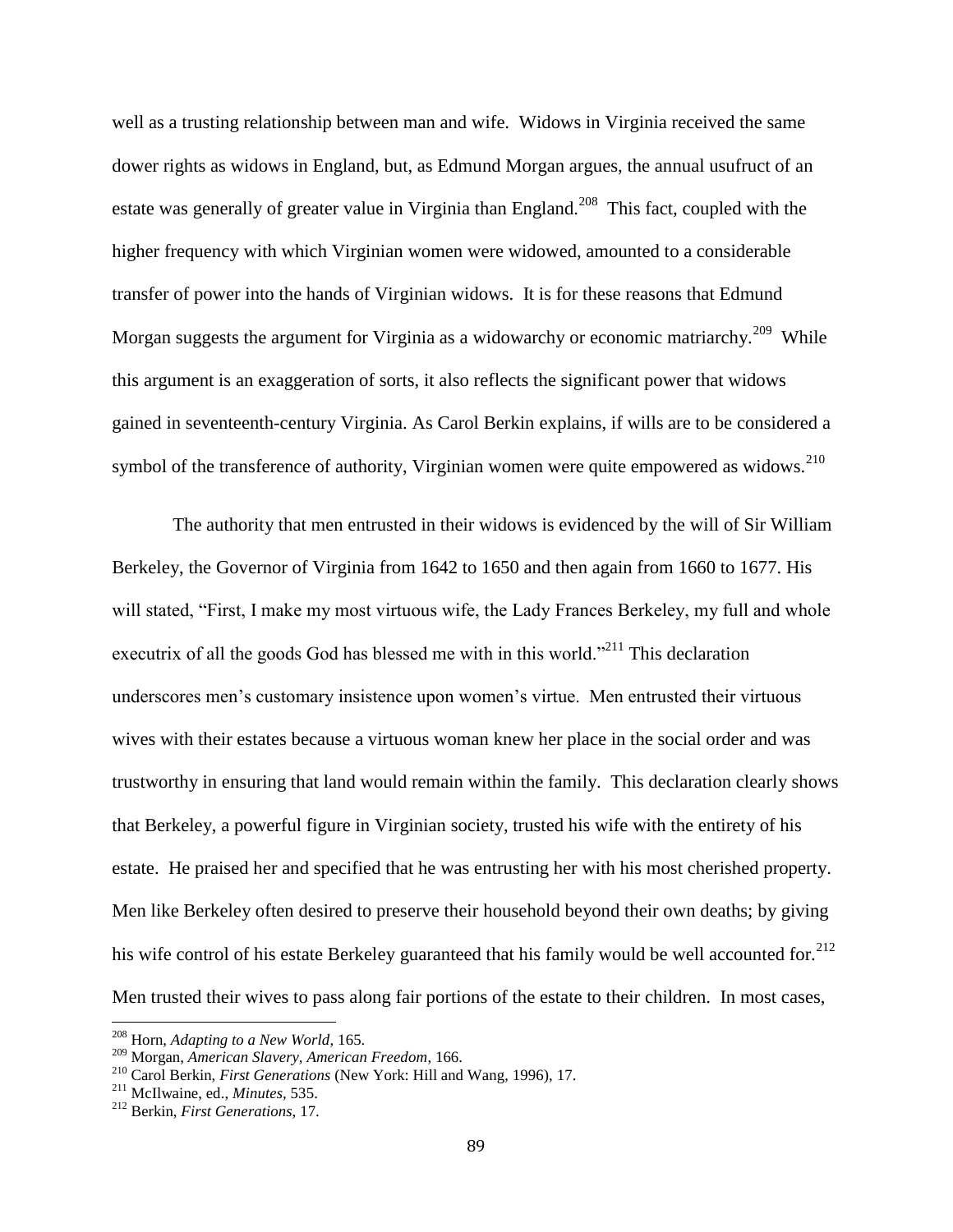well as a trusting relationship between man and wife. Widows in Virginia received the same dower rights as widows in England, but, as Edmund Morgan argues, the annual usufruct of an estate was generally of greater value in Virginia than England.[208] This fact, coupled with the higher frequency with which Virginian women were widowed, amounted to a considerable transfer of power into the hands of Virginian widows. It is for these reasons that Edmund Morgan suggests the argument for Virginia as a widowarchy or economic matriarchy.[209] While this argument is an exaggeration of sorts, it also reflects the significant power that widows gained in seventeenth-century Virginia. As Carol Berkin explains, if wills are to be considered a symbol of the transference of authority, Virginian women were quite empowered as widows.[210]

The authority that men entrusted in their widows is evidenced by the will of Sir William Berkeley, the Governor of Virginia from 1642 to 1650 and then again from 1660 to 1677. His will stated, "First, I make my most virtuous wife, the Lady Frances Berkeley, my full and whole executrix of all the goods God has blessed me with in this world."[211] This declaration underscores men's customary insistence upon women's virtue. Men entrusted their virtuous wives with their estates because a virtuous woman knew her place in the social order and was trustworthy in ensuring that land would remain within the family. This declaration clearly shows that Berkeley, a powerful figure in Virginian society, trusted his wife with the entirety of his estate. He praised her and specified that he was entrusting her with his most cherished property. Men like Berkeley often desired to preserve their household beyond their own deaths; by giving his wife control of his estate Berkeley guaranteed that his family would be well accounted for.[212] Men trusted their wives to pass along fair portions of the estate to their children. In most cases,

---

[208] Horn, *Adapting to a New World*, 165.

[209] Morgan, *American Slavery, American Freedom*, 166.

[210] Carol Berkin, *First Generations* (New York: Hill and Wang, 1996), 17.

[211] McIlwaine, ed., *Minutes*, 535.

[212] Berkin, *First Generations*, 17.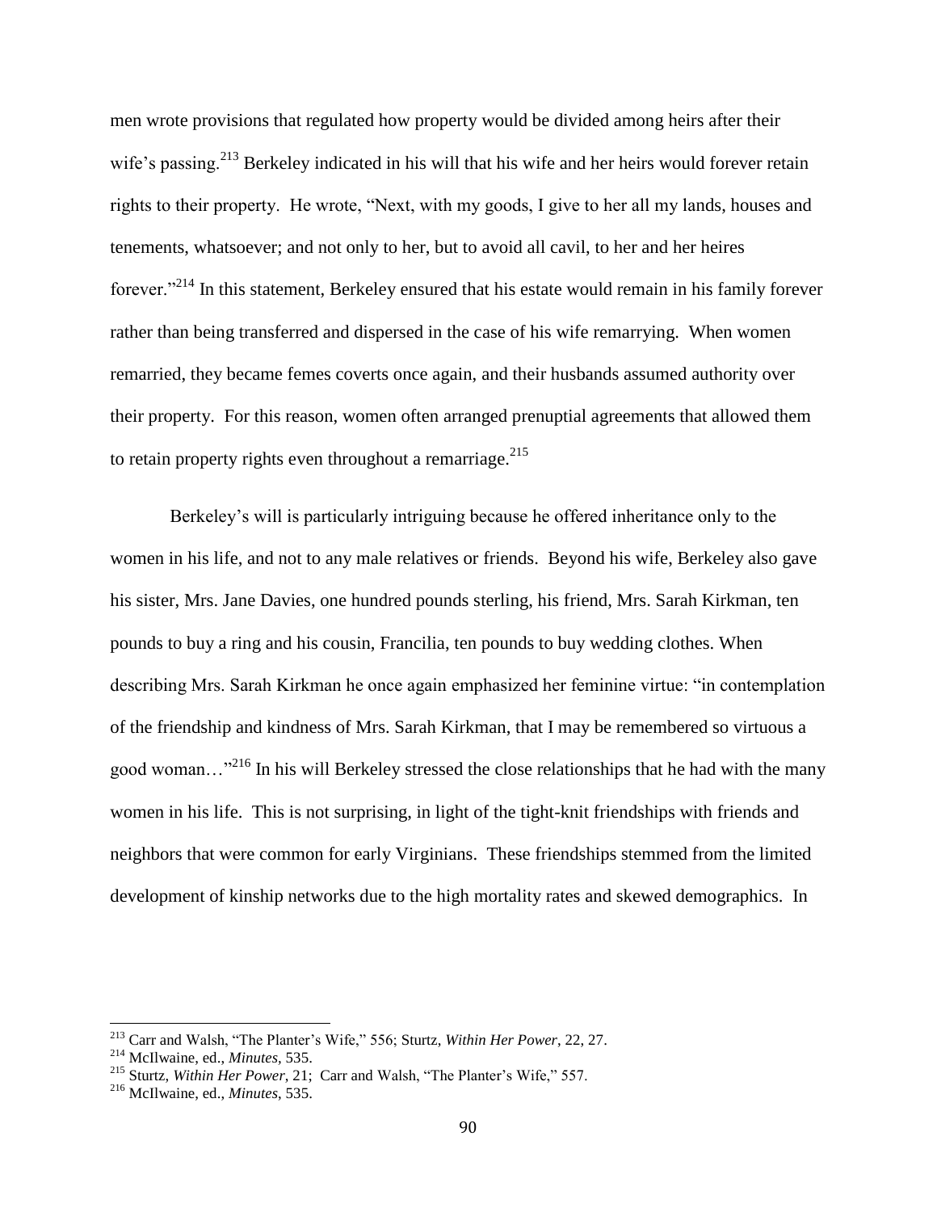men wrote provisions that regulated how property would be divided among heirs after their wife's passing.[213] Berkeley indicated in his will that his wife and her heirs would forever retain rights to their property. He wrote, "Next, with my goods, I give to her all my lands, houses and tenements, whatsoever; and not only to her, but to avoid all cavil, to her and her heires forever."[214] In this statement, Berkeley ensured that his estate would remain in his family forever rather than being transferred and dispersed in the case of his wife remarrying. When women remarried, they became femes coverts once again, and their husbands assumed authority over their property. For this reason, women often arranged prenuptial agreements that allowed them to retain property rights even throughout a remarriage.[215]

Berkeley's will is particularly intriguing because he offered inheritance only to the women in his life, and not to any male relatives or friends. Beyond his wife, Berkeley also gave his sister, Mrs. Jane Davies, one hundred pounds sterling, his friend, Mrs. Sarah Kirkman, ten pounds to buy a ring and his cousin, Francilia, ten pounds to buy wedding clothes. When describing Mrs. Sarah Kirkman he once again emphasized her feminine virtue: "in contemplation of the friendship and kindness of Mrs. Sarah Kirkman, that I may be remembered so virtuous a good woman…"[216] In his will Berkeley stressed the close relationships that he had with the many women in his life. This is not surprising, in light of the tight-knit friendships with friends and neighbors that were common for early Virginians. These friendships stemmed from the limited development of kinship networks due to the high mortality rates and skewed demographics. In

---

[213] Carr and Walsh, "The Planter's Wife," 556; Sturtz, *Within Her Power*, 22, 27.

[214] McIlwaine, ed., *Minutes*, 535.

[215] Sturtz, *Within Her Power*, 21; Carr and Walsh, "The Planter's Wife," 557.

[216] McIlwaine, ed., *Minutes*, 535.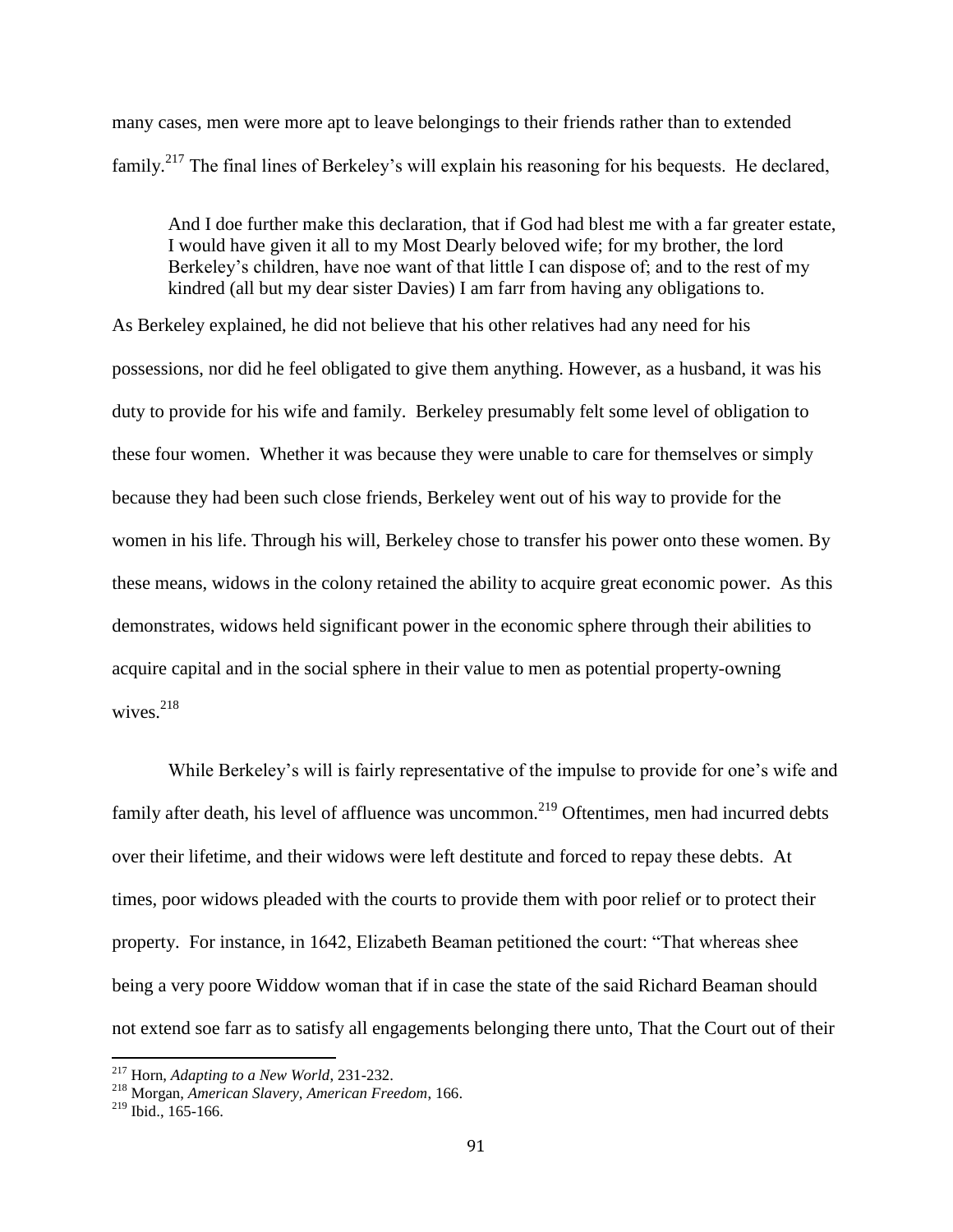many cases, men were more apt to leave belongings to their friends rather than to extended family.[217] The final lines of Berkeley's will explain his reasoning for his bequests. He declared,

> And I doe further make this declaration, that if God had blest me with a far greater estate, I would have given it all to my Most Dearly beloved wife; for my brother, the lord Berkeley's children, have noe want of that little I can dispose of; and to the rest of my kindred (all but my dear sister Davies) I am farr from having any obligations to.

As Berkeley explained, he did not believe that his other relatives had any need for his possessions, nor did he feel obligated to give them anything. However, as a husband, it was his duty to provide for his wife and family. Berkeley presumably felt some level of obligation to these four women. Whether it was because they were unable to care for themselves or simply because they had been such close friends, Berkeley went out of his way to provide for the women in his life. Through his will, Berkeley chose to transfer his power onto these women. By these means, widows in the colony retained the ability to acquire great economic power. As this demonstrates, widows held significant power in the economic sphere through their abilities to acquire capital and in the social sphere in their value to men as potential property-owning wives.[218]

While Berkeley's will is fairly representative of the impulse to provide for one's wife and family after death, his level of affluence was uncommon.[219] Oftentimes, men had incurred debts over their lifetime, and their widows were left destitute and forced to repay these debts. At times, poor widows pleaded with the courts to provide them with poor relief or to protect their property. For instance, in 1642, Elizabeth Beaman petitioned the court: "That whereas shee being a very poore Widdow woman that if in case the state of the said Richard Beaman should not extend soe farr as to satisfy all engagements belonging there unto, That the Court out of their

---

[217] Horn, *Adapting to a New World*, 231-232.

[218] Morgan, *American Slavery, American Freedom,* 166.

[219] Ibid., 165-166.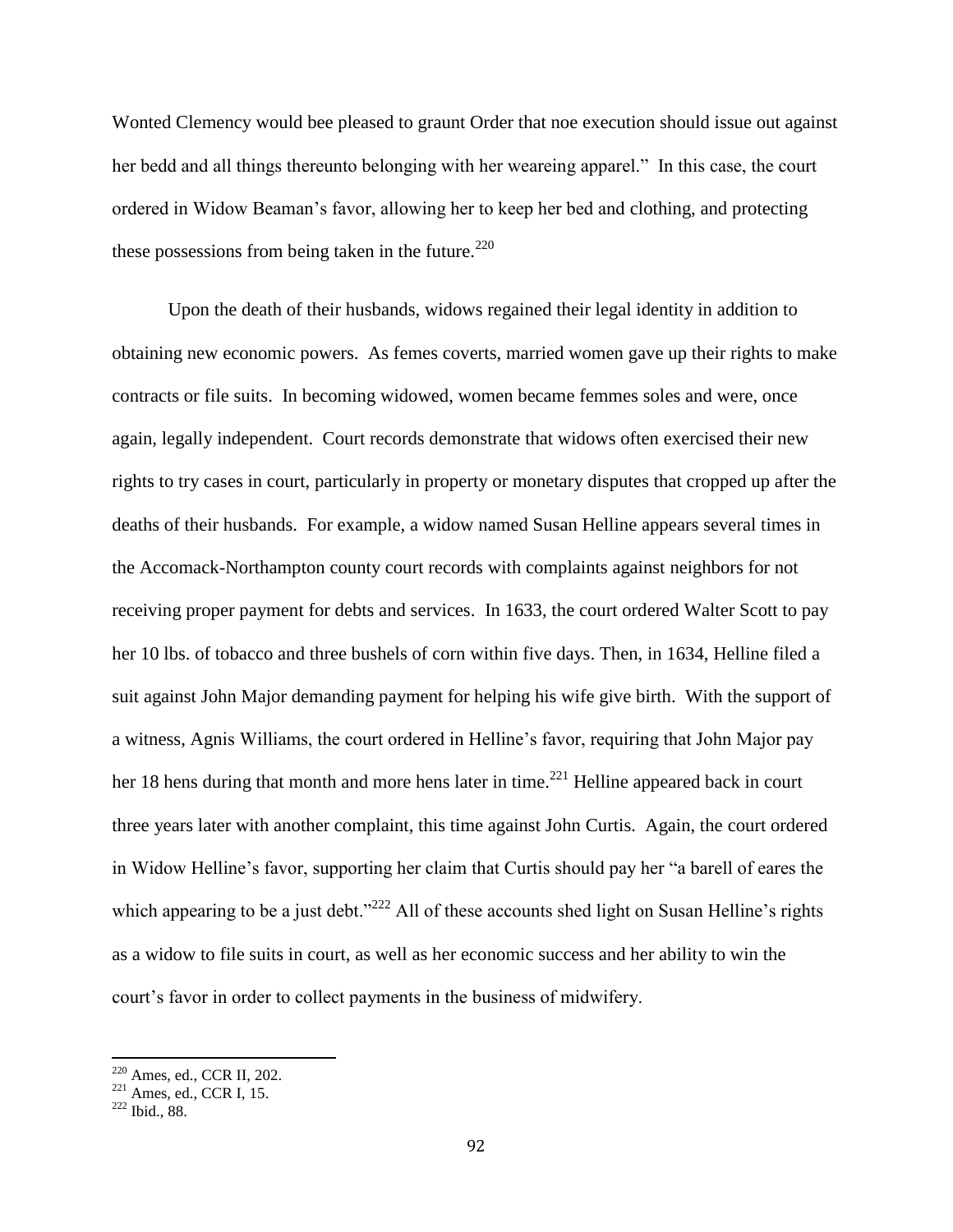Wonted Clemency would bee pleased to graunt Order that noe execution should issue out against her bedd and all things thereunto belonging with her weareing apparel." In this case, the court ordered in Widow Beaman's favor, allowing her to keep her bed and clothing, and protecting these possessions from being taken in the future.[220]

Upon the death of their husbands, widows regained their legal identity in addition to obtaining new economic powers. As femes coverts, married women gave up their rights to make contracts or file suits. In becoming widowed, women became femmes soles and were, once again, legally independent. Court records demonstrate that widows often exercised their new rights to try cases in court, particularly in property or monetary disputes that cropped up after the deaths of their husbands. For example, a widow named Susan Helline appears several times in the Accomack-Northampton county court records with complaints against neighbors for not receiving proper payment for debts and services. In 1633, the court ordered Walter Scott to pay her 10 lbs. of tobacco and three bushels of corn within five days. Then, in 1634, Helline filed a suit against John Major demanding payment for helping his wife give birth. With the support of a witness, Agnis Williams, the court ordered in Helline's favor, requiring that John Major pay her 18 hens during that month and more hens later in time.[221] Helline appeared back in court three years later with another complaint, this time against John Curtis. Again, the court ordered in Widow Helline's favor, supporting her claim that Curtis should pay her "a barell of eares the which appearing to be a just debt."[222] All of these accounts shed light on Susan Helline's rights as a widow to file suits in court, as well as her economic success and her ability to win the court's favor in order to collect payments in the business of midwifery.

---

[220] Ames, ed., CCR II, 202.
[221] Ames, ed., CCR I, 15.
[222] Ibid., 88.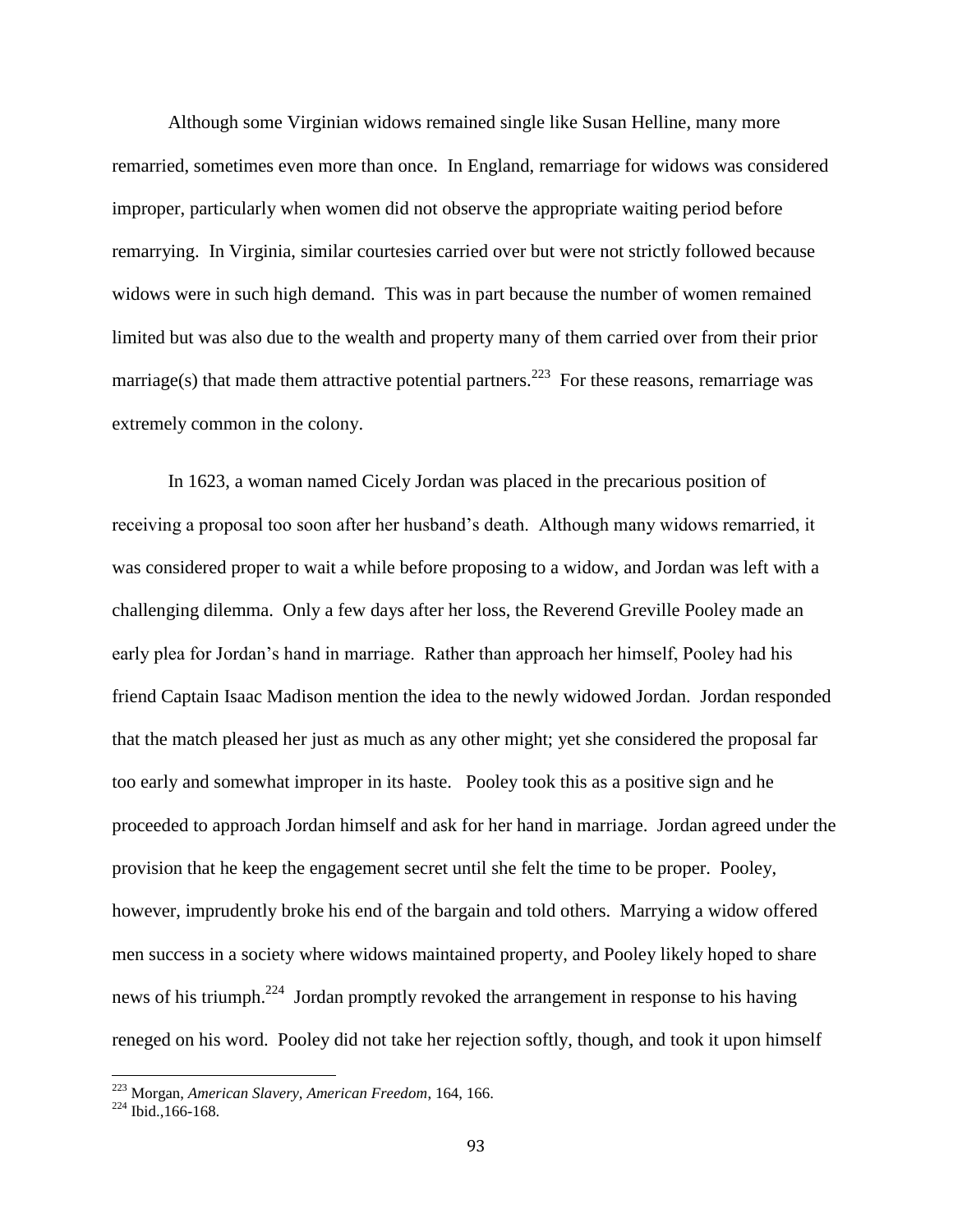Although some Virginian widows remained single like Susan Helline, many more remarried, sometimes even more than once. In England, remarriage for widows was considered improper, particularly when women did not observe the appropriate waiting period before remarrying. In Virginia, similar courtesies carried over but were not strictly followed because widows were in such high demand. This was in part because the number of women remained limited but was also due to the wealth and property many of them carried over from their prior marriage(s) that made them attractive potential partners.[223] For these reasons, remarriage was extremely common in the colony.

In 1623, a woman named Cicely Jordan was placed in the precarious position of receiving a proposal too soon after her husband's death. Although many widows remarried, it was considered proper to wait a while before proposing to a widow, and Jordan was left with a challenging dilemma. Only a few days after her loss, the Reverend Greville Pooley made an early plea for Jordan's hand in marriage. Rather than approach her himself, Pooley had his friend Captain Isaac Madison mention the idea to the newly widowed Jordan. Jordan responded that the match pleased her just as much as any other might; yet she considered the proposal far too early and somewhat improper in its haste. Pooley took this as a positive sign and he proceeded to approach Jordan himself and ask for her hand in marriage. Jordan agreed under the provision that he keep the engagement secret until she felt the time to be proper. Pooley, however, imprudently broke his end of the bargain and told others. Marrying a widow offered men success in a society where widows maintained property, and Pooley likely hoped to share news of his triumph.[224] Jordan promptly revoked the arrangement in response to his having reneged on his word. Pooley did not take her rejection softly, though, and took it upon himself

---

[223] Morgan, *American Slavery, American Freedom,* 164, 166.

[224] Ibid.,166-168.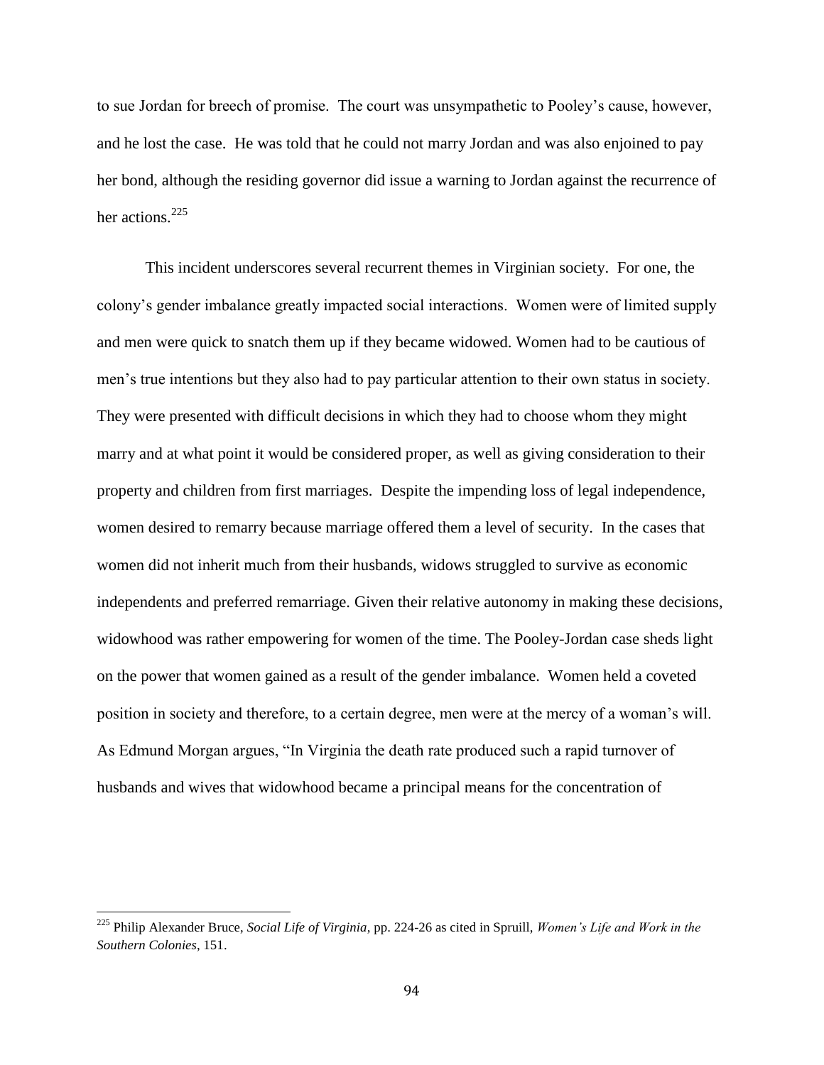to sue Jordan for breech of promise. The court was unsympathetic to Pooley's cause, however, and he lost the case. He was told that he could not marry Jordan and was also enjoined to pay her bond, although the residing governor did issue a warning to Jordan against the recurrence of her actions.[225]

This incident underscores several recurrent themes in Virginian society. For one, the colony's gender imbalance greatly impacted social interactions. Women were of limited supply and men were quick to snatch them up if they became widowed. Women had to be cautious of men's true intentions but they also had to pay particular attention to their own status in society. They were presented with difficult decisions in which they had to choose whom they might marry and at what point it would be considered proper, as well as giving consideration to their property and children from first marriages. Despite the impending loss of legal independence, women desired to remarry because marriage offered them a level of security. In the cases that women did not inherit much from their husbands, widows struggled to survive as economic independents and preferred remarriage. Given their relative autonomy in making these decisions, widowhood was rather empowering for women of the time. The Pooley-Jordan case sheds light on the power that women gained as a result of the gender imbalance. Women held a coveted position in society and therefore, to a certain degree, men were at the mercy of a woman's will. As Edmund Morgan argues, "In Virginia the death rate produced such a rapid turnover of husbands and wives that widowhood became a principal means for the concentration of

---

[225] Philip Alexander Bruce, *Social Life of Virginia*, pp. 224-26 as cited in Spruill, *Women's Life and Work in the Southern Colonies*, 151.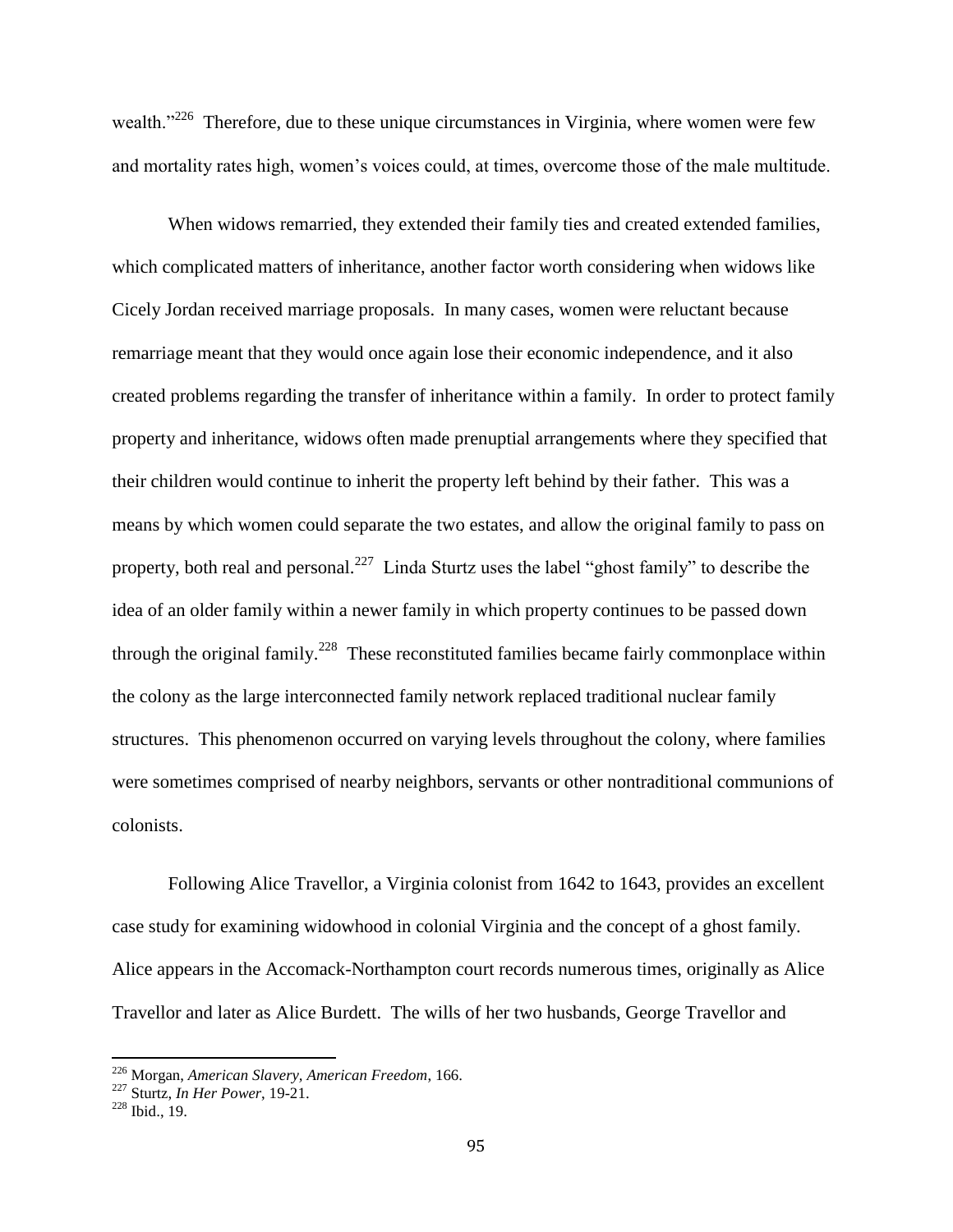wealth."[226] Therefore, due to these unique circumstances in Virginia, where women were few and mortality rates high, women's voices could, at times, overcome those of the male multitude.

When widows remarried, they extended their family ties and created extended families, which complicated matters of inheritance, another factor worth considering when widows like Cicely Jordan received marriage proposals. In many cases, women were reluctant because remarriage meant that they would once again lose their economic independence, and it also created problems regarding the transfer of inheritance within a family. In order to protect family property and inheritance, widows often made prenuptial arrangements where they specified that their children would continue to inherit the property left behind by their father. This was a means by which women could separate the two estates, and allow the original family to pass on property, both real and personal.[227] Linda Sturtz uses the label "ghost family" to describe the idea of an older family within a newer family in which property continues to be passed down through the original family.[228] These reconstituted families became fairly commonplace within the colony as the large interconnected family network replaced traditional nuclear family structures. This phenomenon occurred on varying levels throughout the colony, where families were sometimes comprised of nearby neighbors, servants or other nontraditional communions of colonists.

Following Alice Travellor, a Virginia colonist from 1642 to 1643, provides an excellent case study for examining widowhood in colonial Virginia and the concept of a ghost family. Alice appears in the Accomack-Northampton court records numerous times, originally as Alice Travellor and later as Alice Burdett. The wills of her two husbands, George Travellor and

---

[226] Morgan, *American Slavery, American Freedom*, 166.

[227] Sturtz, *In Her Power*, 19-21.

[228] Ibid., 19.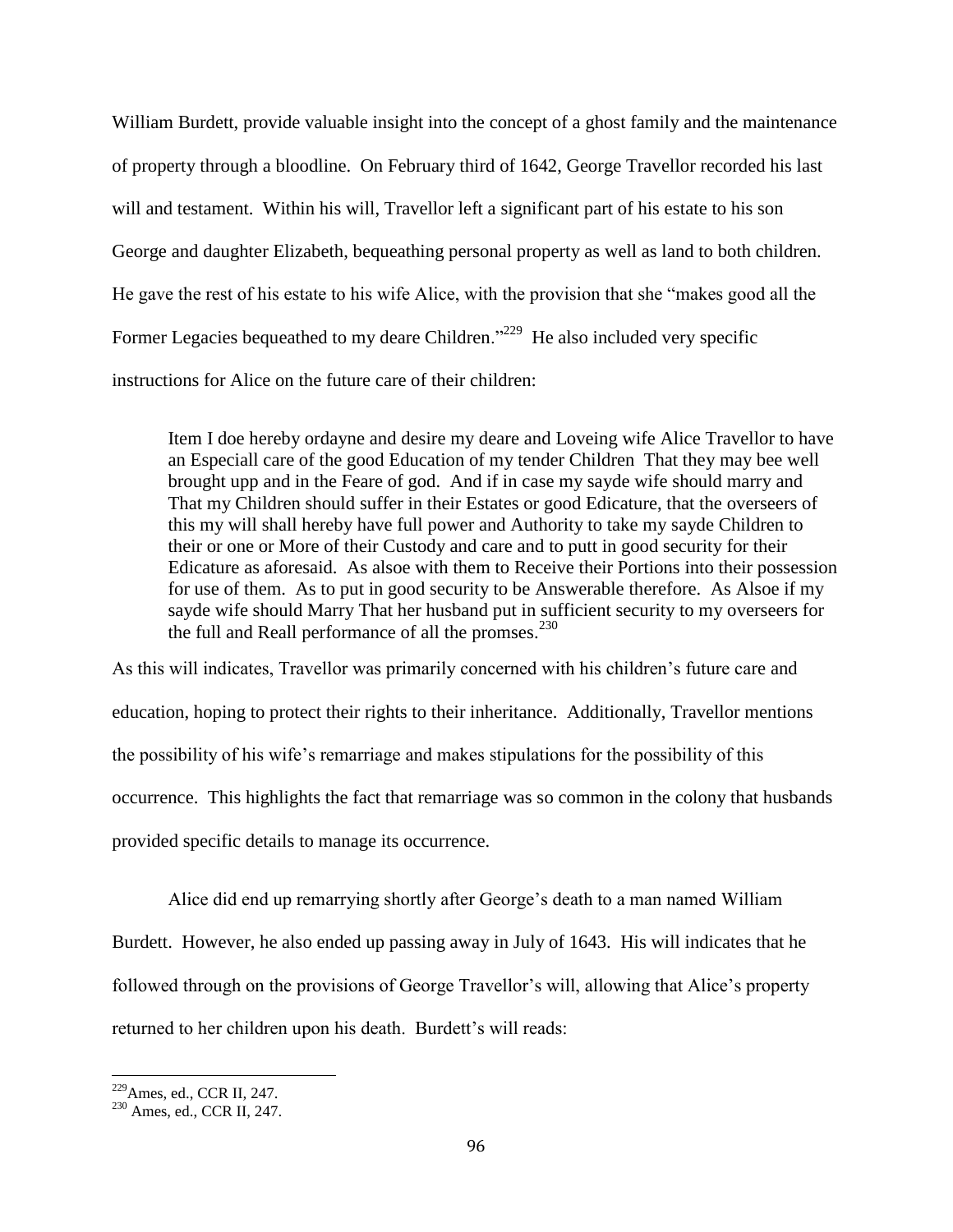William Burdett, provide valuable insight into the concept of a ghost family and the maintenance of property through a bloodline. On February third of 1642, George Travellor recorded his last will and testament. Within his will, Travellor left a significant part of his estate to his son George and daughter Elizabeth, bequeathing personal property as well as land to both children. He gave the rest of his estate to his wife Alice, with the provision that she "makes good all the Former Legacies bequeathed to my deare Children."[229] He also included very specific instructions for Alice on the future care of their children:

> Item I doe hereby ordayne and desire my deare and Loveing wife Alice Travellor to have an Especiall care of the good Education of my tender Children That they may bee well brought upp and in the Feare of god. And if in case my sayde wife should marry and That my Children should suffer in their Estates or good Edicature, that the overseers of this my will shall hereby have full power and Authority to take my sayde Children to their or one or More of their Custody and care and to putt in good security for their Edicature as aforesaid. As alsoe with them to Receive their Portions into their possession for use of them. As to put in good security to be Answerable therefore. As Alsoe if my sayde wife should Marry That her husband put in sufficient security to my overseers for the full and Reall performance of all the promses.[230]

As this will indicates, Travellor was primarily concerned with his children's future care and education, hoping to protect their rights to their inheritance. Additionally, Travellor mentions the possibility of his wife's remarriage and makes stipulations for the possibility of this occurrence. This highlights the fact that remarriage was so common in the colony that husbands provided specific details to manage its occurrence.

Alice did end up remarrying shortly after George's death to a man named William Burdett. However, he also ended up passing away in July of 1643. His will indicates that he followed through on the provisions of George Travellor's will, allowing that Alice's property returned to her children upon his death. Burdett's will reads:

---

[229] Ames, ed., CCR II, 247.

[230] Ames, ed., CCR II, 247.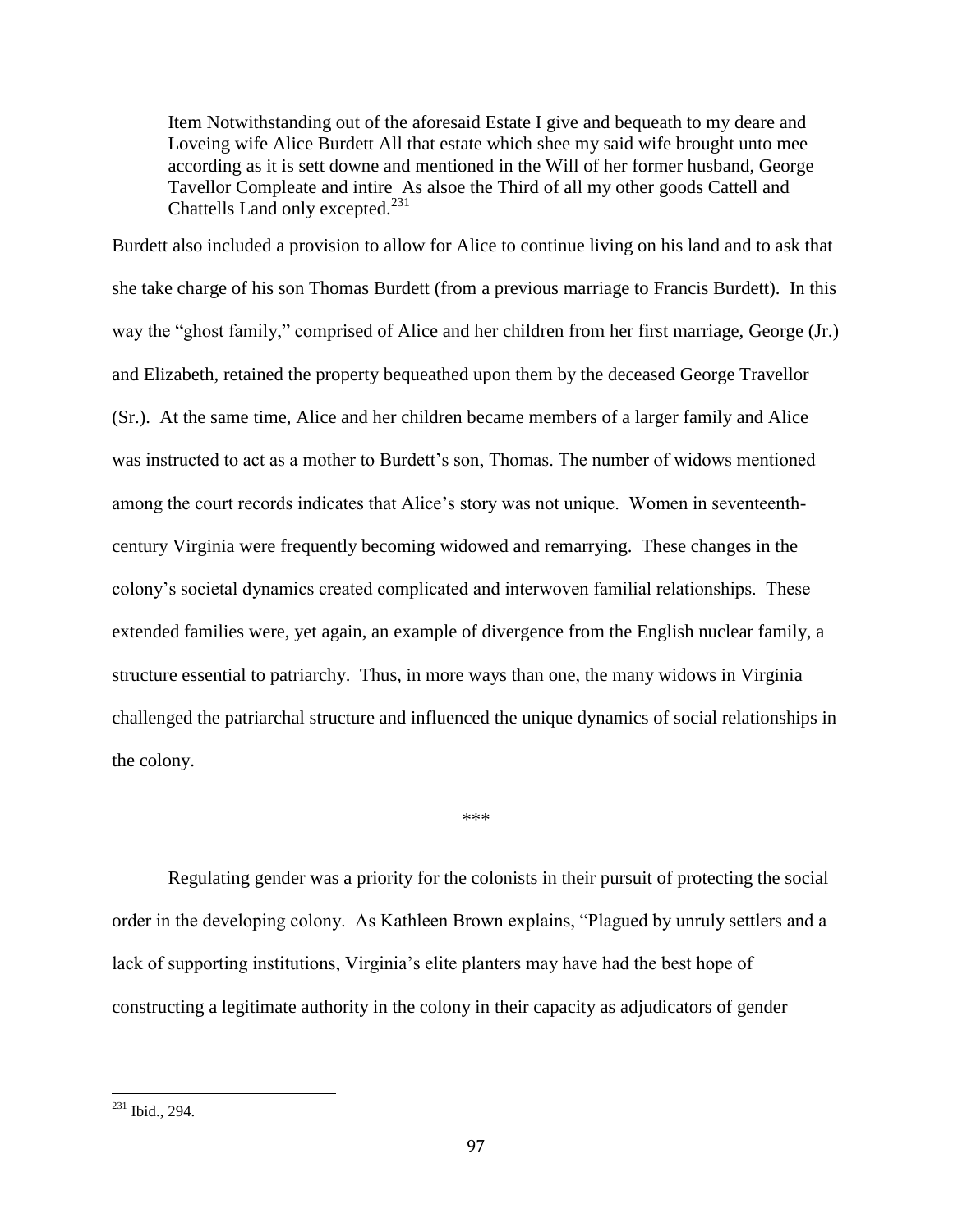> Item Notwithstanding out of the aforesaid Estate I give and bequeath to my deare and Loveing wife Alice Burdett All that estate which shee my said wife brought unto mee according as it is sett downe and mentioned in the Will of her former husband, George Tavellor Compleate and intire As alsoe the Third of all my other goods Cattell and Chattells Land only excepted.[231]

Burdett also included a provision to allow for Alice to continue living on his land and to ask that she take charge of his son Thomas Burdett (from a previous marriage to Francis Burdett). In this way the "ghost family," comprised of Alice and her children from her first marriage, George (Jr.) and Elizabeth, retained the property bequeathed upon them by the deceased George Travellor (Sr.). At the same time, Alice and her children became members of a larger family and Alice was instructed to act as a mother to Burdett's son, Thomas. The number of widows mentioned among the court records indicates that Alice's story was not unique. Women in seventeenth-century Virginia were frequently becoming widowed and remarrying. These changes in the colony's societal dynamics created complicated and interwoven familial relationships. These extended families were, yet again, an example of divergence from the English nuclear family, a structure essential to patriarchy. Thus, in more ways than one, the many widows in Virginia challenged the patriarchal structure and influenced the unique dynamics of social relationships in the colony.

\*\*\*

Regulating gender was a priority for the colonists in their pursuit of protecting the social order in the developing colony. As Kathleen Brown explains, "Plagued by unruly settlers and a lack of supporting institutions, Virginia's elite planters may have had the best hope of constructing a legitimate authority in the colony in their capacity as adjudicators of gender

---

[231] Ibid., 294.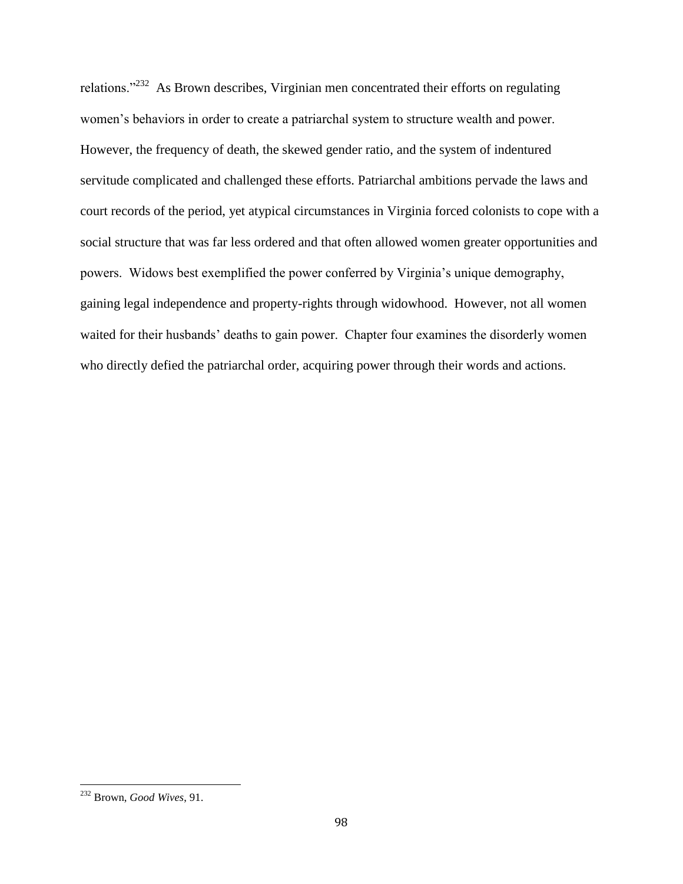relations."[232] As Brown describes, Virginian men concentrated their efforts on regulating women's behaviors in order to create a patriarchal system to structure wealth and power. However, the frequency of death, the skewed gender ratio, and the system of indentured servitude complicated and challenged these efforts. Patriarchal ambitions pervade the laws and court records of the period, yet atypical circumstances in Virginia forced colonists to cope with a social structure that was far less ordered and that often allowed women greater opportunities and powers. Widows best exemplified the power conferred by Virginia's unique demography, gaining legal independence and property-rights through widowhood. However, not all women waited for their husbands' deaths to gain power. Chapter four examines the disorderly women who directly defied the patriarchal order, acquiring power through their words and actions.

---

[232] Brown, *Good Wives*, 91.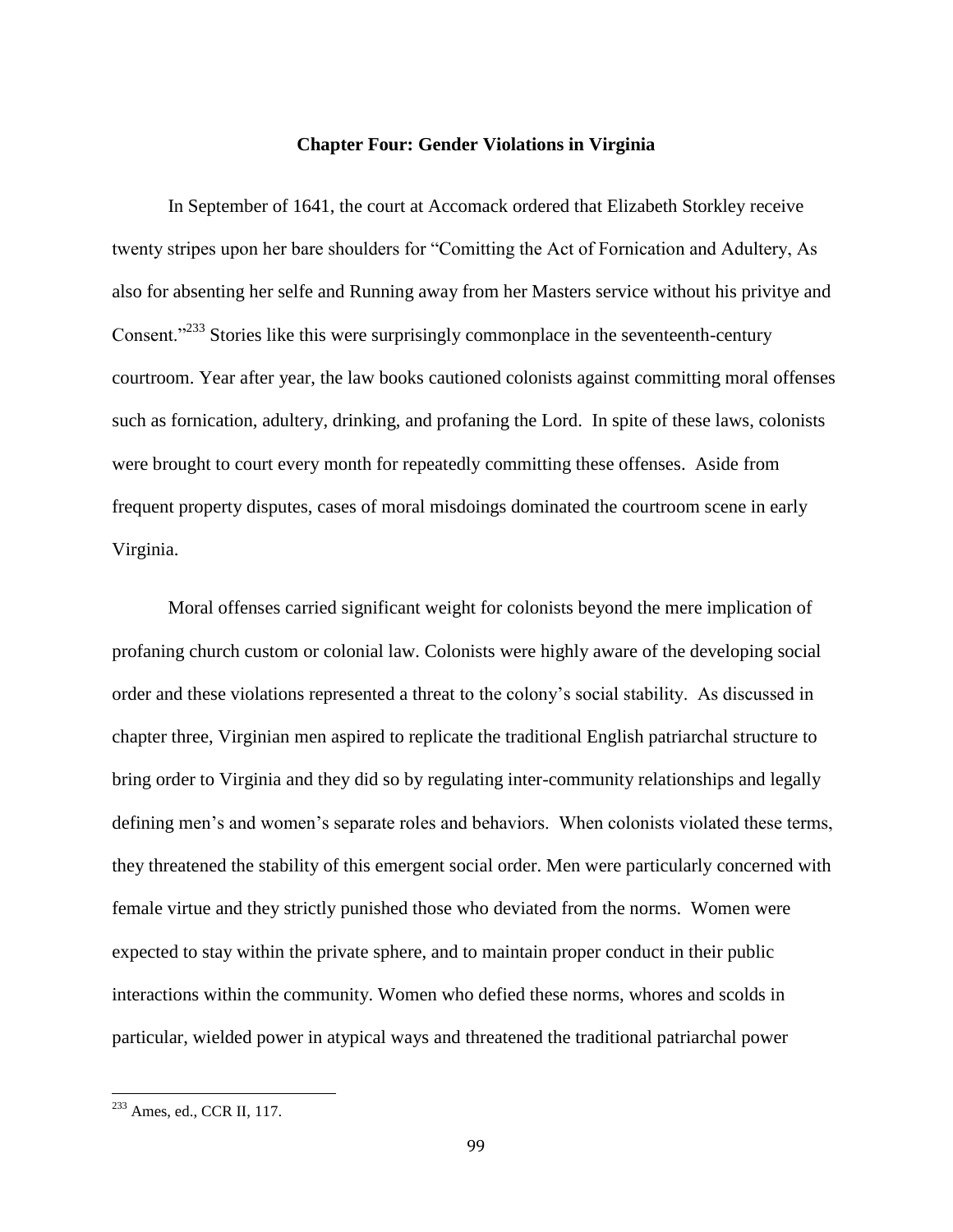## Chapter Four: Gender Violations in Virginia

In September of 1641, the court at Accomack ordered that Elizabeth Storkley receive twenty stripes upon her bare shoulders for "Comitting the Act of Fornication and Adultery, As also for absenting her selfe and Running away from her Masters service without his privitye and Consent."[233] Stories like this were surprisingly commonplace in the seventeenth-century courtroom. Year after year, the law books cautioned colonists against committing moral offenses such as fornication, adultery, drinking, and profaning the Lord. In spite of these laws, colonists were brought to court every month for repeatedly committing these offenses. Aside from frequent property disputes, cases of moral misdoings dominated the courtroom scene in early Virginia.

Moral offenses carried significant weight for colonists beyond the mere implication of profaning church custom or colonial law. Colonists were highly aware of the developing social order and these violations represented a threat to the colony's social stability. As discussed in chapter three, Virginian men aspired to replicate the traditional English patriarchal structure to bring order to Virginia and they did so by regulating inter-community relationships and legally defining men's and women's separate roles and behaviors. When colonists violated these terms, they threatened the stability of this emergent social order. Men were particularly concerned with female virtue and they strictly punished those who deviated from the norms. Women were expected to stay within the private sphere, and to maintain proper conduct in their public interactions within the community. Women who defied these norms, whores and scolds in particular, wielded power in atypical ways and threatened the traditional patriarchal power

---

[233] Ames, ed., CCR II, 117.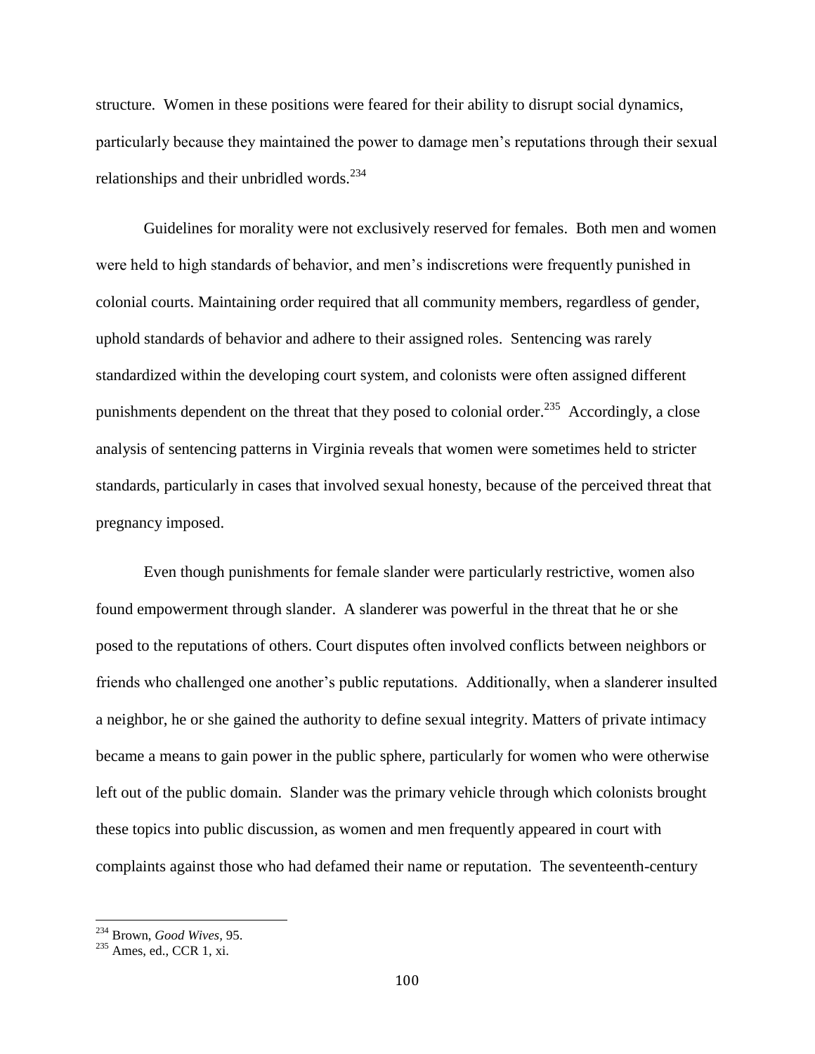structure. Women in these positions were feared for their ability to disrupt social dynamics, particularly because they maintained the power to damage men's reputations through their sexual relationships and their unbridled words.[234]

Guidelines for morality were not exclusively reserved for females. Both men and women were held to high standards of behavior, and men's indiscretions were frequently punished in colonial courts. Maintaining order required that all community members, regardless of gender, uphold standards of behavior and adhere to their assigned roles. Sentencing was rarely standardized within the developing court system, and colonists were often assigned different punishments dependent on the threat that they posed to colonial order.[235] Accordingly, a close analysis of sentencing patterns in Virginia reveals that women were sometimes held to stricter standards, particularly in cases that involved sexual honesty, because of the perceived threat that pregnancy imposed.

Even though punishments for female slander were particularly restrictive, women also found empowerment through slander. A slanderer was powerful in the threat that he or she posed to the reputations of others. Court disputes often involved conflicts between neighbors or friends who challenged one another's public reputations. Additionally, when a slanderer insulted a neighbor, he or she gained the authority to define sexual integrity. Matters of private intimacy became a means to gain power in the public sphere, particularly for women who were otherwise left out of the public domain. Slander was the primary vehicle through which colonists brought these topics into public discussion, as women and men frequently appeared in court with complaints against those who had defamed their name or reputation. The seventeenth-century

---

[234] Brown, *Good Wives*, 95.

[235] Ames, ed., CCR 1, xi.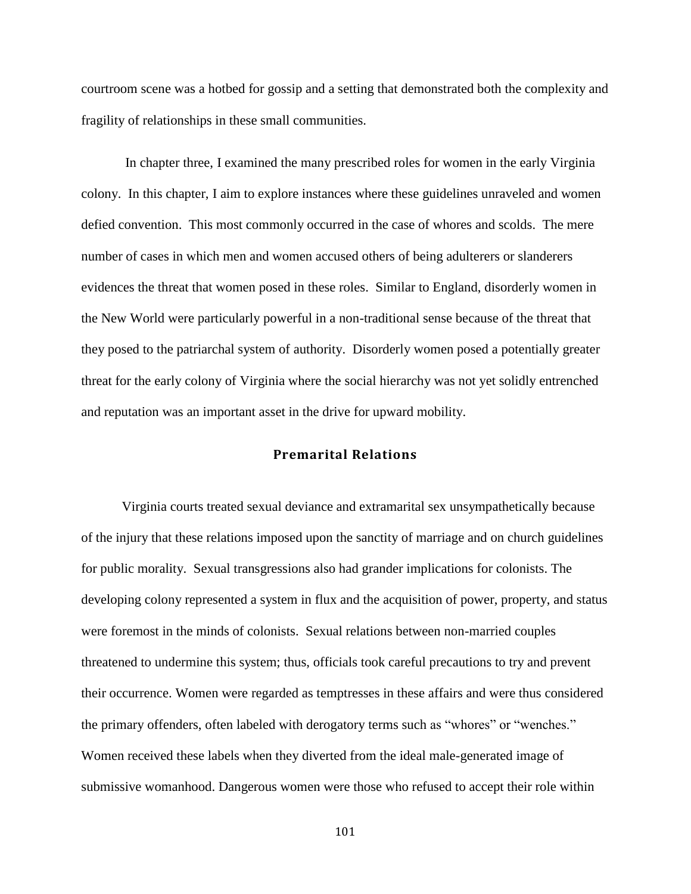courtroom scene was a hotbed for gossip and a setting that demonstrated both the complexity and fragility of relationships in these small communities.

In chapter three, I examined the many prescribed roles for women in the early Virginia colony. In this chapter, I aim to explore instances where these guidelines unraveled and women defied convention. This most commonly occurred in the case of whores and scolds. The mere number of cases in which men and women accused others of being adulterers or slanderers evidences the threat that women posed in these roles. Similar to England, disorderly women in the New World were particularly powerful in a non-traditional sense because of the threat that they posed to the patriarchal system of authority. Disorderly women posed a potentially greater threat for the early colony of Virginia where the social hierarchy was not yet solidly entrenched and reputation was an important asset in the drive for upward mobility.

## Premarital Relations

Virginia courts treated sexual deviance and extramarital sex unsympathetically because of the injury that these relations imposed upon the sanctity of marriage and on church guidelines for public morality. Sexual transgressions also had grander implications for colonists. The developing colony represented a system in flux and the acquisition of power, property, and status were foremost in the minds of colonists. Sexual relations between non-married couples threatened to undermine this system; thus, officials took careful precautions to try and prevent their occurrence. Women were regarded as temptresses in these affairs and were thus considered the primary offenders, often labeled with derogatory terms such as "whores" or "wenches." Women received these labels when they diverted from the ideal male-generated image of submissive womanhood. Dangerous women were those who refused to accept their role within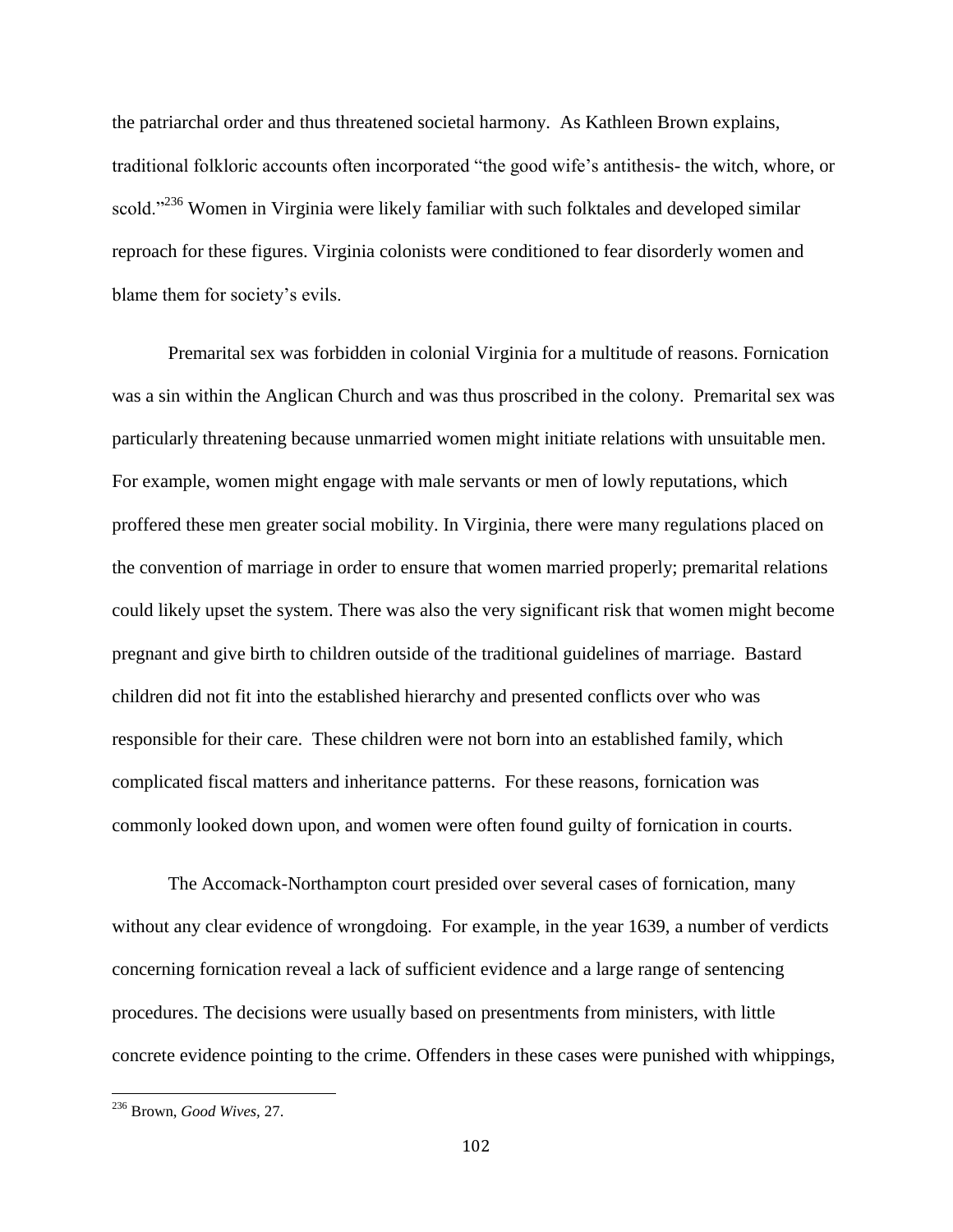the patriarchal order and thus threatened societal harmony. As Kathleen Brown explains, traditional folkloric accounts often incorporated "the good wife's antithesis- the witch, whore, or scold."[236] Women in Virginia were likely familiar with such folktales and developed similar reproach for these figures. Virginia colonists were conditioned to fear disorderly women and blame them for society's evils.

Premarital sex was forbidden in colonial Virginia for a multitude of reasons. Fornication was a sin within the Anglican Church and was thus proscribed in the colony. Premarital sex was particularly threatening because unmarried women might initiate relations with unsuitable men. For example, women might engage with male servants or men of lowly reputations, which proffered these men greater social mobility. In Virginia, there were many regulations placed on the convention of marriage in order to ensure that women married properly; premarital relations could likely upset the system. There was also the very significant risk that women might become pregnant and give birth to children outside of the traditional guidelines of marriage. Bastard children did not fit into the established hierarchy and presented conflicts over who was responsible for their care. These children were not born into an established family, which complicated fiscal matters and inheritance patterns. For these reasons, fornication was commonly looked down upon, and women were often found guilty of fornication in courts.

The Accomack-Northampton court presided over several cases of fornication, many without any clear evidence of wrongdoing. For example, in the year 1639, a number of verdicts concerning fornication reveal a lack of sufficient evidence and a large range of sentencing procedures. The decisions were usually based on presentments from ministers, with little concrete evidence pointing to the crime. Offenders in these cases were punished with whippings,

---

[236] Brown, *Good Wives,* 27.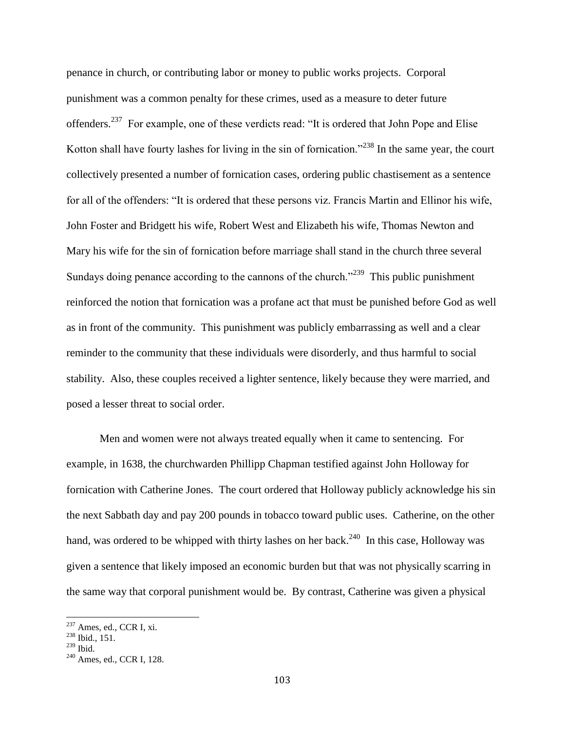penance in church, or contributing labor or money to public works projects. Corporal punishment was a common penalty for these crimes, used as a measure to deter future offenders.[237] For example, one of these verdicts read: "It is ordered that John Pope and Elise Kotton shall have fourty lashes for living in the sin of fornication."[238] In the same year, the court collectively presented a number of fornication cases, ordering public chastisement as a sentence for all of the offenders: "It is ordered that these persons viz. Francis Martin and Ellinor his wife, John Foster and Bridgett his wife, Robert West and Elizabeth his wife, Thomas Newton and Mary his wife for the sin of fornication before marriage shall stand in the church three several Sundays doing penance according to the cannons of the church."[239] This public punishment reinforced the notion that fornication was a profane act that must be punished before God as well as in front of the community. This punishment was publicly embarrassing as well and a clear reminder to the community that these individuals were disorderly, and thus harmful to social stability. Also, these couples received a lighter sentence, likely because they were married, and posed a lesser threat to social order.

Men and women were not always treated equally when it came to sentencing. For example, in 1638, the churchwarden Phillipp Chapman testified against John Holloway for fornication with Catherine Jones. The court ordered that Holloway publicly acknowledge his sin the next Sabbath day and pay 200 pounds in tobacco toward public uses. Catherine, on the other hand, was ordered to be whipped with thirty lashes on her back.[240] In this case, Holloway was given a sentence that likely imposed an economic burden but that was not physically scarring in the same way that corporal punishment would be. By contrast, Catherine was given a physical

---

[237] Ames, ed., CCR I, xi.
[238] Ibid., 151.
[239] Ibid.
[240] Ames, ed., CCR I, 128.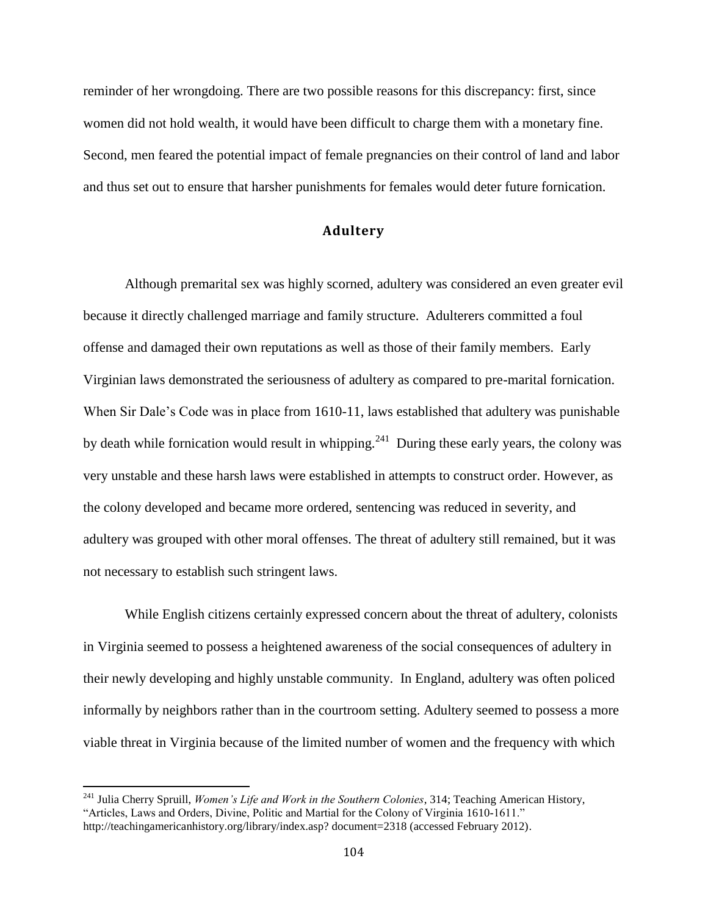reminder of her wrongdoing. There are two possible reasons for this discrepancy: first, since women did not hold wealth, it would have been difficult to charge them with a monetary fine. Second, men feared the potential impact of female pregnancies on their control of land and labor and thus set out to ensure that harsher punishments for females would deter future fornication.

## Adultery

Although premarital sex was highly scorned, adultery was considered an even greater evil because it directly challenged marriage and family structure. Adulterers committed a foul offense and damaged their own reputations as well as those of their family members. Early Virginian laws demonstrated the seriousness of adultery as compared to pre-marital fornication. When Sir Dale's Code was in place from 1610-11, laws established that adultery was punishable by death while fornication would result in whipping.[241] During these early years, the colony was very unstable and these harsh laws were established in attempts to construct order. However, as the colony developed and became more ordered, sentencing was reduced in severity, and adultery was grouped with other moral offenses. The threat of adultery still remained, but it was not necessary to establish such stringent laws.

While English citizens certainly expressed concern about the threat of adultery, colonists in Virginia seemed to possess a heightened awareness of the social consequences of adultery in their newly developing and highly unstable community. In England, adultery was often policed informally by neighbors rather than in the courtroom setting. Adultery seemed to possess a more viable threat in Virginia because of the limited number of women and the frequency with which

---

[241] Julia Cherry Spruill, *Women's Life and Work in the Southern Colonies*, 314; Teaching American History, "Articles, Laws and Orders, Divine, Politic and Martial for the Colony of Virginia 1610-1611." http://teachingamericanhistory.org/library/index.asp? document=2318 (accessed February 2012).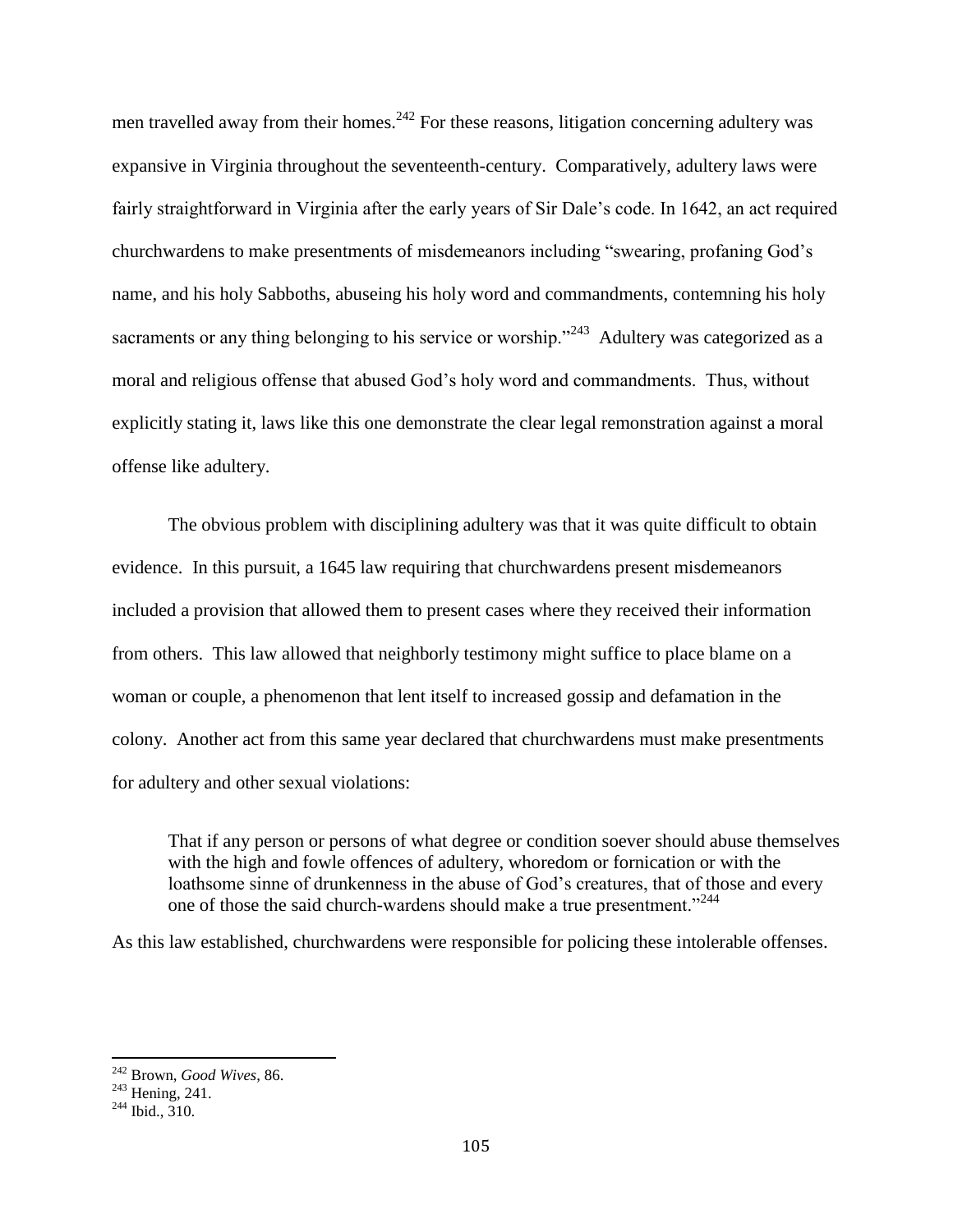men travelled away from their homes.[242] For these reasons, litigation concerning adultery was expansive in Virginia throughout the seventeenth-century. Comparatively, adultery laws were fairly straightforward in Virginia after the early years of Sir Dale's code. In 1642, an act required churchwardens to make presentments of misdemeanors including "swearing, profaning God's name, and his holy Sabboths, abuseing his holy word and commandments, contemning his holy sacraments or any thing belonging to his service or worship."[243] Adultery was categorized as a moral and religious offense that abused God's holy word and commandments. Thus, without explicitly stating it, laws like this one demonstrate the clear legal remonstration against a moral offense like adultery.

The obvious problem with disciplining adultery was that it was quite difficult to obtain evidence. In this pursuit, a 1645 law requiring that churchwardens present misdemeanors included a provision that allowed them to present cases where they received their information from others. This law allowed that neighborly testimony might suffice to place blame on a woman or couple, a phenomenon that lent itself to increased gossip and defamation in the colony. Another act from this same year declared that churchwardens must make presentments for adultery and other sexual violations:

> That if any person or persons of what degree or condition soever should abuse themselves with the high and fowle offences of adultery, whoredom or fornication or with the loathsome sinne of drunkenness in the abuse of God's creatures, that of those and every one of those the said church-wardens should make a true presentment."[244]

As this law established, churchwardens were responsible for policing these intolerable offenses.

---

[242] Brown, *Good Wives*, 86.
[243] Hening, 241.
[244] Ibid., 310.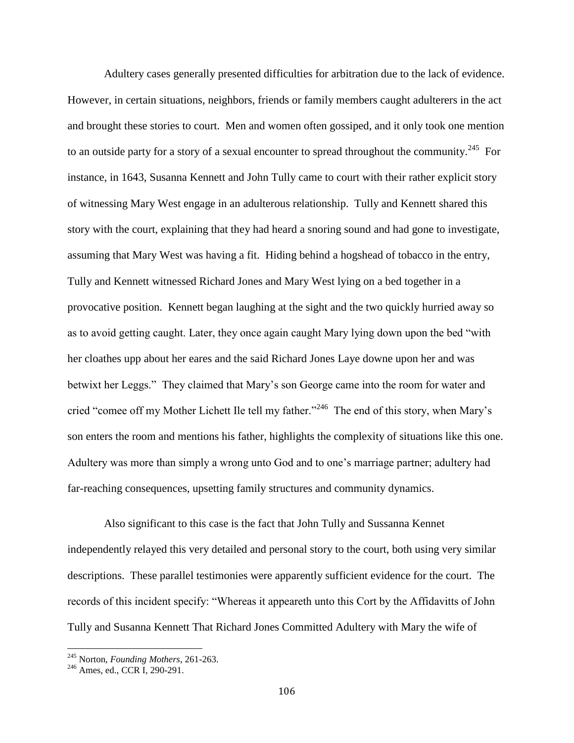Adultery cases generally presented difficulties for arbitration due to the lack of evidence. However, in certain situations, neighbors, friends or family members caught adulterers in the act and brought these stories to court. Men and women often gossiped, and it only took one mention to an outside party for a story of a sexual encounter to spread throughout the community.[245] For instance, in 1643, Susanna Kennett and John Tully came to court with their rather explicit story of witnessing Mary West engage in an adulterous relationship. Tully and Kennett shared this story with the court, explaining that they had heard a snoring sound and had gone to investigate, assuming that Mary West was having a fit. Hiding behind a hogshead of tobacco in the entry, Tully and Kennett witnessed Richard Jones and Mary West lying on a bed together in a provocative position. Kennett began laughing at the sight and the two quickly hurried away so as to avoid getting caught. Later, they once again caught Mary lying down upon the bed "with her cloathes upp about her eares and the said Richard Jones Laye downe upon her and was betwixt her Leggs." They claimed that Mary's son George came into the room for water and cried "comee off my Mother Lichett Ile tell my father."[246] The end of this story, when Mary's son enters the room and mentions his father, highlights the complexity of situations like this one. Adultery was more than simply a wrong unto God and to one's marriage partner; adultery had far-reaching consequences, upsetting family structures and community dynamics.

Also significant to this case is the fact that John Tully and Sussanna Kennet independently relayed this very detailed and personal story to the court, both using very similar descriptions. These parallel testimonies were apparently sufficient evidence for the court. The records of this incident specify: "Whereas it appeareth unto this Cort by the Affidavitts of John Tully and Susanna Kennett That Richard Jones Committed Adultery with Mary the wife of

---

[245] Norton, *Founding Mothers*, 261-263.

[246] Ames, ed., CCR I, 290-291.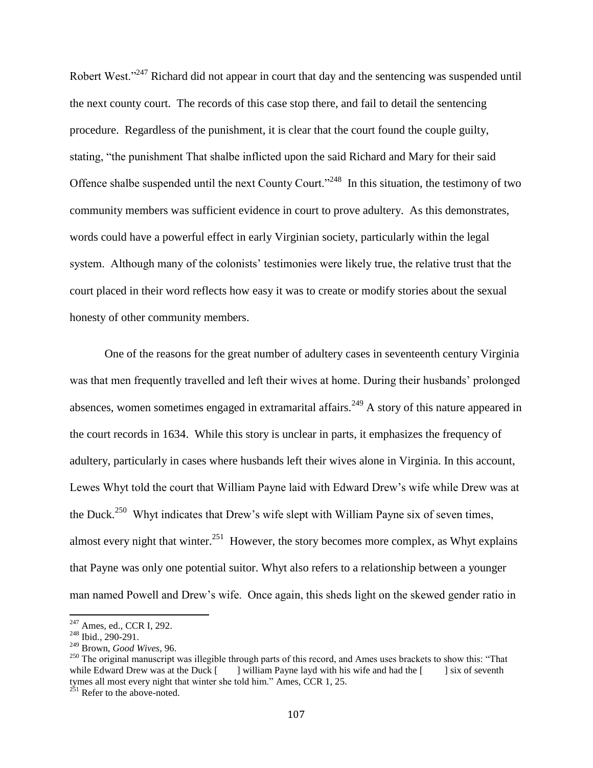Robert West."[247] Richard did not appear in court that day and the sentencing was suspended until the next county court. The records of this case stop there, and fail to detail the sentencing procedure. Regardless of the punishment, it is clear that the court found the couple guilty, stating, "the punishment That shalbe inflicted upon the said Richard and Mary for their said Offence shalbe suspended until the next County Court."[248] In this situation, the testimony of two community members was sufficient evidence in court to prove adultery. As this demonstrates, words could have a powerful effect in early Virginian society, particularly within the legal system. Although many of the colonists' testimonies were likely true, the relative trust that the court placed in their word reflects how easy it was to create or modify stories about the sexual honesty of other community members.

One of the reasons for the great number of adultery cases in seventeenth century Virginia was that men frequently travelled and left their wives at home. During their husbands' prolonged absences, women sometimes engaged in extramarital affairs.[249] A story of this nature appeared in the court records in 1634. While this story is unclear in parts, it emphasizes the frequency of adultery, particularly in cases where husbands left their wives alone in Virginia. In this account, Lewes Whyt told the court that William Payne laid with Edward Drew's wife while Drew was at the Duck.[250] Whyt indicates that Drew's wife slept with William Payne six of seven times, almost every night that winter.[251] However, the story becomes more complex, as Whyt explains that Payne was only one potential suitor. Whyt also refers to a relationship between a younger man named Powell and Drew's wife. Once again, this sheds light on the skewed gender ratio in

---

[247] Ames, ed., CCR I, 292.

[248] Ibid., 290-291.

[249] Brown, *Good Wives*, 96.

[250] The original manuscript was illegible through parts of this record, and Ames uses brackets to show this: "That while Edward Drew was at the Duck [ ] william Payne layd with his wife and had the [ ] six of seventh tymes all most every night that winter she told him." Ames, CCR 1, 25.

[251] Refer to the above-noted.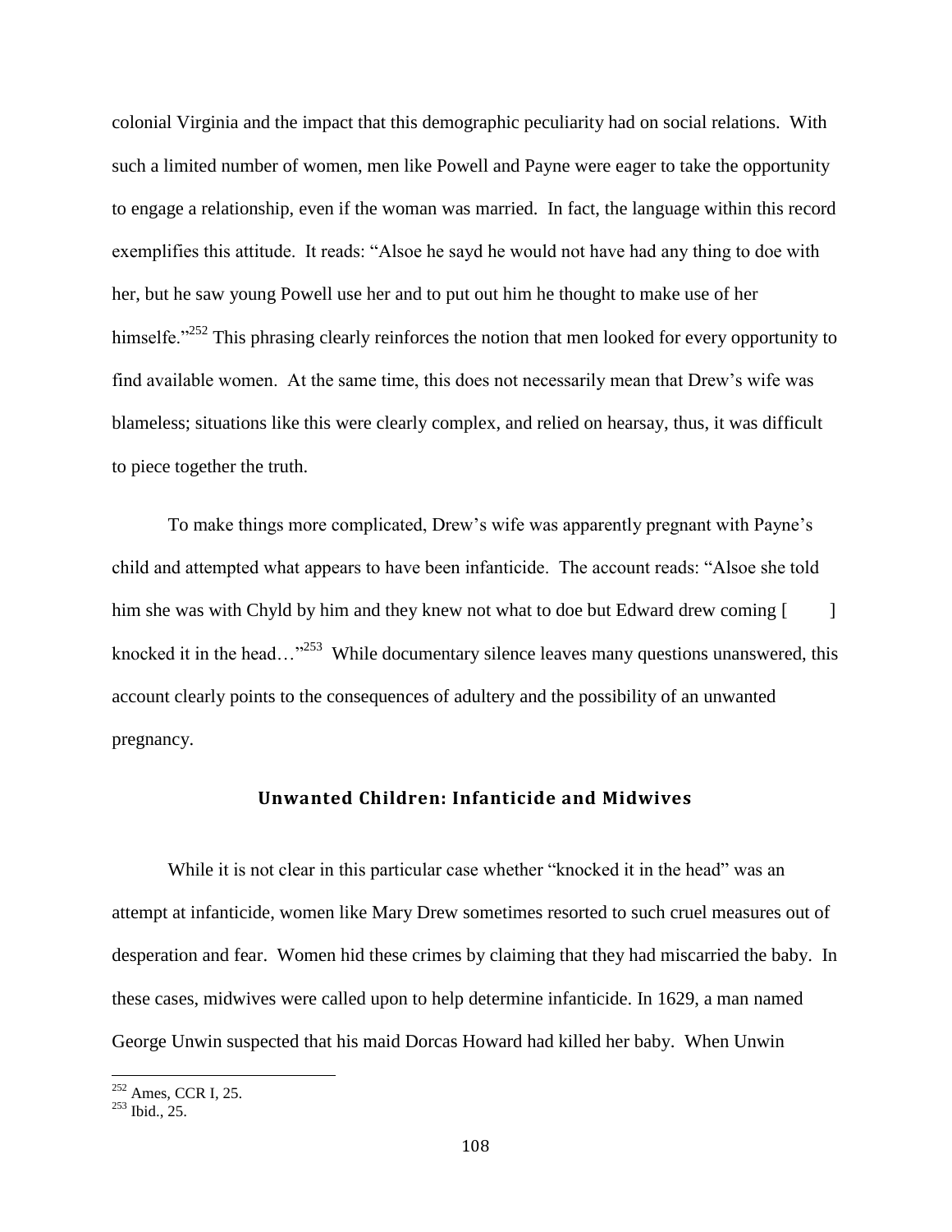colonial Virginia and the impact that this demographic peculiarity had on social relations. With such a limited number of women, men like Powell and Payne were eager to take the opportunity to engage a relationship, even if the woman was married. In fact, the language within this record exemplifies this attitude. It reads: "Alsoe he sayd he would not have had any thing to doe with her, but he saw young Powell use her and to put out him he thought to make use of her himselfe."[252] This phrasing clearly reinforces the notion that men looked for every opportunity to find available women. At the same time, this does not necessarily mean that Drew's wife was blameless; situations like this were clearly complex, and relied on hearsay, thus, it was difficult to piece together the truth.

To make things more complicated, Drew's wife was apparently pregnant with Payne's child and attempted what appears to have been infanticide. The account reads: "Alsoe she told him she was with Chyld by him and they knew not what to doe but Edward drew coming [ ] knocked it in the head…"[253] While documentary silence leaves many questions unanswered, this account clearly points to the consequences of adultery and the possibility of an unwanted pregnancy.

### Unwanted Children: Infanticide and Midwives

While it is not clear in this particular case whether "knocked it in the head" was an attempt at infanticide, women like Mary Drew sometimes resorted to such cruel measures out of desperation and fear. Women hid these crimes by claiming that they had miscarried the baby. In these cases, midwives were called upon to help determine infanticide. In 1629, a man named George Unwin suspected that his maid Dorcas Howard had killed her baby. When Unwin

---

[252] Ames, CCR I, 25.

[253] Ibid., 25.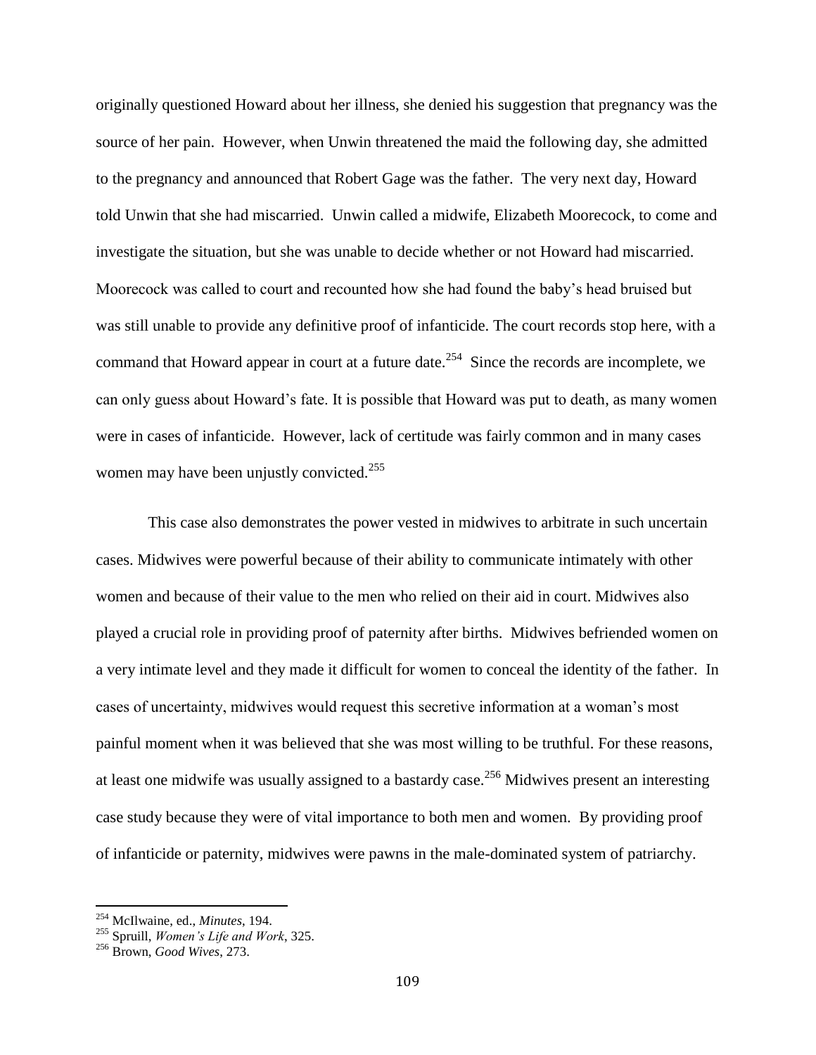originally questioned Howard about her illness, she denied his suggestion that pregnancy was the source of her pain. However, when Unwin threatened the maid the following day, she admitted to the pregnancy and announced that Robert Gage was the father. The very next day, Howard told Unwin that she had miscarried. Unwin called a midwife, Elizabeth Moorecock, to come and investigate the situation, but she was unable to decide whether or not Howard had miscarried. Moorecock was called to court and recounted how she had found the baby's head bruised but was still unable to provide any definitive proof of infanticide. The court records stop here, with a command that Howard appear in court at a future date.[254] Since the records are incomplete, we can only guess about Howard's fate. It is possible that Howard was put to death, as many women were in cases of infanticide. However, lack of certitude was fairly common and in many cases women may have been unjustly convicted.[255]

This case also demonstrates the power vested in midwives to arbitrate in such uncertain cases. Midwives were powerful because of their ability to communicate intimately with other women and because of their value to the men who relied on their aid in court. Midwives also played a crucial role in providing proof of paternity after births. Midwives befriended women on a very intimate level and they made it difficult for women to conceal the identity of the father. In cases of uncertainty, midwives would request this secretive information at a woman's most painful moment when it was believed that she was most willing to be truthful. For these reasons, at least one midwife was usually assigned to a bastardy case.[256] Midwives present an interesting case study because they were of vital importance to both men and women. By providing proof of infanticide or paternity, midwives were pawns in the male-dominated system of patriarchy.

---

[254] McIlwaine, ed., *Minutes*, 194.

[255] Spruill, *Women's Life and Work*, 325.

[256] Brown, *Good Wives*, 273.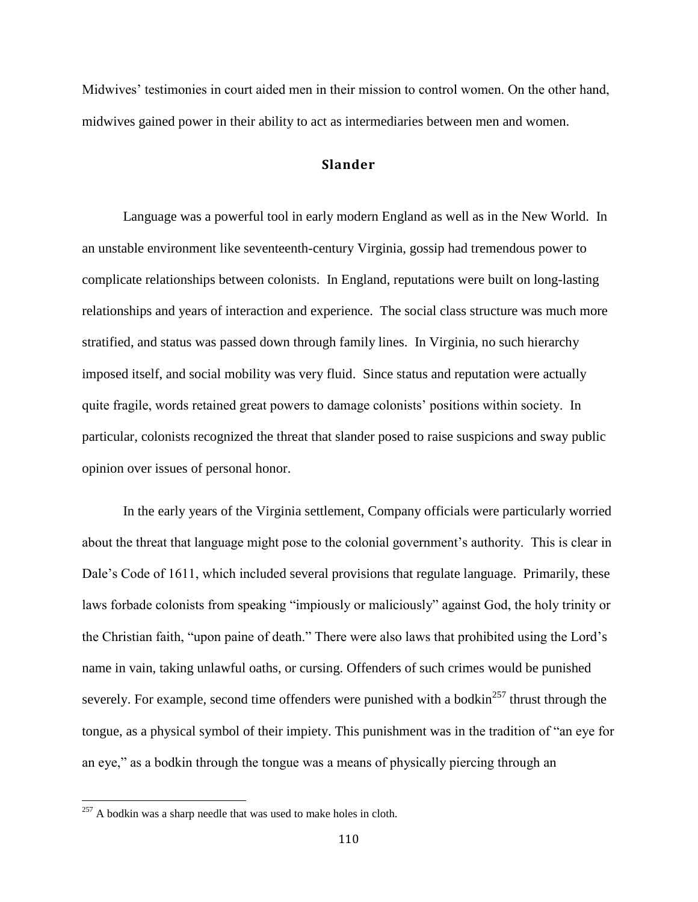Midwives' testimonies in court aided men in their mission to control women. On the other hand, midwives gained power in their ability to act as intermediaries between men and women.

## Slander

Language was a powerful tool in early modern England as well as in the New World. In an unstable environment like seventeenth-century Virginia, gossip had tremendous power to complicate relationships between colonists. In England, reputations were built on long-lasting relationships and years of interaction and experience. The social class structure was much more stratified, and status was passed down through family lines. In Virginia, no such hierarchy imposed itself, and social mobility was very fluid. Since status and reputation were actually quite fragile, words retained great powers to damage colonists' positions within society. In particular, colonists recognized the threat that slander posed to raise suspicions and sway public opinion over issues of personal honor.

In the early years of the Virginia settlement, Company officials were particularly worried about the threat that language might pose to the colonial government's authority. This is clear in Dale's Code of 1611, which included several provisions that regulate language. Primarily, these laws forbade colonists from speaking "impiously or maliciously" against God, the holy trinity or the Christian faith, "upon paine of death." There were also laws that prohibited using the Lord's name in vain, taking unlawful oaths, or cursing. Offenders of such crimes would be punished severely. For example, second time offenders were punished with a bodkin[257] thrust through the tongue, as a physical symbol of their impiety. This punishment was in the tradition of "an eye for an eye," as a bodkin through the tongue was a means of physically piercing through an

[257] A bodkin was a sharp needle that was used to make holes in cloth.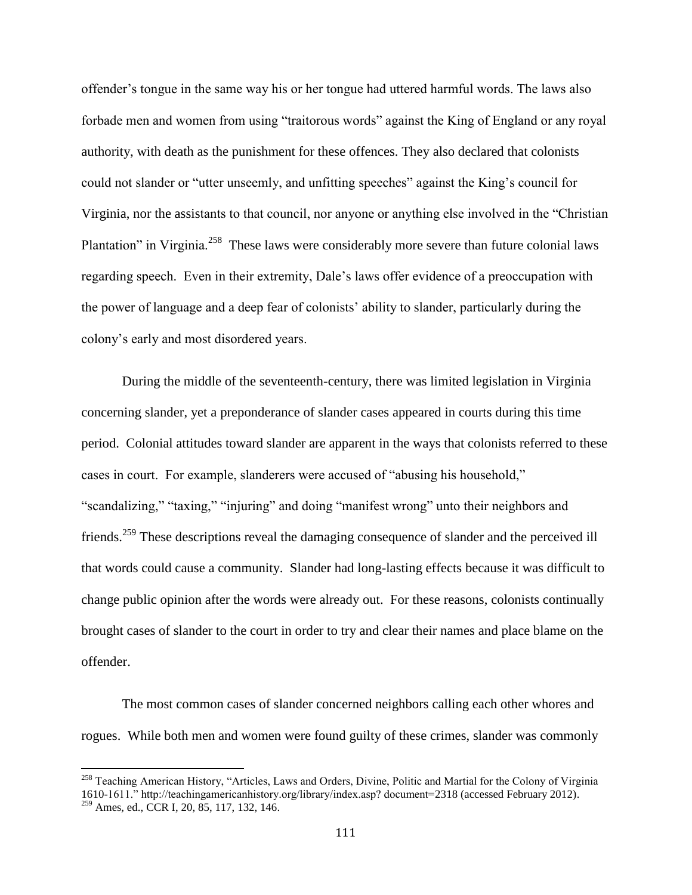offender's tongue in the same way his or her tongue had uttered harmful words. The laws also forbade men and women from using "traitorous words" against the King of England or any royal authority, with death as the punishment for these offences. They also declared that colonists could not slander or "utter unseemly, and unfitting speeches" against the King's council for Virginia, nor the assistants to that council, nor anyone or anything else involved in the "Christian Plantation" in Virginia.[258] These laws were considerably more severe than future colonial laws regarding speech. Even in their extremity, Dale's laws offer evidence of a preoccupation with the power of language and a deep fear of colonists' ability to slander, particularly during the colony's early and most disordered years.

During the middle of the seventeenth-century, there was limited legislation in Virginia concerning slander, yet a preponderance of slander cases appeared in courts during this time period. Colonial attitudes toward slander are apparent in the ways that colonists referred to these cases in court. For example, slanderers were accused of "abusing his household," "scandalizing," "taxing," "injuring" and doing "manifest wrong" unto their neighbors and friends.[259] These descriptions reveal the damaging consequence of slander and the perceived ill that words could cause a community. Slander had long-lasting effects because it was difficult to change public opinion after the words were already out. For these reasons, colonists continually brought cases of slander to the court in order to try and clear their names and place blame on the offender.

The most common cases of slander concerned neighbors calling each other whores and rogues. While both men and women were found guilty of these crimes, slander was commonly

---

[258] Teaching American History, "Articles, Laws and Orders, Divine, Politic and Martial for the Colony of Virginia 1610-1611." http://teachingamericanhistory.org/library/index.asp? document=2318 (accessed February 2012).

[259] Ames, ed., CCR I, 20, 85, 117, 132, 146.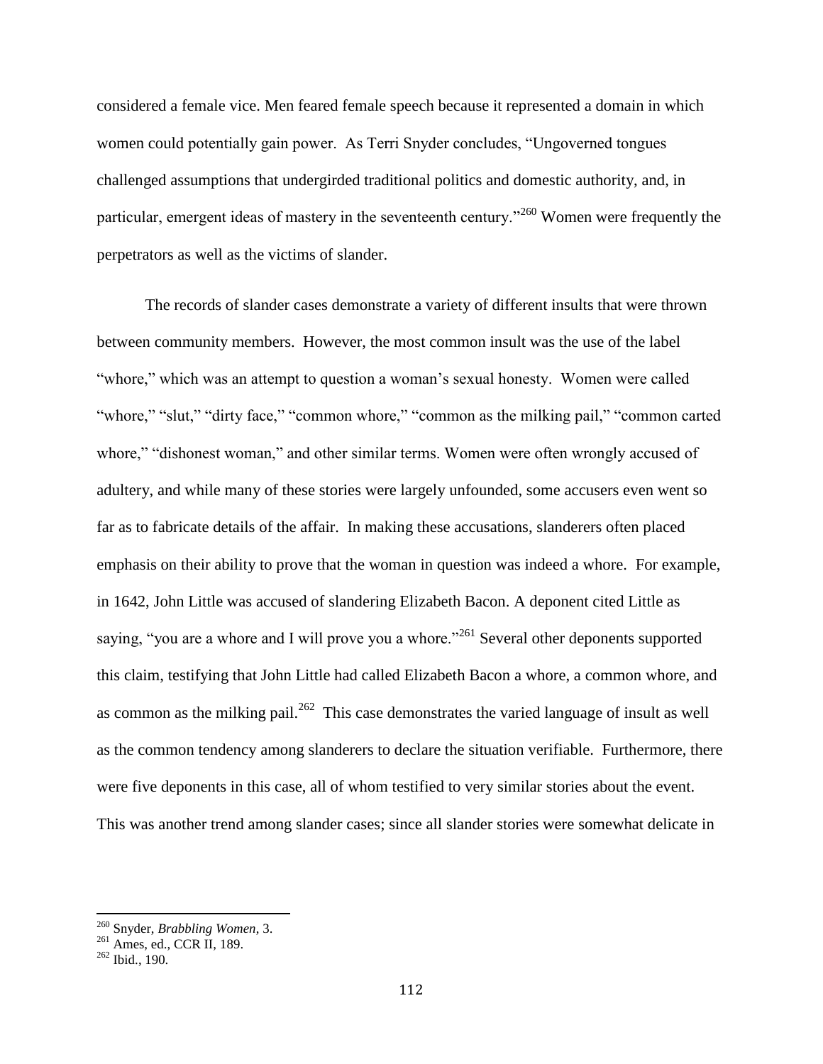considered a female vice. Men feared female speech because it represented a domain in which women could potentially gain power. As Terri Snyder concludes, "Ungoverned tongues challenged assumptions that undergirded traditional politics and domestic authority, and, in particular, emergent ideas of mastery in the seventeenth century."[260] Women were frequently the perpetrators as well as the victims of slander.

The records of slander cases demonstrate a variety of different insults that were thrown between community members. However, the most common insult was the use of the label "whore," which was an attempt to question a woman's sexual honesty. Women were called "whore," "slut," "dirty face," "common whore," "common as the milking pail," "common carted whore," "dishonest woman," and other similar terms. Women were often wrongly accused of adultery, and while many of these stories were largely unfounded, some accusers even went so far as to fabricate details of the affair. In making these accusations, slanderers often placed emphasis on their ability to prove that the woman in question was indeed a whore. For example, in 1642, John Little was accused of slandering Elizabeth Bacon. A deponent cited Little as saying, "you are a whore and I will prove you a whore."[261] Several other deponents supported this claim, testifying that John Little had called Elizabeth Bacon a whore, a common whore, and as common as the milking pail.[262] This case demonstrates the varied language of insult as well as the common tendency among slanderers to declare the situation verifiable. Furthermore, there were five deponents in this case, all of whom testified to very similar stories about the event. This was another trend among slander cases; since all slander stories were somewhat delicate in

---

[260] Snyder, *Brabbling Women*, 3.

[261] Ames, ed., CCR II, 189.

[262] Ibid., 190.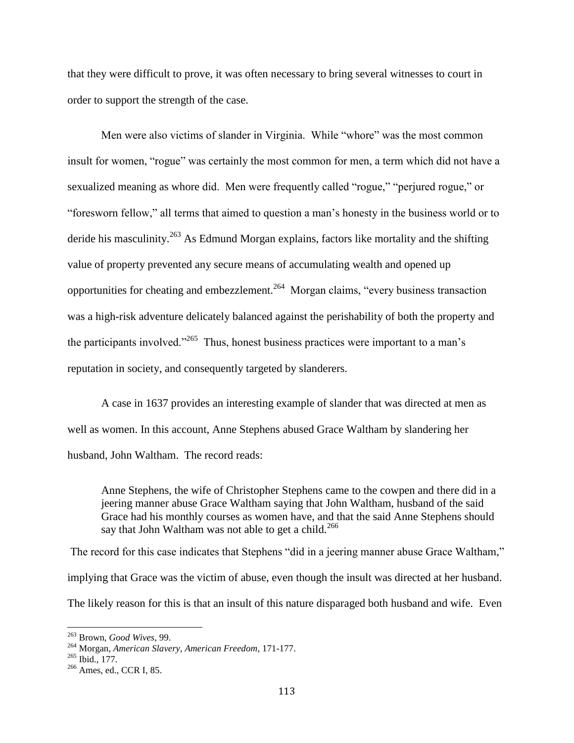that they were difficult to prove, it was often necessary to bring several witnesses to court in order to support the strength of the case.

Men were also victims of slander in Virginia. While "whore" was the most common insult for women, "rogue" was certainly the most common for men, a term which did not have a sexualized meaning as whore did. Men were frequently called "rogue," "perjured rogue," or "foresworn fellow," all terms that aimed to question a man's honesty in the business world or to deride his masculinity.[263] As Edmund Morgan explains, factors like mortality and the shifting value of property prevented any secure means of accumulating wealth and opened up opportunities for cheating and embezzlement.[264] Morgan claims, "every business transaction was a high-risk adventure delicately balanced against the perishability of both the property and the participants involved."[265] Thus, honest business practices were important to a man's reputation in society, and consequently targeted by slanderers.

A case in 1637 provides an interesting example of slander that was directed at men as well as women. In this account, Anne Stephens abused Grace Waltham by slandering her husband, John Waltham. The record reads:

> Anne Stephens, the wife of Christopher Stephens came to the cowpen and there did in a jeering manner abuse Grace Waltham saying that John Waltham, husband of the said Grace had his monthly courses as women have, and that the said Anne Stephens should say that John Waltham was not able to get a child.[266]

The record for this case indicates that Stephens "did in a jeering manner abuse Grace Waltham," implying that Grace was the victim of abuse, even though the insult was directed at her husband. The likely reason for this is that an insult of this nature disparaged both husband and wife. Even

---

[263] Brown, *Good Wives*, 99.

[264] Morgan, *American Slavery, American Freedom*, 171-177.

[265] Ibid., 177.

[266] Ames, ed., CCR I, 85.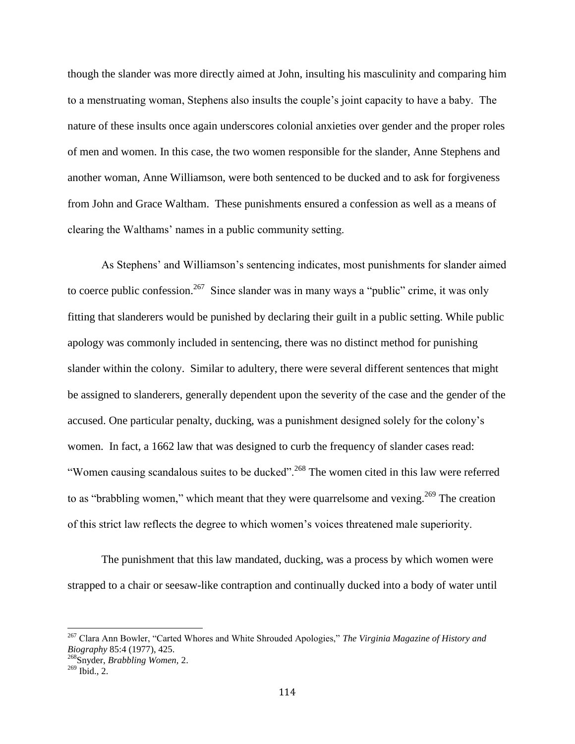though the slander was more directly aimed at John, insulting his masculinity and comparing him to a menstruating woman, Stephens also insults the couple's joint capacity to have a baby. The nature of these insults once again underscores colonial anxieties over gender and the proper roles of men and women. In this case, the two women responsible for the slander, Anne Stephens and another woman, Anne Williamson, were both sentenced to be ducked and to ask for forgiveness from John and Grace Waltham. These punishments ensured a confession as well as a means of clearing the Walthams' names in a public community setting.

As Stephens' and Williamson's sentencing indicates, most punishments for slander aimed to coerce public confession.[267] Since slander was in many ways a "public" crime, it was only fitting that slanderers would be punished by declaring their guilt in a public setting. While public apology was commonly included in sentencing, there was no distinct method for punishing slander within the colony. Similar to adultery, there were several different sentences that might be assigned to slanderers, generally dependent upon the severity of the case and the gender of the accused. One particular penalty, ducking, was a punishment designed solely for the colony's women. In fact, a 1662 law that was designed to curb the frequency of slander cases read: "Women causing scandalous suites to be ducked".[268] The women cited in this law were referred to as "brabbling women," which meant that they were quarrelsome and vexing.[269] The creation of this strict law reflects the degree to which women's voices threatened male superiority.

The punishment that this law mandated, ducking, was a process by which women were strapped to a chair or seesaw-like contraption and continually ducked into a body of water until

---

[267] Clara Ann Bowler, "Carted Whores and White Shrouded Apologies," *The Virginia Magazine of History and Biography* 85:4 (1977), 425.

[268] Snyder, *Brabbling Women*, 2.

[269] Ibid., 2.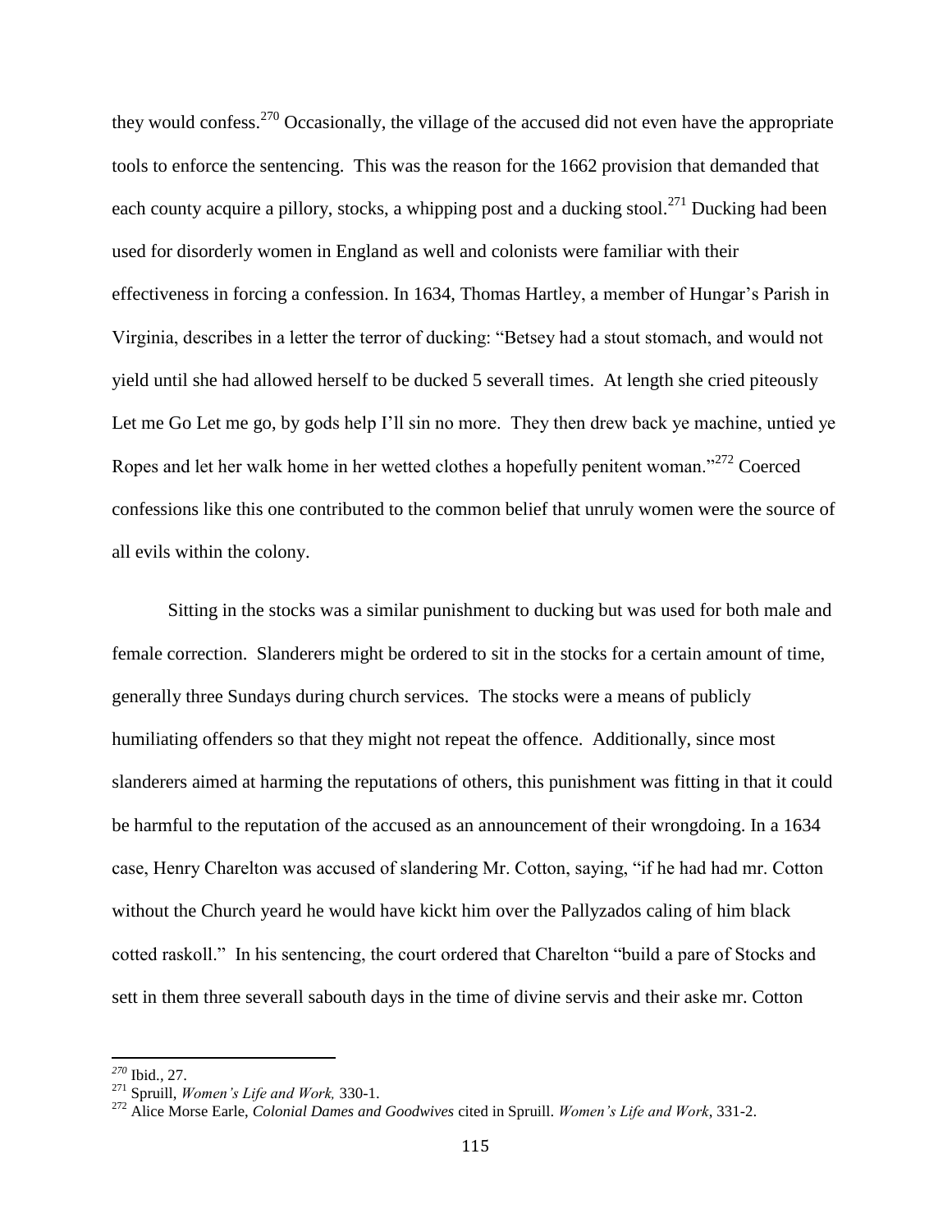they would confess.[270] Occasionally, the village of the accused did not even have the appropriate tools to enforce the sentencing. This was the reason for the 1662 provision that demanded that each county acquire a pillory, stocks, a whipping post and a ducking stool.[271] Ducking had been used for disorderly women in England as well and colonists were familiar with their effectiveness in forcing a confession. In 1634, Thomas Hartley, a member of Hungar's Parish in Virginia, describes in a letter the terror of ducking: "Betsey had a stout stomach, and would not yield until she had allowed herself to be ducked 5 severall times. At length she cried piteously Let me Go Let me go, by gods help I'll sin no more. They then drew back ye machine, untied ye Ropes and let her walk home in her wetted clothes a hopefully penitent woman."[272] Coerced confessions like this one contributed to the common belief that unruly women were the source of all evils within the colony.

Sitting in the stocks was a similar punishment to ducking but was used for both male and female correction. Slanderers might be ordered to sit in the stocks for a certain amount of time, generally three Sundays during church services. The stocks were a means of publicly humiliating offenders so that they might not repeat the offence. Additionally, since most slanderers aimed at harming the reputations of others, this punishment was fitting in that it could be harmful to the reputation of the accused as an announcement of their wrongdoing. In a 1634 case, Henry Charelton was accused of slandering Mr. Cotton, saying, "if he had had mr. Cotton without the Church yeard he would have kickt him over the Pallyzados caling of him black cotted raskoll." In his sentencing, the court ordered that Charelton "build a pare of Stocks and sett in them three severall sabouth days in the time of divine servis and their aske mr. Cotton

---

[270] Ibid., 27.

[271] Spruill, *Women's Life and Work,* 330-1.

[272] Alice Morse Earle, *Colonial Dames and Goodwives* cited in Spruill. *Women's Life and Work*, 331-2.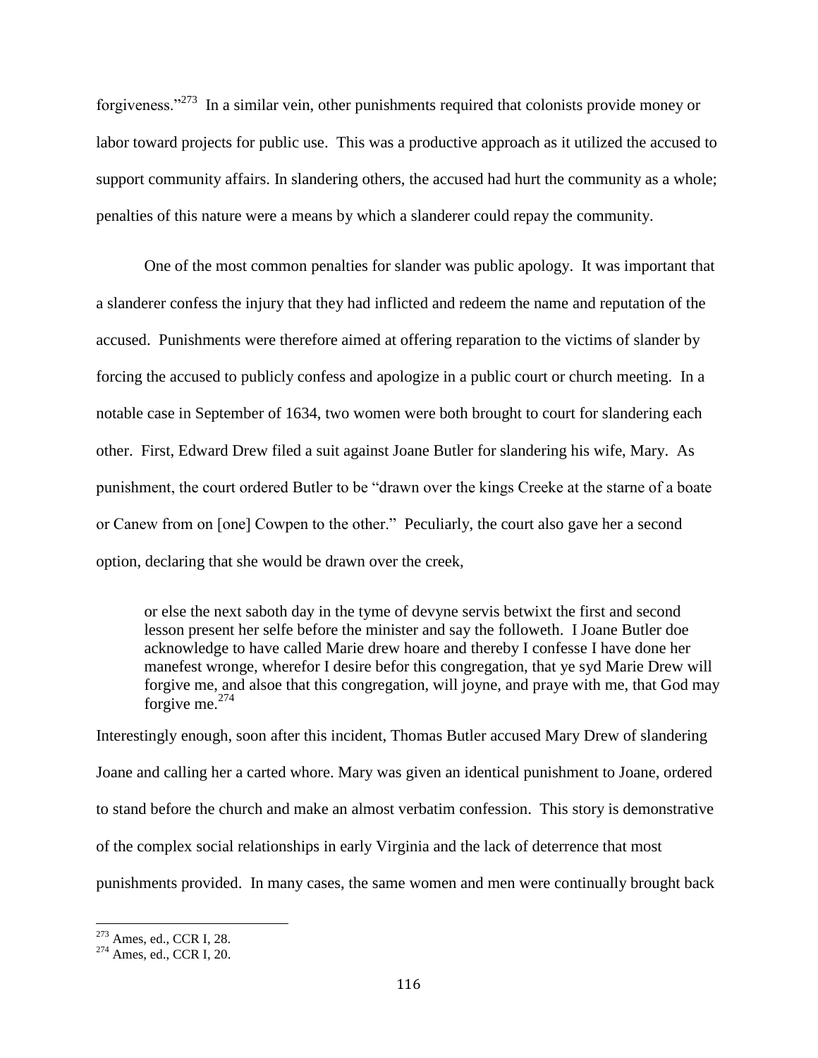forgiveness."[273] In a similar vein, other punishments required that colonists provide money or labor toward projects for public use. This was a productive approach as it utilized the accused to support community affairs. In slandering others, the accused had hurt the community as a whole; penalties of this nature were a means by which a slanderer could repay the community.

One of the most common penalties for slander was public apology. It was important that a slanderer confess the injury that they had inflicted and redeem the name and reputation of the accused. Punishments were therefore aimed at offering reparation to the victims of slander by forcing the accused to publicly confess and apologize in a public court or church meeting. In a notable case in September of 1634, two women were both brought to court for slandering each other. First, Edward Drew filed a suit against Joane Butler for slandering his wife, Mary. As punishment, the court ordered Butler to be "drawn over the kings Creeke at the starne of a boate or Canew from on [one] Cowpen to the other." Peculiarly, the court also gave her a second option, declaring that she would be drawn over the creek,

> or else the next saboth day in the tyme of devyne servis betwixt the first and second lesson present her selfe before the minister and say the followeth. I Joane Butler doe acknowledge to have called Marie drew hoare and thereby I confesse I have done her manefest wronge, wherefor I desire befor this congregation, that ye syd Marie Drew will forgive me, and alsoe that this congregation, will joyne, and praye with me, that God may forgive me.[274]

Interestingly enough, soon after this incident, Thomas Butler accused Mary Drew of slandering Joane and calling her a carted whore. Mary was given an identical punishment to Joane, ordered to stand before the church and make an almost verbatim confession. This story is demonstrative of the complex social relationships in early Virginia and the lack of deterrence that most punishments provided. In many cases, the same women and men were continually brought back

---

[273] Ames, ed., CCR I, 28.

[274] Ames, ed., CCR I, 20.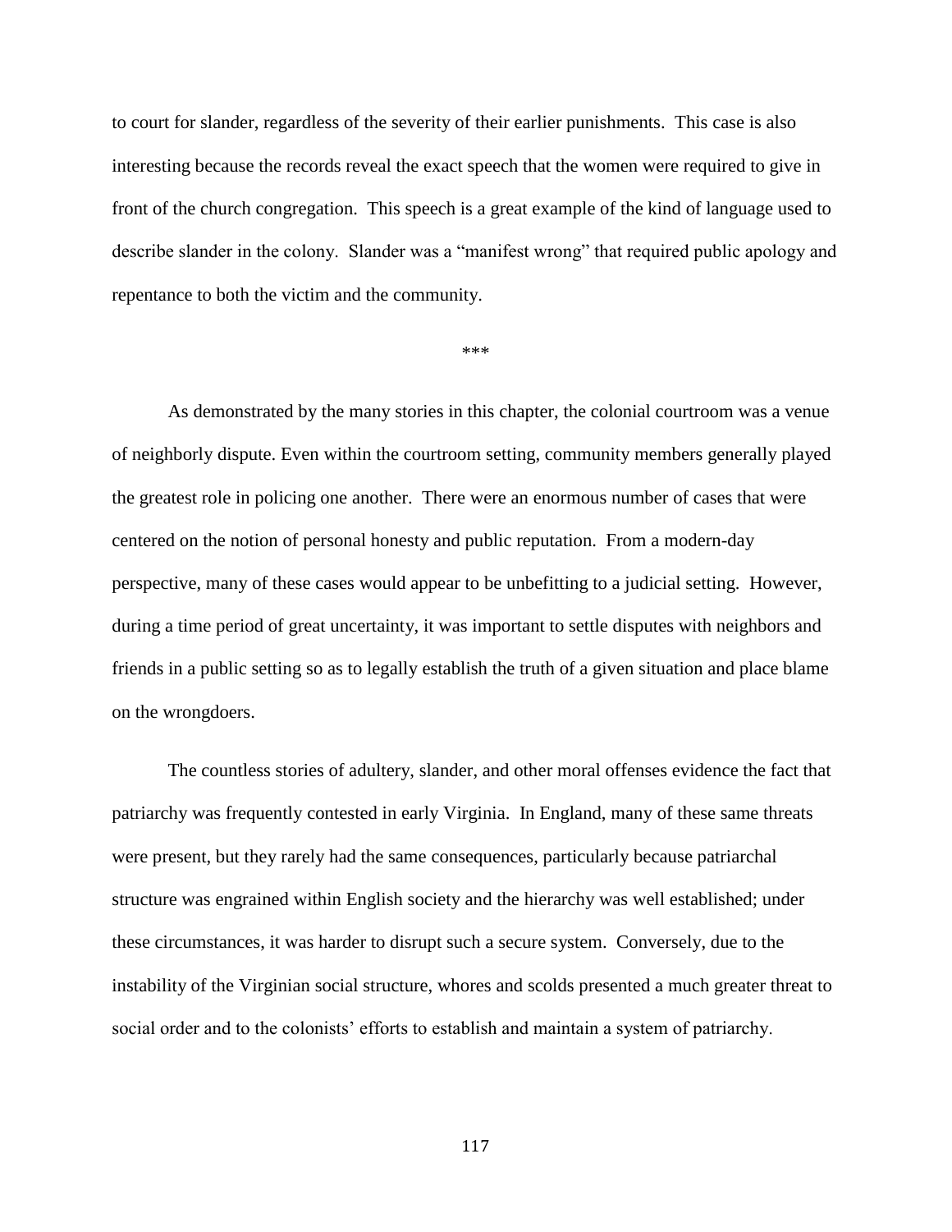to court for slander, regardless of the severity of their earlier punishments. This case is also interesting because the records reveal the exact speech that the women were required to give in front of the church congregation. This speech is a great example of the kind of language used to describe slander in the colony. Slander was a "manifest wrong" that required public apology and repentance to both the victim and the community.

***

As demonstrated by the many stories in this chapter, the colonial courtroom was a venue of neighborly dispute. Even within the courtroom setting, community members generally played the greatest role in policing one another. There were an enormous number of cases that were centered on the notion of personal honesty and public reputation. From a modern-day perspective, many of these cases would appear to be unbefitting to a judicial setting. However, during a time period of great uncertainty, it was important to settle disputes with neighbors and friends in a public setting so as to legally establish the truth of a given situation and place blame on the wrongdoers.

The countless stories of adultery, slander, and other moral offenses evidence the fact that patriarchy was frequently contested in early Virginia. In England, many of these same threats were present, but they rarely had the same consequences, particularly because patriarchal structure was engrained within English society and the hierarchy was well established; under these circumstances, it was harder to disrupt such a secure system. Conversely, due to the instability of the Virginian social structure, whores and scolds presented a much greater threat to social order and to the colonists' efforts to establish and maintain a system of patriarchy.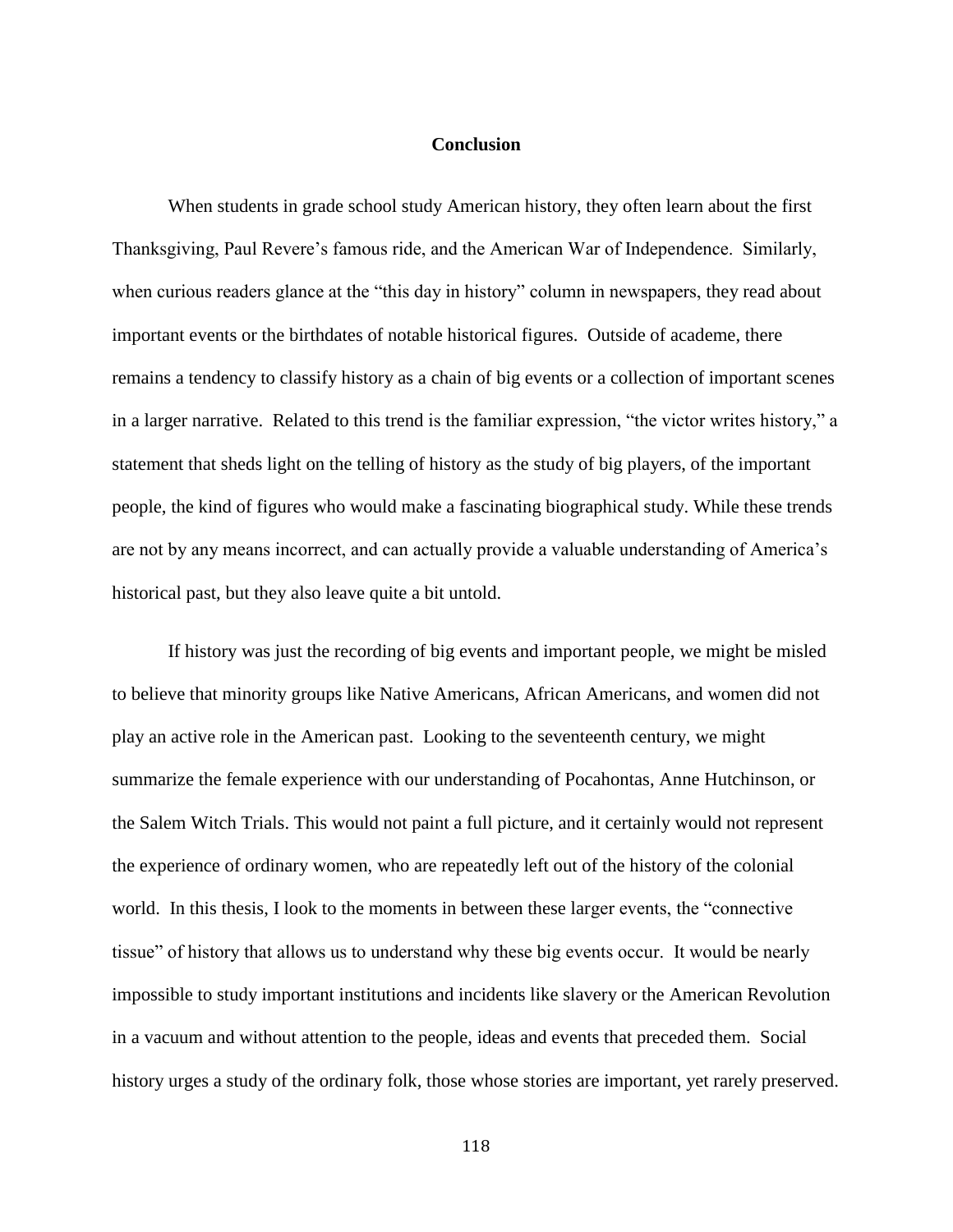# Conclusion

When students in grade school study American history, they often learn about the first Thanksgiving, Paul Revere's famous ride, and the American War of Independence. Similarly, when curious readers glance at the "this day in history" column in newspapers, they read about important events or the birthdates of notable historical figures. Outside of academe, there remains a tendency to classify history as a chain of big events or a collection of important scenes in a larger narrative. Related to this trend is the familiar expression, "the victor writes history," a statement that sheds light on the telling of history as the study of big players, of the important people, the kind of figures who would make a fascinating biographical study. While these trends are not by any means incorrect, and can actually provide a valuable understanding of America's historical past, but they also leave quite a bit untold.

If history was just the recording of big events and important people, we might be misled to believe that minority groups like Native Americans, African Americans, and women did not play an active role in the American past. Looking to the seventeenth century, we might summarize the female experience with our understanding of Pocahontas, Anne Hutchinson, or the Salem Witch Trials. This would not paint a full picture, and it certainly would not represent the experience of ordinary women, who are repeatedly left out of the history of the colonial world. In this thesis, I look to the moments in between these larger events, the "connective tissue" of history that allows us to understand why these big events occur. It would be nearly impossible to study important institutions and incidents like slavery or the American Revolution in a vacuum and without attention to the people, ideas and events that preceded them. Social history urges a study of the ordinary folk, those whose stories are important, yet rarely preserved.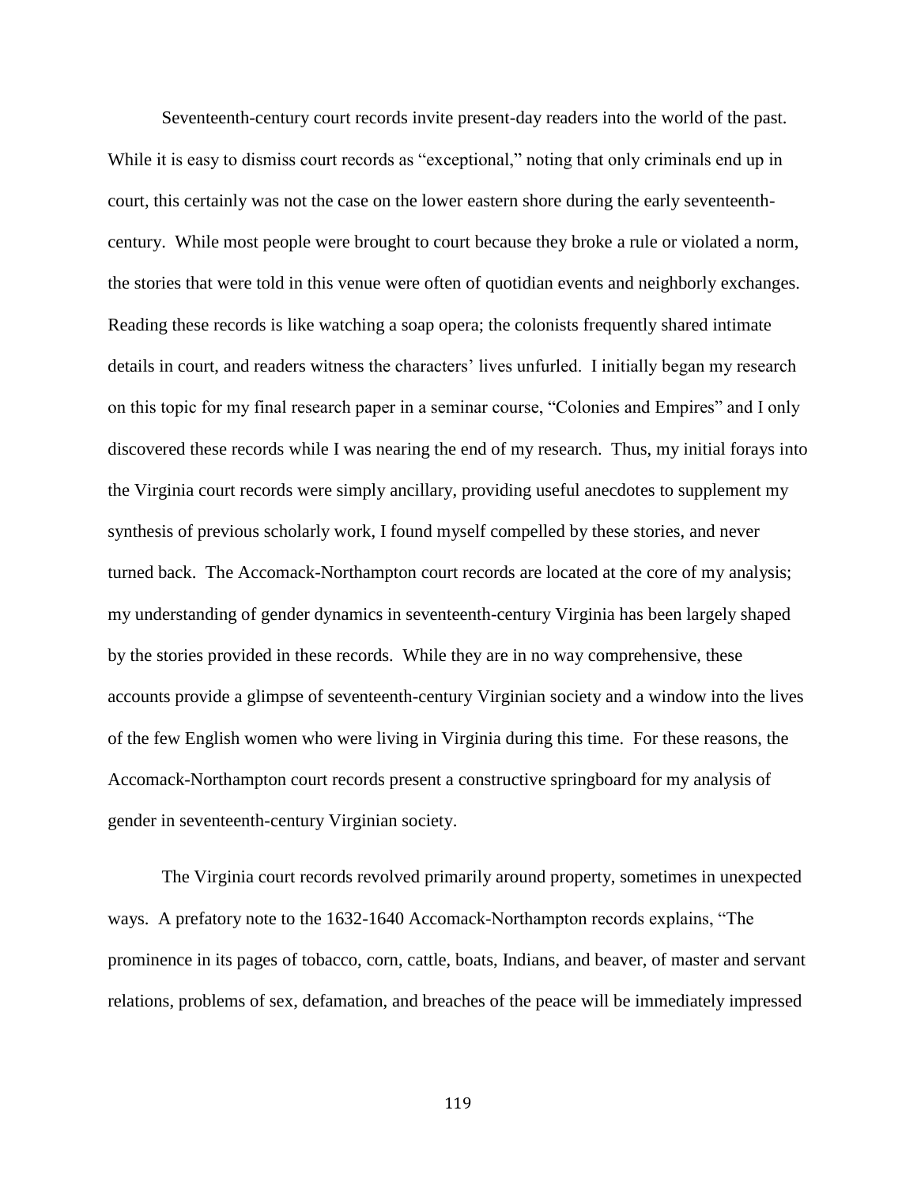Seventeenth-century court records invite present-day readers into the world of the past. While it is easy to dismiss court records as "exceptional," noting that only criminals end up in court, this certainly was not the case on the lower eastern shore during the early seventeenth-century. While most people were brought to court because they broke a rule or violated a norm, the stories that were told in this venue were often of quotidian events and neighborly exchanges. Reading these records is like watching a soap opera; the colonists frequently shared intimate details in court, and readers witness the characters' lives unfurled. I initially began my research on this topic for my final research paper in a seminar course, "Colonies and Empires" and I only discovered these records while I was nearing the end of my research. Thus, my initial forays into the Virginia court records were simply ancillary, providing useful anecdotes to supplement my synthesis of previous scholarly work, I found myself compelled by these stories, and never turned back. The Accomack-Northampton court records are located at the core of my analysis; my understanding of gender dynamics in seventeenth-century Virginia has been largely shaped by the stories provided in these records. While they are in no way comprehensive, these accounts provide a glimpse of seventeenth-century Virginian society and a window into the lives of the few English women who were living in Virginia during this time. For these reasons, the Accomack-Northampton court records present a constructive springboard for my analysis of gender in seventeenth-century Virginian society.

The Virginia court records revolved primarily around property, sometimes in unexpected ways. A prefatory note to the 1632-1640 Accomack-Northampton records explains, "The prominence in its pages of tobacco, corn, cattle, boats, Indians, and beaver, of master and servant relations, problems of sex, defamation, and breaches of the peace will be immediately impressed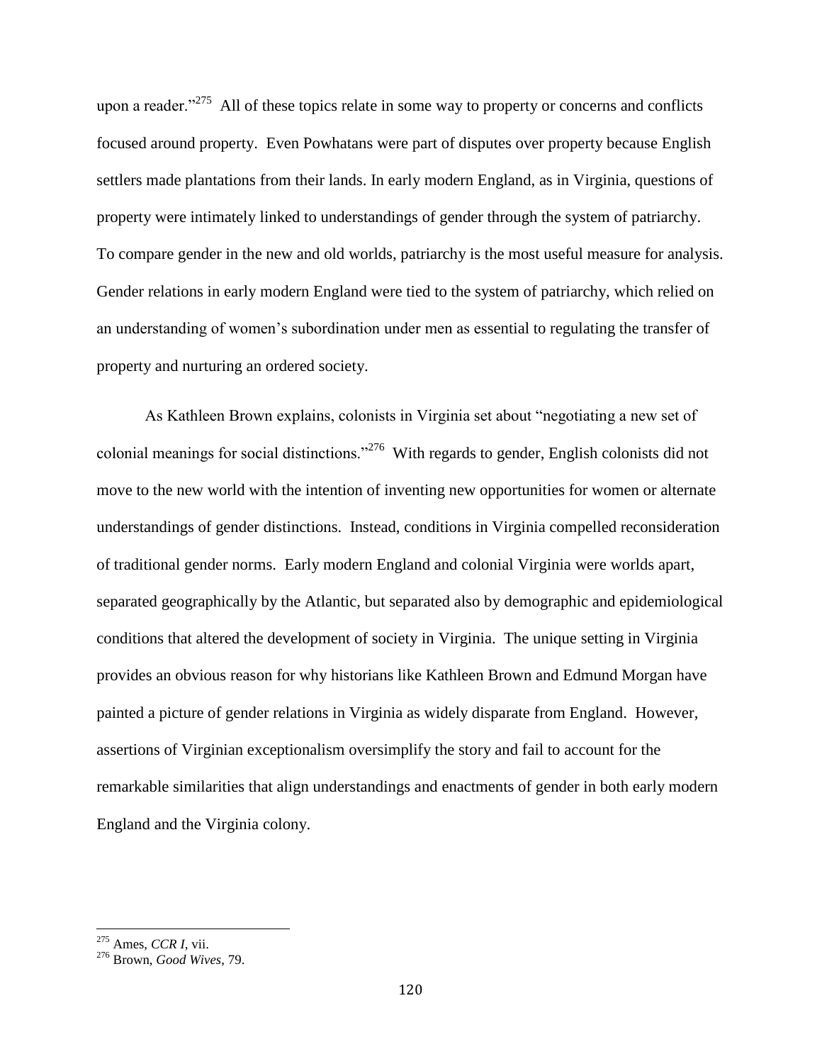upon a reader."[275] All of these topics relate in some way to property or concerns and conflicts focused around property. Even Powhatans were part of disputes over property because English settlers made plantations from their lands. In early modern England, as in Virginia, questions of property were intimately linked to understandings of gender through the system of patriarchy. To compare gender in the new and old worlds, patriarchy is the most useful measure for analysis. Gender relations in early modern England were tied to the system of patriarchy, which relied on an understanding of women's subordination under men as essential to regulating the transfer of property and nurturing an ordered society.

As Kathleen Brown explains, colonists in Virginia set about "negotiating a new set of colonial meanings for social distinctions."[276] With regards to gender, English colonists did not move to the new world with the intention of inventing new opportunities for women or alternate understandings of gender distinctions. Instead, conditions in Virginia compelled reconsideration of traditional gender norms. Early modern England and colonial Virginia were worlds apart, separated geographically by the Atlantic, but separated also by demographic and epidemiological conditions that altered the development of society in Virginia. The unique setting in Virginia provides an obvious reason for why historians like Kathleen Brown and Edmund Morgan have painted a picture of gender relations in Virginia as widely disparate from England. However, assertions of Virginian exceptionalism oversimplify the story and fail to account for the remarkable similarities that align understandings and enactments of gender in both early modern England and the Virginia colony.

---

[275] Ames, *CCR I*, vii.

[276] Brown, *Good Wives*, 79.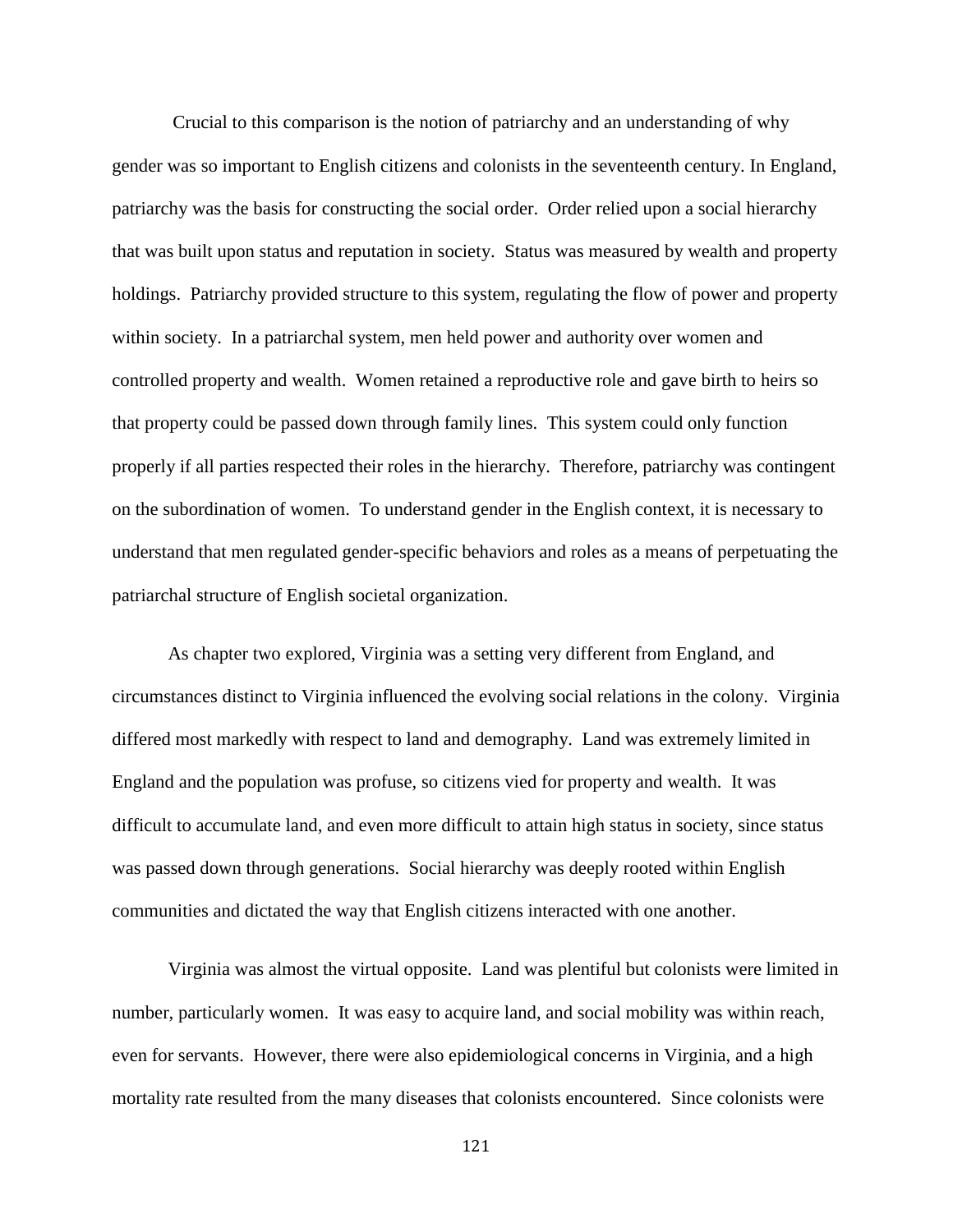Crucial to this comparison is the notion of patriarchy and an understanding of why gender was so important to English citizens and colonists in the seventeenth century. In England, patriarchy was the basis for constructing the social order. Order relied upon a social hierarchy that was built upon status and reputation in society. Status was measured by wealth and property holdings. Patriarchy provided structure to this system, regulating the flow of power and property within society. In a patriarchal system, men held power and authority over women and controlled property and wealth. Women retained a reproductive role and gave birth to heirs so that property could be passed down through family lines. This system could only function properly if all parties respected their roles in the hierarchy. Therefore, patriarchy was contingent on the subordination of women. To understand gender in the English context, it is necessary to understand that men regulated gender-specific behaviors and roles as a means of perpetuating the patriarchal structure of English societal organization.

As chapter two explored, Virginia was a setting very different from England, and circumstances distinct to Virginia influenced the evolving social relations in the colony. Virginia differed most markedly with respect to land and demography. Land was extremely limited in England and the population was profuse, so citizens vied for property and wealth. It was difficult to accumulate land, and even more difficult to attain high status in society, since status was passed down through generations. Social hierarchy was deeply rooted within English communities and dictated the way that English citizens interacted with one another.

Virginia was almost the virtual opposite. Land was plentiful but colonists were limited in number, particularly women. It was easy to acquire land, and social mobility was within reach, even for servants. However, there were also epidemiological concerns in Virginia, and a high mortality rate resulted from the many diseases that colonists encountered. Since colonists were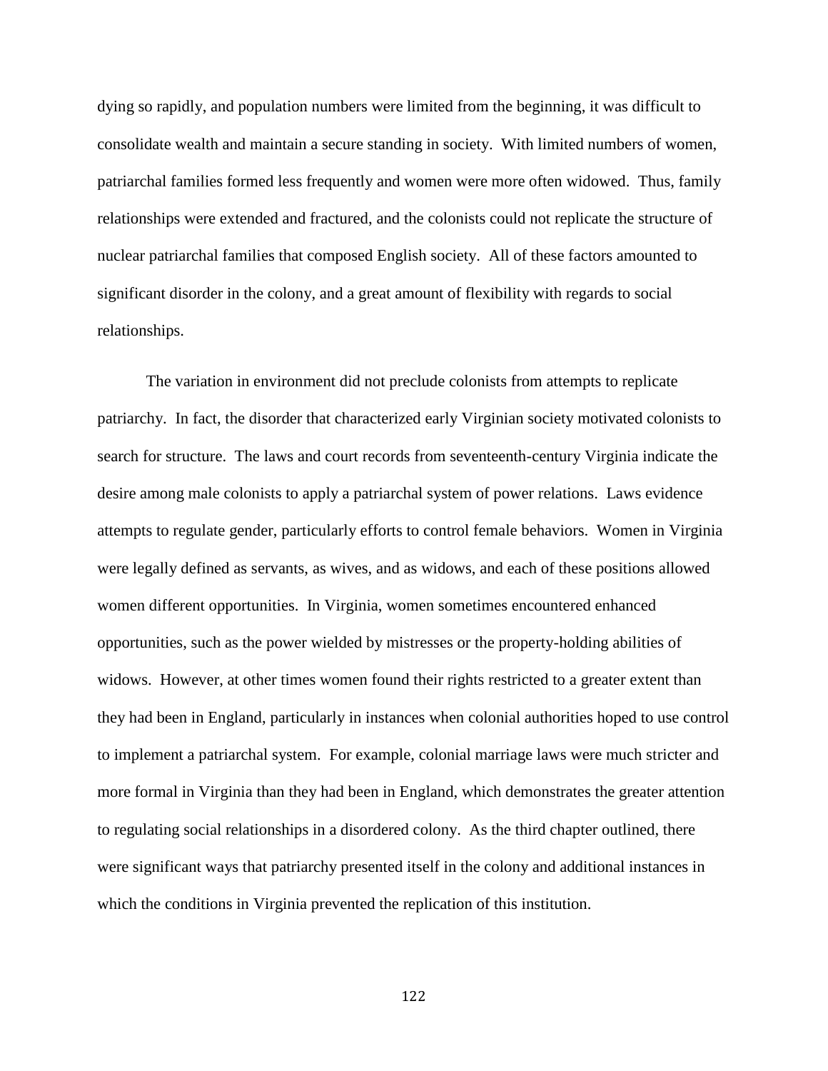dying so rapidly, and population numbers were limited from the beginning, it was difficult to consolidate wealth and maintain a secure standing in society. With limited numbers of women, patriarchal families formed less frequently and women were more often widowed. Thus, family relationships were extended and fractured, and the colonists could not replicate the structure of nuclear patriarchal families that composed English society. All of these factors amounted to significant disorder in the colony, and a great amount of flexibility with regards to social relationships.

The variation in environment did not preclude colonists from attempts to replicate patriarchy. In fact, the disorder that characterized early Virginian society motivated colonists to search for structure. The laws and court records from seventeenth-century Virginia indicate the desire among male colonists to apply a patriarchal system of power relations. Laws evidence attempts to regulate gender, particularly efforts to control female behaviors. Women in Virginia were legally defined as servants, as wives, and as widows, and each of these positions allowed women different opportunities. In Virginia, women sometimes encountered enhanced opportunities, such as the power wielded by mistresses or the property-holding abilities of widows. However, at other times women found their rights restricted to a greater extent than they had been in England, particularly in instances when colonial authorities hoped to use control to implement a patriarchal system. For example, colonial marriage laws were much stricter and more formal in Virginia than they had been in England, which demonstrates the greater attention to regulating social relationships in a disordered colony. As the third chapter outlined, there were significant ways that patriarchy presented itself in the colony and additional instances in which the conditions in Virginia prevented the replication of this institution.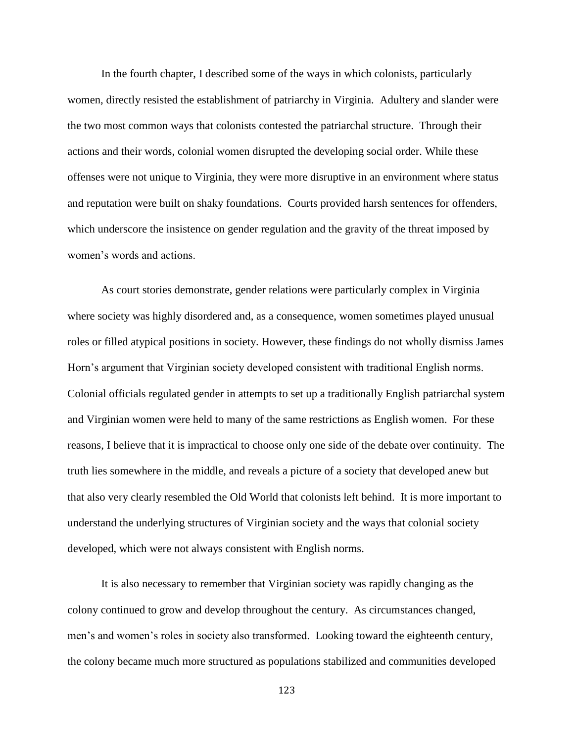In the fourth chapter, I described some of the ways in which colonists, particularly women, directly resisted the establishment of patriarchy in Virginia. Adultery and slander were the two most common ways that colonists contested the patriarchal structure. Through their actions and their words, colonial women disrupted the developing social order. While these offenses were not unique to Virginia, they were more disruptive in an environment where status and reputation were built on shaky foundations. Courts provided harsh sentences for offenders, which underscore the insistence on gender regulation and the gravity of the threat imposed by women's words and actions.

As court stories demonstrate, gender relations were particularly complex in Virginia where society was highly disordered and, as a consequence, women sometimes played unusual roles or filled atypical positions in society. However, these findings do not wholly dismiss James Horn's argument that Virginian society developed consistent with traditional English norms. Colonial officials regulated gender in attempts to set up a traditionally English patriarchal system and Virginian women were held to many of the same restrictions as English women. For these reasons, I believe that it is impractical to choose only one side of the debate over continuity. The truth lies somewhere in the middle, and reveals a picture of a society that developed anew but that also very clearly resembled the Old World that colonists left behind. It is more important to understand the underlying structures of Virginian society and the ways that colonial society developed, which were not always consistent with English norms.

It is also necessary to remember that Virginian society was rapidly changing as the colony continued to grow and develop throughout the century. As circumstances changed, men's and women's roles in society also transformed. Looking toward the eighteenth century, the colony became much more structured as populations stabilized and communities developed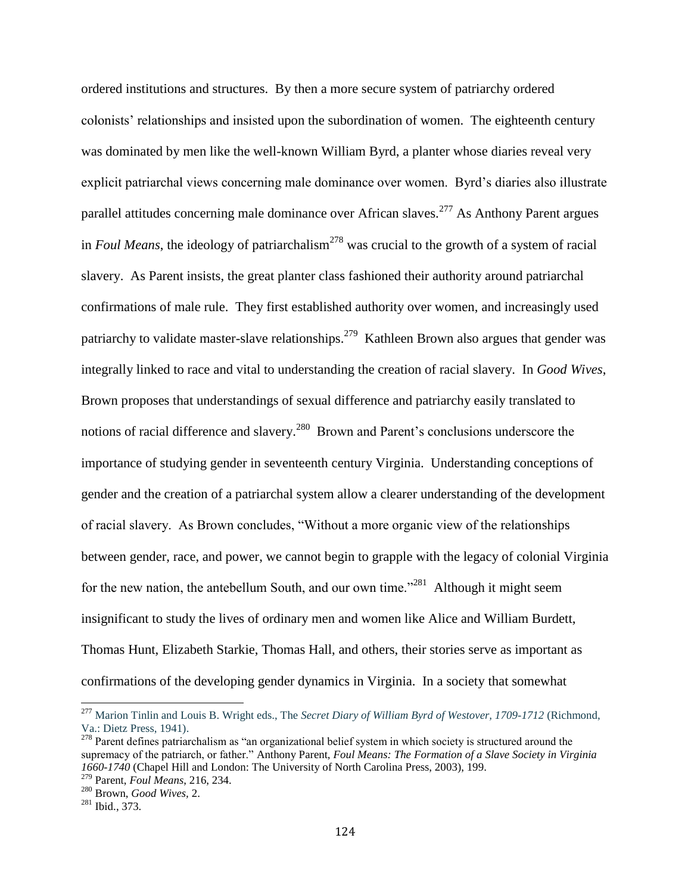ordered institutions and structures. By then a more secure system of patriarchy ordered colonists' relationships and insisted upon the subordination of women. The eighteenth century was dominated by men like the well-known William Byrd, a planter whose diaries reveal very explicit patriarchal views concerning male dominance over women. Byrd's diaries also illustrate parallel attitudes concerning male dominance over African slaves.[277] As Anthony Parent argues in *Foul Means*, the ideology of patriarchalism[278] was crucial to the growth of a system of racial slavery. As Parent insists, the great planter class fashioned their authority around patriarchal confirmations of male rule. They first established authority over women, and increasingly used patriarchy to validate master-slave relationships.[279] Kathleen Brown also argues that gender was integrally linked to race and vital to understanding the creation of racial slavery. In *Good Wives*, Brown proposes that understandings of sexual difference and patriarchy easily translated to notions of racial difference and slavery.[280] Brown and Parent's conclusions underscore the importance of studying gender in seventeenth century Virginia. Understanding conceptions of gender and the creation of a patriarchal system allow a clearer understanding of the development of racial slavery. As Brown concludes, "Without a more organic view of the relationships between gender, race, and power, we cannot begin to grapple with the legacy of colonial Virginia for the new nation, the antebellum South, and our own time."[281] Although it might seem insignificant to study the lives of ordinary men and women like Alice and William Burdett, Thomas Hunt, Elizabeth Starkie, Thomas Hall, and others, their stories serve as important as confirmations of the developing gender dynamics in Virginia. In a society that somewhat

---

[277] Marion Tinlin and Louis B. Wright eds., The *Secret Diary of William Byrd of Westover, 1709-1712* (Richmond, Va.: Dietz Press, 1941).

[278] Parent defines patriarchalism as "an organizational belief system in which society is structured around the supremacy of the patriarch, or father." Anthony Parent, *Foul Means: The Formation of a Slave Society in Virginia 1660-1740* (Chapel Hill and London: The University of North Carolina Press, 2003), 199.

[279] Parent, *Foul Means*, 216, 234.

[280] Brown, *Good Wives*, 2.

[281] Ibid., 373.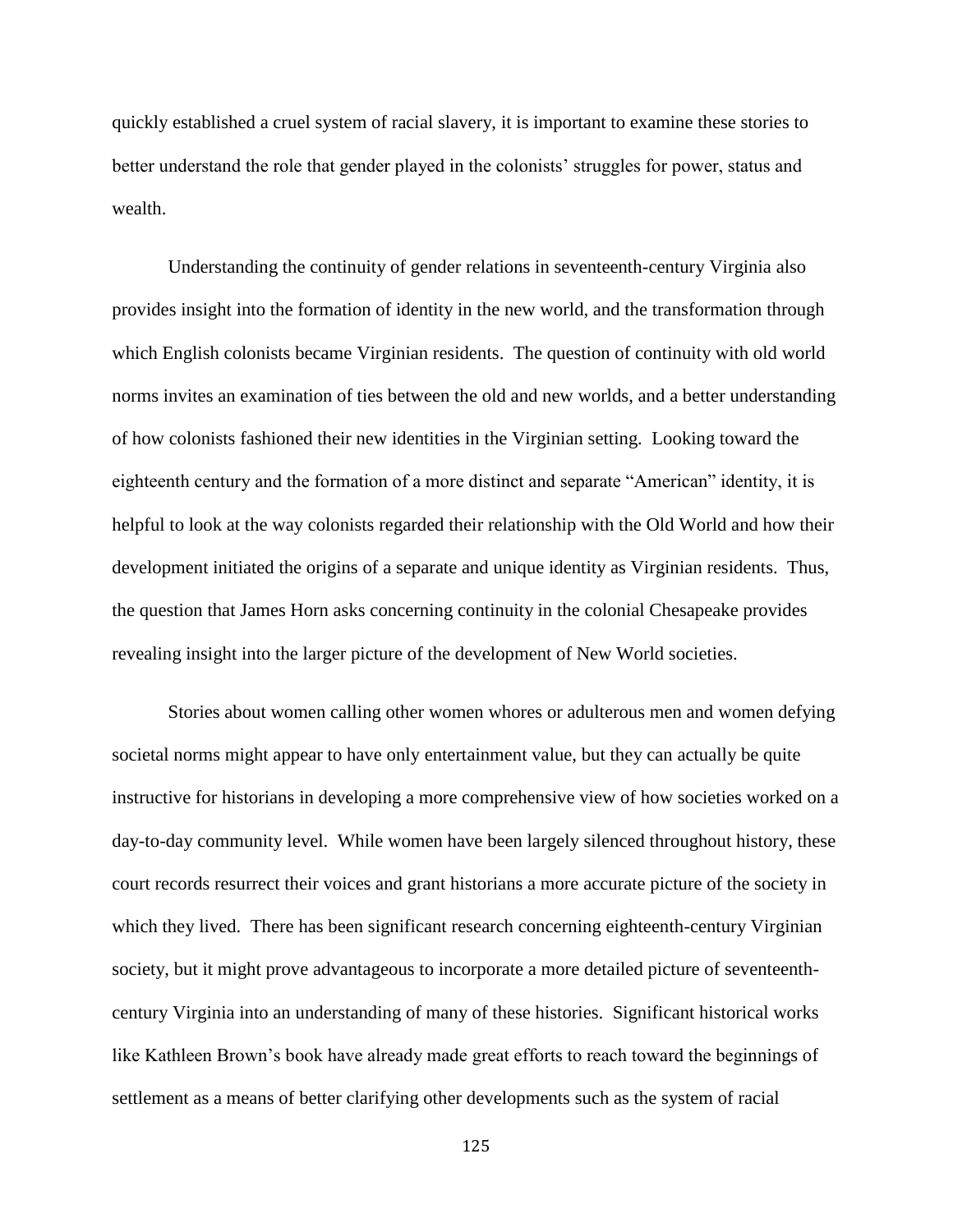quickly established a cruel system of racial slavery, it is important to examine these stories to better understand the role that gender played in the colonists' struggles for power, status and wealth.

Understanding the continuity of gender relations in seventeenth-century Virginia also provides insight into the formation of identity in the new world, and the transformation through which English colonists became Virginian residents. The question of continuity with old world norms invites an examination of ties between the old and new worlds, and a better understanding of how colonists fashioned their new identities in the Virginian setting. Looking toward the eighteenth century and the formation of a more distinct and separate "American" identity, it is helpful to look at the way colonists regarded their relationship with the Old World and how their development initiated the origins of a separate and unique identity as Virginian residents. Thus, the question that James Horn asks concerning continuity in the colonial Chesapeake provides revealing insight into the larger picture of the development of New World societies.

Stories about women calling other women whores or adulterous men and women defying societal norms might appear to have only entertainment value, but they can actually be quite instructive for historians in developing a more comprehensive view of how societies worked on a day-to-day community level. While women have been largely silenced throughout history, these court records resurrect their voices and grant historians a more accurate picture of the society in which they lived. There has been significant research concerning eighteenth-century Virginian society, but it might prove advantageous to incorporate a more detailed picture of seventeenth-century Virginia into an understanding of many of these histories. Significant historical works like Kathleen Brown's book have already made great efforts to reach toward the beginnings of settlement as a means of better clarifying other developments such as the system of racial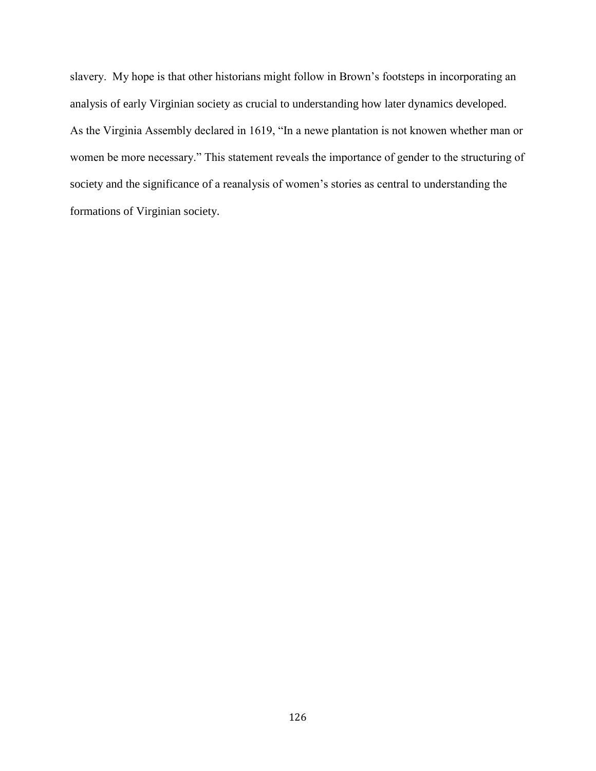slavery. My hope is that other historians might follow in Brown's footsteps in incorporating an analysis of early Virginian society as crucial to understanding how later dynamics developed.

As the Virginia Assembly declared in 1619, "In a newe plantation is not knowen whether man or women be more necessary." This statement reveals the importance of gender to the structuring of society and the significance of a reanalysis of women's stories as central to understanding the formations of Virginian society.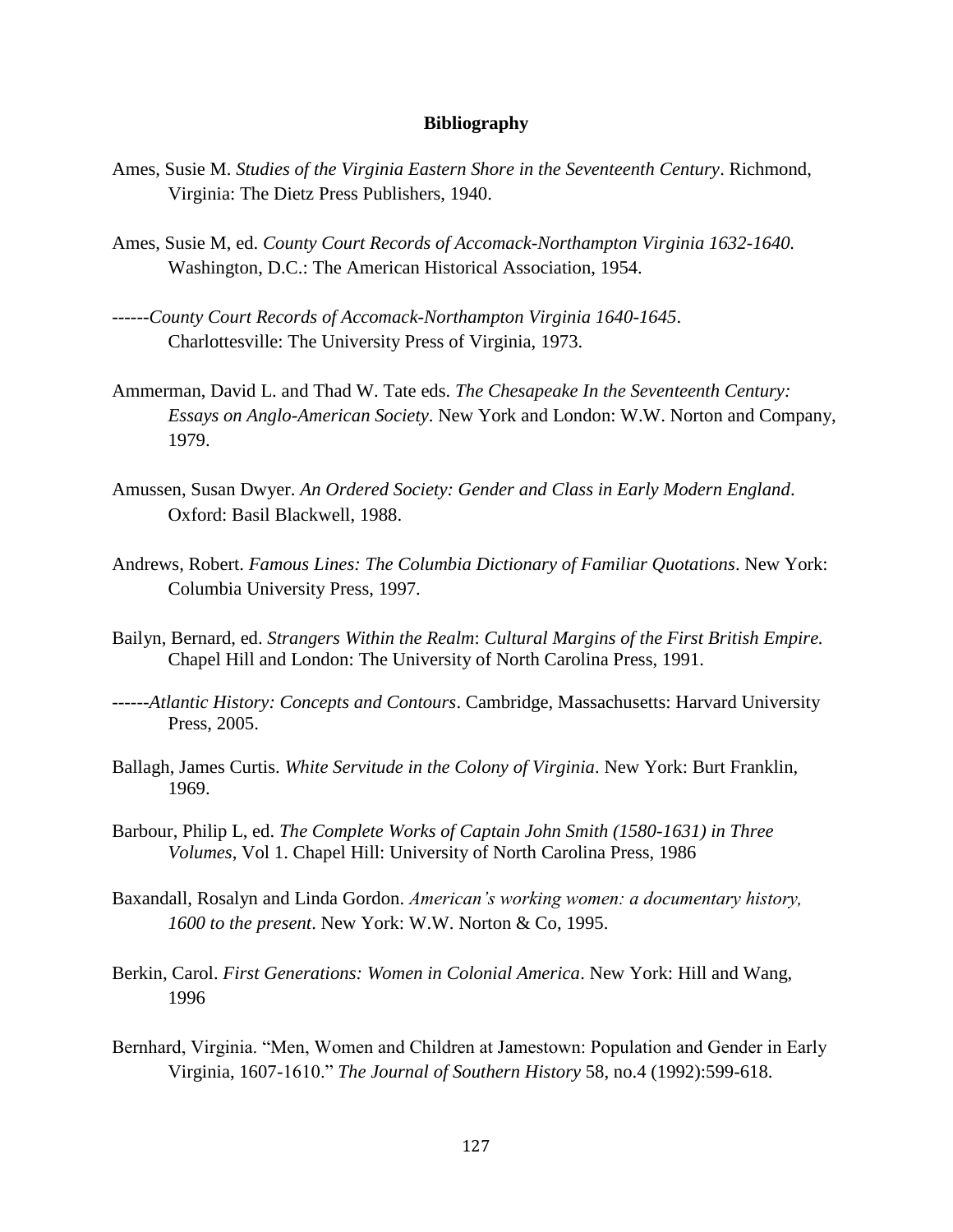## Bibliography

Ames, Susie M. *Studies of the Virginia Eastern Shore in the Seventeenth Century*. Richmond, Virginia: The Dietz Press Publishers, 1940.

Ames, Susie M, ed. *County Court Records of Accomack-Northampton Virginia 1632-1640.* Washington, D.C.: The American Historical Association, 1954.

------*County Court Records of Accomack-Northampton Virginia 1640-1645*. Charlottesville: The University Press of Virginia, 1973.

Ammerman, David L. and Thad W. Tate eds. *The Chesapeake In the Seventeenth Century: Essays on Anglo-American Society*. New York and London: W.W. Norton and Company, 1979.

Amussen, Susan Dwyer. *An Ordered Society: Gender and Class in Early Modern England*. Oxford: Basil Blackwell, 1988.

Andrews, Robert. *Famous Lines: The Columbia Dictionary of Familiar Quotations*. New York: Columbia University Press, 1997.

Bailyn, Bernard, ed. *Strangers Within the Realm*: *Cultural Margins of the First British Empire.* Chapel Hill and London: The University of North Carolina Press, 1991.

------*Atlantic History: Concepts and Contours*. Cambridge, Massachusetts: Harvard University Press, 2005.

Ballagh, James Curtis. *White Servitude in the Colony of Virginia*. New York: Burt Franklin, 1969.

Barbour, Philip L, ed. *The Complete Works of Captain John Smith (1580-1631) in Three Volumes*, Vol 1. Chapel Hill: University of North Carolina Press, 1986

Baxandall, Rosalyn and Linda Gordon. *American's working women: a documentary history, 1600 to the present*. New York: W.W. Norton & Co, 1995.

Berkin, Carol. *First Generations: Women in Colonial America*. New York: Hill and Wang, 1996

Bernhard, Virginia. "Men, Women and Children at Jamestown: Population and Gender in Early Virginia, 1607-1610." *The Journal of Southern History* 58, no.4 (1992):599-618.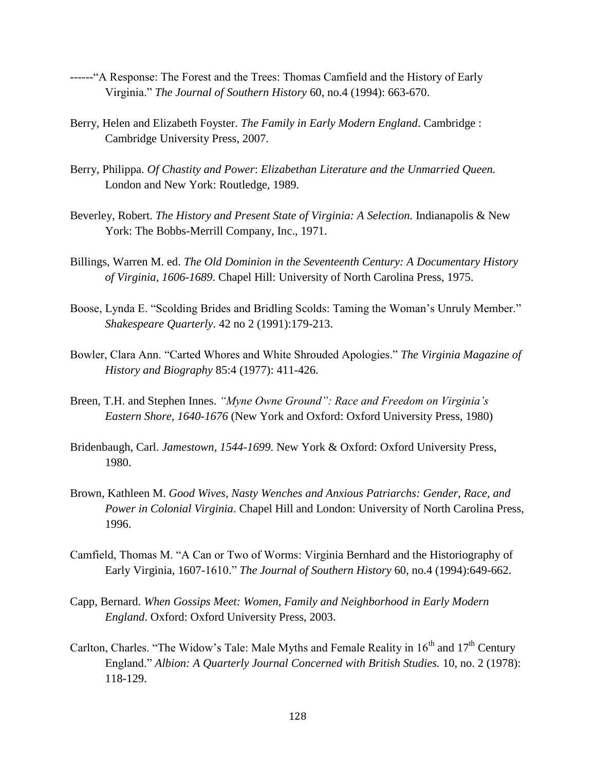------"A Response: The Forest and the Trees: Thomas Camfield and the History of Early Virginia." *The Journal of Southern History* 60, no.4 (1994): 663-670.

Berry, Helen and Elizabeth Foyster. *The Family in Early Modern England*. Cambridge : Cambridge University Press, 2007.

Berry, Philippa. *Of Chastity and Power*: *Elizabethan Literature and the Unmarried Queen.* London and New York: Routledge, 1989.

Beverley, Robert. *The History and Present State of Virginia: A Selection.* Indianapolis & New York: The Bobbs-Merrill Company, Inc., 1971.

Billings, Warren M. ed. *The Old Dominion in the Seventeenth Century: A Documentary History of Virginia, 1606-1689*. Chapel Hill: University of North Carolina Press, 1975.

Boose, Lynda E. "Scolding Brides and Bridling Scolds: Taming the Woman's Unruly Member." *Shakespeare Quarterly*. 42 no 2 (1991):179-213.

Bowler, Clara Ann. "Carted Whores and White Shrouded Apologies." *The Virginia Magazine of History and Biography* 85:4 (1977): 411-426.

Breen, T.H. and Stephen Innes. *"Myne Owne Ground": Race and Freedom on Virginia's Eastern Shore, 1640-1676* (New York and Oxford: Oxford University Press, 1980)

Bridenbaugh, Carl. *Jamestown, 1544-1699*. New York & Oxford: Oxford University Press, 1980.

Brown, Kathleen M. *Good Wives, Nasty Wenches and Anxious Patriarchs: Gender, Race, and Power in Colonial Virginia*. Chapel Hill and London: University of North Carolina Press, 1996.

Camfield, Thomas M. "A Can or Two of Worms: Virginia Bernhard and the Historiography of Early Virginia, 1607-1610." *The Journal of Southern History* 60, no.4 (1994):649-662.

Capp, Bernard. *When Gossips Meet: Women, Family and Neighborhood in Early Modern England*. Oxford: Oxford University Press, 2003.

Carlton, Charles. "The Widow's Tale: Male Myths and Female Reality in 16th and 17th Century England." *Albion: A Quarterly Journal Concerned with British Studies.* 10, no. 2 (1978): 118-129.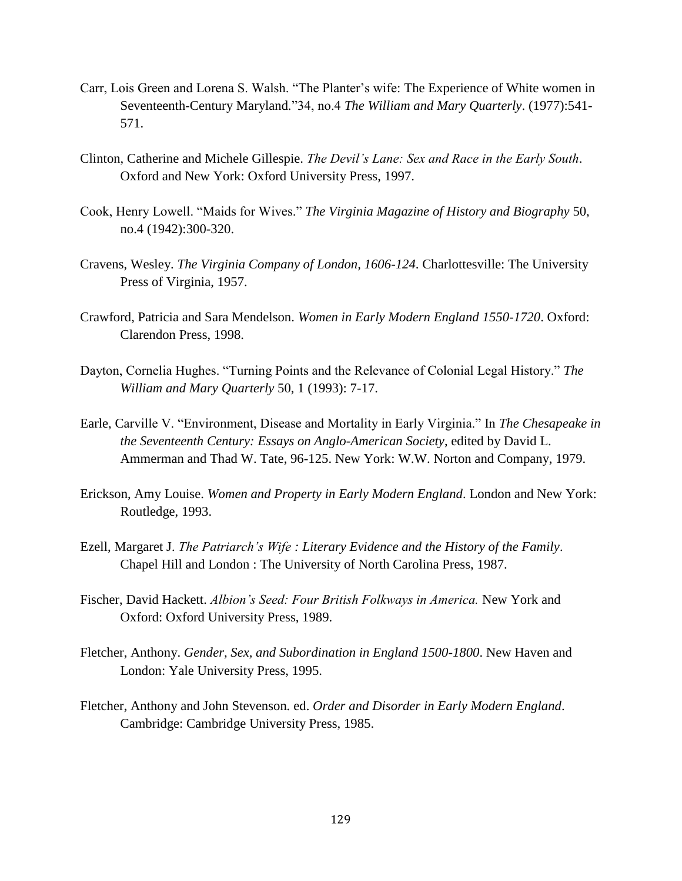Carr, Lois Green and Lorena S. Walsh. "The Planter's wife: The Experience of White women in Seventeenth-Century Maryland."34, no.4 *The William and Mary Quarterly*. (1977):541-571.

Clinton, Catherine and Michele Gillespie. *The Devil's Lane: Sex and Race in the Early South*. Oxford and New York: Oxford University Press, 1997.

Cook, Henry Lowell. "Maids for Wives." *The Virginia Magazine of History and Biography* 50, no.4 (1942):300-320.

Cravens, Wesley. *The Virginia Company of London, 1606-124*. Charlottesville: The University Press of Virginia, 1957.

Crawford, Patricia and Sara Mendelson. *Women in Early Modern England 1550-1720*. Oxford: Clarendon Press, 1998.

Dayton, Cornelia Hughes. "Turning Points and the Relevance of Colonial Legal History." *The William and Mary Quarterly* 50, 1 (1993): 7-17.

Earle, Carville V. "Environment, Disease and Mortality in Early Virginia." In *The Chesapeake in the Seventeenth Century: Essays on Anglo-American Society*, edited by David L. Ammerman and Thad W. Tate, 96-125. New York: W.W. Norton and Company, 1979.

Erickson, Amy Louise. *Women and Property in Early Modern England*. London and New York: Routledge, 1993.

Ezell, Margaret J. *The Patriarch's Wife : Literary Evidence and the History of the Family*. Chapel Hill and London : The University of North Carolina Press, 1987.

Fischer, David Hackett. *Albion's Seed: Four British Folkways in America.* New York and Oxford: Oxford University Press, 1989.

Fletcher, Anthony. *Gender, Sex, and Subordination in England 1500-1800*. New Haven and London: Yale University Press, 1995.

Fletcher, Anthony and John Stevenson. ed. *Order and Disorder in Early Modern England*. Cambridge: Cambridge University Press, 1985.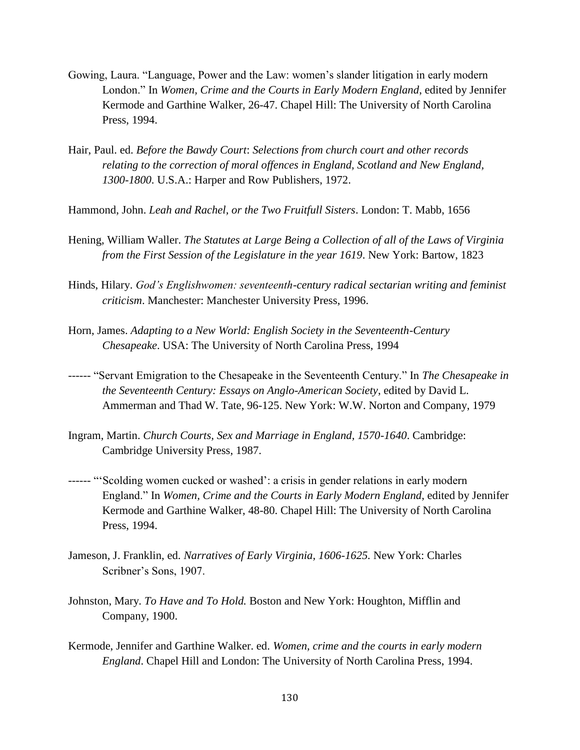Gowing, Laura. “Language, Power and the Law: women’s slander litigation in early modern London.” In *Women, Crime and the Courts in Early Modern England*, edited by Jennifer Kermode and Garthine Walker, 26-47. Chapel Hill: The University of North Carolina Press, 1994.

Hair, Paul. ed. *Before the Bawdy Court*: *Selections from church court and other records relating to the correction of moral offences in England, Scotland and New England, 1300-1800*. U.S.A.: Harper and Row Publishers, 1972.

Hammond, John. *Leah and Rachel, or the Two Fruitfull Sisters*. London: T. Mabb, 1656

Hening, William Waller. *The Statutes at Large Being a Collection of all of the Laws of Virginia from the First Session of the Legislature in the year 1619*. New York: Bartow, 1823

Hinds, Hilary. *God’s Englishwomen: seventeenth-century radical sectarian writing and feminist criticism*. Manchester: Manchester University Press, 1996.

Horn, James. *Adapting to a New World: English Society in the Seventeenth-Century Chesapeake*. USA: The University of North Carolina Press, 1994

------ “Servant Emigration to the Chesapeake in the Seventeenth Century.” In *The Chesapeake in the Seventeenth Century: Essays on Anglo-American Society*, edited by David L. Ammerman and Thad W. Tate, 96-125. New York: W.W. Norton and Company, 1979

Ingram, Martin. *Church Courts, Sex and Marriage in England, 1570-1640*. Cambridge: Cambridge University Press, 1987.

------ “‘Scolding women cucked or washed’: a crisis in gender relations in early modern England.” In *Women, Crime and the Courts in Early Modern England*, edited by Jennifer Kermode and Garthine Walker, 48-80. Chapel Hill: The University of North Carolina Press, 1994.

Jameson, J. Franklin, ed. *Narratives of Early Virginia, 1606-1625.* New York: Charles Scribner’s Sons, 1907.

Johnston, Mary. *To Have and To Hold.* Boston and New York: Houghton, Mifflin and Company, 1900.

Kermode, Jennifer and Garthine Walker. ed. *Women, crime and the courts in early modern England*. Chapel Hill and London: The University of North Carolina Press, 1994.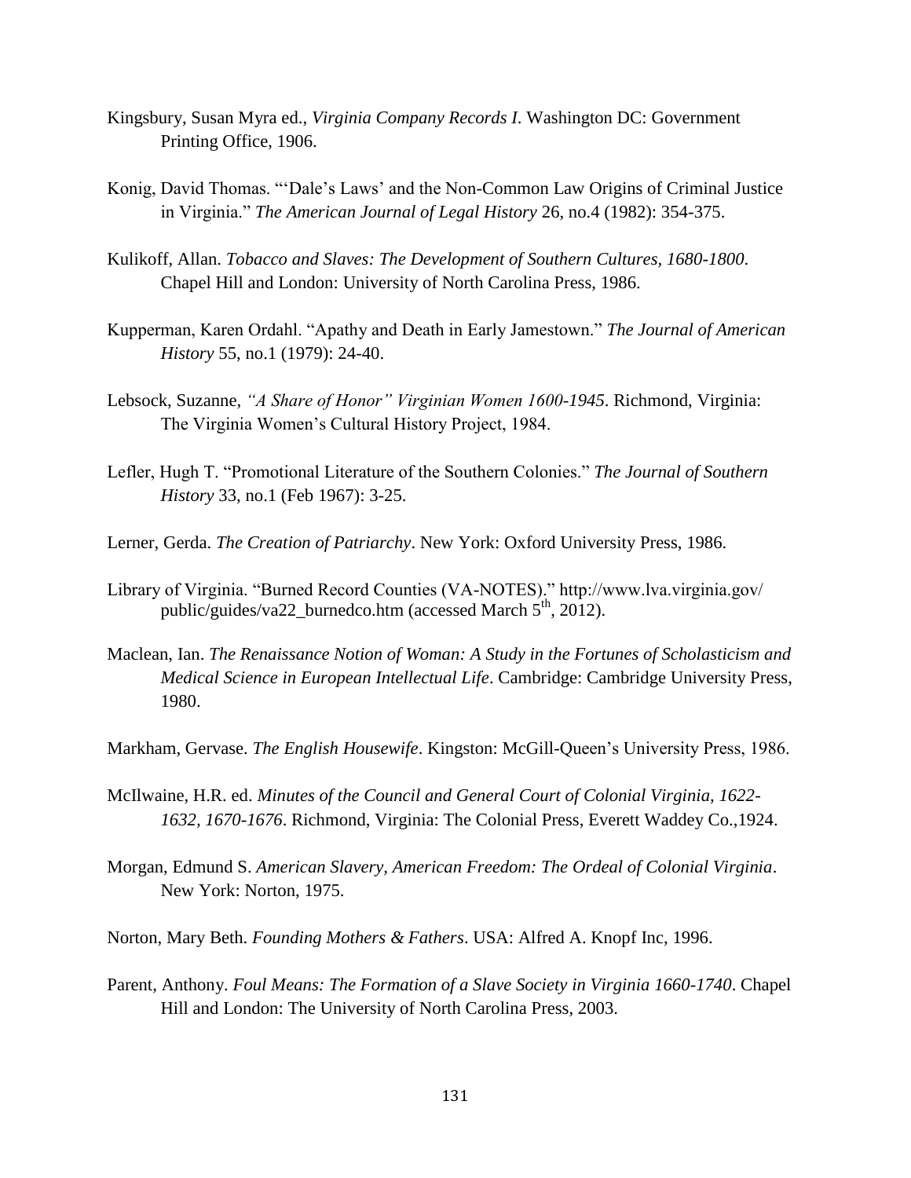Kingsbury, Susan Myra ed., *Virginia Company Records I.* Washington DC: Government Printing Office, 1906.

Konig, David Thomas. "'Dale's Laws' and the Non-Common Law Origins of Criminal Justice in Virginia." *The American Journal of Legal History* 26, no.4 (1982): 354-375.

Kulikoff, Allan. *Tobacco and Slaves: The Development of Southern Cultures, 1680-1800*. Chapel Hill and London: University of North Carolina Press, 1986.

Kupperman, Karen Ordahl. "Apathy and Death in Early Jamestown." *The Journal of American History* 55, no.1 (1979): 24-40.

Lebsock, Suzanne, *"A Share of Honor" Virginian Women 1600-1945*. Richmond, Virginia: The Virginia Women's Cultural History Project, 1984.

Lefler, Hugh T. "Promotional Literature of the Southern Colonies." *The Journal of Southern History* 33, no.1 (Feb 1967): 3-25.

Lerner, Gerda. *The Creation of Patriarchy*. New York: Oxford University Press, 1986.

Library of Virginia. "Burned Record Counties (VA-NOTES)." http://www.lva.virginia.gov/public/guides/va22_burnedco.htm (accessed March 5th, 2012).

Maclean, Ian. *The Renaissance Notion of Woman: A Study in the Fortunes of Scholasticism and Medical Science in European Intellectual Life*. Cambridge: Cambridge University Press, 1980.

Markham, Gervase. *The English Housewife*. Kingston: McGill-Queen's University Press, 1986.

McIlwaine, H.R. ed. *Minutes of the Council and General Court of Colonial Virginia, 1622-1632, 1670-1676*. Richmond, Virginia: The Colonial Press, Everett Waddey Co.,1924.

Morgan, Edmund S. *American Slavery, American Freedom: The Ordeal of Colonial Virginia*. New York: Norton, 1975.

Norton, Mary Beth. *Founding Mothers & Fathers*. USA: Alfred A. Knopf Inc, 1996.

Parent, Anthony. *Foul Means: The Formation of a Slave Society in Virginia 1660-1740*. Chapel Hill and London: The University of North Carolina Press, 2003.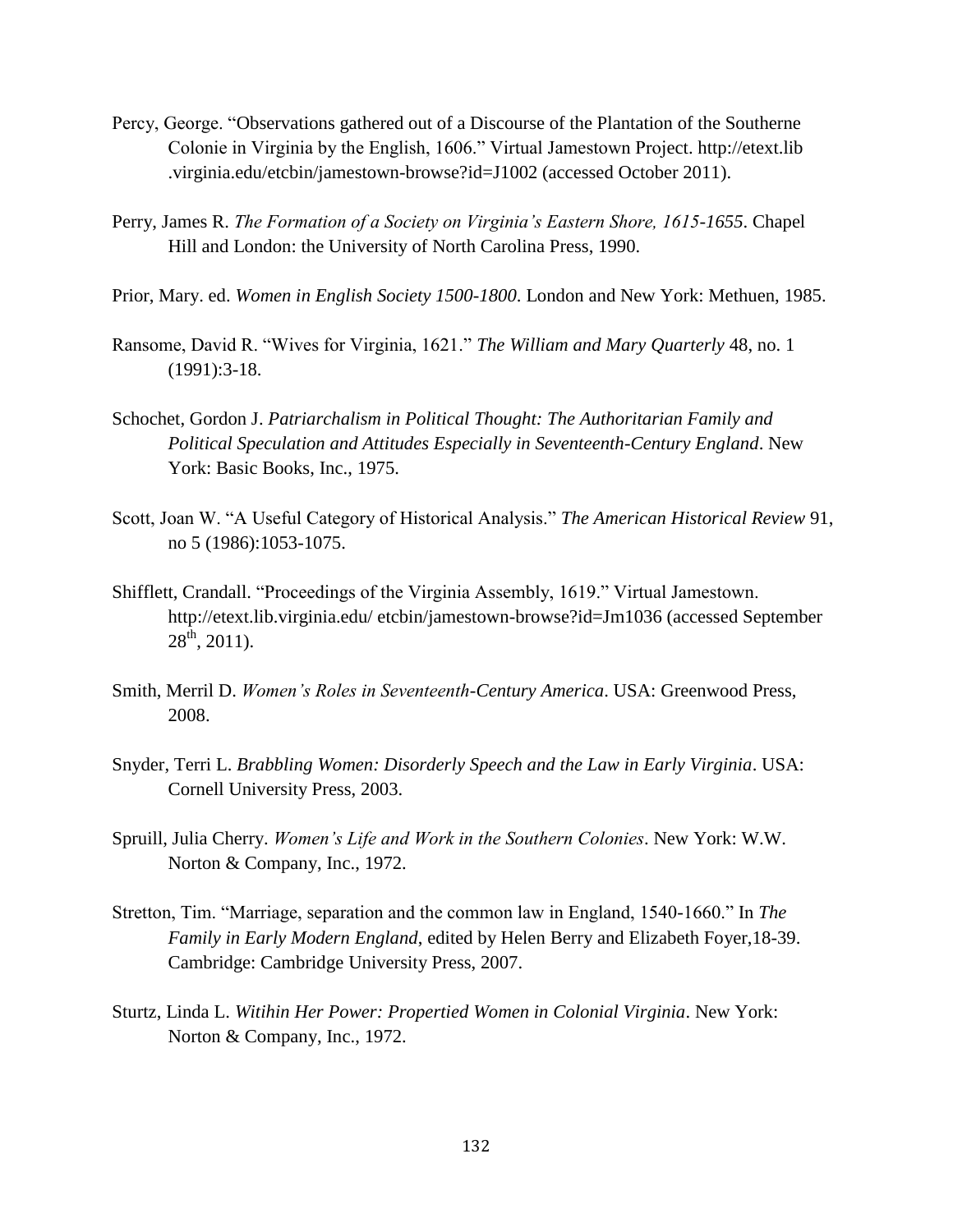Percy, George. "Observations gathered out of a Discourse of the Plantation of the Southerne Colonie in Virginia by the English, 1606." Virtual Jamestown Project. http://etext.lib .virginia.edu/etcbin/jamestown-browse?id=J1002 (accessed October 2011).

Perry, James R. *The Formation of a Society on Virginia's Eastern Shore, 1615-1655*. Chapel Hill and London: the University of North Carolina Press, 1990.

Prior, Mary. ed. *Women in English Society 1500-1800*. London and New York: Methuen, 1985.

Ransome, David R. "Wives for Virginia, 1621." *The William and Mary Quarterly* 48, no. 1 (1991):3-18.

Schochet, Gordon J. *Patriarchalism in Political Thought: The Authoritarian Family and Political Speculation and Attitudes Especially in Seventeenth-Century England*. New York: Basic Books, Inc., 1975.

Scott, Joan W. "A Useful Category of Historical Analysis." *The American Historical Review* 91, no 5 (1986):1053-1075.

Shifflett, Crandall. "Proceedings of the Virginia Assembly, 1619." Virtual Jamestown. http://etext.lib.virginia.edu/ etcbin/jamestown-browse?id=Jm1036 (accessed September 28th, 2011).

Smith, Merril D. *Women's Roles in Seventeenth-Century America*. USA: Greenwood Press, 2008.

Snyder, Terri L. *Brabbling Women: Disorderly Speech and the Law in Early Virginia*. USA: Cornell University Press, 2003.

Spruill, Julia Cherry. *Women's Life and Work in the Southern Colonies*. New York: W.W. Norton & Company, Inc., 1972.

Stretton, Tim. "Marriage, separation and the common law in England, 1540-1660." In *The Family in Early Modern England*, edited by Helen Berry and Elizabeth Foyer,18-39. Cambridge: Cambridge University Press, 2007.

Sturtz, Linda L. *Witihin Her Power: Propertied Women in Colonial Virginia*. New York: Norton & Company, Inc., 1972.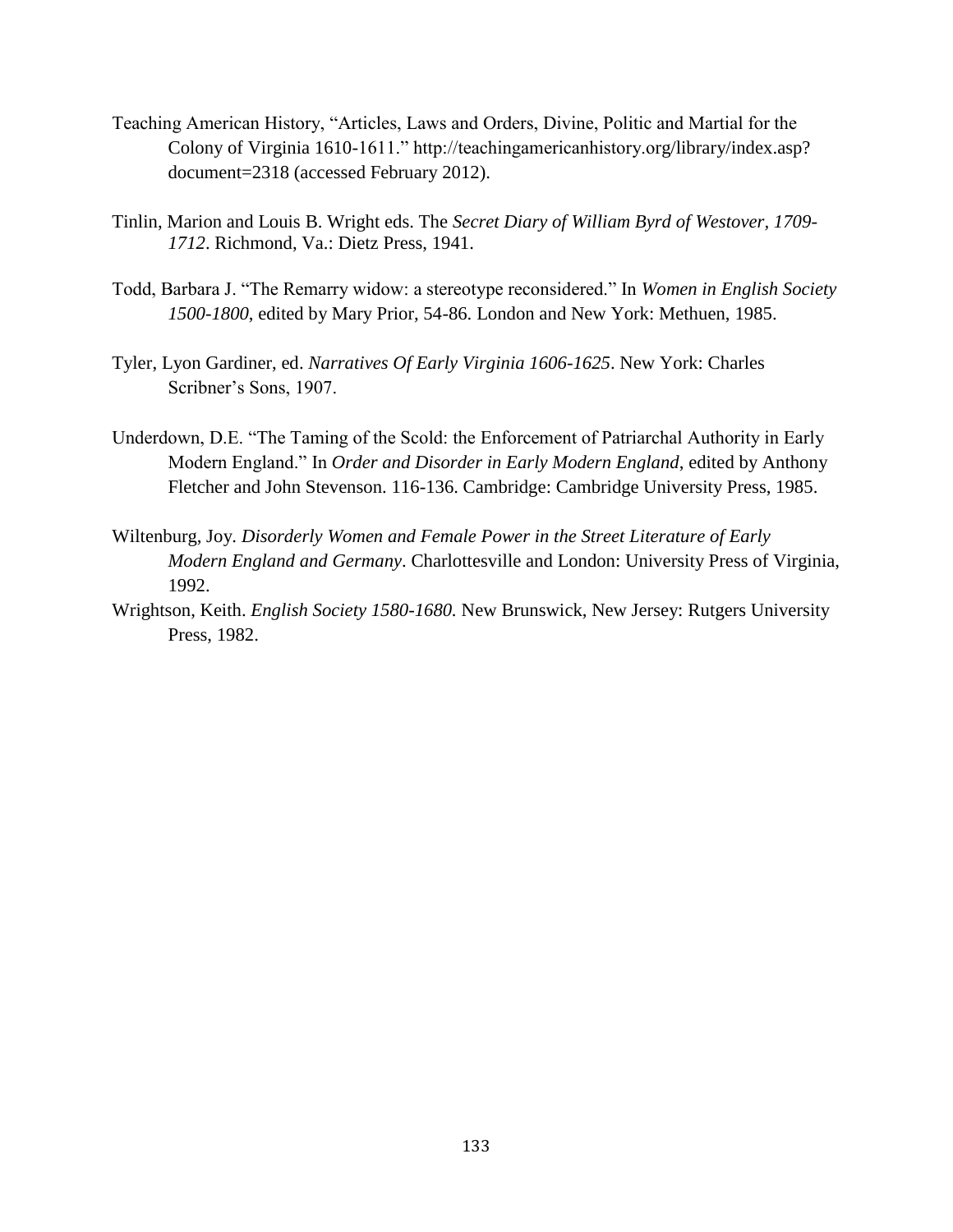Teaching American History, "Articles, Laws and Orders, Divine, Politic and Martial for the Colony of Virginia 1610-1611." http://teachingamericanhistory.org/library/index.asp?document=2318 (accessed February 2012).

Tinlin, Marion and Louis B. Wright eds. The *Secret Diary of William Byrd of Westover, 1709-1712*. Richmond, Va.: Dietz Press, 1941.

Todd, Barbara J. "The Remarry widow: a stereotype reconsidered." In *Women in English Society 1500-1800*, edited by Mary Prior, 54-86. London and New York: Methuen, 1985.

Tyler, Lyon Gardiner, ed. *Narratives Of Early Virginia 1606-1625*. New York: Charles Scribner's Sons, 1907.

Underdown, D.E. "The Taming of the Scold: the Enforcement of Patriarchal Authority in Early Modern England." In *Order and Disorder in Early Modern England*, edited by Anthony Fletcher and John Stevenson. 116-136. Cambridge: Cambridge University Press, 1985.

Wiltenburg, Joy. *Disorderly Women and Female Power in the Street Literature of Early Modern England and Germany*. Charlottesville and London: University Press of Virginia, 1992.

Wrightson, Keith. *English Society 1580-1680.* New Brunswick, New Jersey: Rutgers University Press, 1982.